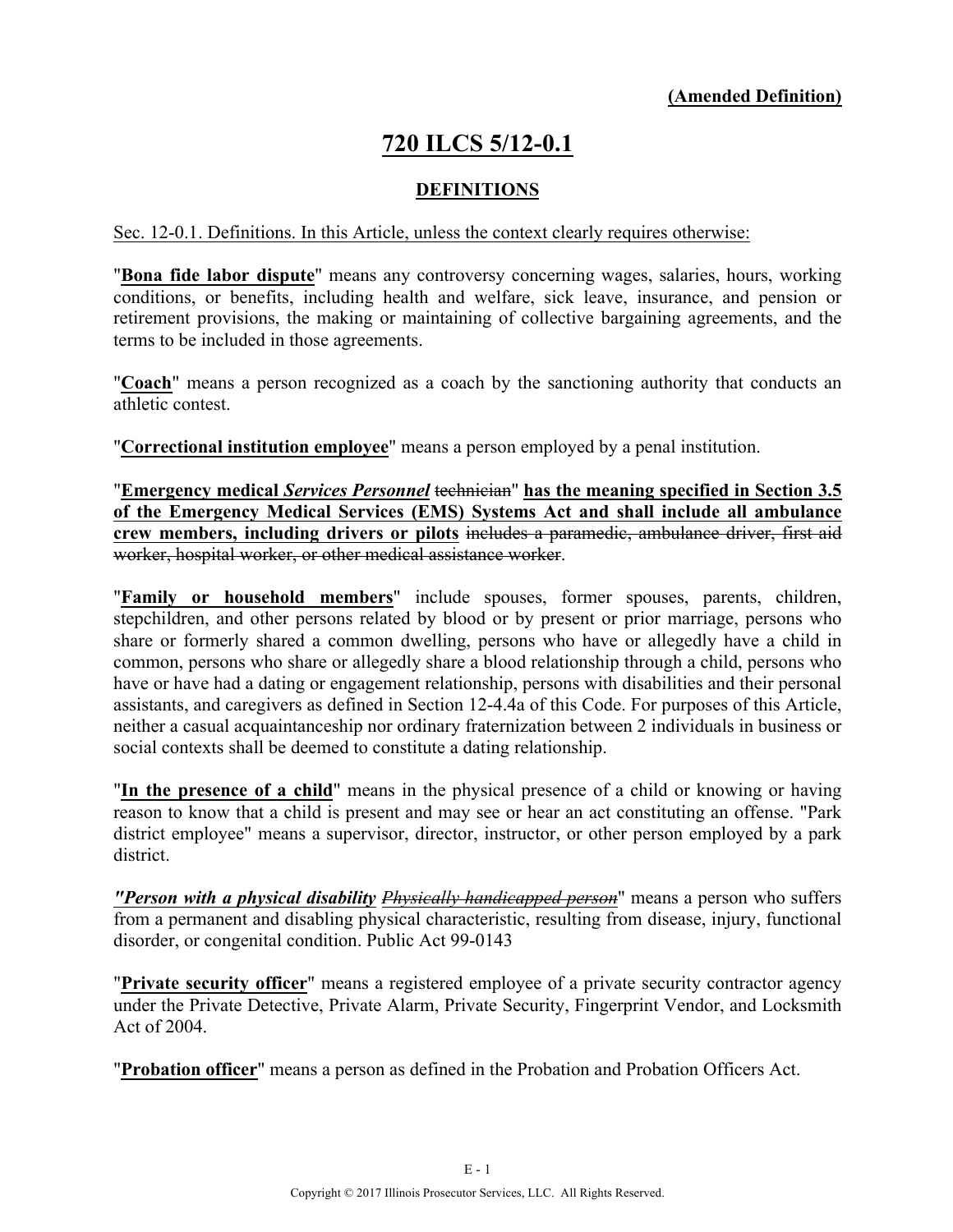**(Amended Definition)**

# 720 ILCS 5/12-0.1

## DEFINITIONS

Sec. 12-0.1. Definitions. In this Article, unless the context clearly requires otherwise:

"**Bona fide labor dispute**" means any controversy concerning wages, salaries, hours, working conditions, or benefits, including health and welfare, sick leave, insurance, and pension or retirement provisions, the making or maintaining of collective bargaining agreements, and the terms to be included in those agreements.

"**Coach**" means a person recognized as a coach by the sanctioning authority that conducts an athletic contest.

"**Correctional institution employee**" means a person employed by a penal institution.

"**Emergency medical *Services Personnel*** ~~technician~~" **has the meaning specified in Section 3.5 of the Emergency Medical Services (EMS) Systems Act and shall include all ambulance crew members, including drivers or pilots** ~~includes a paramedic, ambulance driver, first aid worker, hospital worker, or other medical assistance worker~~.

"**Family or household members**" include spouses, former spouses, parents, children, stepchildren, and other persons related by blood or by present or prior marriage, persons who share or formerly shared a common dwelling, persons who have or allegedly have a child in common, persons who share or allegedly share a blood relationship through a child, persons who have or have had a dating or engagement relationship, persons with disabilities and their personal assistants, and caregivers as defined in Section 12-4.4a of this Code. For purposes of this Article, neither a casual acquaintanceship nor ordinary fraternization between 2 individuals in business or social contexts shall be deemed to constitute a dating relationship.

"**In the presence of a child**" means in the physical presence of a child or knowing or having reason to know that a child is present and may see or hear an act constituting an offense. "Park district employee" means a supervisor, director, instructor, or other person employed by a park district.

***"Person with a physical disability*** ~~*Physically handicapped person*~~" means a person who suffers from a permanent and disabling physical characteristic, resulting from disease, injury, functional disorder, or congenital condition. Public Act 99-0143

"**Private security officer**" means a registered employee of a private security contractor agency under the Private Detective, Private Alarm, Private Security, Fingerprint Vendor, and Locksmith Act of 2004.

"**Probation officer**" means a person as defined in the Probation and Probation Officers Act.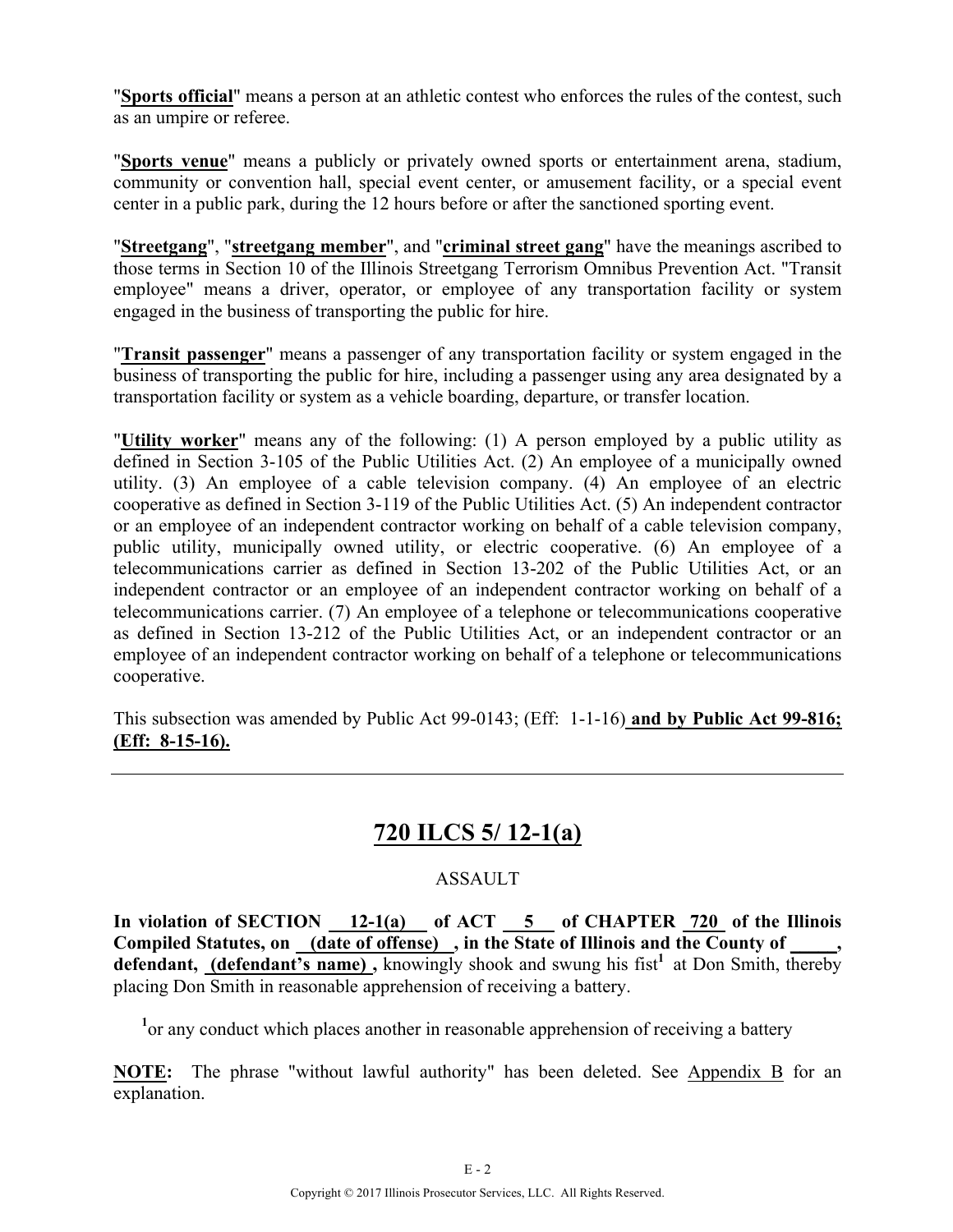"**Sports official**" means a person at an athletic contest who enforces the rules of the contest, such as an umpire or referee.

"**Sports venue**" means a publicly or privately owned sports or entertainment arena, stadium, community or convention hall, special event center, or amusement facility, or a special event center in a public park, during the 12 hours before or after the sanctioned sporting event.

"**Streetgang**", "**streetgang member**", and "**criminal street gang**" have the meanings ascribed to those terms in Section 10 of the Illinois Streetgang Terrorism Omnibus Prevention Act. "Transit employee" means a driver, operator, or employee of any transportation facility or system engaged in the business of transporting the public for hire.

"**Transit passenger**" means a passenger of any transportation facility or system engaged in the business of transporting the public for hire, including a passenger using any area designated by a transportation facility or system as a vehicle boarding, departure, or transfer location.

"**Utility worker**" means any of the following: (1) A person employed by a public utility as defined in Section 3-105 of the Public Utilities Act. (2) An employee of a municipally owned utility. (3) An employee of a cable television company. (4) An employee of an electric cooperative as defined in Section 3-119 of the Public Utilities Act. (5) An independent contractor or an employee of an independent contractor working on behalf of a cable television company, public utility, municipally owned utility, or electric cooperative. (6) An employee of a telecommunications carrier as defined in Section 13-202 of the Public Utilities Act, or an independent contractor or an employee of an independent contractor working on behalf of a telecommunications carrier. (7) An employee of a telephone or telecommunications cooperative as defined in Section 13-212 of the Public Utilities Act, or an independent contractor or an employee of an independent contractor working on behalf of a telephone or telecommunications cooperative.

This subsection was amended by Public Act 99-0143; (Eff: 1-1-16) **and by Public Act 99-816; (Eff: 8-15-16).**

---

# 720 ILCS 5/ 12-1(a)

ASSAULT

**In violation of SECTION 12-1(a) of ACT 5 of CHAPTER 720 of the Illinois Compiled Statutes, on (date of offense) , in the State of Illinois and the County of \_\_\_\_\_, defendant, (defendant's name) ,** knowingly shook and swung his fist[1] at Don Smith, thereby placing Don Smith in reasonable apprehension of receiving a battery.

[1] or any conduct which places another in reasonable apprehension of receiving a battery

**NOTE:** The phrase "without lawful authority" has been deleted. See Appendix B for an explanation.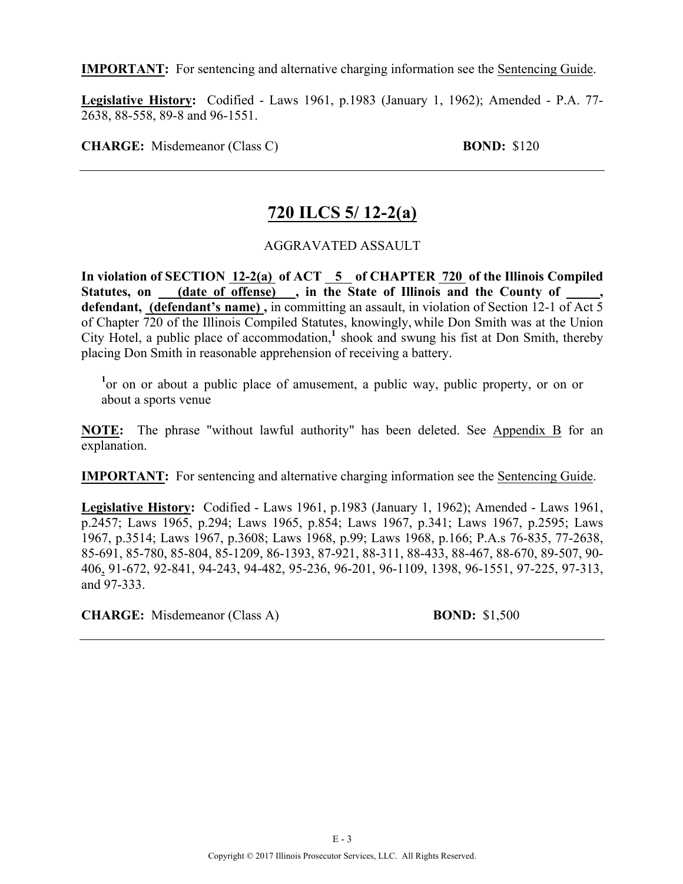**IMPORTANT:** For sentencing and alternative charging information see the Sentencing Guide.

**Legislative History:** Codified - Laws 1961, p.1983 (January 1, 1962); Amended - P.A. 77-2638, 88-558, 89-8 and 96-1551.

**CHARGE:** Misdemeanor (Class C) **BOND:** $120

---

## 720 ILCS 5/ 12-2(a)

AGGRAVATED ASSAULT

**In violation of SECTION 12-2(a) of ACT 5 of CHAPTER 720 of the Illinois Compiled Statutes, on (date of offense), in the State of Illinois and the County of \_\_\_\_\_, defendant, (defendant's name),** in committing an assault, in violation of Section 12-1 of Act 5 of Chapter 720 of the Illinois Compiled Statutes, knowingly, while Don Smith was at the Union City Hotel, a public place of accommodation,[1] shook and swung his fist at Don Smith, thereby placing Don Smith in reasonable apprehension of receiving a battery.

[1]or on or about a public place of amusement, a public way, public property, or on or about a sports venue

**NOTE:** The phrase "without lawful authority" has been deleted. See Appendix B for an explanation.

**IMPORTANT:** For sentencing and alternative charging information see the Sentencing Guide.

**Legislative History:** Codified - Laws 1961, p.1983 (January 1, 1962); Amended - Laws 1961, p.2457; Laws 1965, p.294; Laws 1965, p.854; Laws 1967, p.341; Laws 1967, p.2595; Laws 1967, p.3514; Laws 1967, p.3608; Laws 1968, p.99; Laws 1968, p.166; P.A.s 76-835, 77-2638, 85-691, 85-780, 85-804, 85-1209, 86-1393, 87-921, 88-311, 88-433, 88-467, 88-670, 89-507, 90-406, 91-672, 92-841, 94-243, 94-482, 95-236, 96-201, 96-1109, 1398, 96-1551, 97-225, 97-313, and 97-333.

**CHARGE:** Misdemeanor (Class A) **BOND:** $1,500

---

Copyright © 2017 Illinois Prosecutor Services, LLC. All Rights Reserved.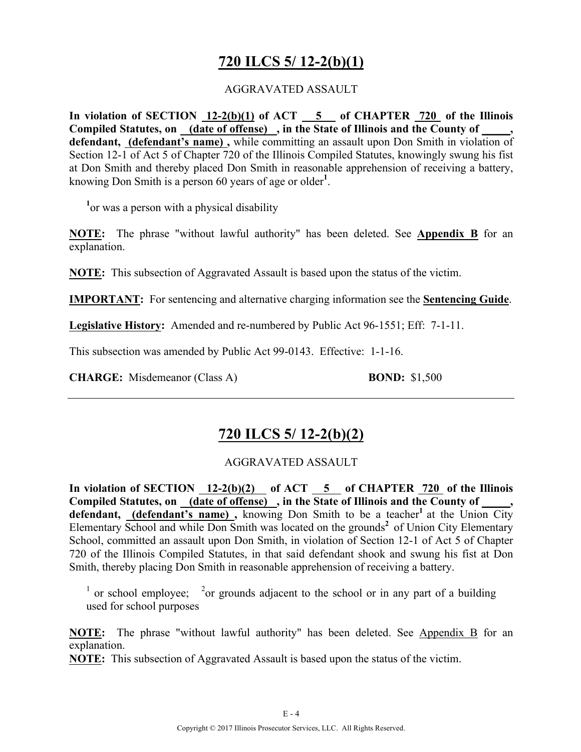# 720 ILCS 5/ 12-2(b)(1)

AGGRAVATED ASSAULT

**In violation of SECTION 12-2(b)(1) of ACT 5 of CHAPTER 720 of the Illinois Compiled Statutes, on (date of offense) , in the State of Illinois and the County of _____, defendant, (defendant's name) ,** while committing an assault upon Don Smith in violation of Section 12-1 of Act 5 of Chapter 720 of the Illinois Compiled Statutes, knowingly swung his fist at Don Smith and thereby placed Don Smith in reasonable apprehension of receiving a battery, knowing Don Smith is a person 60 years of age or older[1].

[1]or was a person with a physical disability

**NOTE:** The phrase "without lawful authority" has been deleted. See **Appendix B** for an explanation.

**NOTE:** This subsection of Aggravated Assault is based upon the status of the victim.

**IMPORTANT:** For sentencing and alternative charging information see the **Sentencing Guide**.

**Legislative History:** Amended and re-numbered by Public Act 96-1551; Eff: 7-1-11.

This subsection was amended by Public Act 99-0143. Effective: 1-1-16.

**CHARGE:** Misdemeanor (Class A) **BOND:** $1,500

---

# 720 ILCS 5/ 12-2(b)(2)

AGGRAVATED ASSAULT

**In violation of SECTION 12-2(b)(2) of ACT 5 of CHAPTER 720 of the Illinois Compiled Statutes, on (date of offense) , in the State of Illinois and the County of _____, defendant, (defendant's name) ,** knowing Don Smith to be a teacher[1] at the Union City Elementary School and while Don Smith was located on the grounds[2] of Union City Elementary School, committed an assault upon Don Smith, in violation of Section 12-1 of Act 5 of Chapter 720 of the Illinois Compiled Statutes, in that said defendant shook and swung his fist at Don Smith, thereby placing Don Smith in reasonable apprehension of receiving a battery.

[1] or school employee; [2]or grounds adjacent to the school or in any part of a building used for school purposes

**NOTE:** The phrase "without lawful authority" has been deleted. See Appendix B for an explanation.

**NOTE:** This subsection of Aggravated Assault is based upon the status of the victim.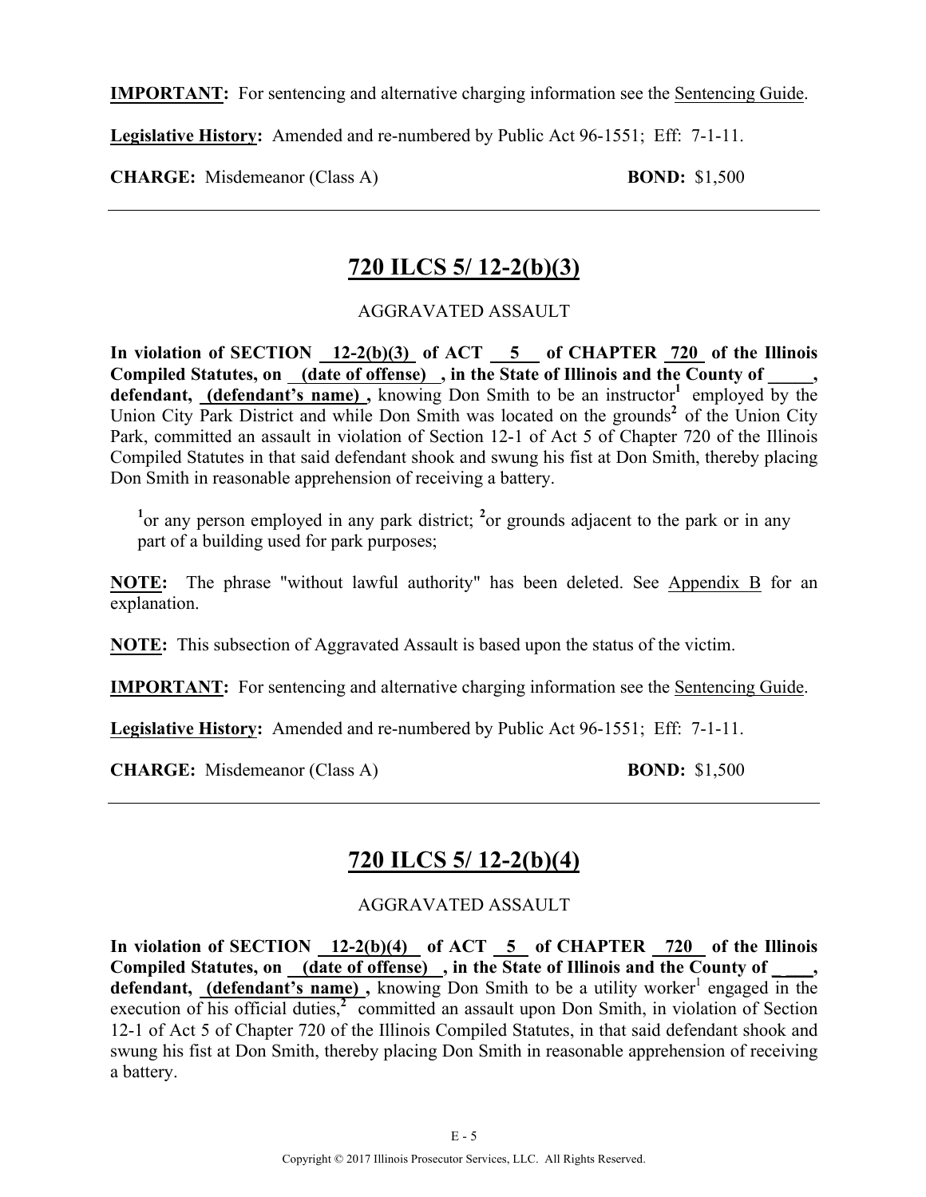**IMPORTANT:** For sentencing and alternative charging information see the Sentencing Guide.

**Legislative History:** Amended and re-numbered by Public Act 96-1551; Eff: 7-1-11.

**CHARGE:** Misdemeanor (Class A) **BOND:** $1,500

---

## 720 ILCS 5/ 12-2(b)(3)

AGGRAVATED ASSAULT

**In violation of SECTION 12-2(b)(3) of ACT 5 of CHAPTER 720 of the Illinois Compiled Statutes, on (date of offense), in the State of Illinois and the County of _____, defendant, (defendant's name),** knowing Don Smith to be an instructor[1] employed by the Union City Park District and while Don Smith was located on the grounds[2] of the Union City Park, committed an assault in violation of Section 12-1 of Act 5 of Chapter 720 of the Illinois Compiled Statutes in that said defendant shook and swung his fist at Don Smith, thereby placing Don Smith in reasonable apprehension of receiving a battery.

[1]or any person employed in any park district; [2]or grounds adjacent to the park or in any part of a building used for park purposes;

**NOTE:** The phrase "without lawful authority" has been deleted. See Appendix B for an explanation.

**NOTE:** This subsection of Aggravated Assault is based upon the status of the victim.

**IMPORTANT:** For sentencing and alternative charging information see the Sentencing Guide.

**Legislative History:** Amended and re-numbered by Public Act 96-1551; Eff: 7-1-11.

**CHARGE:** Misdemeanor (Class A) **BOND:** $1,500

---

## 720 ILCS 5/ 12-2(b)(4)

AGGRAVATED ASSAULT

**In violation of SECTION 12-2(b)(4) of ACT 5 of CHAPTER 720 of the Illinois Compiled Statutes, on (date of offense), in the State of Illinois and the County of ____, defendant, (defendant's name),** knowing Don Smith to be a utility worker[1] engaged in the execution of his official duties,[2] committed an assault upon Don Smith, in violation of Section 12-1 of Act 5 of Chapter 720 of the Illinois Compiled Statutes, in that said defendant shook and swung his fist at Don Smith, thereby placing Don Smith in reasonable apprehension of receiving a battery.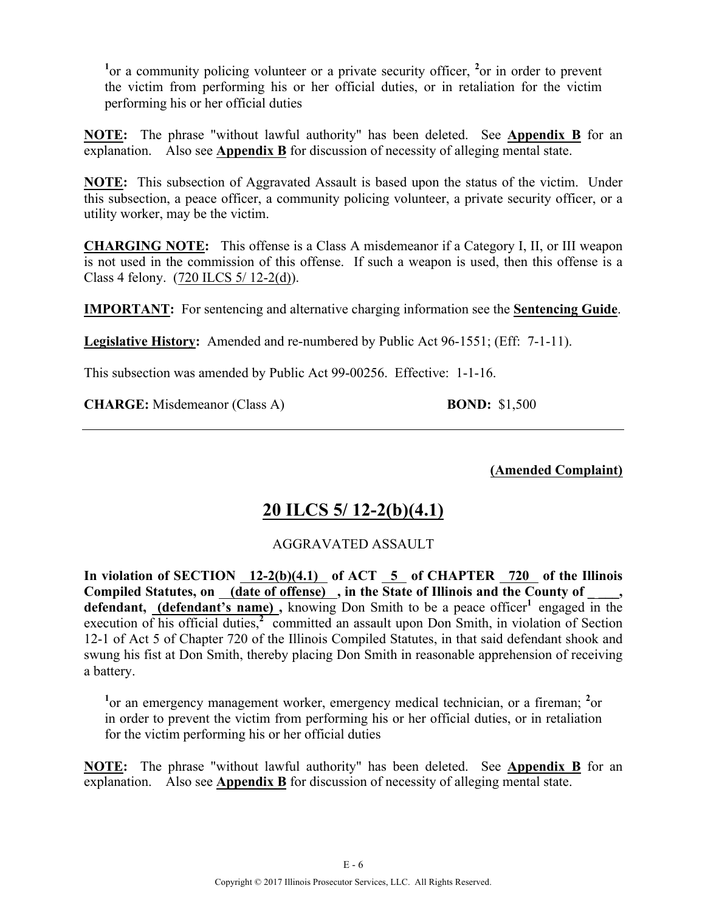[1]or a community policing volunteer or a private security officer, [2]or in order to prevent the victim from performing his or her official duties, or in retaliation for the victim performing his or her official duties

**NOTE:** The phrase "without lawful authority" has been deleted. See **Appendix B** for an explanation. Also see **Appendix B** for discussion of necessity of alleging mental state.

**NOTE:** This subsection of Aggravated Assault is based upon the status of the victim. Under this subsection, a peace officer, a community policing volunteer, a private security officer, or a utility worker, may be the victim.

**CHARGING NOTE:** This offense is a Class A misdemeanor if a Category I, II, or III weapon is not used in the commission of this offense. If such a weapon is used, then this offense is a Class 4 felony. (720 ILCS 5/ 12-2(d)).

**IMPORTANT:** For sentencing and alternative charging information see the **Sentencing Guide**.

**Legislative History:** Amended and re-numbered by Public Act 96-1551; (Eff: 7-1-11).

This subsection was amended by Public Act 99-00256. Effective: 1-1-16.

**CHARGE:** Misdemeanor (Class A) **BOND:** $1,500

---

**(Amended Complaint)**

## 20 ILCS 5/ 12-2(b)(4.1)

AGGRAVATED ASSAULT

**In violation of SECTION 12-2(b)(4.1) of ACT 5 of CHAPTER 720 of the Illinois Compiled Statutes, on (date of offense) , in the State of Illinois and the County of \_\_\_\_, defendant, (defendant's name) ,** knowing Don Smith to be a peace officer[1] engaged in the execution of his official duties,[2] committed an assault upon Don Smith, in violation of Section 12-1 of Act 5 of Chapter 720 of the Illinois Compiled Statutes, in that said defendant shook and swung his fist at Don Smith, thereby placing Don Smith in reasonable apprehension of receiving a battery.

[1]or an emergency management worker, emergency medical technician, or a fireman; [2]or in order to prevent the victim from performing his or her official duties, or in retaliation for the victim performing his or her official duties

**NOTE:** The phrase "without lawful authority" has been deleted. See **Appendix B** for an explanation. Also see **Appendix B** for discussion of necessity of alleging mental state.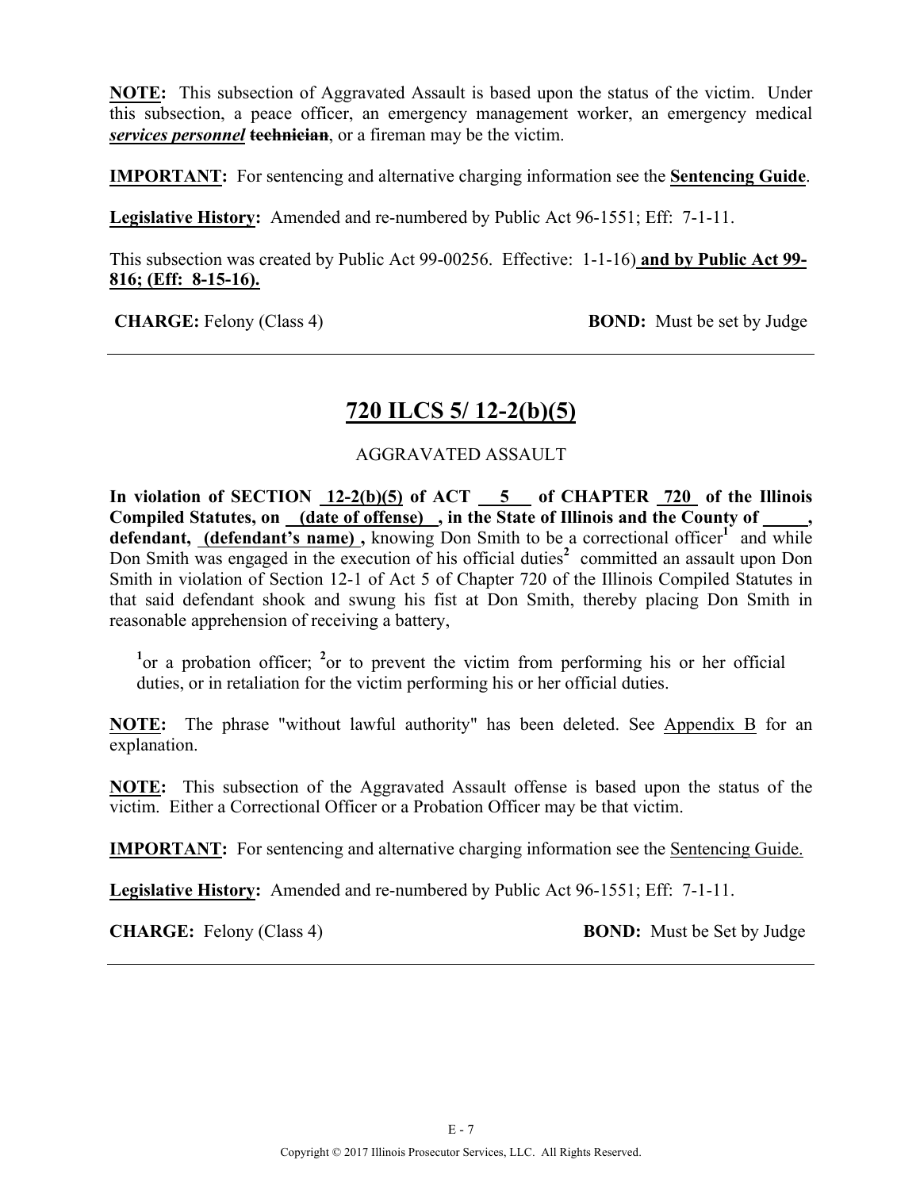**NOTE:** This subsection of Aggravated Assault is based upon the status of the victim. Under this subsection, a peace officer, an emergency management worker, an emergency medical ***services personnel*** ~~**technician**~~, or a fireman may be the victim.

**IMPORTANT:** For sentencing and alternative charging information see the **Sentencing Guide**.

**Legislative History:** Amended and re-numbered by Public Act 96-1551; Eff: 7-1-11.

This subsection was created by Public Act 99-00256. Effective: 1-1-16) **and by Public Act 99-816; (Eff: 8-15-16).**

**CHARGE:** Felony (Class 4) **BOND:** Must be set by Judge

---

## 720 ILCS 5/ 12-2(b)(5)

AGGRAVATED ASSAULT

**In violation of SECTION 12-2(b)(5) of ACT 5 of CHAPTER 720 of the Illinois Compiled Statutes, on (date of offense) , in the State of Illinois and the County of \_\_\_\_\_, defendant, (defendant's name) ,** knowing Don Smith to be a correctional officer[1] and while Don Smith was engaged in the execution of his official duties[2] committed an assault upon Don Smith in violation of Section 12-1 of Act 5 of Chapter 720 of the Illinois Compiled Statutes in that said defendant shook and swung his fist at Don Smith, thereby placing Don Smith in reasonable apprehension of receiving a battery,

[1]or a probation officer; [2]or to prevent the victim from performing his or her official duties, or in retaliation for the victim performing his or her official duties.

**NOTE:** The phrase "without lawful authority" has been deleted. See Appendix B for an explanation.

**NOTE:** This subsection of the Aggravated Assault offense is based upon the status of the victim. Either a Correctional Officer or a Probation Officer may be that victim.

**IMPORTANT:** For sentencing and alternative charging information see the Sentencing Guide.

**Legislative History:** Amended and re-numbered by Public Act 96-1551; Eff: 7-1-11.

**CHARGE:** Felony (Class 4) **BOND:** Must be Set by Judge

---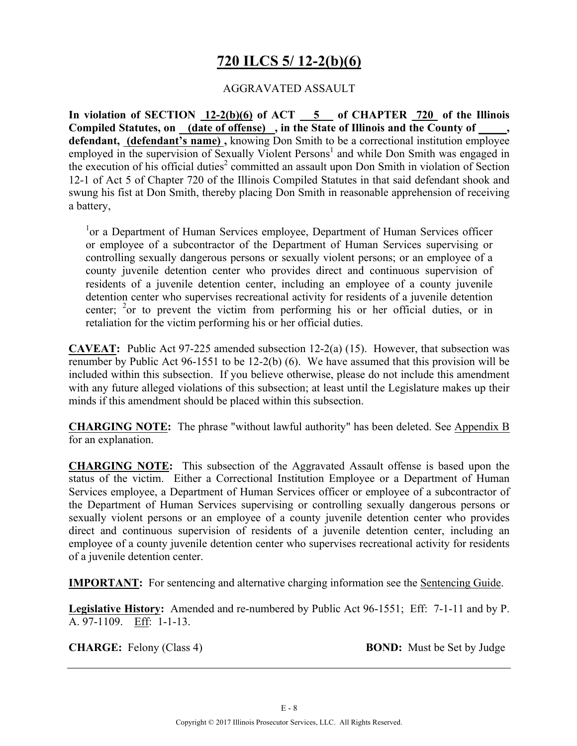# 720 ILCS 5/ 12-2(b)(6)

AGGRAVATED ASSAULT

**In violation of SECTION 12-2(b)(6) of ACT 5 of CHAPTER 720 of the Illinois Compiled Statutes, on (date of offense), in the State of Illinois and the County of _____, defendant, (defendant's name),** knowing Don Smith to be a correctional institution employee employed in the supervision of Sexually Violent Persons[1] and while Don Smith was engaged in the execution of his official duties[2] committed an assault upon Don Smith in violation of Section 12-1 of Act 5 of Chapter 720 of the Illinois Compiled Statutes in that said defendant shook and swung his fist at Don Smith, thereby placing Don Smith in reasonable apprehension of receiving a battery,

> [1]or a Department of Human Services employee, Department of Human Services officer or employee of a subcontractor of the Department of Human Services supervising or controlling sexually dangerous persons or sexually violent persons; or an employee of a county juvenile detention center who provides direct and continuous supervision of residents of a juvenile detention center, including an employee of a county juvenile detention center who supervises recreational activity for residents of a juvenile detention center; [2]or to prevent the victim from performing his or her official duties, or in retaliation for the victim performing his or her official duties.

**CAVEAT:** Public Act 97-225 amended subsection 12-2(a) (15). However, that subsection was renumber by Public Act 96-1551 to be 12-2(b) (6). We have assumed that this provision will be included within this subsection. If you believe otherwise, please do not include this amendment with any future alleged violations of this subsection; at least until the Legislature makes up their minds if this amendment should be placed within this subsection.

**CHARGING NOTE:** The phrase "without lawful authority" has been deleted. See Appendix B for an explanation.

**CHARGING NOTE:** This subsection of the Aggravated Assault offense is based upon the status of the victim. Either a Correctional Institution Employee or a Department of Human Services employee, a Department of Human Services officer or employee of a subcontractor of the Department of Human Services supervising or controlling sexually dangerous persons or sexually violent persons or an employee of a county juvenile detention center who provides direct and continuous supervision of residents of a juvenile detention center, including an employee of a county juvenile detention center who supervises recreational activity for residents of a juvenile detention center.

**IMPORTANT:** For sentencing and alternative charging information see the Sentencing Guide.

**Legislative History:** Amended and re-numbered by Public Act 96-1551; Eff: 7-1-11 and by P. A. 97-1109. Eff: 1-1-13.

**CHARGE:** Felony (Class 4) **BOND:** Must be Set by Judge

Copyright © 2017 Illinois Prosecutor Services, LLC. All Rights Reserved.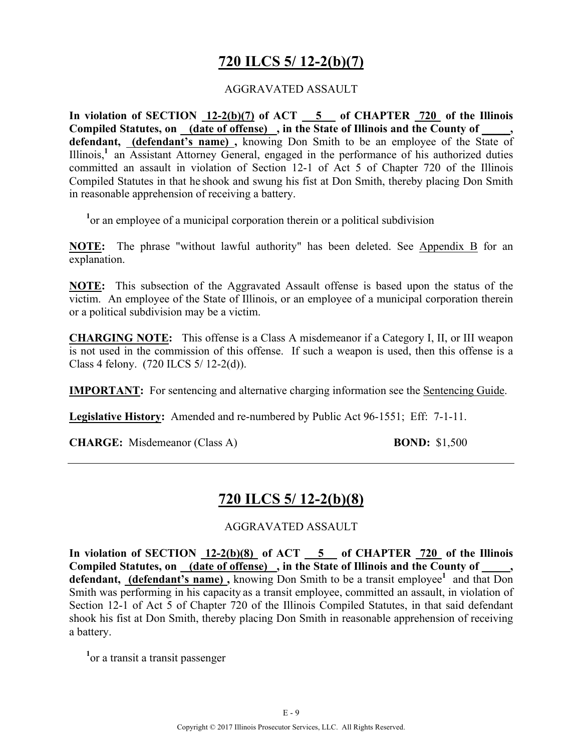# 720 ILCS 5/ 12-2(b)(7)

AGGRAVATED ASSAULT

**In violation of SECTION 12-2(b)(7) of ACT 5 of CHAPTER 720 of the Illinois Compiled Statutes, on (date of offense) , in the State of Illinois and the County of \_\_\_\_\_, defendant, (defendant's name) ,** knowing Don Smith to be an employee of the State of Illinois,[1] an Assistant Attorney General, engaged in the performance of his authorized duties committed an assault in violation of Section 12-1 of Act 5 of Chapter 720 of the Illinois Compiled Statutes in that he shook and swung his fist at Don Smith, thereby placing Don Smith in reasonable apprehension of receiving a battery.

[1]or an employee of a municipal corporation therein or a political subdivision

**NOTE:** The phrase "without lawful authority" has been deleted. See Appendix B for an explanation.

**NOTE:** This subsection of the Aggravated Assault offense is based upon the status of the victim. An employee of the State of Illinois, or an employee of a municipal corporation therein or a political subdivision may be a victim.

**CHARGING NOTE:** This offense is a Class A misdemeanor if a Category I, II, or III weapon is not used in the commission of this offense. If such a weapon is used, then this offense is a Class 4 felony. (720 ILCS 5/ 12-2(d)).

**IMPORTANT:** For sentencing and alternative charging information see the Sentencing Guide.

**Legislative History:** Amended and re-numbered by Public Act 96-1551; Eff: 7-1-11.

**CHARGE:** Misdemeanor (Class A) **BOND:** $1,500

---

# 720 ILCS 5/ 12-2(b)(8)

AGGRAVATED ASSAULT

**In violation of SECTION 12-2(b)(8) of ACT 5 of CHAPTER 720 of the Illinois Compiled Statutes, on (date of offense) , in the State of Illinois and the County of \_\_\_\_\_, defendant, (defendant's name) ,** knowing Don Smith to be a transit employee[1] and that Don Smith was performing in his capacity as a transit employee, committed an assault, in violation of Section 12-1 of Act 5 of Chapter 720 of the Illinois Compiled Statutes, in that said defendant shook his fist at Don Smith, thereby placing Don Smith in reasonable apprehension of receiving a battery.

[1]or a transit a transit passenger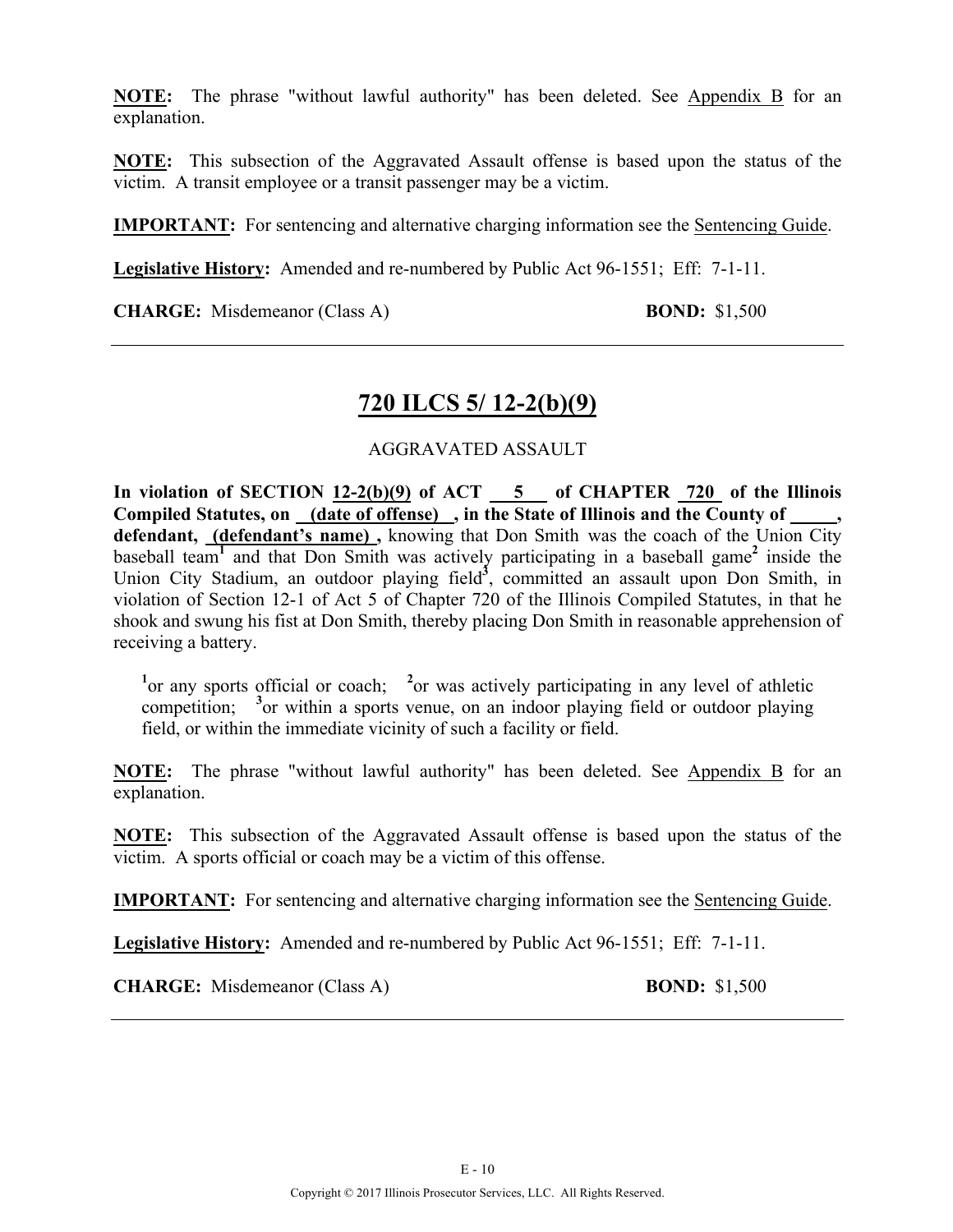**NOTE:** The phrase "without lawful authority" has been deleted. See Appendix B for an explanation.

**NOTE:** This subsection of the Aggravated Assault offense is based upon the status of the victim. A transit employee or a transit passenger may be a victim.

**IMPORTANT:** For sentencing and alternative charging information see the Sentencing Guide.

**Legislative History:** Amended and re-numbered by Public Act 96-1551; Eff: 7-1-11.

**CHARGE:** Misdemeanor (Class A) **BOND:** $1,500

---

## 720 ILCS 5/ 12-2(b)(9)

AGGRAVATED ASSAULT

**In violation of SECTION 12-2(b)(9) of ACT 5 of CHAPTER 720 of the Illinois Compiled Statutes, on (date of offense) , in the State of Illinois and the County of \_\_\_\_\_, defendant, (defendant's name) ,** knowing that Don Smith was the coach of the Union City baseball team[1] and that Don Smith was actively participating in a baseball game[2] inside the Union City Stadium, an outdoor playing field[3], committed an assault upon Don Smith, in violation of Section 12-1 of Act 5 of Chapter 720 of the Illinois Compiled Statutes, in that he shook and swung his fist at Don Smith, thereby placing Don Smith in reasonable apprehension of receiving a battery.

[1]or any sports official or coach; [2]or was actively participating in any level of athletic competition; [3]or within a sports venue, on an indoor playing field or outdoor playing field, or within the immediate vicinity of such a facility or field.

**NOTE:** The phrase "without lawful authority" has been deleted. See Appendix B for an explanation.

**NOTE:** This subsection of the Aggravated Assault offense is based upon the status of the victim. A sports official or coach may be a victim of this offense.

**IMPORTANT:** For sentencing and alternative charging information see the Sentencing Guide.

**Legislative History:** Amended and re-numbered by Public Act 96-1551; Eff: 7-1-11.

**CHARGE:** Misdemeanor (Class A) **BOND:** $1,500

---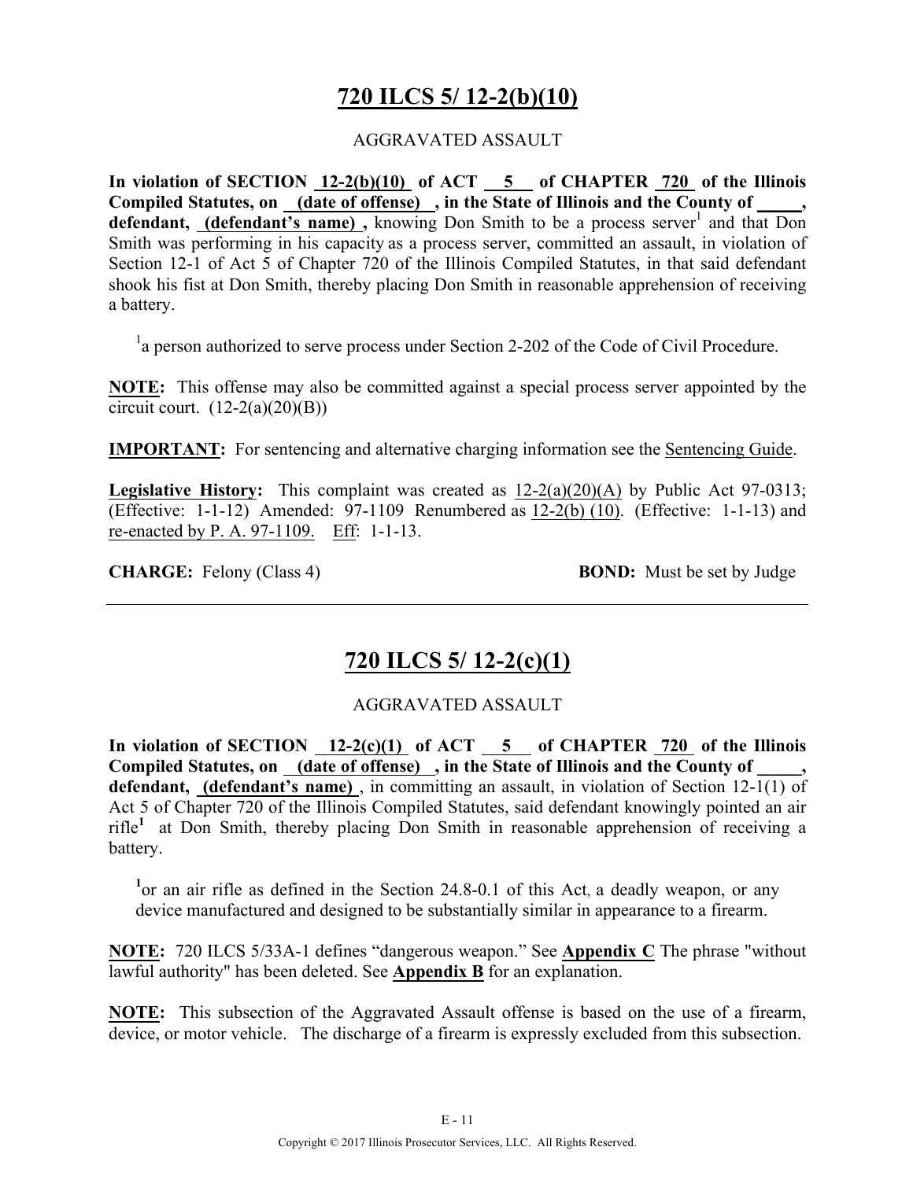## 720 ILCS 5/ 12-2(b)(10)

AGGRAVATED ASSAULT

**In violation of SECTION 12-2(b)(10) of ACT 5 of CHAPTER 720 of the Illinois Compiled Statutes, on (date of offense) , in the State of Illinois and the County of _____, defendant, (defendant's name) ,** knowing Don Smith to be a process server[1] and that Don Smith was performing in his capacity as a process server, committed an assault, in violation of Section 12-1 of Act 5 of Chapter 720 of the Illinois Compiled Statutes, in that said defendant shook his fist at Don Smith, thereby placing Don Smith in reasonable apprehension of receiving a battery.

[1]a person authorized to serve process under Section 2-202 of the Code of Civil Procedure.

**NOTE:** This offense may also be committed against a special process server appointed by the circuit court. (12-2(a)(20)(B))

**IMPORTANT:** For sentencing and alternative charging information see the Sentencing Guide.

**Legislative History:** This complaint was created as 12-2(a)(20)(A) by Public Act 97-0313; (Effective: 1-1-12) Amended: 97-1109 Renumbered as 12-2(b) (10). (Effective: 1-1-13) and re-enacted by P. A. 97-1109. Eff: 1-1-13.

**CHARGE:** Felony (Class 4) **BOND:** Must be set by Judge

---

## 720 ILCS 5/ 12-2(c)(1)

AGGRAVATED ASSAULT

**In violation of SECTION 12-2(c)(1) of ACT 5 of CHAPTER 720 of the Illinois Compiled Statutes, on (date of offense) , in the State of Illinois and the County of _____, defendant, (defendant's name)** , in committing an assault, in violation of Section 12-1(1) of Act 5 of Chapter 720 of the Illinois Compiled Statutes, said defendant knowingly pointed an air rifle[1] at Don Smith, thereby placing Don Smith in reasonable apprehension of receiving a battery.

[1]or an air rifle as defined in the Section 24.8-0.1 of this Act, a deadly weapon, or any device manufactured and designed to be substantially similar in appearance to a firearm.

**NOTE:** 720 ILCS 5/33A-1 defines "dangerous weapon." See **Appendix C** The phrase "without lawful authority" has been deleted. See **Appendix B** for an explanation.

**NOTE:** This subsection of the Aggravated Assault offense is based on the use of a firearm, device, or motor vehicle. The discharge of a firearm is expressly excluded from this subsection.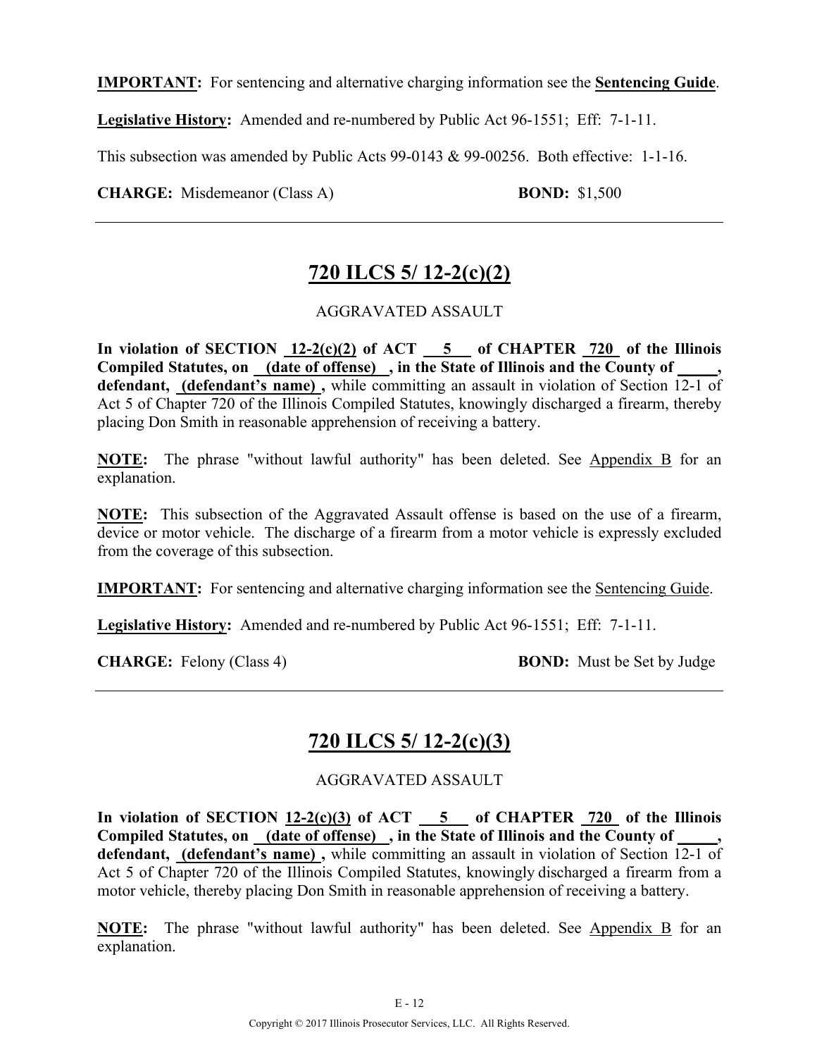**IMPORTANT:** For sentencing and alternative charging information see the **Sentencing Guide**.

**Legislative History:** Amended and re-numbered by Public Act 96-1551; Eff: 7-1-11.

This subsection was amended by Public Acts 99-0143 & 99-00256. Both effective: 1-1-16.

**CHARGE:** Misdemeanor (Class A) **BOND:** $1,500

---

## 720 ILCS 5/ 12-2(c)(2)

AGGRAVATED ASSAULT

**In violation of SECTION 12-2(c)(2) of ACT 5 of CHAPTER 720 of the Illinois Compiled Statutes, on (date of offense) , in the State of Illinois and the County of _____, defendant, (defendant's name) ,** while committing an assault in violation of Section 12-1 of Act 5 of Chapter 720 of the Illinois Compiled Statutes, knowingly discharged a firearm, thereby placing Don Smith in reasonable apprehension of receiving a battery.

**NOTE:** The phrase "without lawful authority" has been deleted. See Appendix B for an explanation.

**NOTE:** This subsection of the Aggravated Assault offense is based on the use of a firearm, device or motor vehicle. The discharge of a firearm from a motor vehicle is expressly excluded from the coverage of this subsection.

**IMPORTANT:** For sentencing and alternative charging information see the Sentencing Guide.

**Legislative History:** Amended and re-numbered by Public Act 96-1551; Eff: 7-1-11.

**CHARGE:** Felony (Class 4) **BOND:** Must be Set by Judge

---

## 720 ILCS 5/ 12-2(c)(3)

AGGRAVATED ASSAULT

**In violation of SECTION 12-2(c)(3) of ACT 5 of CHAPTER 720 of the Illinois Compiled Statutes, on (date of offense) , in the State of Illinois and the County of _____, defendant, (defendant's name) ,** while committing an assault in violation of Section 12-1 of Act 5 of Chapter 720 of the Illinois Compiled Statutes, knowingly discharged a firearm from a motor vehicle, thereby placing Don Smith in reasonable apprehension of receiving a battery.

**NOTE:** The phrase "without lawful authority" has been deleted. See Appendix B for an explanation.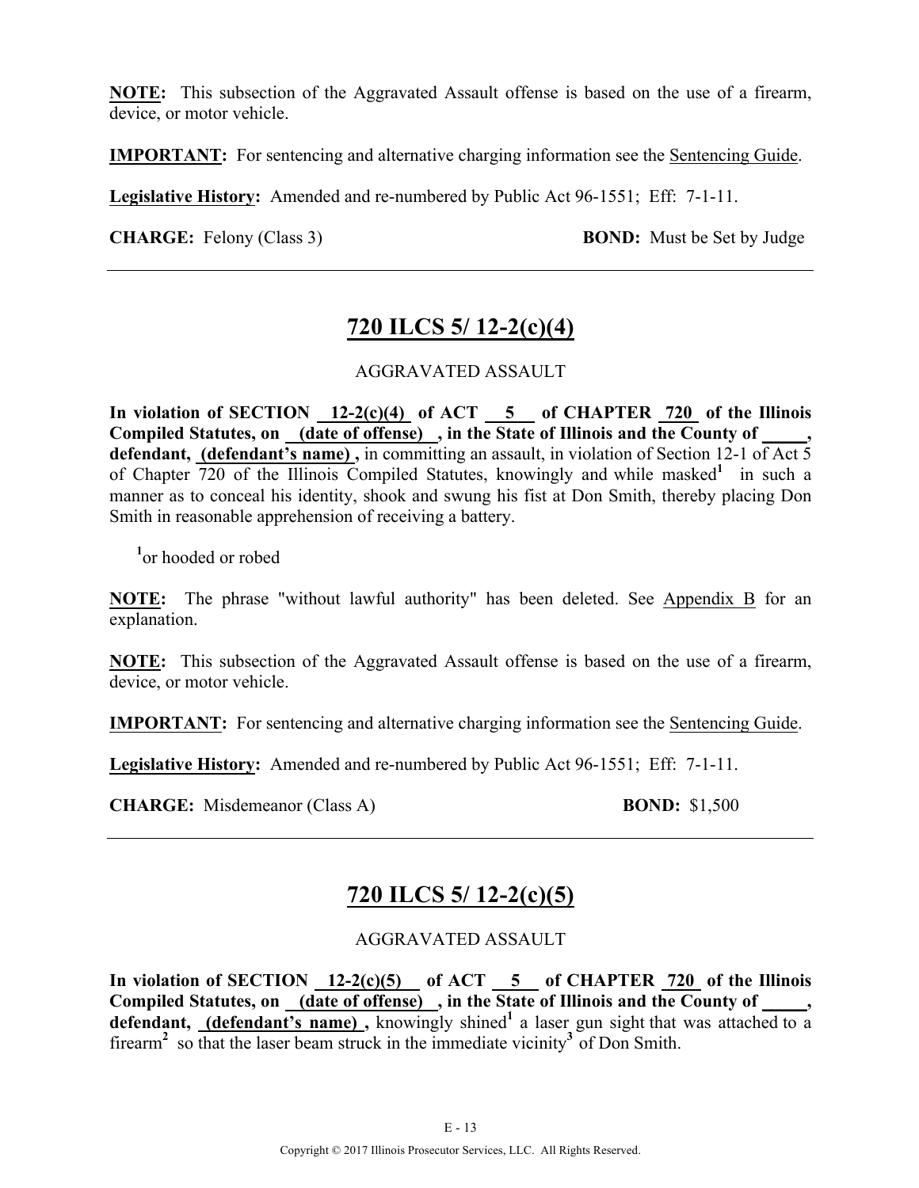**NOTE:** This subsection of the Aggravated Assault offense is based on the use of a firearm, device, or motor vehicle.

**IMPORTANT:** For sentencing and alternative charging information see the Sentencing Guide.

**Legislative History:** Amended and re-numbered by Public Act 96-1551; Eff: 7-1-11.

**CHARGE:** Felony (Class 3) **BOND:** Must be Set by Judge

---

## 720 ILCS 5/ 12-2(c)(4)

AGGRAVATED ASSAULT

**In violation of SECTION 12-2(c)(4) of ACT 5 of CHAPTER 720 of the Illinois Compiled Statutes, on (date of offense) , in the State of Illinois and the County of \_\_\_\_\_, defendant, (defendant's name) ,** in committing an assault, in violation of Section 12-1 of Act 5 of Chapter 720 of the Illinois Compiled Statutes, knowingly and while masked[1] in such a manner as to conceal his identity, shook and swung his fist at Don Smith, thereby placing Don Smith in reasonable apprehension of receiving a battery.

[1]or hooded or robed

**NOTE:** The phrase "without lawful authority" has been deleted. See Appendix B for an explanation.

**NOTE:** This subsection of the Aggravated Assault offense is based on the use of a firearm, device, or motor vehicle.

**IMPORTANT:** For sentencing and alternative charging information see the Sentencing Guide.

**Legislative History:** Amended and re-numbered by Public Act 96-1551; Eff: 7-1-11.

**CHARGE:** Misdemeanor (Class A) **BOND:** $1,500

---

## 720 ILCS 5/ 12-2(c)(5)

AGGRAVATED ASSAULT

**In violation of SECTION 12-2(c)(5) of ACT 5 of CHAPTER 720 of the Illinois Compiled Statutes, on (date of offense) , in the State of Illinois and the County of \_\_\_\_\_, defendant, (defendant's name) ,** knowingly shined[1] a laser gun sight that was attached to a firearm[2] so that the laser beam struck in the immediate vicinity[3] of Don Smith.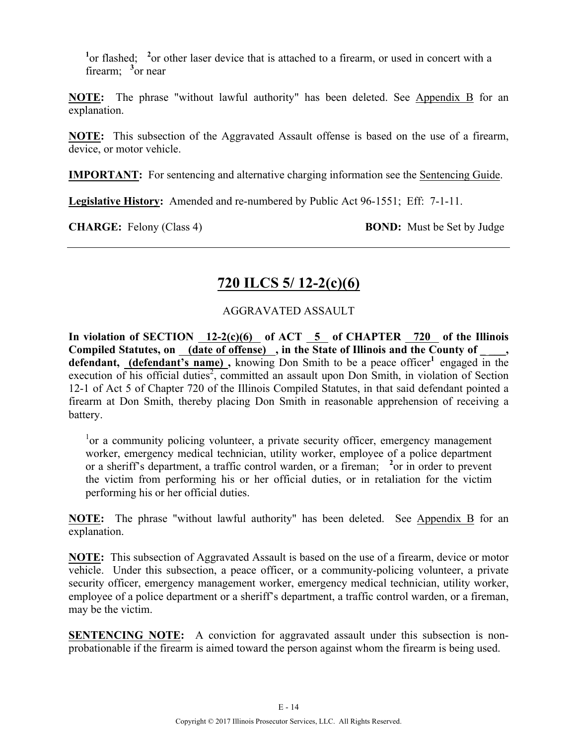[1]or flashed; [2]or other laser device that is attached to a firearm, or used in concert with a firearm; [3]or near

**NOTE:** The phrase "without lawful authority" has been deleted. See Appendix B for an explanation.

**NOTE:** This subsection of the Aggravated Assault offense is based on the use of a firearm, device, or motor vehicle.

**IMPORTANT:** For sentencing and alternative charging information see the Sentencing Guide.

**Legislative History:** Amended and re-numbered by Public Act 96-1551; Eff: 7-1-11.

**CHARGE:** Felony (Class 4) **BOND:** Must be Set by Judge

---

## 720 ILCS 5/ 12-2(c)(6)

AGGRAVATED ASSAULT

**In violation of SECTION 12-2(c)(6) of ACT 5 of CHAPTER 720 of the Illinois Compiled Statutes, on (date of offense) , in the State of Illinois and the County of \_\_\_\_, defendant, (defendant's name) ,** knowing Don Smith to be a peace officer[1] engaged in the execution of his official duties[2], committed an assault upon Don Smith, in violation of Section 12-1 of Act 5 of Chapter 720 of the Illinois Compiled Statutes, in that said defendant pointed a firearm at Don Smith, thereby placing Don Smith in reasonable apprehension of receiving a battery.

[1]or a community policing volunteer, a private security officer, emergency management worker, emergency medical technician, utility worker, employee of a police department or a sheriff's department, a traffic control warden, or a fireman; [2]or in order to prevent the victim from performing his or her official duties, or in retaliation for the victim performing his or her official duties.

**NOTE:** The phrase "without lawful authority" has been deleted. See Appendix B for an explanation.

**NOTE:** This subsection of Aggravated Assault is based on the use of a firearm, device or motor vehicle. Under this subsection, a peace officer, or a community-policing volunteer, a private security officer, emergency management worker, emergency medical technician, utility worker, employee of a police department or a sheriff's department, a traffic control warden, or a fireman, may be the victim.

**SENTENCING NOTE:** A conviction for aggravated assault under this subsection is non-probationable if the firearm is aimed toward the person against whom the firearm is being used.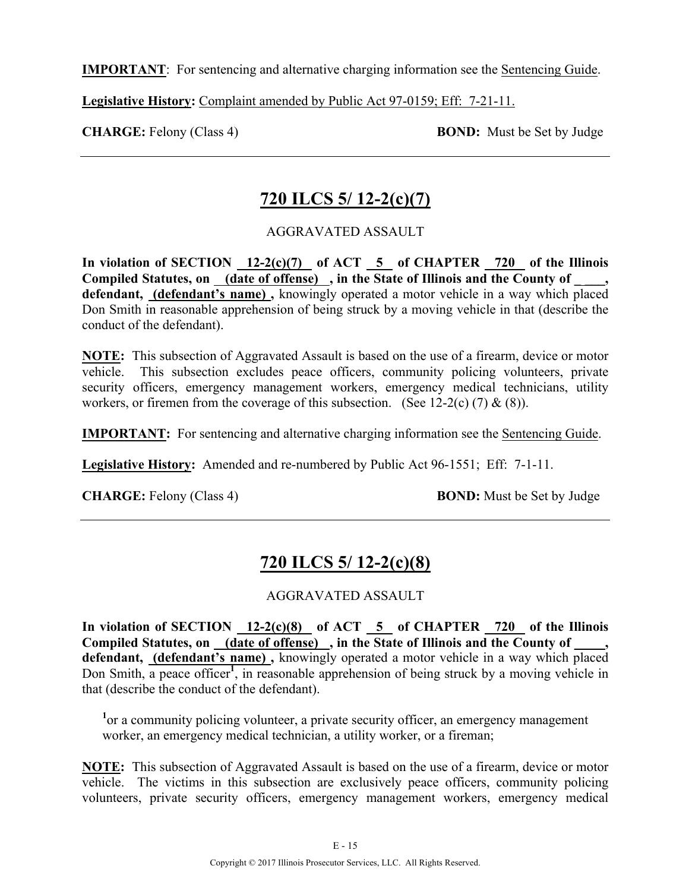**IMPORTANT**: For sentencing and alternative charging information see the Sentencing Guide.

**Legislative History:** Complaint amended by Public Act 97-0159; Eff: 7-21-11.

**CHARGE:** Felony (Class 4) **BOND:** Must be Set by Judge

---

## 720 ILCS 5/ 12-2(c)(7)

AGGRAVATED ASSAULT

**In violation of SECTION 12-2(c)(7) of ACT 5 of CHAPTER 720 of the Illinois Compiled Statutes, on (date of offense) , in the State of Illinois and the County of ____, defendant, (defendant's name) ,** knowingly operated a motor vehicle in a way which placed Don Smith in reasonable apprehension of being struck by a moving vehicle in that (describe the conduct of the defendant).

**NOTE:** This subsection of Aggravated Assault is based on the use of a firearm, device or motor vehicle. This subsection excludes peace officers, community policing volunteers, private security officers, emergency management workers, emergency medical technicians, utility workers, or firemen from the coverage of this subsection. (See 12-2(c) (7) & (8)).

**IMPORTANT:** For sentencing and alternative charging information see the Sentencing Guide.

**Legislative History:** Amended and re-numbered by Public Act 96-1551; Eff: 7-1-11.

**CHARGE:** Felony (Class 4) **BOND:** Must be Set by Judge

---

## 720 ILCS 5/ 12-2(c)(8)

AGGRAVATED ASSAULT

**In violation of SECTION 12-2(c)(8) of ACT 5 of CHAPTER 720 of the Illinois Compiled Statutes, on (date of offense) , in the State of Illinois and the County of ____, defendant, (defendant's name) ,** knowingly operated a motor vehicle in a way which placed Don Smith, a peace officer[1], in reasonable apprehension of being struck by a moving vehicle in that (describe the conduct of the defendant).

[1]or a community policing volunteer, a private security officer, an emergency management worker, an emergency medical technician, a utility worker, or a fireman;

**NOTE:** This subsection of Aggravated Assault is based on the use of a firearm, device or motor vehicle. The victims in this subsection are exclusively peace officers, community policing volunteers, private security officers, emergency management workers, emergency medical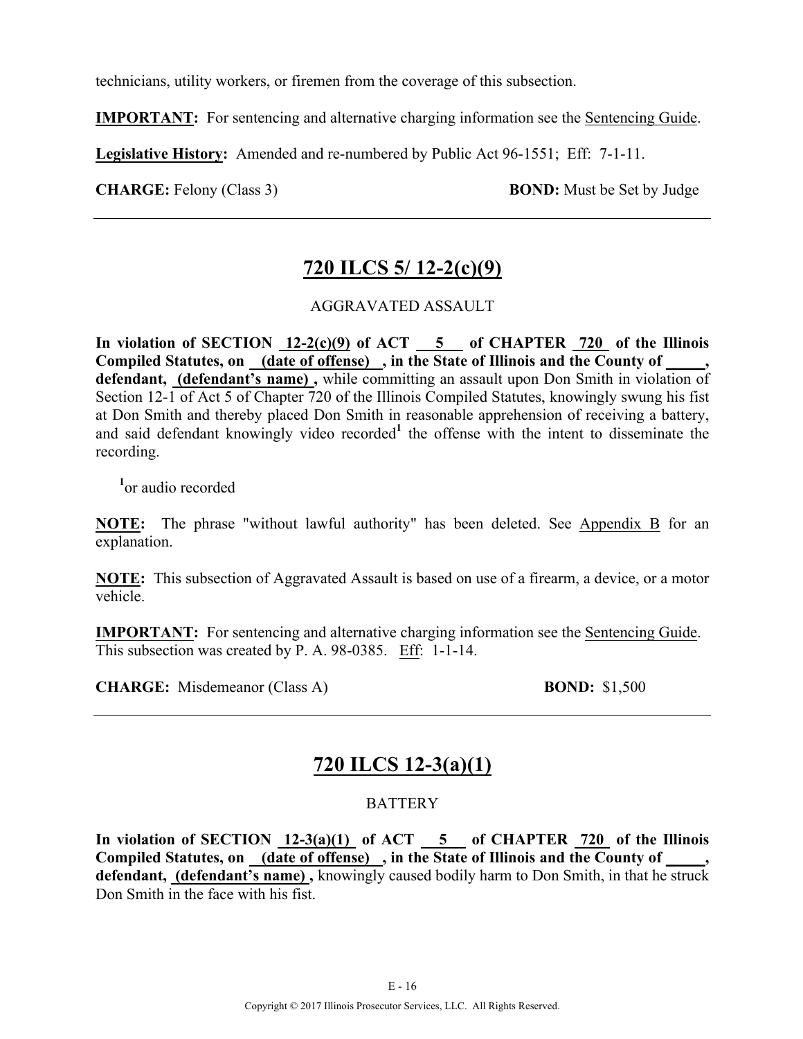technicians, utility workers, or firemen from the coverage of this subsection.

**IMPORTANT:** For sentencing and alternative charging information see the Sentencing Guide.

**Legislative History:** Amended and re-numbered by Public Act 96-1551; Eff: 7-1-11.

**CHARGE:** Felony (Class 3) **BOND:** Must be Set by Judge

---

## 720 ILCS 5/ 12-2(c)(9)

AGGRAVATED ASSAULT

**In violation of SECTION 12-2(c)(9) of ACT 5 of CHAPTER 720 of the Illinois Compiled Statutes, on (date of offense) , in the State of Illinois and the County of _____, defendant, (defendant's name) ,** while committing an assault upon Don Smith in violation of Section 12-1 of Act 5 of Chapter 720 of the Illinois Compiled Statutes, knowingly swung his fist at Don Smith and thereby placed Don Smith in reasonable apprehension of receiving a battery, and said defendant knowingly video recorded[1] the offense with the intent to disseminate the recording.

[1]or audio recorded

**NOTE:** The phrase "without lawful authority" has been deleted. See Appendix B for an explanation.

**NOTE:** This subsection of Aggravated Assault is based on use of a firearm, a device, or a motor vehicle.

**IMPORTANT:** For sentencing and alternative charging information see the Sentencing Guide. This subsection was created by P. A. 98-0385. Eff: 1-1-14.

**CHARGE:** Misdemeanor (Class A) **BOND:** $1,500

---

## 720 ILCS 12-3(a)(1)

BATTERY

**In violation of SECTION 12-3(a)(1) of ACT 5 of CHAPTER 720 of the Illinois Compiled Statutes, on (date of offense) , in the State of Illinois and the County of _____, defendant, (defendant's name) ,** knowingly caused bodily harm to Don Smith, in that he struck Don Smith in the face with his fist.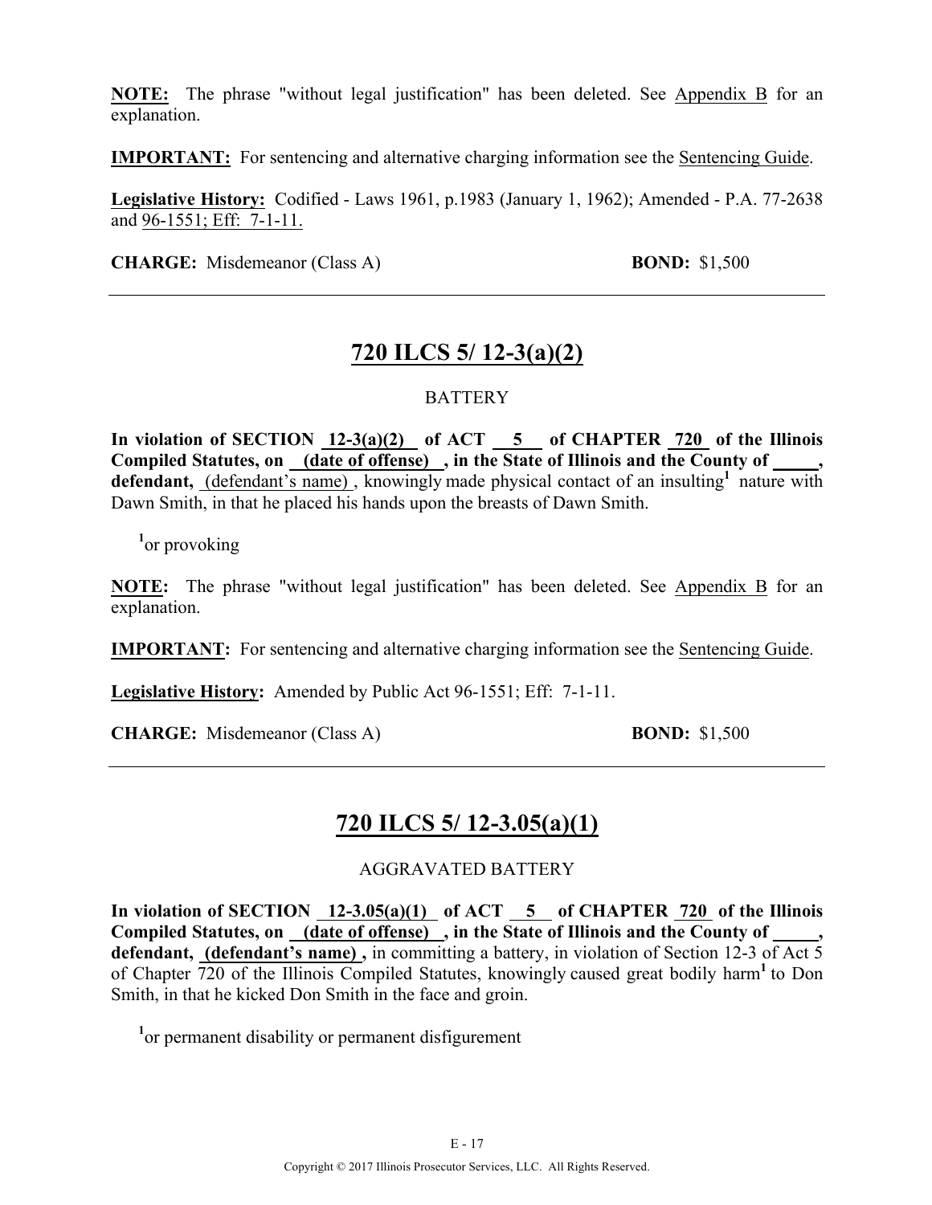**NOTE:** The phrase "without legal justification" has been deleted. See Appendix B for an explanation.

**IMPORTANT:** For sentencing and alternative charging information see the Sentencing Guide.

**Legislative History:** Codified - Laws 1961, p.1983 (January 1, 1962); Amended - P.A. 77-2638 and 96-1551; Eff: 7-1-11.

**CHARGE:** Misdemeanor (Class A) **BOND:** $1,500

---

## 720 ILCS 5/ 12-3(a)(2)

BATTERY

**In violation of SECTION 12-3(a)(2) of ACT 5 of CHAPTER 720 of the Illinois Compiled Statutes, on (date of offense) , in the State of Illinois and the County of _____, defendant,** (defendant's name) , knowingly made physical contact of an insulting[1] nature with Dawn Smith, in that he placed his hands upon the breasts of Dawn Smith.

[1]or provoking

**NOTE:** The phrase "without legal justification" has been deleted. See Appendix B for an explanation.

**IMPORTANT:** For sentencing and alternative charging information see the Sentencing Guide.

**Legislative History:** Amended by Public Act 96-1551; Eff: 7-1-11.

**CHARGE:** Misdemeanor (Class A) **BOND:** $1,500

---

## 720 ILCS 5/ 12-3.05(a)(1)

AGGRAVATED BATTERY

**In violation of SECTION 12-3.05(a)(1) of ACT 5 of CHAPTER 720 of the Illinois Compiled Statutes, on (date of offense) , in the State of Illinois and the County of _____, defendant, (defendant's name) ,** in committing a battery, in violation of Section 12-3 of Act 5 of Chapter 720 of the Illinois Compiled Statutes, knowingly caused great bodily harm[1] to Don Smith, in that he kicked Don Smith in the face and groin.

[1]or permanent disability or permanent disfigurement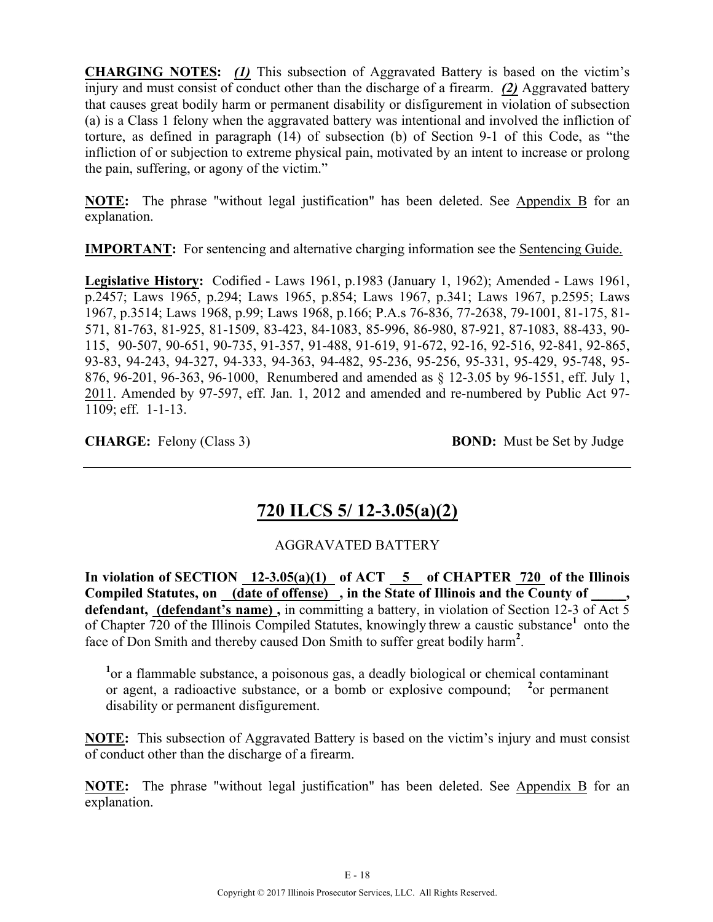**CHARGING NOTES:** ***(1)*** This subsection of Aggravated Battery is based on the victim's injury and must consist of conduct other than the discharge of a firearm. ***(2)*** Aggravated battery that causes great bodily harm or permanent disability or disfigurement in violation of subsection (a) is a Class 1 felony when the aggravated battery was intentional and involved the infliction of torture, as defined in paragraph (14) of subsection (b) of Section 9-1 of this Code, as "the infliction of or subjection to extreme physical pain, motivated by an intent to increase or prolong the pain, suffering, or agony of the victim."

**NOTE:** The phrase "without legal justification" has been deleted. See Appendix B for an explanation.

**IMPORTANT:** For sentencing and alternative charging information see the Sentencing Guide.

**Legislative History:** Codified - Laws 1961, p.1983 (January 1, 1962); Amended - Laws 1961, p.2457; Laws 1965, p.294; Laws 1965, p.854; Laws 1967, p.341; Laws 1967, p.2595; Laws 1967, p.3514; Laws 1968, p.99; Laws 1968, p.166; P.A.s 76-836, 77-2638, 79-1001, 81-175, 81-571, 81-763, 81-925, 81-1509, 83-423, 84-1083, 85-996, 86-980, 87-921, 87-1083, 88-433, 90-115, 90-507, 90-651, 90-735, 91-357, 91-488, 91-619, 91-672, 92-16, 92-516, 92-841, 92-865, 93-83, 94-243, 94-327, 94-333, 94-363, 94-482, 95-236, 95-256, 95-331, 95-429, 95-748, 95-876, 96-201, 96-363, 96-1000, Renumbered and amended as § 12-3.05 by 96-1551, eff. July 1, 2011. Amended by 97-597, eff. Jan. 1, 2012 and amended and re-numbered by Public Act 97-1109; eff. 1-1-13.

**CHARGE:** Felony (Class 3) **BOND:** Must be Set by Judge

---

## 720 ILCS 5/ 12-3.05(a)(2)

AGGRAVATED BATTERY

**In violation of SECTION 12-3.05(a)(1) of ACT 5 of CHAPTER 720 of the Illinois Compiled Statutes, on (date of offense) , in the State of Illinois and the County of \_\_\_\_\_, defendant, (defendant's name) ,** in committing a battery, in violation of Section 12-3 of Act 5 of Chapter 720 of the Illinois Compiled Statutes, knowingly threw a caustic substance[1] onto the face of Don Smith and thereby caused Don Smith to suffer great bodily harm[2].

[1]or a flammable substance, a poisonous gas, a deadly biological or chemical contaminant or agent, a radioactive substance, or a bomb or explosive compound; [2]or permanent disability or permanent disfigurement.

**NOTE:** This subsection of Aggravated Battery is based on the victim's injury and must consist of conduct other than the discharge of a firearm.

**NOTE:** The phrase "without legal justification" has been deleted. See Appendix B for an explanation.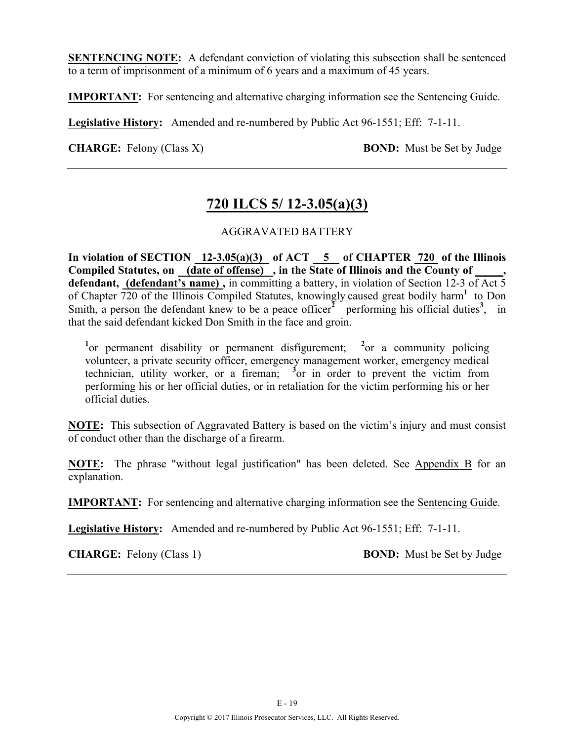**SENTENCING NOTE:** A defendant conviction of violating this subsection shall be sentenced to a term of imprisonment of a minimum of 6 years and a maximum of 45 years.

**IMPORTANT:** For sentencing and alternative charging information see the Sentencing Guide.

**Legislative History:** Amended and re-numbered by Public Act 96-1551; Eff: 7-1-11.

**CHARGE:** Felony (Class X) **BOND:** Must be Set by Judge

---

## 720 ILCS 5/ 12-3.05(a)(3)

AGGRAVATED BATTERY

**In violation of SECTION 12-3.05(a)(3) of ACT 5 of CHAPTER 720 of the Illinois Compiled Statutes, on (date of offense) , in the State of Illinois and the County of _____, defendant, (defendant's name) ,** in committing a battery, in violation of Section 12-3 of Act 5 of Chapter 720 of the Illinois Compiled Statutes, knowingly caused great bodily harm[1] to Don Smith, a person the defendant knew to be a peace officer[2] performing his official duties[3], in that the said defendant kicked Don Smith in the face and groin.

> [1]or permanent disability or permanent disfigurement; [2]or a community policing volunteer, a private security officer, emergency management worker, emergency medical technician, utility worker, or a fireman; [3]or in order to prevent the victim from performing his or her official duties, or in retaliation for the victim performing his or her official duties.

**NOTE:** This subsection of Aggravated Battery is based on the victim's injury and must consist of conduct other than the discharge of a firearm.

**NOTE:** The phrase "without legal justification" has been deleted. See Appendix B for an explanation.

**IMPORTANT:** For sentencing and alternative charging information see the Sentencing Guide.

**Legislative History:** Amended and re-numbered by Public Act 96-1551; Eff: 7-1-11.

**CHARGE:** Felony (Class 1) **BOND:** Must be Set by Judge

---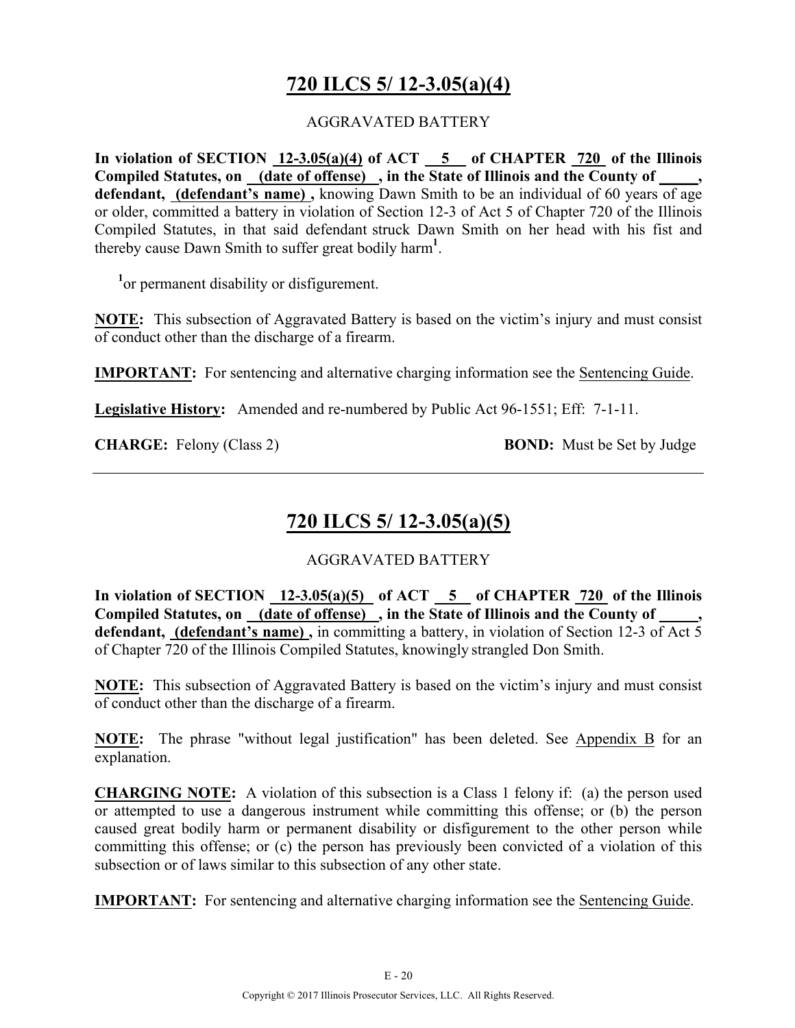# 720 ILCS 5/ 12-3.05(a)(4)

AGGRAVATED BATTERY

**In violation of SECTION 12-3.05(a)(4) of ACT 5 of CHAPTER 720 of the Illinois Compiled Statutes, on (date of offense) , in the State of Illinois and the County of \_\_\_\_\_, defendant, (defendant's name) ,** knowing Dawn Smith to be an individual of 60 years of age or older, committed a battery in violation of Section 12-3 of Act 5 of Chapter 720 of the Illinois Compiled Statutes, in that said defendant struck Dawn Smith on her head with his fist and thereby cause Dawn Smith to suffer great bodily harm[1].

[1]or permanent disability or disfigurement.

**NOTE:** This subsection of Aggravated Battery is based on the victim's injury and must consist of conduct other than the discharge of a firearm.

**IMPORTANT:** For sentencing and alternative charging information see the Sentencing Guide.

**Legislative History:** Amended and re-numbered by Public Act 96-1551; Eff: 7-1-11.

**CHARGE:** Felony (Class 2) **BOND:** Must be Set by Judge

---

# 720 ILCS 5/ 12-3.05(a)(5)

AGGRAVATED BATTERY

**In violation of SECTION 12-3.05(a)(5) of ACT 5 of CHAPTER 720 of the Illinois Compiled Statutes, on (date of offense) , in the State of Illinois and the County of \_\_\_\_\_, defendant, (defendant's name) ,** in committing a battery, in violation of Section 12-3 of Act 5 of Chapter 720 of the Illinois Compiled Statutes, knowingly strangled Don Smith.

**NOTE:** This subsection of Aggravated Battery is based on the victim's injury and must consist of conduct other than the discharge of a firearm.

**NOTE:** The phrase "without legal justification" has been deleted. See Appendix B for an explanation.

**CHARGING NOTE:** A violation of this subsection is a Class 1 felony if: (a) the person used or attempted to use a dangerous instrument while committing this offense; or (b) the person caused great bodily harm or permanent disability or disfigurement to the other person while committing this offense; or (c) the person has previously been convicted of a violation of this subsection or of laws similar to this subsection of any other state.

**IMPORTANT:** For sentencing and alternative charging information see the Sentencing Guide.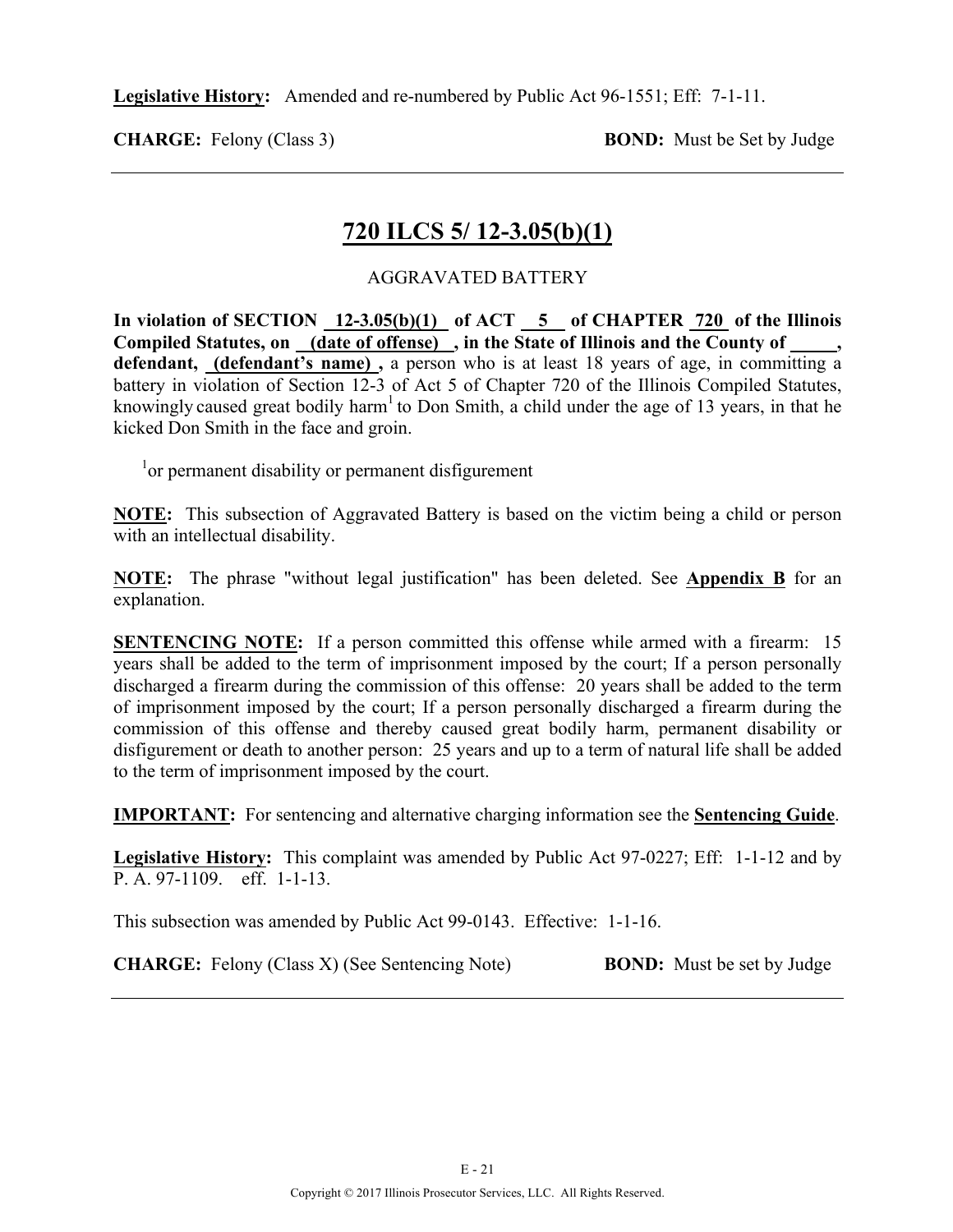**Legislative History:** Amended and re-numbered by Public Act 96-1551; Eff: 7-1-11.

**CHARGE:** Felony (Class 3) **BOND:** Must be Set by Judge

---

## 720 ILCS 5/ 12-3.05(b)(1)

AGGRAVATED BATTERY

**In violation of SECTION 12-3.05(b)(1) of ACT 5 of CHAPTER 720 of the Illinois Compiled Statutes, on (date of offense) , in the State of Illinois and the County of _____, defendant, (defendant's name) ,** a person who is at least 18 years of age, in committing a battery in violation of Section 12-3 of Act 5 of Chapter 720 of the Illinois Compiled Statutes, knowingly caused great bodily harm[1] to Don Smith, a child under the age of 13 years, in that he kicked Don Smith in the face and groin.

[1]or permanent disability or permanent disfigurement

**NOTE:** This subsection of Aggravated Battery is based on the victim being a child or person with an intellectual disability.

**NOTE:** The phrase "without legal justification" has been deleted. See **Appendix B** for an explanation.

**SENTENCING NOTE:** If a person committed this offense while armed with a firearm: 15 years shall be added to the term of imprisonment imposed by the court; If a person personally discharged a firearm during the commission of this offense: 20 years shall be added to the term of imprisonment imposed by the court; If a person personally discharged a firearm during the commission of this offense and thereby caused great bodily harm, permanent disability or disfigurement or death to another person: 25 years and up to a term of natural life shall be added to the term of imprisonment imposed by the court.

**IMPORTANT:** For sentencing and alternative charging information see the **Sentencing Guide**.

**Legislative History:** This complaint was amended by Public Act 97-0227; Eff: 1-1-12 and by P. A. 97-1109. eff. 1-1-13.

This subsection was amended by Public Act 99-0143. Effective: 1-1-16.

**CHARGE:** Felony (Class X) (See Sentencing Note) **BOND:** Must be set by Judge

---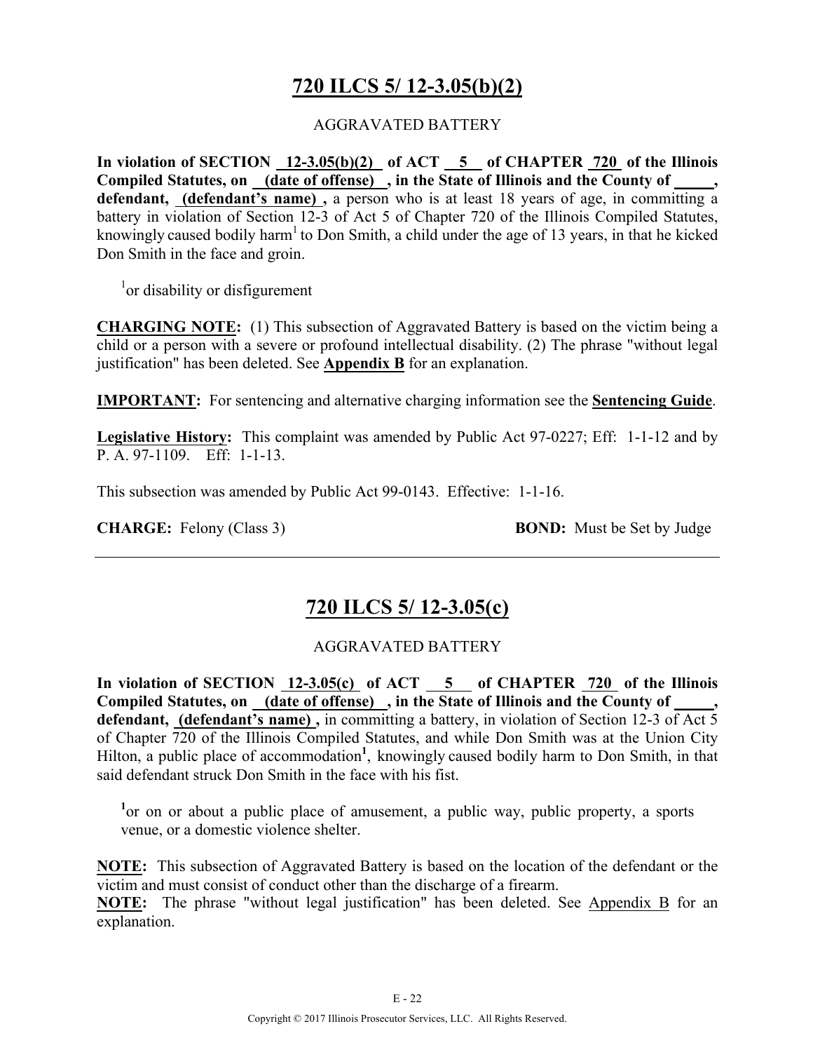# 720 ILCS 5/ 12-3.05(b)(2)

AGGRAVATED BATTERY

**In violation of SECTION 12-3.05(b)(2) of ACT 5 of CHAPTER 720 of the Illinois Compiled Statutes, on (date of offense) , in the State of Illinois and the County of _____, defendant, (defendant's name) ,** a person who is at least 18 years of age, in committing a battery in violation of Section 12-3 of Act 5 of Chapter 720 of the Illinois Compiled Statutes, knowingly caused bodily harm[1] to Don Smith, a child under the age of 13 years, in that he kicked Don Smith in the face and groin.

[1]or disability or disfigurement

**CHARGING NOTE:** (1) This subsection of Aggravated Battery is based on the victim being a child or a person with a severe or profound intellectual disability. (2) The phrase "without legal justification" has been deleted. See **Appendix B** for an explanation.

**IMPORTANT:** For sentencing and alternative charging information see the **Sentencing Guide**.

**Legislative History:** This complaint was amended by Public Act 97-0227; Eff: 1-1-12 and by P. A. 97-1109. Eff: 1-1-13.

This subsection was amended by Public Act 99-0143. Effective: 1-1-16.

**CHARGE:** Felony (Class 3) **BOND:** Must be Set by Judge

---

# 720 ILCS 5/ 12-3.05(c)

AGGRAVATED BATTERY

**In violation of SECTION 12-3.05(c) of ACT 5 of CHAPTER 720 of the Illinois Compiled Statutes, on (date of offense) , in the State of Illinois and the County of _____, defendant, (defendant's name) ,** in committing a battery, in violation of Section 12-3 of Act 5 of Chapter 720 of the Illinois Compiled Statutes, and while Don Smith was at the Union City Hilton, a public place of accommodation[1], knowingly caused bodily harm to Don Smith, in that said defendant struck Don Smith in the face with his fist.

[1]or on or about a public place of amusement, a public way, public property, a sports venue, or a domestic violence shelter.

**NOTE:** This subsection of Aggravated Battery is based on the location of the defendant or the victim and must consist of conduct other than the discharge of a firearm.

**NOTE:** The phrase "without legal justification" has been deleted. See Appendix B for an explanation.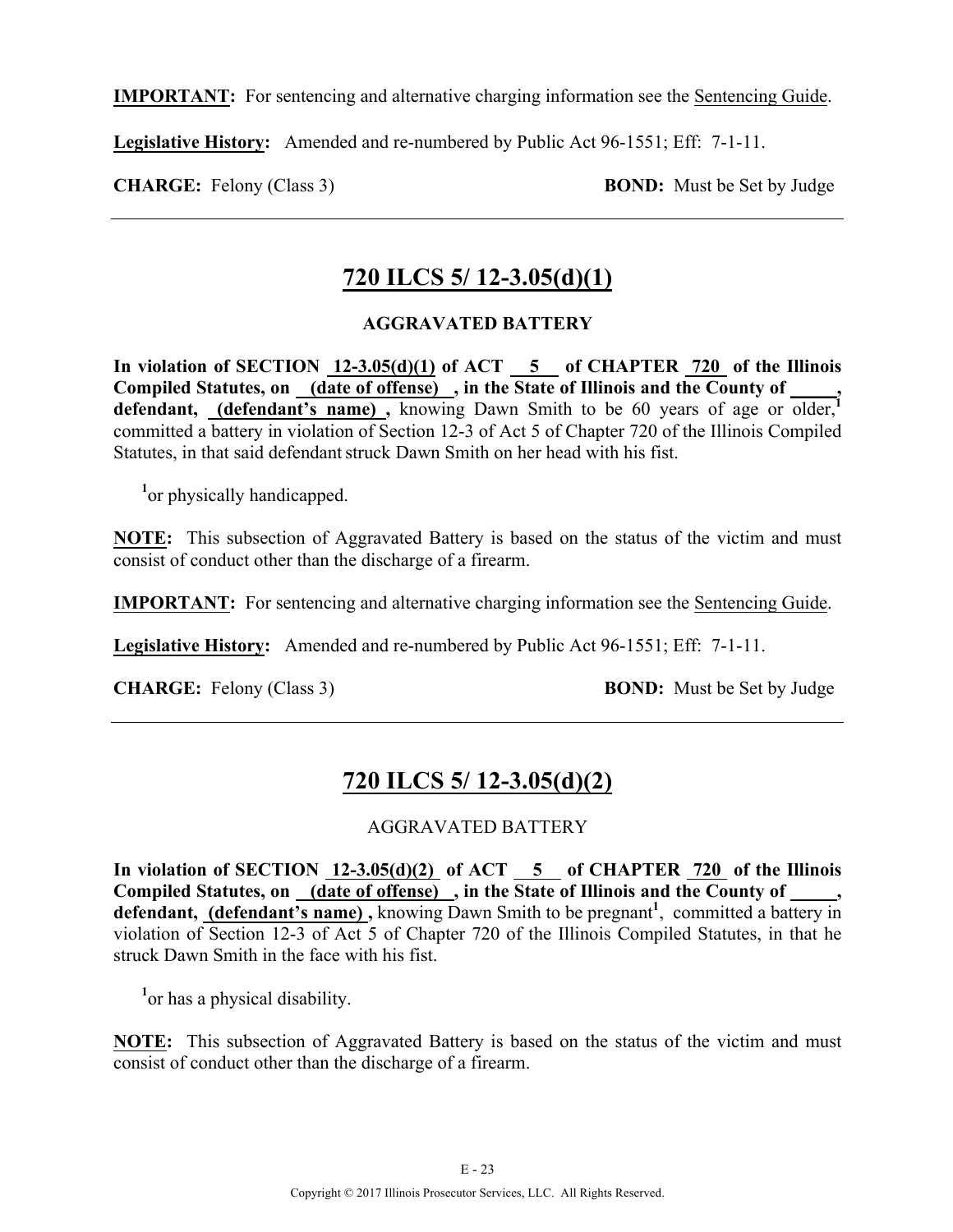**IMPORTANT:** For sentencing and alternative charging information see the Sentencing Guide.

**Legislative History:** Amended and re-numbered by Public Act 96-1551; Eff: 7-1-11.

**CHARGE:** Felony (Class 3) **BOND:** Must be Set by Judge

---

## 720 ILCS 5/ 12-3.05(d)(1)

### AGGRAVATED BATTERY

**In violation of SECTION 12-3.05(d)(1) of ACT 5 of CHAPTER 720 of the Illinois Compiled Statutes, on (date of offense) , in the State of Illinois and the County of _____, defendant, (defendant's name) ,** knowing Dawn Smith to be 60 years of age or older,[1] committed a battery in violation of Section 12-3 of Act 5 of Chapter 720 of the Illinois Compiled Statutes, in that said defendant struck Dawn Smith on her head with his fist.

[1] or physically handicapped.

**NOTE:** This subsection of Aggravated Battery is based on the status of the victim and must consist of conduct other than the discharge of a firearm.

**IMPORTANT:** For sentencing and alternative charging information see the Sentencing Guide.

**Legislative History:** Amended and re-numbered by Public Act 96-1551; Eff: 7-1-11.

**CHARGE:** Felony (Class 3) **BOND:** Must be Set by Judge

---

## 720 ILCS 5/ 12-3.05(d)(2)

### AGGRAVATED BATTERY

**In violation of SECTION 12-3.05(d)(2) of ACT 5 of CHAPTER 720 of the Illinois Compiled Statutes, on (date of offense) , in the State of Illinois and the County of _____, defendant, (defendant's name) ,** knowing Dawn Smith to be pregnant[1], committed a battery in violation of Section 12-3 of Act 5 of Chapter 720 of the Illinois Compiled Statutes, in that he struck Dawn Smith in the face with his fist.

[1] or has a physical disability.

**NOTE:** This subsection of Aggravated Battery is based on the status of the victim and must consist of conduct other than the discharge of a firearm.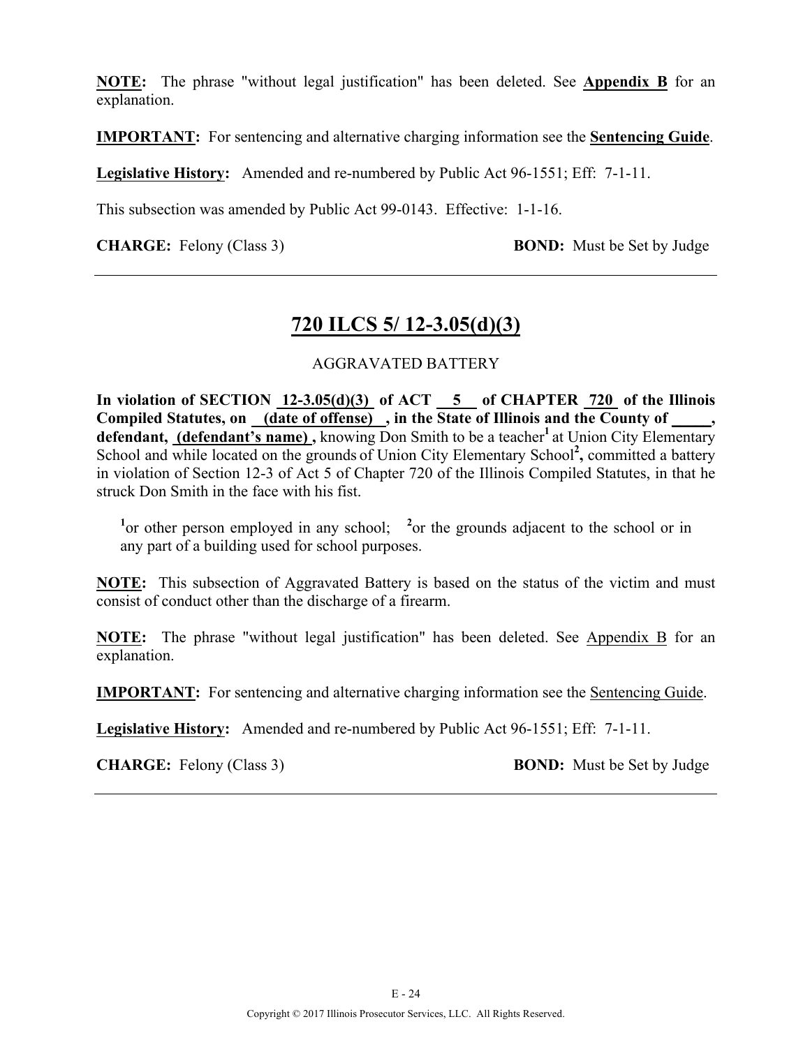**NOTE:** The phrase "without legal justification" has been deleted. See **Appendix B** for an explanation.

**IMPORTANT:** For sentencing and alternative charging information see the **Sentencing Guide**.

**Legislative History:** Amended and re-numbered by Public Act 96-1551; Eff: 7-1-11.

This subsection was amended by Public Act 99-0143. Effective: 1-1-16.

**CHARGE:** Felony (Class 3) **BOND:** Must be Set by Judge

---

## 720 ILCS 5/ 12-3.05(d)(3)

AGGRAVATED BATTERY

**In violation of SECTION 12-3.05(d)(3) of ACT 5 of CHAPTER 720 of the Illinois Compiled Statutes, on (date of offense) , in the State of Illinois and the County of _____, defendant, (defendant's name) ,** knowing Don Smith to be a teacher[1] at Union City Elementary School and while located on the grounds of Union City Elementary School[2]**,** committed a battery in violation of Section 12-3 of Act 5 of Chapter 720 of the Illinois Compiled Statutes, in that he struck Don Smith in the face with his fist.

[1]or other person employed in any school; [2]or the grounds adjacent to the school or in any part of a building used for school purposes.

**NOTE:** This subsection of Aggravated Battery is based on the status of the victim and must consist of conduct other than the discharge of a firearm.

**NOTE:** The phrase "without legal justification" has been deleted. See Appendix B for an explanation.

**IMPORTANT:** For sentencing and alternative charging information see the Sentencing Guide.

**Legislative History:** Amended and re-numbered by Public Act 96-1551; Eff: 7-1-11.

**CHARGE:** Felony (Class 3) **BOND:** Must be Set by Judge

---

Copyright © 2017 Illinois Prosecutor Services, LLC. All Rights Reserved.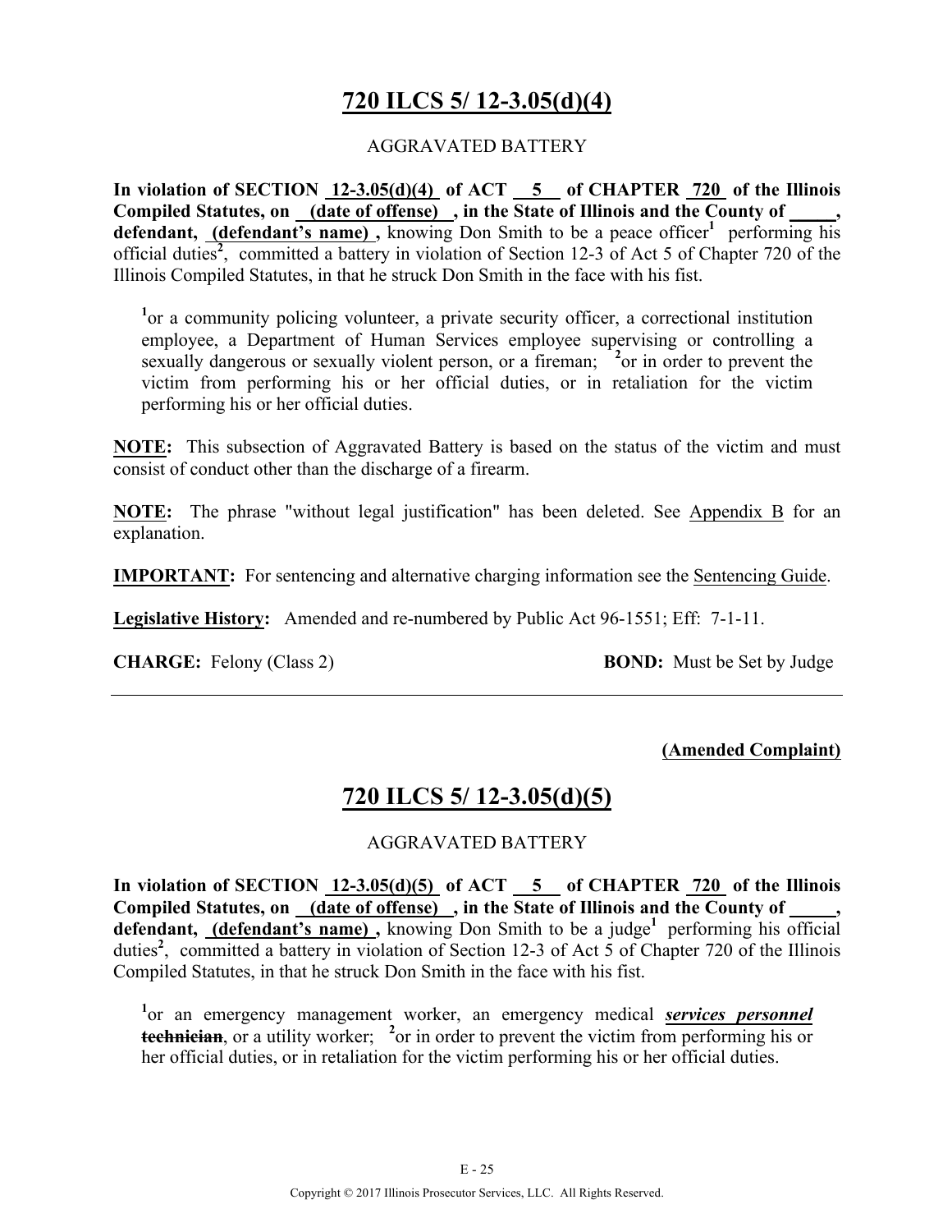# 720 ILCS 5/ 12-3.05(d)(4)

AGGRAVATED BATTERY

**In violation of SECTION 12-3.05(d)(4) of ACT 5 of CHAPTER 720 of the Illinois Compiled Statutes, on (date of offense) , in the State of Illinois and the County of \_\_\_\_\_, defendant, (defendant's name) ,** knowing Don Smith to be a peace officer[1] performing his official duties[2], committed a battery in violation of Section 12-3 of Act 5 of Chapter 720 of the Illinois Compiled Statutes, in that he struck Don Smith in the face with his fist.

> [1]or a community policing volunteer, a private security officer, a correctional institution employee, a Department of Human Services employee supervising or controlling a sexually dangerous or sexually violent person, or a fireman; [2]or in order to prevent the victim from performing his or her official duties, or in retaliation for the victim performing his or her official duties.

**NOTE:** This subsection of Aggravated Battery is based on the status of the victim and must consist of conduct other than the discharge of a firearm.

**NOTE:** The phrase "without legal justification" has been deleted. See Appendix B for an explanation.

**IMPORTANT:** For sentencing and alternative charging information see the Sentencing Guide.

**Legislative History:** Amended and re-numbered by Public Act 96-1551; Eff: 7-1-11.

**CHARGE:** Felony (Class 2) **BOND:** Must be Set by Judge

---

**(Amended Complaint)**

# 720 ILCS 5/ 12-3.05(d)(5)

AGGRAVATED BATTERY

**In violation of SECTION 12-3.05(d)(5) of ACT 5 of CHAPTER 720 of the Illinois Compiled Statutes, on (date of offense) , in the State of Illinois and the County of \_\_\_\_\_, defendant, (defendant's name) ,** knowing Don Smith to be a judge[1] performing his official duties[2], committed a battery in violation of Section 12-3 of Act 5 of Chapter 720 of the Illinois Compiled Statutes, in that he struck Don Smith in the face with his fist.

> [1]or an emergency management worker, an emergency medical ***services personnel*** ~~**technician**~~, or a utility worker; [2]or in order to prevent the victim from performing his or her official duties, or in retaliation for the victim performing his or her official duties.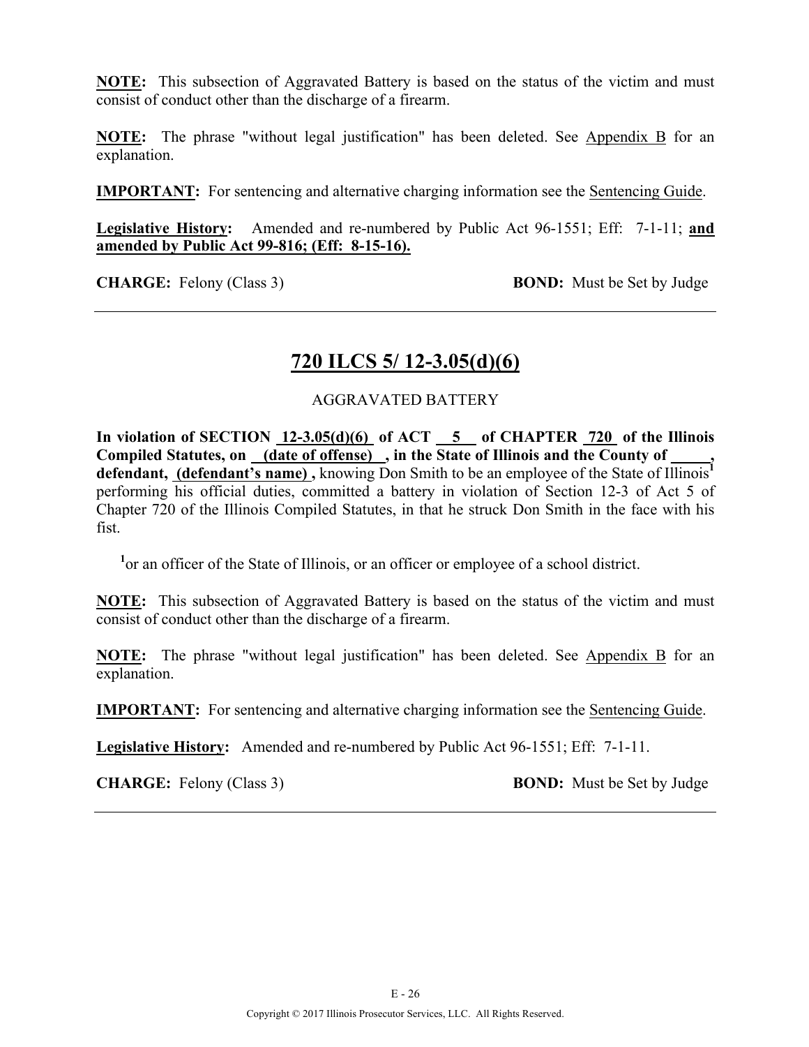**NOTE:** This subsection of Aggravated Battery is based on the status of the victim and must consist of conduct other than the discharge of a firearm.

**NOTE:** The phrase "without legal justification" has been deleted. See Appendix B for an explanation.

**IMPORTANT:** For sentencing and alternative charging information see the Sentencing Guide.

**Legislative History:** Amended and re-numbered by Public Act 96-1551; Eff: 7-1-11; **and amended by Public Act 99-816; (Eff: 8-15-16).**

**CHARGE:** Felony (Class 3) **BOND:** Must be Set by Judge

---

## 720 ILCS 5/ 12-3.05(d)(6)

AGGRAVATED BATTERY

**In violation of SECTION 12-3.05(d)(6) of ACT 5 of CHAPTER 720 of the Illinois Compiled Statutes, on (date of offense) , in the State of Illinois and the County of \_\_\_\_\_, defendant, (defendant's name) ,** knowing Don Smith to be an employee of the State of Illinois[1] performing his official duties, committed a battery in violation of Section 12-3 of Act 5 of Chapter 720 of the Illinois Compiled Statutes, in that he struck Don Smith in the face with his fist.

[1]or an officer of the State of Illinois, or an officer or employee of a school district.

**NOTE:** This subsection of Aggravated Battery is based on the status of the victim and must consist of conduct other than the discharge of a firearm.

**NOTE:** The phrase "without legal justification" has been deleted. See Appendix B for an explanation.

**IMPORTANT:** For sentencing and alternative charging information see the Sentencing Guide.

**Legislative History:** Amended and re-numbered by Public Act 96-1551; Eff: 7-1-11.

**CHARGE:** Felony (Class 3) **BOND:** Must be Set by Judge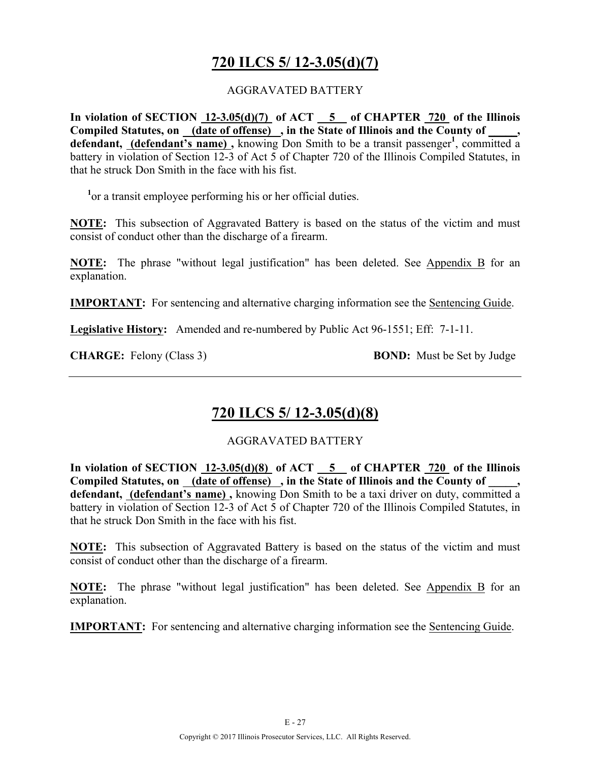# 720 ILCS 5/ 12-3.05(d)(7)

AGGRAVATED BATTERY

**In violation of SECTION 12-3.05(d)(7) of ACT 5 of CHAPTER 720 of the Illinois Compiled Statutes, on (date of offense) , in the State of Illinois and the County of \_\_\_\_\_, defendant, (defendant's name) ,** knowing Don Smith to be a transit passenger[1], committed a battery in violation of Section 12-3 of Act 5 of Chapter 720 of the Illinois Compiled Statutes, in that he struck Don Smith in the face with his fist.

[1]or a transit employee performing his or her official duties.

**NOTE:** This subsection of Aggravated Battery is based on the status of the victim and must consist of conduct other than the discharge of a firearm.

**NOTE:** The phrase "without legal justification" has been deleted. See Appendix B for an explanation.

**IMPORTANT:** For sentencing and alternative charging information see the Sentencing Guide.

**Legislative History:** Amended and re-numbered by Public Act 96-1551; Eff: 7-1-11.

**CHARGE:** Felony (Class 3) **BOND:** Must be Set by Judge

---

# 720 ILCS 5/ 12-3.05(d)(8)

AGGRAVATED BATTERY

**In violation of SECTION 12-3.05(d)(8) of ACT 5 of CHAPTER 720 of the Illinois Compiled Statutes, on (date of offense) , in the State of Illinois and the County of \_\_\_\_\_, defendant, (defendant's name) ,** knowing Don Smith to be a taxi driver on duty, committed a battery in violation of Section 12-3 of Act 5 of Chapter 720 of the Illinois Compiled Statutes, in that he struck Don Smith in the face with his fist.

**NOTE:** This subsection of Aggravated Battery is based on the status of the victim and must consist of conduct other than the discharge of a firearm.

**NOTE:** The phrase "without legal justification" has been deleted. See Appendix B for an explanation.

**IMPORTANT:** For sentencing and alternative charging information see the Sentencing Guide.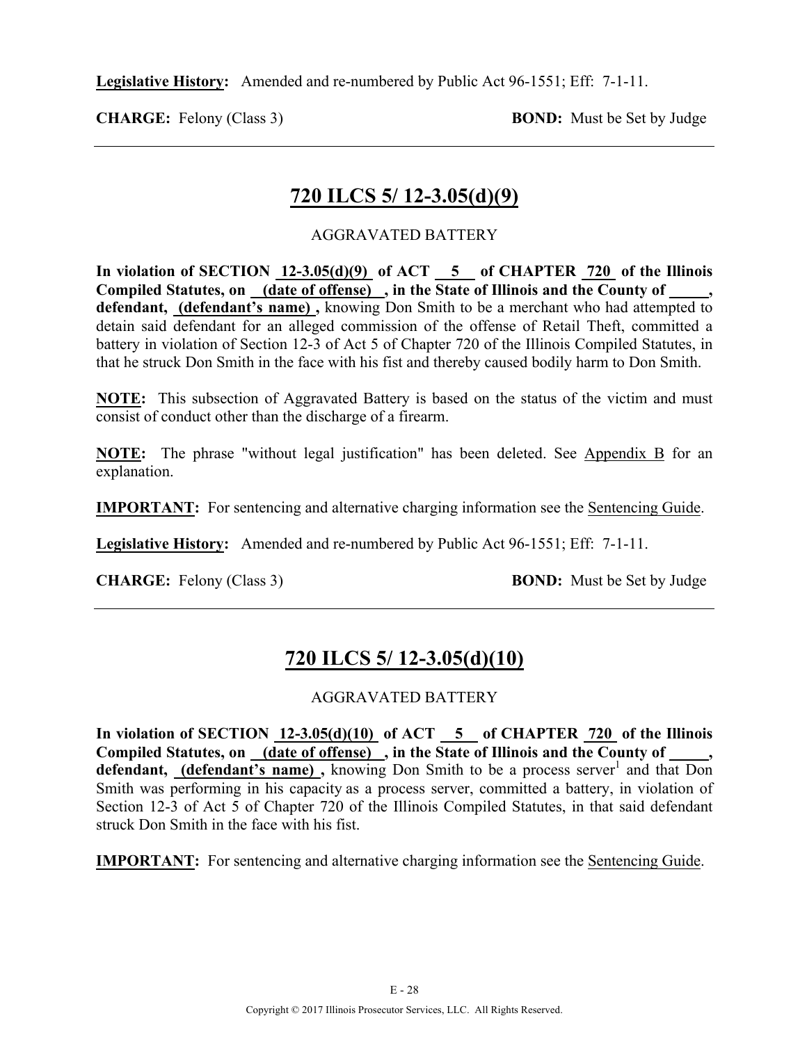**Legislative History:** Amended and re-numbered by Public Act 96-1551; Eff: 7-1-11.

**CHARGE:** Felony (Class 3) **BOND:** Must be Set by Judge

---

## 720 ILCS 5/ 12-3.05(d)(9)

AGGRAVATED BATTERY

**In violation of SECTION 12-3.05(d)(9) of ACT 5 of CHAPTER 720 of the Illinois Compiled Statutes, on (date of offense) , in the State of Illinois and the County of \_\_\_\_\_, defendant, (defendant's name) ,** knowing Don Smith to be a merchant who had attempted to detain said defendant for an alleged commission of the offense of Retail Theft, committed a battery in violation of Section 12-3 of Act 5 of Chapter 720 of the Illinois Compiled Statutes, in that he struck Don Smith in the face with his fist and thereby caused bodily harm to Don Smith.

**NOTE:** This subsection of Aggravated Battery is based on the status of the victim and must consist of conduct other than the discharge of a firearm.

**NOTE:** The phrase "without legal justification" has been deleted. See Appendix B for an explanation.

**IMPORTANT:** For sentencing and alternative charging information see the Sentencing Guide.

**Legislative History:** Amended and re-numbered by Public Act 96-1551; Eff: 7-1-11.

**CHARGE:** Felony (Class 3) **BOND:** Must be Set by Judge

---

## 720 ILCS 5/ 12-3.05(d)(10)

AGGRAVATED BATTERY

**In violation of SECTION 12-3.05(d)(10) of ACT 5 of CHAPTER 720 of the Illinois Compiled Statutes, on (date of offense) , in the State of Illinois and the County of \_\_\_\_\_, defendant, (defendant's name) ,** knowing Don Smith to be a process server[1] and that Don Smith was performing in his capacity as a process server, committed a battery, in violation of Section 12-3 of Act 5 of Chapter 720 of the Illinois Compiled Statutes, in that said defendant struck Don Smith in the face with his fist.

**IMPORTANT:** For sentencing and alternative charging information see the Sentencing Guide.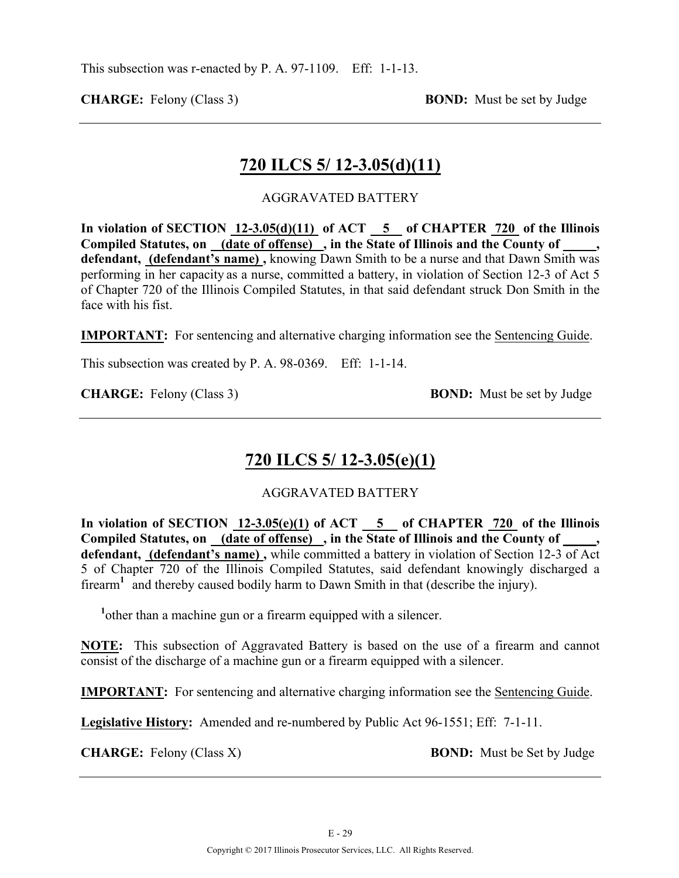This subsection was r-enacted by P. A. 97-1109. Eff: 1-1-13.

**CHARGE:** Felony (Class 3) **BOND:** Must be set by Judge

---

## 720 ILCS 5/ 12-3.05(d)(11)

AGGRAVATED BATTERY

**In violation of SECTION 12-3.05(d)(11) of ACT 5 of CHAPTER 720 of the Illinois Compiled Statutes, on (date of offense) , in the State of Illinois and the County of \_\_\_\_\_, defendant, (defendant's name) ,** knowing Dawn Smith to be a nurse and that Dawn Smith was performing in her capacity as a nurse, committed a battery, in violation of Section 12-3 of Act 5 of Chapter 720 of the Illinois Compiled Statutes, in that said defendant struck Don Smith in the face with his fist.

**IMPORTANT:** For sentencing and alternative charging information see the Sentencing Guide.

This subsection was created by P. A. 98-0369. Eff: 1-1-14.

**CHARGE:** Felony (Class 3) **BOND:** Must be set by Judge

---

## 720 ILCS 5/ 12-3.05(e)(1)

AGGRAVATED BATTERY

**In violation of SECTION 12-3.05(e)(1) of ACT 5 of CHAPTER 720 of the Illinois Compiled Statutes, on (date of offense) , in the State of Illinois and the County of \_\_\_\_\_, defendant, (defendant's name) ,** while committed a battery in violation of Section 12-3 of Act 5 of Chapter 720 of the Illinois Compiled Statutes, said defendant knowingly discharged a firearm[1] and thereby caused bodily harm to Dawn Smith in that (describe the injury).

[1]other than a machine gun or a firearm equipped with a silencer.

**NOTE:** This subsection of Aggravated Battery is based on the use of a firearm and cannot consist of the discharge of a machine gun or a firearm equipped with a silencer.

**IMPORTANT:** For sentencing and alternative charging information see the Sentencing Guide.

**Legislative History:** Amended and re-numbered by Public Act 96-1551; Eff: 7-1-11.

**CHARGE:** Felony (Class X) **BOND:** Must be Set by Judge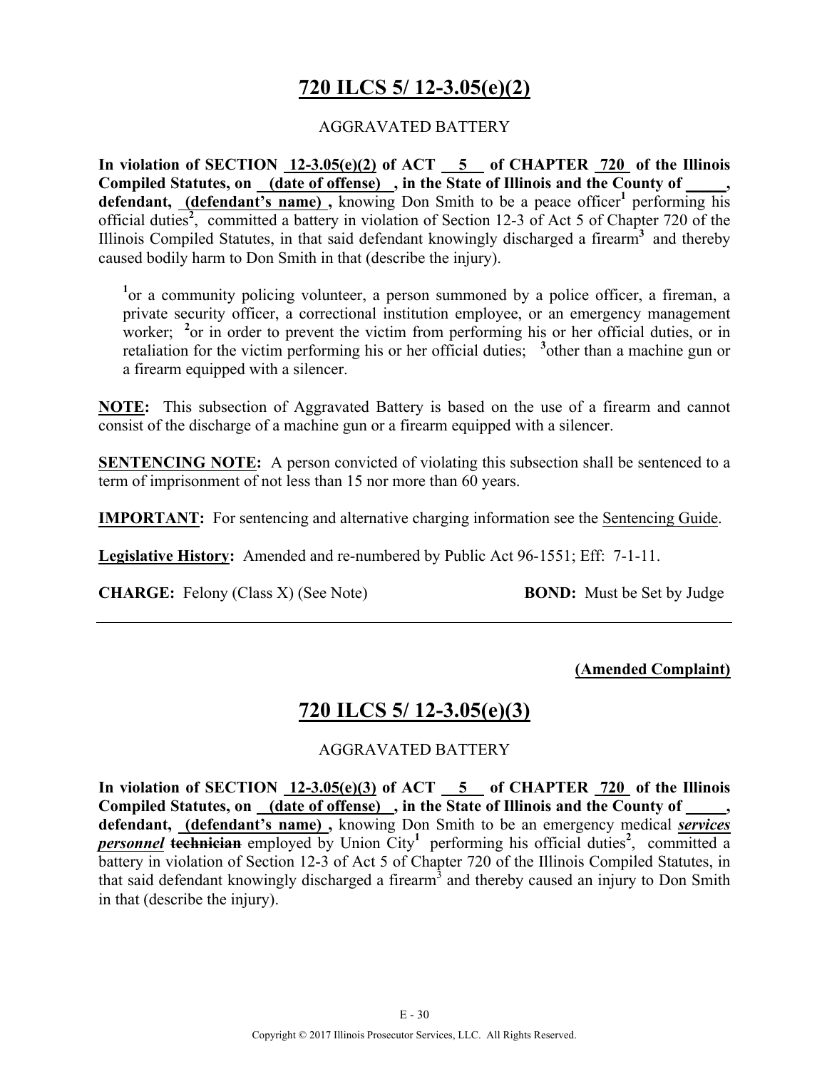# 720 ILCS 5/ 12-3.05(e)(2)

AGGRAVATED BATTERY

**In violation of SECTION 12-3.05(e)(2) of ACT 5 of CHAPTER 720 of the Illinois Compiled Statutes, on (date of offense) , in the State of Illinois and the County of \_\_\_\_\_, defendant, (defendant's name) ,** knowing Don Smith to be a peace officer[1] performing his official duties[2], committed a battery in violation of Section 12-3 of Act 5 of Chapter 720 of the Illinois Compiled Statutes, in that said defendant knowingly discharged a firearm[3] and thereby caused bodily harm to Don Smith in that (describe the injury).

[1]or a community policing volunteer, a person summoned by a police officer, a fireman, a private security officer, a correctional institution employee, or an emergency management worker; [2]or in order to prevent the victim from performing his or her official duties, or in retaliation for the victim performing his or her official duties; [3]other than a machine gun or a firearm equipped with a silencer.

**NOTE:** This subsection of Aggravated Battery is based on the use of a firearm and cannot consist of the discharge of a machine gun or a firearm equipped with a silencer.

**SENTENCING NOTE:** A person convicted of violating this subsection shall be sentenced to a term of imprisonment of not less than 15 nor more than 60 years.

**IMPORTANT:** For sentencing and alternative charging information see the Sentencing Guide.

**Legislative History:** Amended and re-numbered by Public Act 96-1551; Eff: 7-1-11.

**CHARGE:** Felony (Class X) (See Note) **BOND:** Must be Set by Judge

---

**(Amended Complaint)**

# 720 ILCS 5/ 12-3.05(e)(3)

AGGRAVATED BATTERY

**In violation of SECTION 12-3.05(e)(3) of ACT 5 of CHAPTER 720 of the Illinois Compiled Statutes, on (date of offense) , in the State of Illinois and the County of \_\_\_\_\_, defendant, (defendant's name) ,** knowing Don Smith to be an emergency medical ***services personnel*** ~~**technician**~~ employed by Union City[1] performing his official duties[2], committed a battery in violation of Section 12-3 of Act 5 of Chapter 720 of the Illinois Compiled Statutes, in that said defendant knowingly discharged a firearm[3] and thereby caused an injury to Don Smith in that (describe the injury).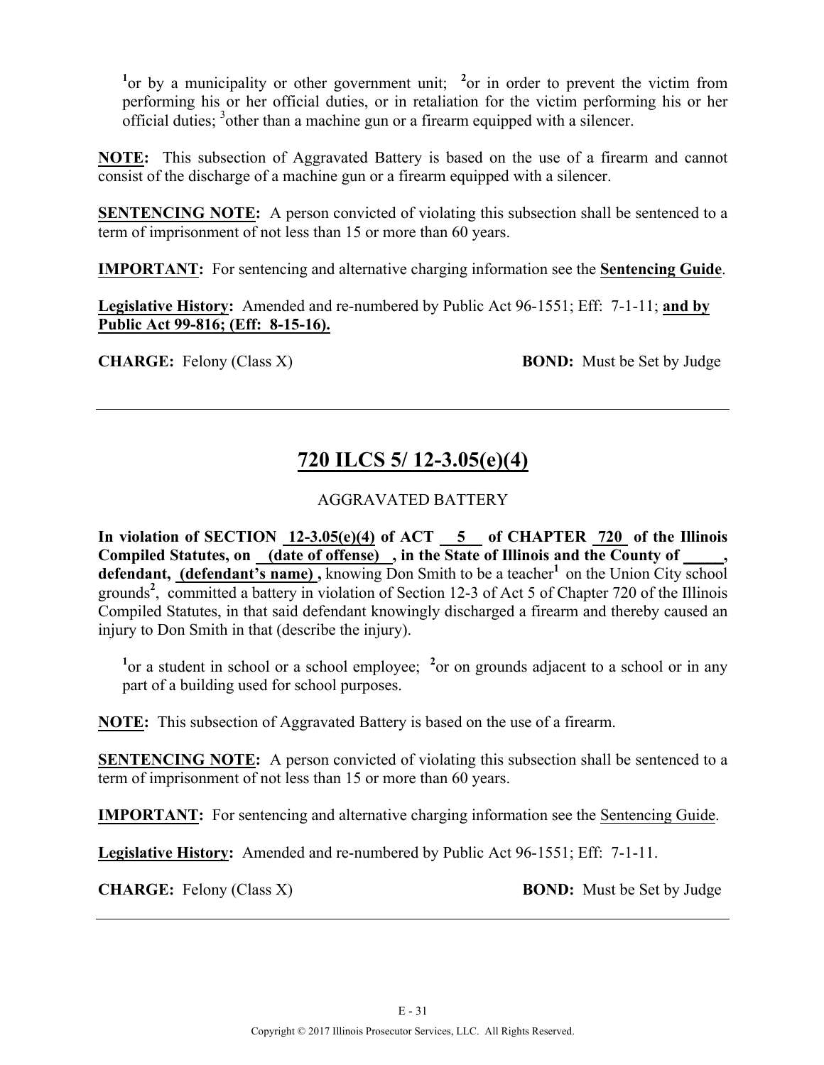[1]or by a municipality or other government unit; [2]or in order to prevent the victim from performing his or her official duties, or in retaliation for the victim performing his or her official duties; [3]other than a machine gun or a firearm equipped with a silencer.

**NOTE:** This subsection of Aggravated Battery is based on the use of a firearm and cannot consist of the discharge of a machine gun or a firearm equipped with a silencer.

**SENTENCING NOTE:** A person convicted of violating this subsection shall be sentenced to a term of imprisonment of not less than 15 or more than 60 years.

**IMPORTANT:** For sentencing and alternative charging information see the **Sentencing Guide**.

**Legislative History:** Amended and re-numbered by Public Act 96-1551; Eff: 7-1-11; **and by Public Act 99-816; (Eff: 8-15-16).**

**CHARGE:** Felony (Class X) **BOND:** Must be Set by Judge

---

## 720 ILCS 5/ 12-3.05(e)(4)

AGGRAVATED BATTERY

**In violation of SECTION 12-3.05(e)(4) of ACT 5 of CHAPTER 720 of the Illinois Compiled Statutes, on (date of offense) , in the State of Illinois and the County of _____, defendant, (defendant's name) ,** knowing Don Smith to be a teacher[1] on the Union City school grounds[2], committed a battery in violation of Section 12-3 of Act 5 of Chapter 720 of the Illinois Compiled Statutes, in that said defendant knowingly discharged a firearm and thereby caused an injury to Don Smith in that (describe the injury).

[1]or a student in school or a school employee; [2]or on grounds adjacent to a school or in any part of a building used for school purposes.

**NOTE:** This subsection of Aggravated Battery is based on the use of a firearm.

**SENTENCING NOTE:** A person convicted of violating this subsection shall be sentenced to a term of imprisonment of not less than 15 or more than 60 years.

**IMPORTANT:** For sentencing and alternative charging information see the Sentencing Guide.

**Legislative History:** Amended and re-numbered by Public Act 96-1551; Eff: 7-1-11.

**CHARGE:** Felony (Class X) **BOND:** Must be Set by Judge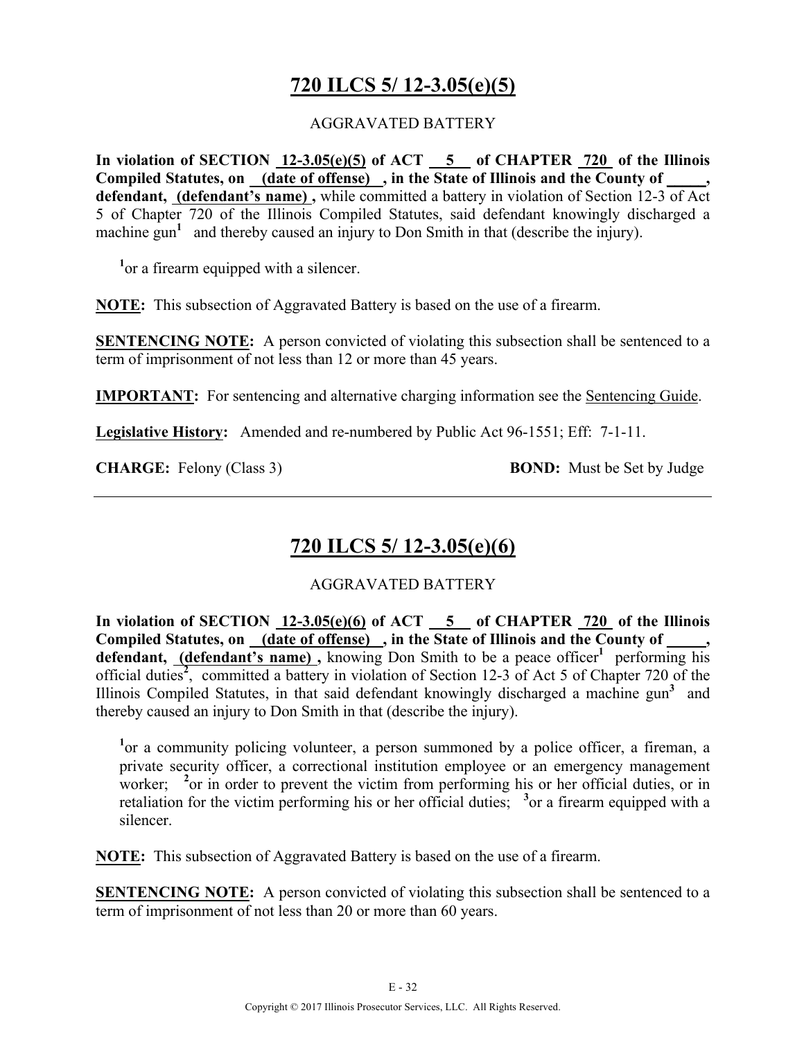# 720 ILCS 5/ 12-3.05(e)(5)

AGGRAVATED BATTERY

**In violation of SECTION 12-3.05(e)(5) of ACT 5 of CHAPTER 720 of the Illinois Compiled Statutes, on (date of offense) , in the State of Illinois and the County of _____, defendant, (defendant's name) ,** while committed a battery in violation of Section 12-3 of Act 5 of Chapter 720 of the Illinois Compiled Statutes, said defendant knowingly discharged a machine gun[1] and thereby caused an injury to Don Smith in that (describe the injury).

[1]or a firearm equipped with a silencer.

**NOTE:** This subsection of Aggravated Battery is based on the use of a firearm.

**SENTENCING NOTE:** A person convicted of violating this subsection shall be sentenced to a term of imprisonment of not less than 12 or more than 45 years.

**IMPORTANT:** For sentencing and alternative charging information see the Sentencing Guide.

**Legislative History:** Amended and re-numbered by Public Act 96-1551; Eff: 7-1-11.

**CHARGE:** Felony (Class 3) **BOND:** Must be Set by Judge

---

# 720 ILCS 5/ 12-3.05(e)(6)

AGGRAVATED BATTERY

**In violation of SECTION 12-3.05(e)(6) of ACT 5 of CHAPTER 720 of the Illinois Compiled Statutes, on (date of offense) , in the State of Illinois and the County of _____, defendant, (defendant's name) ,** knowing Don Smith to be a peace officer[1] performing his official duties[2], committed a battery in violation of Section 12-3 of Act 5 of Chapter 720 of the Illinois Compiled Statutes, in that said defendant knowingly discharged a machine gun[3] and thereby caused an injury to Don Smith in that (describe the injury).

[1]or a community policing volunteer, a person summoned by a police officer, a fireman, a private security officer, a correctional institution employee or an emergency management worker; [2]or in order to prevent the victim from performing his or her official duties, or in retaliation for the victim performing his or her official duties; [3]or a firearm equipped with a silencer.

**NOTE:** This subsection of Aggravated Battery is based on the use of a firearm.

**SENTENCING NOTE:** A person convicted of violating this subsection shall be sentenced to a term of imprisonment of not less than 20 or more than 60 years.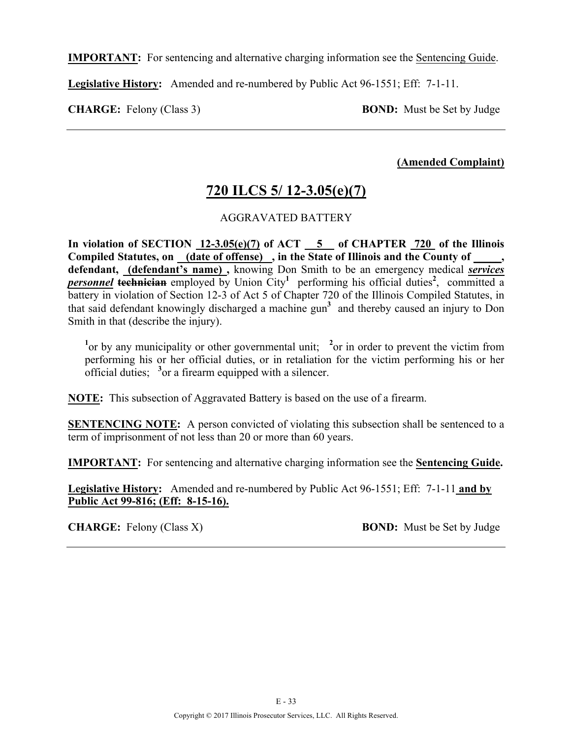**IMPORTANT:** For sentencing and alternative charging information see the Sentencing Guide.

**Legislative History:** Amended and re-numbered by Public Act 96-1551; Eff: 7-1-11.

**CHARGE:** Felony (Class 3) **BOND:** Must be Set by Judge

---

**(Amended Complaint)**

## 720 ILCS 5/ 12-3.05(e)(7)

AGGRAVATED BATTERY

**In violation of SECTION 12-3.05(e)(7) of ACT 5 of CHAPTER 720 of the Illinois Compiled Statutes, on (date of offense) , in the State of Illinois and the County of _____, defendant, (defendant's name) ,** knowing Don Smith to be an emergency medical ***services personnel*** ~~**technician**~~ employed by Union City[1] performing his official duties[2], committed a battery in violation of Section 12-3 of Act 5 of Chapter 720 of the Illinois Compiled Statutes, in that said defendant knowingly discharged a machine gun[3] and thereby caused an injury to Don Smith in that (describe the injury).

[1]or by any municipality or other governmental unit; [2]or in order to prevent the victim from performing his or her official duties, or in retaliation for the victim performing his or her official duties; [3]or a firearm equipped with a silencer.

**NOTE:** This subsection of Aggravated Battery is based on the use of a firearm.

**SENTENCING NOTE:** A person convicted of violating this subsection shall be sentenced to a term of imprisonment of not less than 20 or more than 60 years.

**IMPORTANT:** For sentencing and alternative charging information see the **Sentencing Guide.**

**Legislative History:** Amended and re-numbered by Public Act 96-1551; Eff: 7-1-11 **and by Public Act 99-816; (Eff: 8-15-16).**

**CHARGE:** Felony (Class X) **BOND:** Must be Set by Judge

---

Copyright © 2017 Illinois Prosecutor Services, LLC. All Rights Reserved.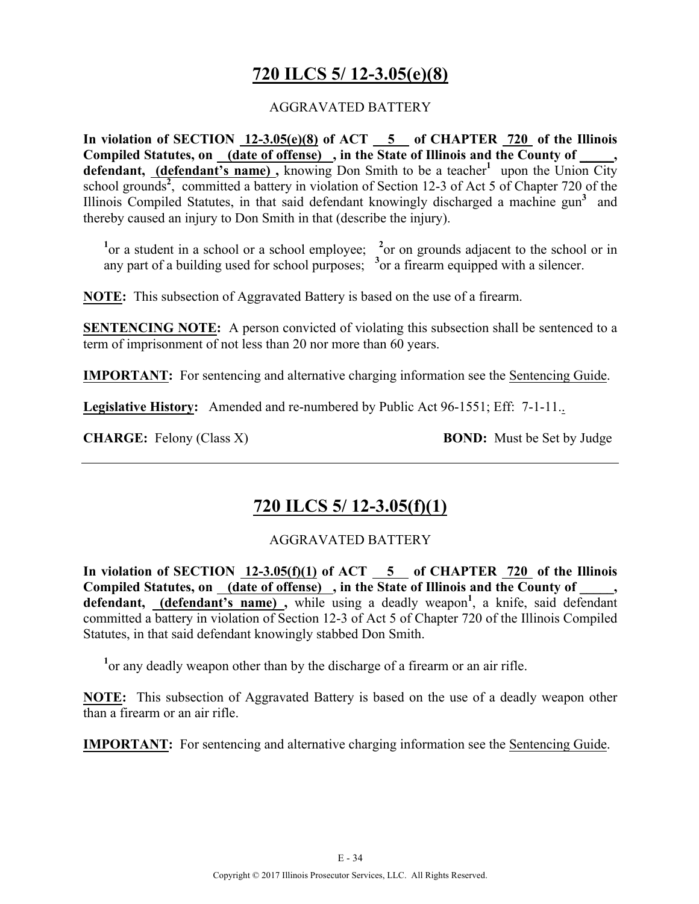# 720 ILCS 5/ 12-3.05(e)(8)

AGGRAVATED BATTERY

**In violation of SECTION 12-3.05(e)(8) of ACT 5 of CHAPTER 720 of the Illinois Compiled Statutes, on (date of offense) , in the State of Illinois and the County of _____, defendant, (defendant's name) ,** knowing Don Smith to be a teacher[1] upon the Union City school grounds[2], committed a battery in violation of Section 12-3 of Act 5 of Chapter 720 of the Illinois Compiled Statutes, in that said defendant knowingly discharged a machine gun[3] and thereby caused an injury to Don Smith in that (describe the injury).

[1]or a student in a school or a school employee; [2]or on grounds adjacent to the school or in any part of a building used for school purposes; [3]or a firearm equipped with a silencer.

**NOTE:** This subsection of Aggravated Battery is based on the use of a firearm.

**SENTENCING NOTE:** A person convicted of violating this subsection shall be sentenced to a term of imprisonment of not less than 20 nor more than 60 years.

**IMPORTANT:** For sentencing and alternative charging information see the Sentencing Guide.

**Legislative History:** Amended and re-numbered by Public Act 96-1551; Eff: 7-1-11..

**CHARGE:** Felony (Class X) **BOND:** Must be Set by Judge

---

# 720 ILCS 5/ 12-3.05(f)(1)

AGGRAVATED BATTERY

**In violation of SECTION 12-3.05(f)(1) of ACT 5 of CHAPTER 720 of the Illinois Compiled Statutes, on (date of offense) , in the State of Illinois and the County of _____, defendant, (defendant's name) ,** while using a deadly weapon[1], a knife, said defendant committed a battery in violation of Section 12-3 of Act 5 of Chapter 720 of the Illinois Compiled Statutes, in that said defendant knowingly stabbed Don Smith.

[1]or any deadly weapon other than by the discharge of a firearm or an air rifle.

**NOTE:** This subsection of Aggravated Battery is based on the use of a deadly weapon other than a firearm or an air rifle.

**IMPORTANT:** For sentencing and alternative charging information see the Sentencing Guide.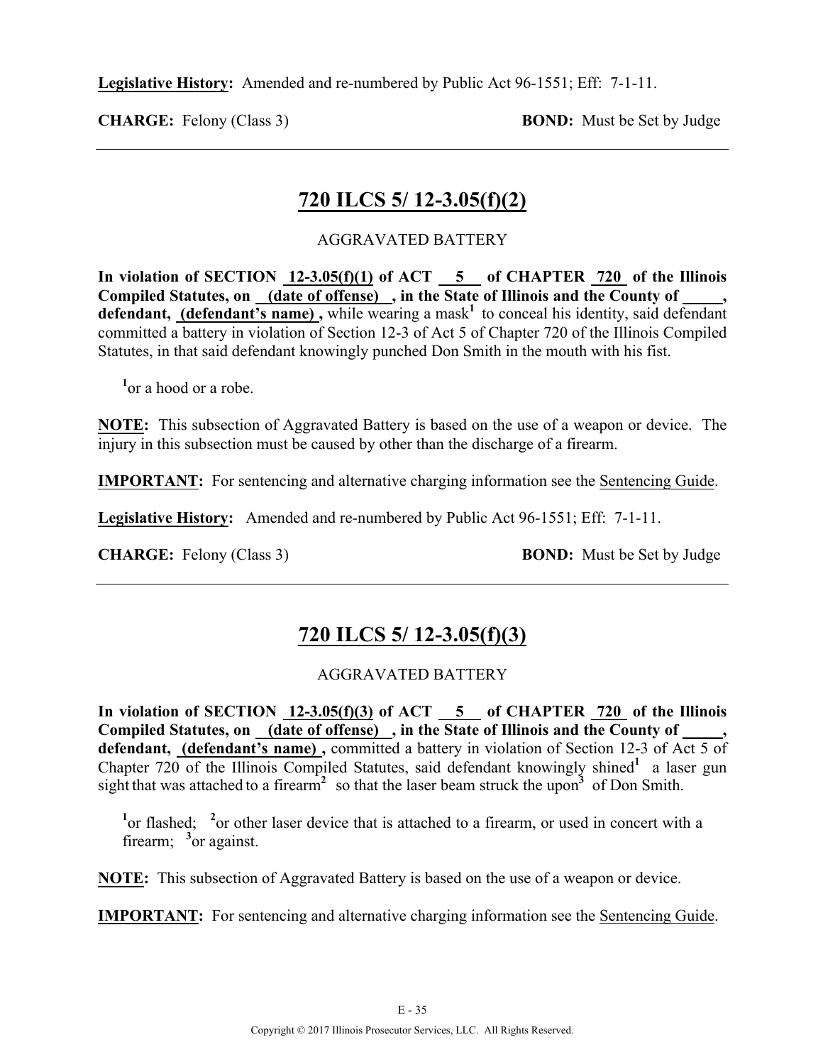**Legislative History:** Amended and re-numbered by Public Act 96-1551; Eff: 7-1-11.

**CHARGE:** Felony (Class 3) **BOND:** Must be Set by Judge

---

## 720 ILCS 5/ 12-3.05(f)(2)

AGGRAVATED BATTERY

**In violation of SECTION 12-3.05(f)(1) of ACT 5 of CHAPTER 720 of the Illinois Compiled Statutes, on (date of offense) , in the State of Illinois and the County of _____, defendant, (defendant's name) ,** while wearing a mask[1] to conceal his identity, said defendant committed a battery in violation of Section 12-3 of Act 5 of Chapter 720 of the Illinois Compiled Statutes, in that said defendant knowingly punched Don Smith in the mouth with his fist.

[1]or a hood or a robe.

**NOTE:** This subsection of Aggravated Battery is based on the use of a weapon or device. The injury in this subsection must be caused by other than the discharge of a firearm.

**IMPORTANT:** For sentencing and alternative charging information see the Sentencing Guide.

**Legislative History:** Amended and re-numbered by Public Act 96-1551; Eff: 7-1-11.

**CHARGE:** Felony (Class 3) **BOND:** Must be Set by Judge

---

## 720 ILCS 5/ 12-3.05(f)(3)

AGGRAVATED BATTERY

**In violation of SECTION 12-3.05(f)(3) of ACT 5 of CHAPTER 720 of the Illinois Compiled Statutes, on (date of offense) , in the State of Illinois and the County of _____, defendant, (defendant's name) ,** committed a battery in violation of Section 12-3 of Act 5 of Chapter 720 of the Illinois Compiled Statutes, said defendant knowingly shined[1] a laser gun sight that was attached to a firearm[2] so that the laser beam struck the upon[3] of Don Smith.

[1]or flashed; [2]or other laser device that is attached to a firearm, or used in concert with a firearm; [3]or against.

**NOTE:** This subsection of Aggravated Battery is based on the use of a weapon or device.

**IMPORTANT:** For sentencing and alternative charging information see the Sentencing Guide.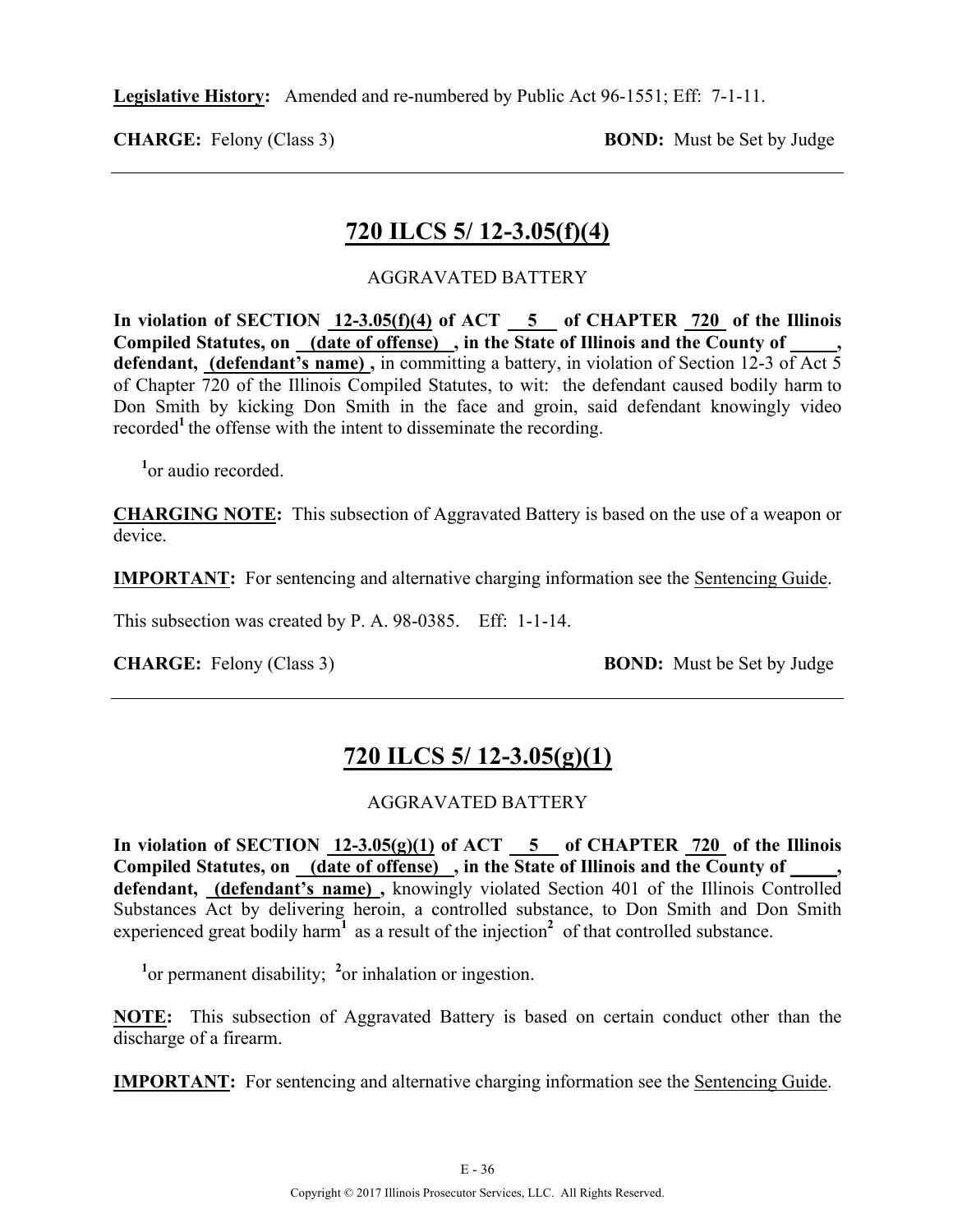**Legislative History:** Amended and re-numbered by Public Act 96-1551; Eff: 7-1-11.

**CHARGE:** Felony (Class 3) **BOND:** Must be Set by Judge

---

## 720 ILCS 5/ 12-3.05(f)(4)

AGGRAVATED BATTERY

**In violation of SECTION 12-3.05(f)(4) of ACT 5 of CHAPTER 720 of the Illinois Compiled Statutes, on (date of offense) , in the State of Illinois and the County of \_\_\_\_\_, defendant, (defendant's name) ,** in committing a battery, in violation of Section 12-3 of Act 5 of Chapter 720 of the Illinois Compiled Statutes, to wit: the defendant caused bodily harm to Don Smith by kicking Don Smith in the face and groin, said defendant knowingly video recorded[1] the offense with the intent to disseminate the recording.

[1]or audio recorded.

**CHARGING NOTE:** This subsection of Aggravated Battery is based on the use of a weapon or device.

**IMPORTANT:** For sentencing and alternative charging information see the Sentencing Guide.

This subsection was created by P. A. 98-0385. Eff: 1-1-14.

**CHARGE:** Felony (Class 3) **BOND:** Must be Set by Judge

---

## 720 ILCS 5/ 12-3.05(g)(1)

AGGRAVATED BATTERY

**In violation of SECTION 12-3.05(g)(1) of ACT 5 of CHAPTER 720 of the Illinois Compiled Statutes, on (date of offense) , in the State of Illinois and the County of \_\_\_\_\_, defendant, (defendant's name) ,** knowingly violated Section 401 of the Illinois Controlled Substances Act by delivering heroin, a controlled substance, to Don Smith and Don Smith experienced great bodily harm[1] as a result of the injection[2] of that controlled substance.

[1]or permanent disability; [2]or inhalation or ingestion.

**NOTE:** This subsection of Aggravated Battery is based on certain conduct other than the discharge of a firearm.

**IMPORTANT:** For sentencing and alternative charging information see the Sentencing Guide.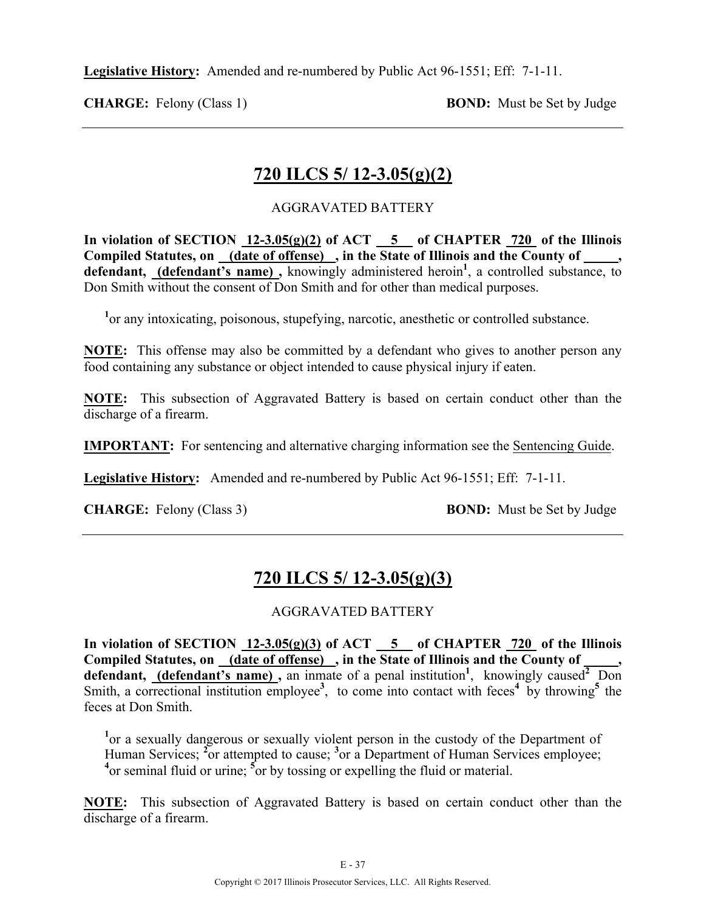**Legislative History:** Amended and re-numbered by Public Act 96-1551; Eff: 7-1-11.

**CHARGE:** Felony (Class 1) **BOND:** Must be Set by Judge

---

## 720 ILCS 5/ 12-3.05(g)(2)

AGGRAVATED BATTERY

**In violation of SECTION 12-3.05(g)(2) of ACT 5 of CHAPTER 720 of the Illinois Compiled Statutes, on (date of offense) , in the State of Illinois and the County of \_\_\_\_\_, defendant, (defendant's name) ,** knowingly administered heroin[1], a controlled substance, to Don Smith without the consent of Don Smith and for other than medical purposes.

[1]or any intoxicating, poisonous, stupefying, narcotic, anesthetic or controlled substance.

**NOTE:** This offense may also be committed by a defendant who gives to another person any food containing any substance or object intended to cause physical injury if eaten.

**NOTE:** This subsection of Aggravated Battery is based on certain conduct other than the discharge of a firearm.

**IMPORTANT:** For sentencing and alternative charging information see the Sentencing Guide.

**Legislative History:** Amended and re-numbered by Public Act 96-1551; Eff: 7-1-11.

**CHARGE:** Felony (Class 3) **BOND:** Must be Set by Judge

---

## 720 ILCS 5/ 12-3.05(g)(3)

AGGRAVATED BATTERY

**In violation of SECTION 12-3.05(g)(3) of ACT 5 of CHAPTER 720 of the Illinois Compiled Statutes, on (date of offense) , in the State of Illinois and the County of \_\_\_\_\_, defendant, (defendant's name) ,** an inmate of a penal institution[1], knowingly caused[2] Don Smith, a correctional institution employee[3], to come into contact with feces[4] by throwing[5] the feces at Don Smith.

[1]or a sexually dangerous or sexually violent person in the custody of the Department of Human Services; [2]or attempted to cause; [3]or a Department of Human Services employee; [4]or seminal fluid or urine; [5]or by tossing or expelling the fluid or material.

**NOTE:** This subsection of Aggravated Battery is based on certain conduct other than the discharge of a firearm.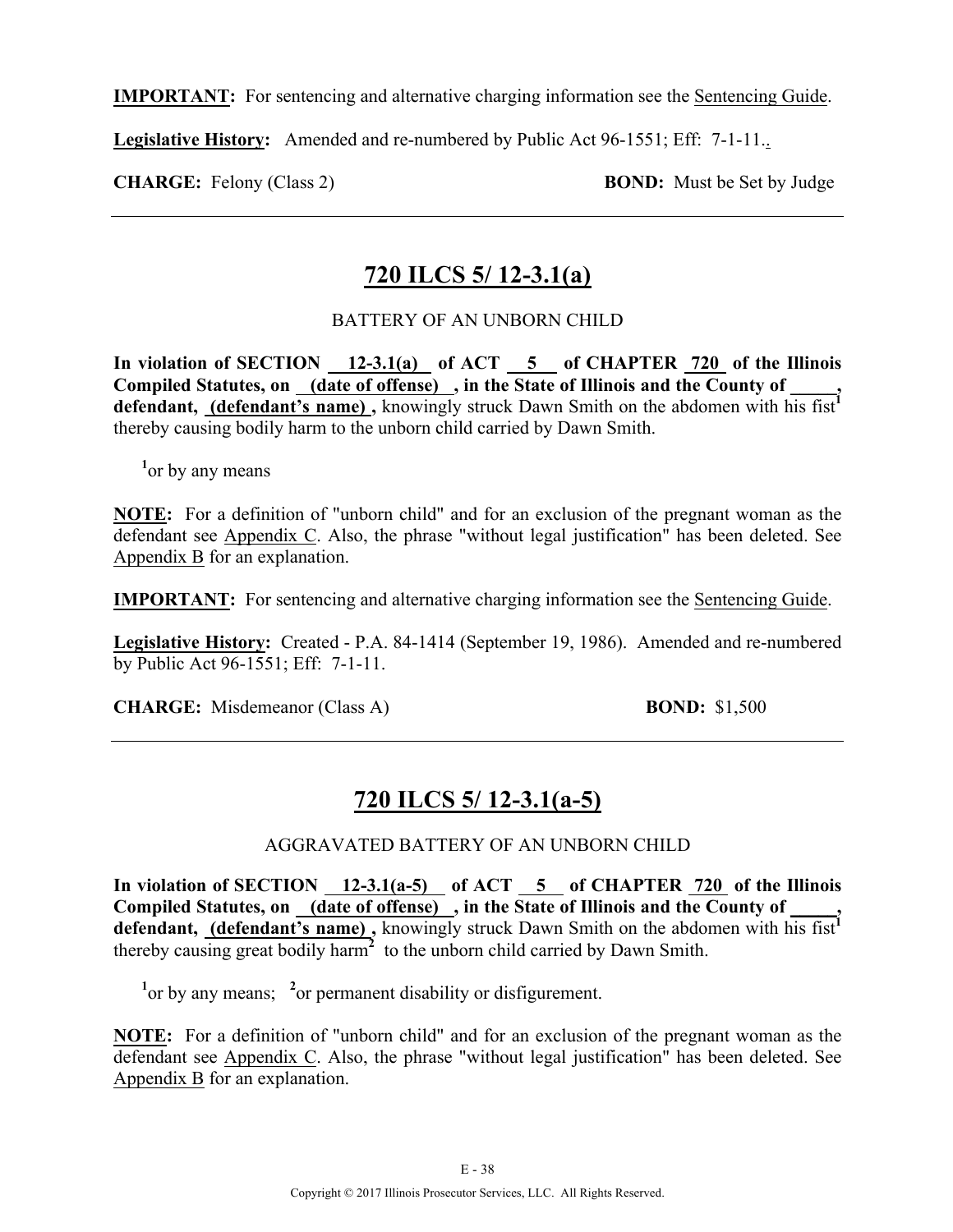**IMPORTANT:** For sentencing and alternative charging information see the Sentencing Guide.

**Legislative History:** Amended and re-numbered by Public Act 96-1551; Eff: 7-1-11..

**CHARGE:** Felony (Class 2) **BOND:** Must be Set by Judge

---

## 720 ILCS 5/ 12-3.1(a)

BATTERY OF AN UNBORN CHILD

**In violation of SECTION 12-3.1(a) of ACT 5 of CHAPTER 720 of the Illinois Compiled Statutes, on (date of offense) , in the State of Illinois and the County of \_\_\_\_\_, defendant, (defendant's name) ,** knowingly struck Dawn Smith on the abdomen with his fist[1] thereby causing bodily harm to the unborn child carried by Dawn Smith.

[1]or by any means

**NOTE:** For a definition of "unborn child" and for an exclusion of the pregnant woman as the defendant see Appendix C. Also, the phrase "without legal justification" has been deleted. See Appendix B for an explanation.

**IMPORTANT:** For sentencing and alternative charging information see the Sentencing Guide.

**Legislative History:** Created - P.A. 84-1414 (September 19, 1986). Amended and re-numbered by Public Act 96-1551; Eff: 7-1-11.

**CHARGE:** Misdemeanor (Class A) **BOND:** $1,500

---

## 720 ILCS 5/ 12-3.1(a-5)

AGGRAVATED BATTERY OF AN UNBORN CHILD

**In violation of SECTION 12-3.1(a-5) of ACT 5 of CHAPTER 720 of the Illinois Compiled Statutes, on (date of offense) , in the State of Illinois and the County of \_\_\_\_\_, defendant, (defendant's name) ,** knowingly struck Dawn Smith on the abdomen with his fist[1] thereby causing great bodily harm[2] to the unborn child carried by Dawn Smith.

[1]or by any means; [2]or permanent disability or disfigurement.

**NOTE:** For a definition of "unborn child" and for an exclusion of the pregnant woman as the defendant see Appendix C. Also, the phrase "without legal justification" has been deleted. See Appendix B for an explanation.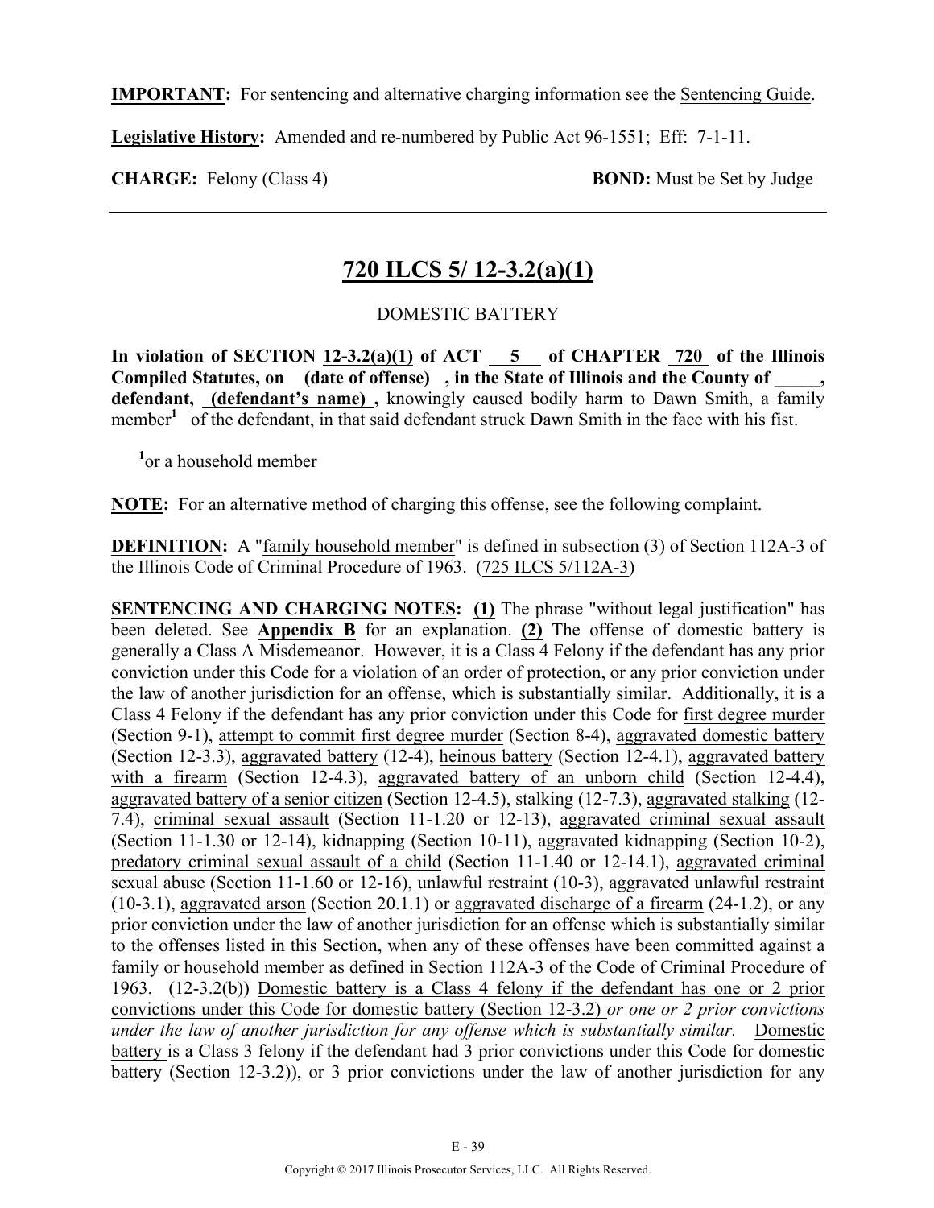**IMPORTANT:** For sentencing and alternative charging information see the Sentencing Guide.

**Legislative History:** Amended and re-numbered by Public Act 96-1551; Eff: 7-1-11.

**CHARGE:** Felony (Class 4) **BOND:** Must be Set by Judge

---

## 720 ILCS 5/ 12-3.2(a)(1)

DOMESTIC BATTERY

**In violation of SECTION 12-3.2(a)(1) of ACT 5 of CHAPTER 720 of the Illinois Compiled Statutes, on (date of offense) , in the State of Illinois and the County of _____, defendant, (defendant's name) ,** knowingly caused bodily harm to Dawn Smith, a family member[1] of the defendant, in that said defendant struck Dawn Smith in the face with his fist.

[1]or a household member

**NOTE:** For an alternative method of charging this offense, see the following complaint.

**DEFINITION:** A "family household member" is defined in subsection (3) of Section 112A-3 of the Illinois Code of Criminal Procedure of 1963. (725 ILCS 5/112A-3)

**SENTENCING AND CHARGING NOTES:** **(1)** The phrase "without legal justification" has been deleted. See **Appendix B** for an explanation. **(2)** The offense of domestic battery is generally a Class A Misdemeanor. However, it is a Class 4 Felony if the defendant has any prior conviction under this Code for a violation of an order of protection, or any prior conviction under the law of another jurisdiction for an offense, which is substantially similar. Additionally, it is a Class 4 Felony if the defendant has any prior conviction under this Code for first degree murder (Section 9-1), attempt to commit first degree murder (Section 8-4), aggravated domestic battery (Section 12-3.3), aggravated battery (12-4), heinous battery (Section 12-4.1), aggravated battery with a firearm (Section 12-4.3), aggravated battery of an unborn child (Section 12-4.4), aggravated battery of a senior citizen (Section 12-4.5), stalking (12-7.3), aggravated stalking (12-7.4), criminal sexual assault (Section 11-1.20 or 12-13), aggravated criminal sexual assault (Section 11-1.30 or 12-14), kidnapping (Section 10-11), aggravated kidnapping (Section 10-2), predatory criminal sexual assault of a child (Section 11-1.40 or 12-14.1), aggravated criminal sexual abuse (Section 11-1.60 or 12-16), unlawful restraint (10-3), aggravated unlawful restraint (10-3.1), aggravated arson (Section 20.1.1) or aggravated discharge of a firearm (24-1.2), or any prior conviction under the law of another jurisdiction for an offense which is substantially similar to the offenses listed in this Section, when any of these offenses have been committed against a family or household member as defined in Section 112A-3 of the Code of Criminal Procedure of 1963. (12-3.2(b)) Domestic battery is a Class 4 felony if the defendant has one or 2 prior convictions under this Code for domestic battery (Section 12-3.2) *or one or 2 prior convictions under the law of another jurisdiction for any offense which is substantially similar.* Domestic battery is a Class 3 felony if the defendant had 3 prior convictions under this Code for domestic battery (Section 12-3.2)), or 3 prior convictions under the law of another jurisdiction for any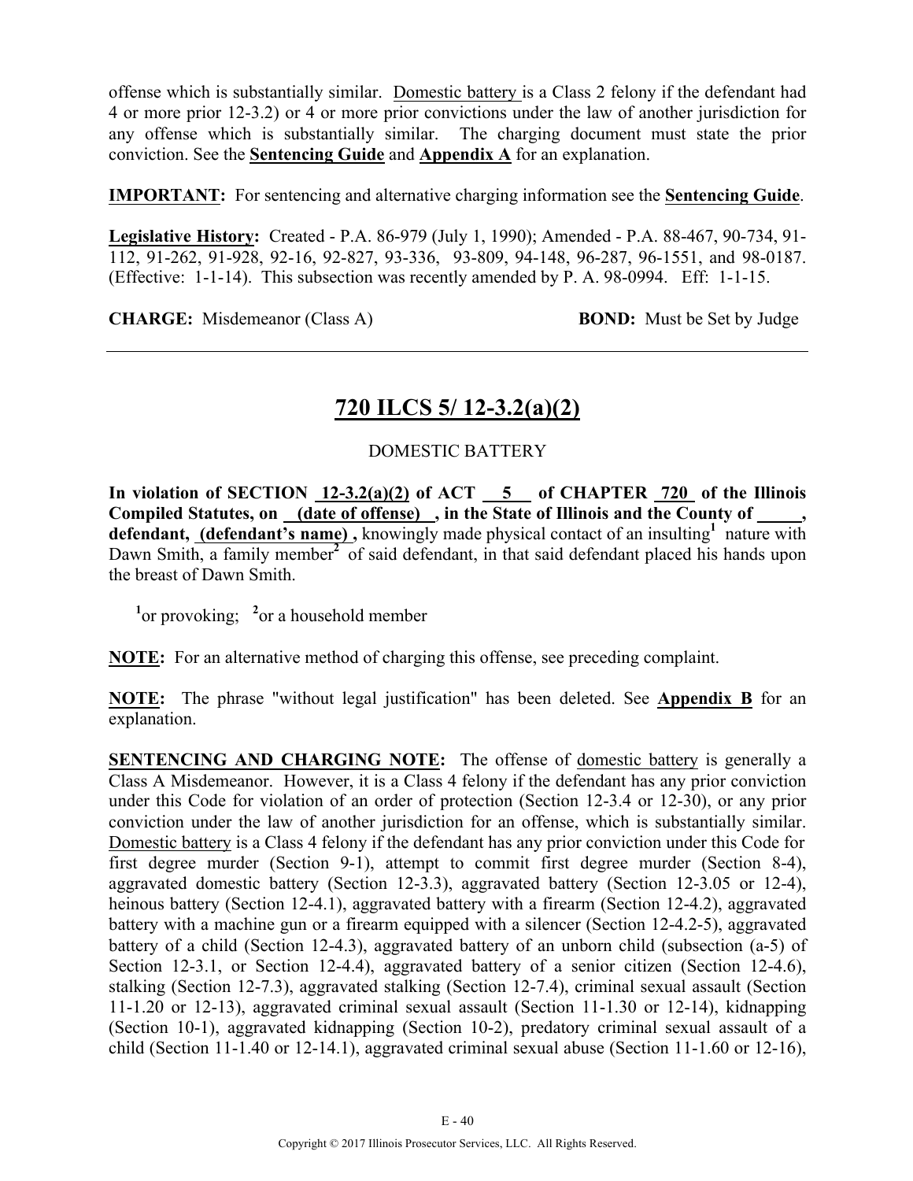offense which is substantially similar. <u>Domestic battery</u> is a Class 2 felony if the defendant had 4 or more prior 12-3.2) or 4 or more prior convictions under the law of another jurisdiction for any offense which is substantially similar. The charging document must state the prior conviction. See the **Sentencing Guide** and **Appendix A** for an explanation.

**IMPORTANT:** For sentencing and alternative charging information see the **Sentencing Guide**.

**Legislative History:** Created - P.A. 86-979 (July 1, 1990); Amended - P.A. 88-467, 90-734, 91-112, 91-262, 91-928, 92-16, 92-827, 93-336, 93-809, 94-148, 96-287, 96-1551, and 98-0187. (Effective: 1-1-14). This subsection was recently amended by P. A. 98-0994. Eff: 1-1-15.

**CHARGE:** Misdemeanor (Class A) **BOND:** Must be Set by Judge

---

## 720 ILCS 5/ 12-3.2(a)(2)

DOMESTIC BATTERY

**In violation of SECTION 12-3.2(a)(2) of ACT 5 of CHAPTER 720 of the Illinois Compiled Statutes, on (date of offense) , in the State of Illinois and the County of \_\_\_\_\_, defendant, (defendant's name) ,** knowingly made physical contact of an insulting[1] nature with Dawn Smith, a family member[2] of said defendant, in that said defendant placed his hands upon the breast of Dawn Smith.

[1]or provoking; [2]or a household member

**NOTE:** For an alternative method of charging this offense, see preceding complaint.

**NOTE:** The phrase "without legal justification" has been deleted. See **Appendix B** for an explanation.

**SENTENCING AND CHARGING NOTE:** The offense of <u>domestic battery</u> is generally a Class A Misdemeanor. However, it is a Class 4 felony if the defendant has any prior conviction under this Code for violation of an order of protection (Section 12-3.4 or 12-30), or any prior conviction under the law of another jurisdiction for an offense, which is substantially similar. <u>Domestic battery</u> is a Class 4 felony if the defendant has any prior conviction under this Code for first degree murder (Section 9-1), attempt to commit first degree murder (Section 8-4), aggravated domestic battery (Section 12-3.3), aggravated battery (Section 12-3.05 or 12-4), heinous battery (Section 12-4.1), aggravated battery with a firearm (Section 12-4.2), aggravated battery with a machine gun or a firearm equipped with a silencer (Section 12-4.2-5), aggravated battery of a child (Section 12-4.3), aggravated battery of an unborn child (subsection (a-5) of Section 12-3.1, or Section 12-4.4), aggravated battery of a senior citizen (Section 12-4.6), stalking (Section 12-7.3), aggravated stalking (Section 12-7.4), criminal sexual assault (Section 11-1.20 or 12-13), aggravated criminal sexual assault (Section 11-1.30 or 12-14), kidnapping (Section 10-1), aggravated kidnapping (Section 10-2), predatory criminal sexual assault of a child (Section 11-1.40 or 12-14.1), aggravated criminal sexual abuse (Section 11-1.60 or 12-16),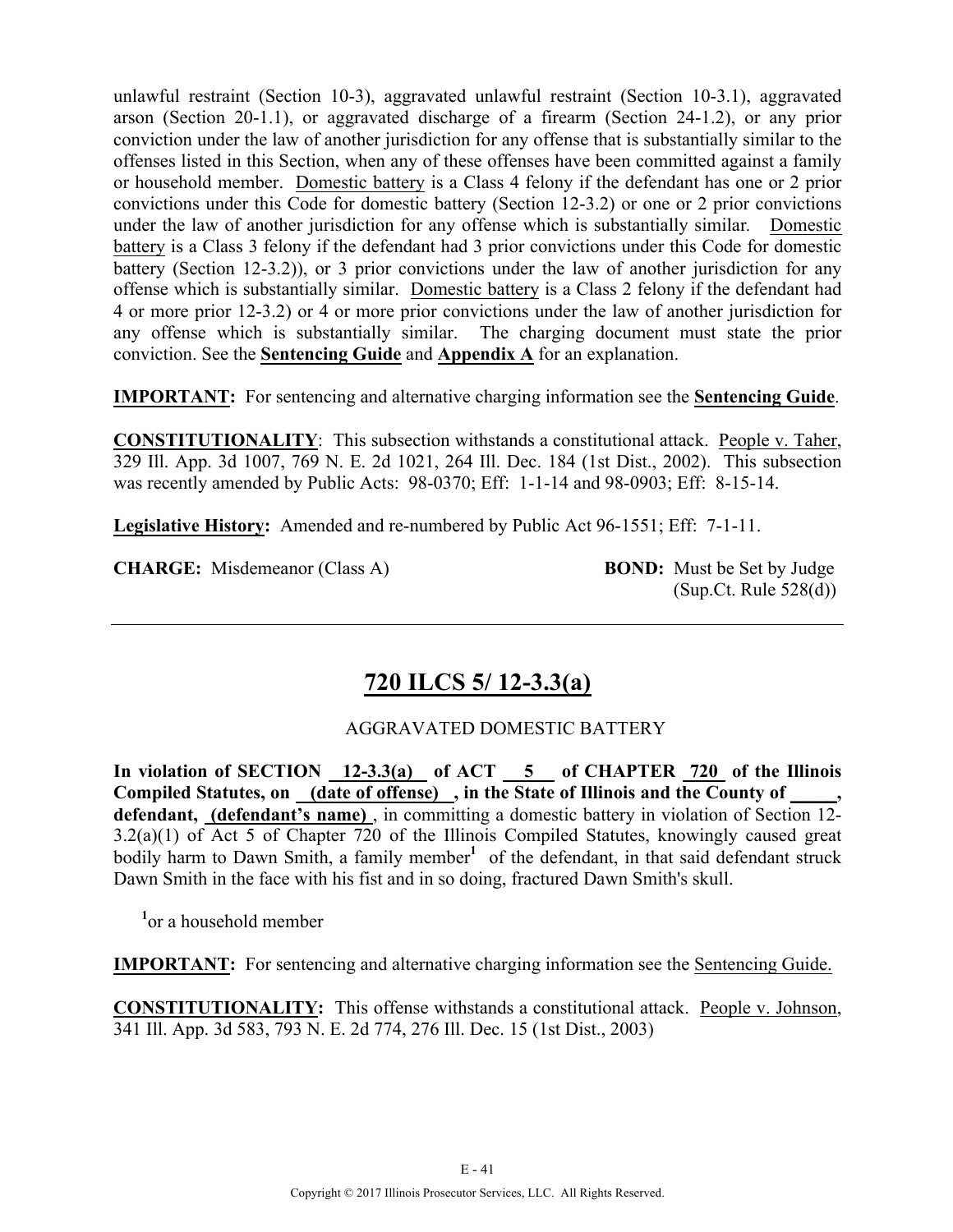unlawful restraint (Section 10-3), aggravated unlawful restraint (Section 10-3.1), aggravated arson (Section 20-1.1), or aggravated discharge of a firearm (Section 24-1.2), or any prior conviction under the law of another jurisdiction for any offense that is substantially similar to the offenses listed in this Section, when any of these offenses have been committed against a family or household member. Domestic battery is a Class 4 felony if the defendant has one or 2 prior convictions under this Code for domestic battery (Section 12-3.2) or one or 2 prior convictions under the law of another jurisdiction for any offense which is substantially similar. Domestic battery is a Class 3 felony if the defendant had 3 prior convictions under this Code for domestic battery (Section 12-3.2)), or 3 prior convictions under the law of another jurisdiction for any offense which is substantially similar. Domestic battery is a Class 2 felony if the defendant had 4 or more prior 12-3.2) or 4 or more prior convictions under the law of another jurisdiction for any offense which is substantially similar. The charging document must state the prior conviction. See the **Sentencing Guide** and **Appendix A** for an explanation.

**IMPORTANT:** For sentencing and alternative charging information see the **Sentencing Guide**.

**CONSTITUTIONALITY**: This subsection withstands a constitutional attack. People v. Taher, 329 Ill. App. 3d 1007, 769 N. E. 2d 1021, 264 Ill. Dec. 184 (1st Dist., 2002). This subsection was recently amended by Public Acts: 98-0370; Eff: 1-1-14 and 98-0903; Eff: 8-15-14.

**Legislative History:** Amended and re-numbered by Public Act 96-1551; Eff: 7-1-11.

**CHARGE:** Misdemeanor (Class A) **BOND:** Must be Set by Judge (Sup.Ct. Rule 528(d))

---

## 720 ILCS 5/ 12-3.3(a)

AGGRAVATED DOMESTIC BATTERY

**In violation of SECTION 12-3.3(a) of ACT 5 of CHAPTER 720 of the Illinois Compiled Statutes, on (date of offense) , in the State of Illinois and the County of \_\_\_\_\_, defendant, (defendant's name)** , in committing a domestic battery in violation of Section 12-3.2(a)(1) of Act 5 of Chapter 720 of the Illinois Compiled Statutes, knowingly caused great bodily harm to Dawn Smith, a family member[1] of the defendant, in that said defendant struck Dawn Smith in the face with his fist and in so doing, fractured Dawn Smith's skull.

[1]or a household member

**IMPORTANT:** For sentencing and alternative charging information see the Sentencing Guide.

**CONSTITUTIONALITY:** This offense withstands a constitutional attack. People v. Johnson, 341 Ill. App. 3d 583, 793 N. E. 2d 774, 276 Ill. Dec. 15 (1st Dist., 2003)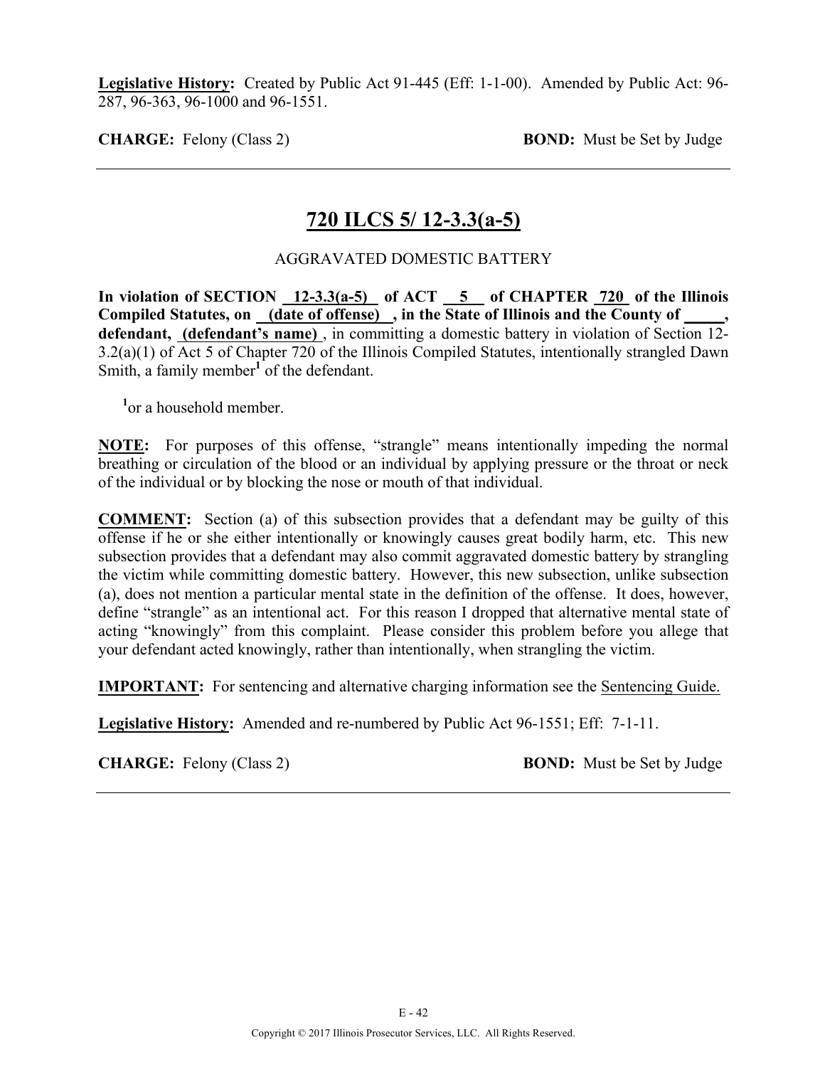**Legislative History:** Created by Public Act 91-445 (Eff: 1-1-00). Amended by Public Act: 96-287, 96-363, 96-1000 and 96-1551.

**CHARGE:** Felony (Class 2) **BOND:** Must be Set by Judge

---

## 720 ILCS 5/ 12-3.3(a-5)

AGGRAVATED DOMESTIC BATTERY

**In violation of SECTION 12-3.3(a-5) of ACT 5 of CHAPTER 720 of the Illinois Compiled Statutes, on (date of offense) , in the State of Illinois and the County of \_\_\_\_\_, defendant, (defendant's name)** , in committing a domestic battery in violation of Section 12-3.2(a)(1) of Act 5 of Chapter 720 of the Illinois Compiled Statutes, intentionally strangled Dawn Smith, a family member[1] of the defendant.

[1]or a household member.

**NOTE:** For purposes of this offense, "strangle" means intentionally impeding the normal breathing or circulation of the blood or an individual by applying pressure or the throat or neck of the individual or by blocking the nose or mouth of that individual.

**COMMENT:** Section (a) of this subsection provides that a defendant may be guilty of this offense if he or she either intentionally or knowingly causes great bodily harm, etc. This new subsection provides that a defendant may also commit aggravated domestic battery by strangling the victim while committing domestic battery. However, this new subsection, unlike subsection (a), does not mention a particular mental state in the definition of the offense. It does, however, define "strangle" as an intentional act. For this reason I dropped that alternative mental state of acting "knowingly" from this complaint. Please consider this problem before you allege that your defendant acted knowingly, rather than intentionally, when strangling the victim.

**IMPORTANT:** For sentencing and alternative charging information see the Sentencing Guide.

**Legislative History:** Amended and re-numbered by Public Act 96-1551; Eff: 7-1-11.

**CHARGE:** Felony (Class 2) **BOND:** Must be Set by Judge

---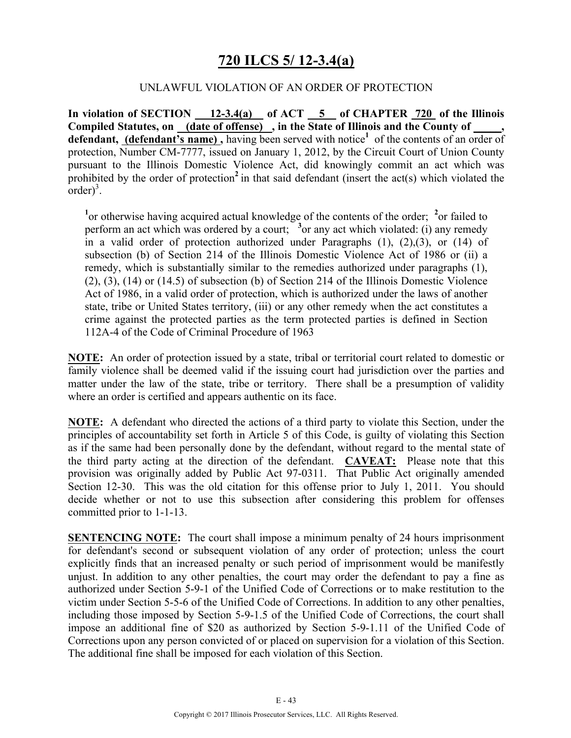# 720 ILCS 5/ 12-3.4(a)

UNLAWFUL VIOLATION OF AN ORDER OF PROTECTION

**In violation of SECTION 12-3.4(a) of ACT 5 of CHAPTER 720 of the Illinois Compiled Statutes, on (date of offense), in the State of Illinois and the County of \_\_\_\_\_, defendant, (defendant's name) ,** having been served with notice[1] of the contents of an order of protection, Number CM-7777, issued on January 1, 2012, by the Circuit Court of Union County pursuant to the Illinois Domestic Violence Act, did knowingly commit an act which was prohibited by the order of protection[2] in that said defendant (insert the act(s) which violated the order)[3].

[1]or otherwise having acquired actual knowledge of the contents of the order; [2]or failed to perform an act which was ordered by a court; [3]or any act which violated: (i) any remedy in a valid order of protection authorized under Paragraphs (1), (2),(3), or (14) of subsection (b) of Section 214 of the Illinois Domestic Violence Act of 1986 or (ii) a remedy, which is substantially similar to the remedies authorized under paragraphs (1), (2), (3), (14) or (14.5) of subsection (b) of Section 214 of the Illinois Domestic Violence Act of 1986, in a valid order of protection, which is authorized under the laws of another state, tribe or United States territory, (iii) or any other remedy when the act constitutes a crime against the protected parties as the term protected parties is defined in Section 112A-4 of the Code of Criminal Procedure of 1963

**NOTE:** An order of protection issued by a state, tribal or territorial court related to domestic or family violence shall be deemed valid if the issuing court had jurisdiction over the parties and matter under the law of the state, tribe or territory. There shall be a presumption of validity where an order is certified and appears authentic on its face.

**NOTE:** A defendant who directed the actions of a third party to violate this Section, under the principles of accountability set forth in Article 5 of this Code, is guilty of violating this Section as if the same had been personally done by the defendant, without regard to the mental state of the third party acting at the direction of the defendant. **CAVEAT:** Please note that this provision was originally added by Public Act 97-0311. That Public Act originally amended Section 12-30. This was the old citation for this offense prior to July 1, 2011. You should decide whether or not to use this subsection after considering this problem for offenses committed prior to 1-1-13.

**SENTENCING NOTE:** The court shall impose a minimum penalty of 24 hours imprisonment for defendant's second or subsequent violation of any order of protection; unless the court explicitly finds that an increased penalty or such period of imprisonment would be manifestly unjust. In addition to any other penalties, the court may order the defendant to pay a fine as authorized under Section 5-9-1 of the Unified Code of Corrections or to make restitution to the victim under Section 5-5-6 of the Unified Code of Corrections. In addition to any other penalties, including those imposed by Section 5-9-1.5 of the Unified Code of Corrections, the court shall impose an additional fine of $20 as authorized by Section 5-9-1.11 of the Unified Code of Corrections upon any person convicted of or placed on supervision for a violation of this Section. The additional fine shall be imposed for each violation of this Section.

Copyright © 2017 Illinois Prosecutor Services, LLC. All Rights Reserved.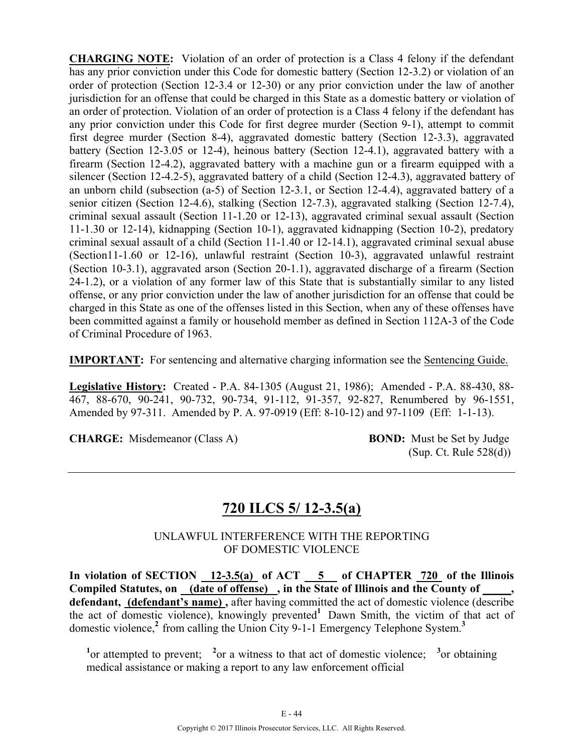**CHARGING NOTE:** Violation of an order of protection is a Class 4 felony if the defendant has any prior conviction under this Code for domestic battery (Section 12-3.2) or violation of an order of protection (Section 12-3.4 or 12-30) or any prior conviction under the law of another jurisdiction for an offense that could be charged in this State as a domestic battery or violation of an order of protection. Violation of an order of protection is a Class 4 felony if the defendant has any prior conviction under this Code for first degree murder (Section 9-1), attempt to commit first degree murder (Section 8-4), aggravated domestic battery (Section 12-3.3), aggravated battery (Section 12-3.05 or 12-4), heinous battery (Section 12-4.1), aggravated battery with a firearm (Section 12-4.2), aggravated battery with a machine gun or a firearm equipped with a silencer (Section 12-4.2-5), aggravated battery of a child (Section 12-4.3), aggravated battery of an unborn child (subsection (a-5) of Section 12-3.1, or Section 12-4.4), aggravated battery of a senior citizen (Section 12-4.6), stalking (Section 12-7.3), aggravated stalking (Section 12-7.4), criminal sexual assault (Section 11-1.20 or 12-13), aggravated criminal sexual assault (Section 11-1.30 or 12-14), kidnapping (Section 10-1), aggravated kidnapping (Section 10-2), predatory criminal sexual assault of a child (Section 11-1.40 or 12-14.1), aggravated criminal sexual abuse (Section11-1.60 or 12-16), unlawful restraint (Section 10-3), aggravated unlawful restraint (Section 10-3.1), aggravated arson (Section 20-1.1), aggravated discharge of a firearm (Section 24-1.2), or a violation of any former law of this State that is substantially similar to any listed offense, or any prior conviction under the law of another jurisdiction for an offense that could be charged in this State as one of the offenses listed in this Section, when any of these offenses have been committed against a family or household member as defined in Section 112A-3 of the Code of Criminal Procedure of 1963.

**IMPORTANT:** For sentencing and alternative charging information see the Sentencing Guide.

**Legislative History:** Created - P.A. 84-1305 (August 21, 1986); Amended - P.A. 88-430, 88-467, 88-670, 90-241, 90-732, 90-734, 91-112, 91-357, 92-827, Renumbered by 96-1551, Amended by 97-311. Amended by P. A. 97-0919 (Eff: 8-10-12) and 97-1109 (Eff: 1-1-13).

**CHARGE:** Misdemeanor (Class A) **BOND:** Must be Set by Judge (Sup. Ct. Rule 528(d))

---

## 720 ILCS 5/ 12-3.5(a)

UNLAWFUL INTERFERENCE WITH THE REPORTING OF DOMESTIC VIOLENCE

**In violation of SECTION 12-3.5(a) of ACT 5 of CHAPTER 720 of the Illinois Compiled Statutes, on (date of offense) , in the State of Illinois and the County of \_\_\_\_\_, defendant, (defendant's name) ,** after having committed the act of domestic violence (describe the act of domestic violence), knowingly prevented[1] Dawn Smith, the victim of that act of domestic violence,[2] from calling the Union City 9-1-1 Emergency Telephone System.[3]

[1]or attempted to prevent; [2]or a witness to that act of domestic violence; [3]or obtaining medical assistance or making a report to any law enforcement official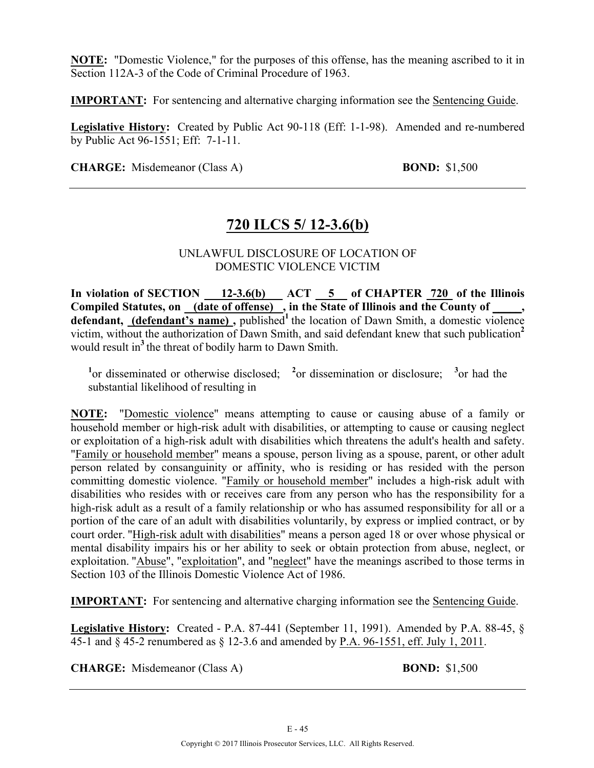**NOTE:** "Domestic Violence," for the purposes of this offense, has the meaning ascribed to it in Section 112A-3 of the Code of Criminal Procedure of 1963.

**IMPORTANT:** For sentencing and alternative charging information see the Sentencing Guide.

**Legislative History:** Created by Public Act 90-118 (Eff: 1-1-98). Amended and re-numbered by Public Act 96-1551; Eff: 7-1-11.

**CHARGE:** Misdemeanor (Class A) **BOND:** $1,500

---

## 720 ILCS 5/ 12-3.6(b)

UNLAWFUL DISCLOSURE OF LOCATION OF DOMESTIC VIOLENCE VICTIM

**In violation of SECTION 12-3.6(b) ACT 5 of CHAPTER 720 of the Illinois Compiled Statutes, on (date of offense) , in the State of Illinois and the County of \_\_\_\_\_, defendant, (defendant's name) ,** published[1] the location of Dawn Smith, a domestic violence victim, without the authorization of Dawn Smith, and said defendant knew that such publication[2] would result in[3] the threat of bodily harm to Dawn Smith.

[1]or disseminated or otherwise disclosed; [2]or dissemination or disclosure; [3]or had the substantial likelihood of resulting in

**NOTE:** "Domestic violence" means attempting to cause or causing abuse of a family or household member or high-risk adult with disabilities, or attempting to cause or causing neglect or exploitation of a high-risk adult with disabilities which threatens the adult's health and safety. "Family or household member" means a spouse, person living as a spouse, parent, or other adult person related by consanguinity or affinity, who is residing or has resided with the person committing domestic violence. "Family or household member" includes a high-risk adult with disabilities who resides with or receives care from any person who has the responsibility for a high-risk adult as a result of a family relationship or who has assumed responsibility for all or a portion of the care of an adult with disabilities voluntarily, by express or implied contract, or by court order. "High-risk adult with disabilities" means a person aged 18 or over whose physical or mental disability impairs his or her ability to seek or obtain protection from abuse, neglect, or exploitation. "Abuse", "exploitation", and "neglect" have the meanings ascribed to those terms in Section 103 of the Illinois Domestic Violence Act of 1986.

**IMPORTANT:** For sentencing and alternative charging information see the Sentencing Guide.

**Legislative History:** Created - P.A. 87-441 (September 11, 1991). Amended by P.A. 88-45, § 45-1 and § 45-2 renumbered as § 12-3.6 and amended by P.A. 96-1551, eff. July 1, 2011.

**CHARGE:** Misdemeanor (Class A) **BOND:** $1,500

---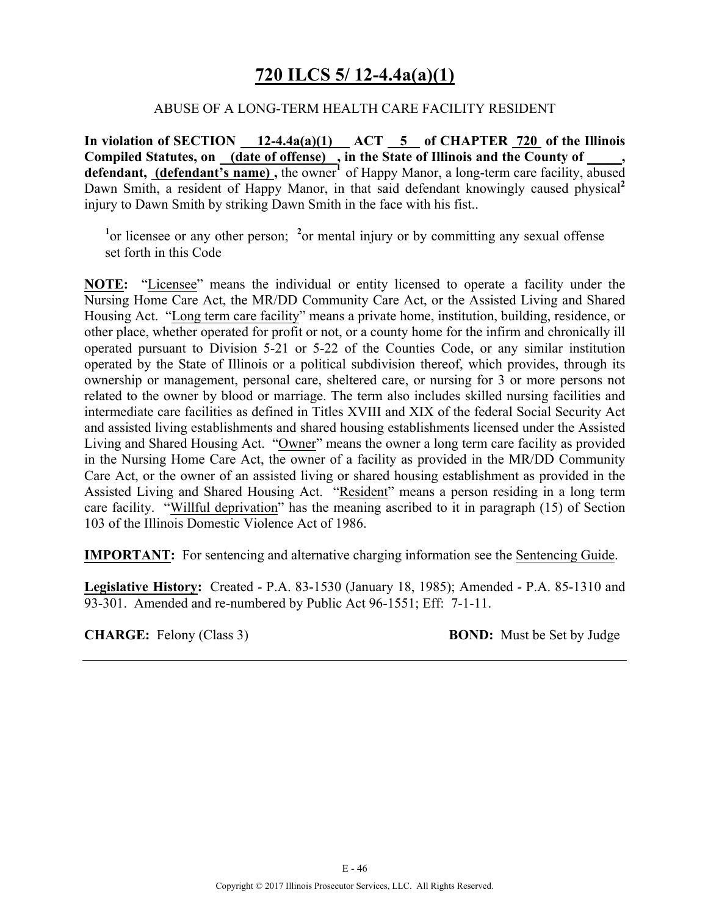# 720 ILCS 5/ 12-4.4a(a)(1)

ABUSE OF A LONG-TERM HEALTH CARE FACILITY RESIDENT

**In violation of SECTION 12-4.4a(a)(1) ACT 5 of CHAPTER 720 of the Illinois Compiled Statutes, on (date of offense) , in the State of Illinois and the County of \_\_\_\_\_, defendant, (defendant's name) ,** the owner[1] of Happy Manor, a long-term care facility, abused Dawn Smith, a resident of Happy Manor, in that said defendant knowingly caused physical[2] injury to Dawn Smith by striking Dawn Smith in the face with his fist..

[1]or licensee or any other person; [2]or mental injury or by committing any sexual offense set forth in this Code

**NOTE:** "Licensee" means the individual or entity licensed to operate a facility under the Nursing Home Care Act, the MR/DD Community Care Act, or the Assisted Living and Shared Housing Act. "Long term care facility" means a private home, institution, building, residence, or other place, whether operated for profit or not, or a county home for the infirm and chronically ill operated pursuant to Division 5-21 or 5-22 of the Counties Code, or any similar institution operated by the State of Illinois or a political subdivision thereof, which provides, through its ownership or management, personal care, sheltered care, or nursing for 3 or more persons not related to the owner by blood or marriage. The term also includes skilled nursing facilities and intermediate care facilities as defined in Titles XVIII and XIX of the federal Social Security Act and assisted living establishments and shared housing establishments licensed under the Assisted Living and Shared Housing Act. "Owner" means the owner a long term care facility as provided in the Nursing Home Care Act, the owner of a facility as provided in the MR/DD Community Care Act, or the owner of an assisted living or shared housing establishment as provided in the Assisted Living and Shared Housing Act. "Resident" means a person residing in a long term care facility. "Willful deprivation" has the meaning ascribed to it in paragraph (15) of Section 103 of the Illinois Domestic Violence Act of 1986.

**IMPORTANT:** For sentencing and alternative charging information see the Sentencing Guide.

**Legislative History:** Created - P.A. 83-1530 (January 18, 1985); Amended - P.A. 85-1310 and 93-301. Amended and re-numbered by Public Act 96-1551; Eff: 7-1-11.

**CHARGE:** Felony (Class 3) **BOND:** Must be Set by Judge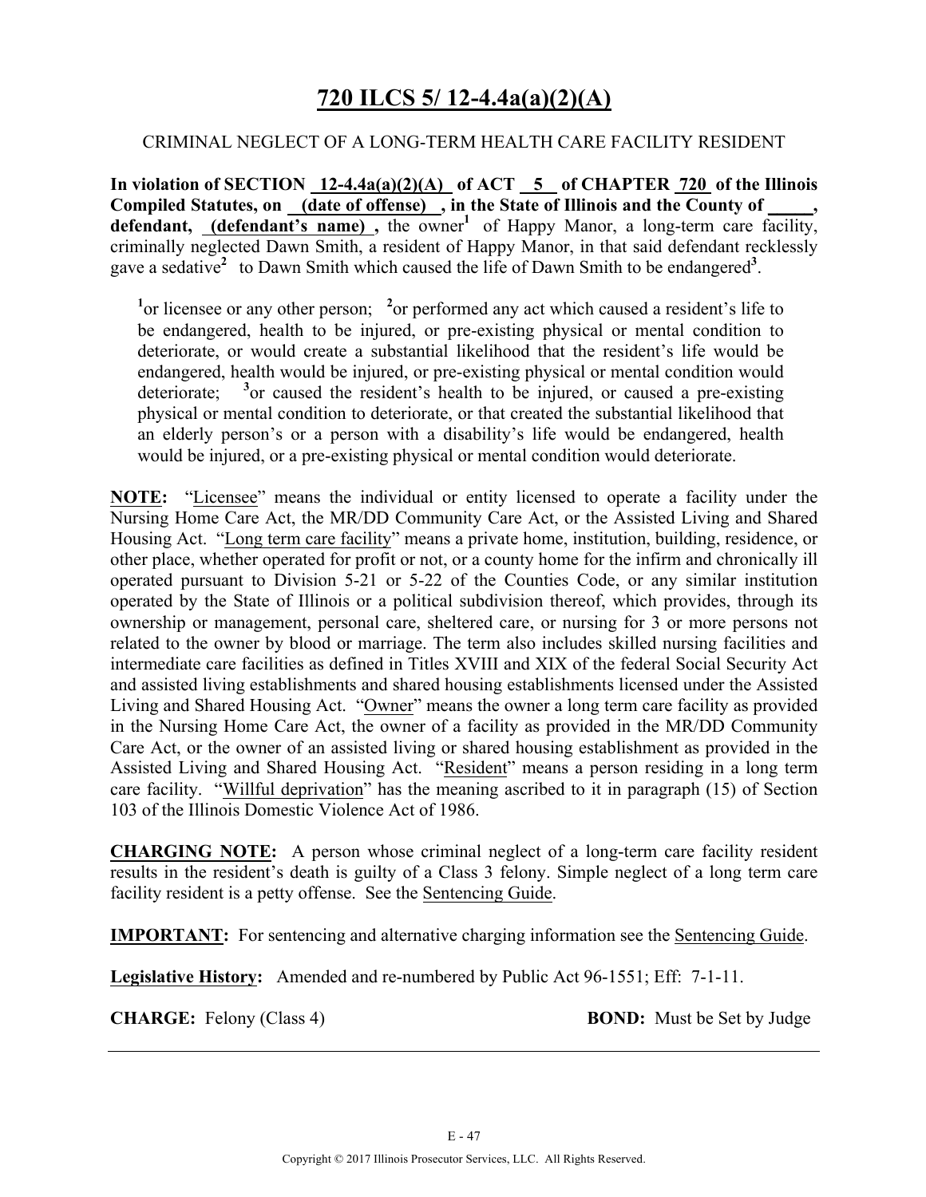# 720 ILCS 5/ 12-4.4a(a)(2)(A)

CRIMINAL NEGLECT OF A LONG-TERM HEALTH CARE FACILITY RESIDENT

**In violation of SECTION 12-4.4a(a)(2)(A) of ACT 5 of CHAPTER 720 of the Illinois Compiled Statutes, on (date of offense) , in the State of Illinois and the County of \_\_\_\_\_, defendant, (defendant's name) ,** the owner[1] of Happy Manor, a long-term care facility, criminally neglected Dawn Smith, a resident of Happy Manor, in that said defendant recklessly gave a sedative[2] to Dawn Smith which caused the life of Dawn Smith to be endangered[3].

[1]or licensee or any other person; [2]or performed any act which caused a resident's life to be endangered, health to be injured, or pre-existing physical or mental condition to deteriorate, or would create a substantial likelihood that the resident's life would be endangered, health would be injured, or pre-existing physical or mental condition would deteriorate; [3]or caused the resident's health to be injured, or caused a pre-existing physical or mental condition to deteriorate, or that created the substantial likelihood that an elderly person's or a person with a disability's life would be endangered, health would be injured, or a pre-existing physical or mental condition would deteriorate.

**NOTE:** "Licensee" means the individual or entity licensed to operate a facility under the Nursing Home Care Act, the MR/DD Community Care Act, or the Assisted Living and Shared Housing Act. "Long term care facility" means a private home, institution, building, residence, or other place, whether operated for profit or not, or a county home for the infirm and chronically ill operated pursuant to Division 5-21 or 5-22 of the Counties Code, or any similar institution operated by the State of Illinois or a political subdivision thereof, which provides, through its ownership or management, personal care, sheltered care, or nursing for 3 or more persons not related to the owner by blood or marriage. The term also includes skilled nursing facilities and intermediate care facilities as defined in Titles XVIII and XIX of the federal Social Security Act and assisted living establishments and shared housing establishments licensed under the Assisted Living and Shared Housing Act. "Owner" means the owner a long term care facility as provided in the Nursing Home Care Act, the owner of a facility as provided in the MR/DD Community Care Act, or the owner of an assisted living or shared housing establishment as provided in the Assisted Living and Shared Housing Act. "Resident" means a person residing in a long term care facility. "Willful deprivation" has the meaning ascribed to it in paragraph (15) of Section 103 of the Illinois Domestic Violence Act of 1986.

**CHARGING NOTE:** A person whose criminal neglect of a long-term care facility resident results in the resident's death is guilty of a Class 3 felony. Simple neglect of a long term care facility resident is a petty offense. See the Sentencing Guide.

**IMPORTANT:** For sentencing and alternative charging information see the Sentencing Guide.

**Legislative History:** Amended and re-numbered by Public Act 96-1551; Eff: 7-1-11.

**CHARGE:** Felony (Class 4) **BOND:** Must be Set by Judge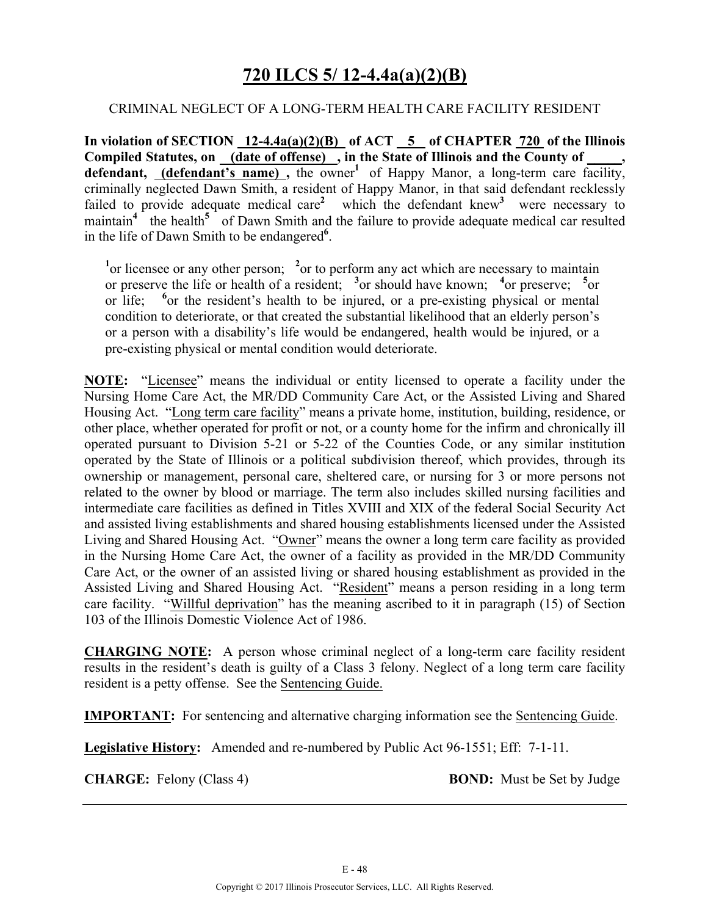# 720 ILCS 5/ 12-4.4a(a)(2)(B)

CRIMINAL NEGLECT OF A LONG-TERM HEALTH CARE FACILITY RESIDENT

**In violation of SECTION 12-4.4a(a)(2)(B) of ACT 5 of CHAPTER 720 of the Illinois Compiled Statutes, on (date of offense) , in the State of Illinois and the County of \_\_\_\_\_, defendant, (defendant's name) ,** the owner[1] of Happy Manor, a long-term care facility, criminally neglected Dawn Smith, a resident of Happy Manor, in that said defendant recklessly failed to provide adequate medical care[2] which the defendant knew[3] were necessary to maintain[4] the health[5] of Dawn Smith and the failure to provide adequate medical car resulted in the life of Dawn Smith to be endangered[6].

[1]or licensee or any other person; [2]or to perform any act which are necessary to maintain or preserve the life or health of a resident; [3]or should have known; [4]or preserve; [5]or or life; [6]or the resident's health to be injured, or a pre-existing physical or mental condition to deteriorate, or that created the substantial likelihood that an elderly person's or a person with a disability's life would be endangered, health would be injured, or a pre-existing physical or mental condition would deteriorate.

**NOTE:** "Licensee" means the individual or entity licensed to operate a facility under the Nursing Home Care Act, the MR/DD Community Care Act, or the Assisted Living and Shared Housing Act. "Long term care facility" means a private home, institution, building, residence, or other place, whether operated for profit or not, or a county home for the infirm and chronically ill operated pursuant to Division 5-21 or 5-22 of the Counties Code, or any similar institution operated by the State of Illinois or a political subdivision thereof, which provides, through its ownership or management, personal care, sheltered care, or nursing for 3 or more persons not related to the owner by blood or marriage. The term also includes skilled nursing facilities and intermediate care facilities as defined in Titles XVIII and XIX of the federal Social Security Act and assisted living establishments and shared housing establishments licensed under the Assisted Living and Shared Housing Act. "Owner" means the owner a long term care facility as provided in the Nursing Home Care Act, the owner of a facility as provided in the MR/DD Community Care Act, or the owner of an assisted living or shared housing establishment as provided in the Assisted Living and Shared Housing Act. "Resident" means a person residing in a long term care facility. "Willful deprivation" has the meaning ascribed to it in paragraph (15) of Section 103 of the Illinois Domestic Violence Act of 1986.

**CHARGING NOTE:** A person whose criminal neglect of a long-term care facility resident results in the resident's death is guilty of a Class 3 felony. Neglect of a long term care facility resident is a petty offense. See the Sentencing Guide.

**IMPORTANT:** For sentencing and alternative charging information see the Sentencing Guide.

**Legislative History:** Amended and re-numbered by Public Act 96-1551; Eff: 7-1-11.

**CHARGE:** Felony (Class 4) **BOND:** Must be Set by Judge

Copyright © 2017 Illinois Prosecutor Services, LLC. All Rights Reserved.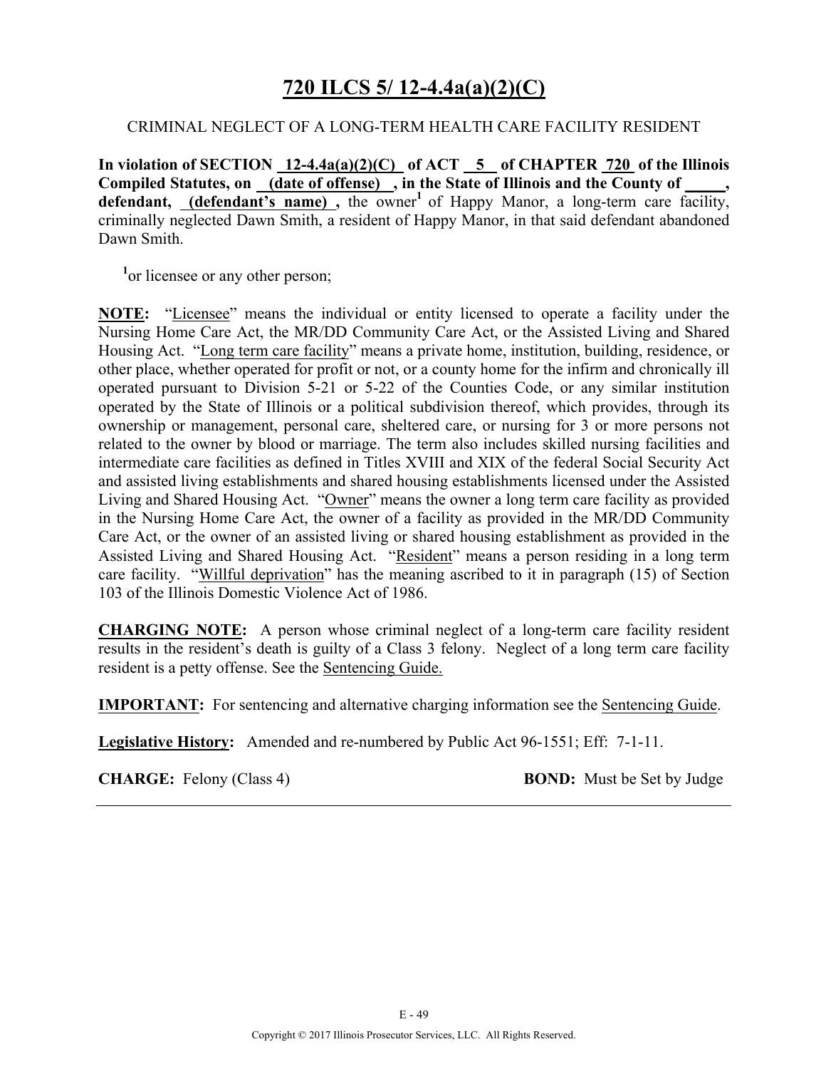# 720 ILCS 5/ 12-4.4a(a)(2)(C)

CRIMINAL NEGLECT OF A LONG-TERM HEALTH CARE FACILITY RESIDENT

**In violation of SECTION 12-4.4a(a)(2)(C) of ACT 5 of CHAPTER 720 of the Illinois Compiled Statutes, on (date of offense) , in the State of Illinois and the County of _____, defendant, (defendant's name) ,** the owner[1] of Happy Manor, a long-term care facility, criminally neglected Dawn Smith, a resident of Happy Manor, in that said defendant abandoned Dawn Smith.

[1]or licensee or any other person;

**NOTE:** "Licensee" means the individual or entity licensed to operate a facility under the Nursing Home Care Act, the MR/DD Community Care Act, or the Assisted Living and Shared Housing Act. "Long term care facility" means a private home, institution, building, residence, or other place, whether operated for profit or not, or a county home for the infirm and chronically ill operated pursuant to Division 5-21 or 5-22 of the Counties Code, or any similar institution operated by the State of Illinois or a political subdivision thereof, which provides, through its ownership or management, personal care, sheltered care, or nursing for 3 or more persons not related to the owner by blood or marriage. The term also includes skilled nursing facilities and intermediate care facilities as defined in Titles XVIII and XIX of the federal Social Security Act and assisted living establishments and shared housing establishments licensed under the Assisted Living and Shared Housing Act. "Owner" means the owner a long term care facility as provided in the Nursing Home Care Act, the owner of a facility as provided in the MR/DD Community Care Act, or the owner of an assisted living or shared housing establishment as provided in the Assisted Living and Shared Housing Act. "Resident" means a person residing in a long term care facility. "Willful deprivation" has the meaning ascribed to it in paragraph (15) of Section 103 of the Illinois Domestic Violence Act of 1986.

**CHARGING NOTE:** A person whose criminal neglect of a long-term care facility resident results in the resident's death is guilty of a Class 3 felony. Neglect of a long term care facility resident is a petty offense. See the Sentencing Guide.

**IMPORTANT:** For sentencing and alternative charging information see the Sentencing Guide.

**Legislative History:** Amended and re-numbered by Public Act 96-1551; Eff: 7-1-11.

**CHARGE:** Felony (Class 4) **BOND:** Must be Set by Judge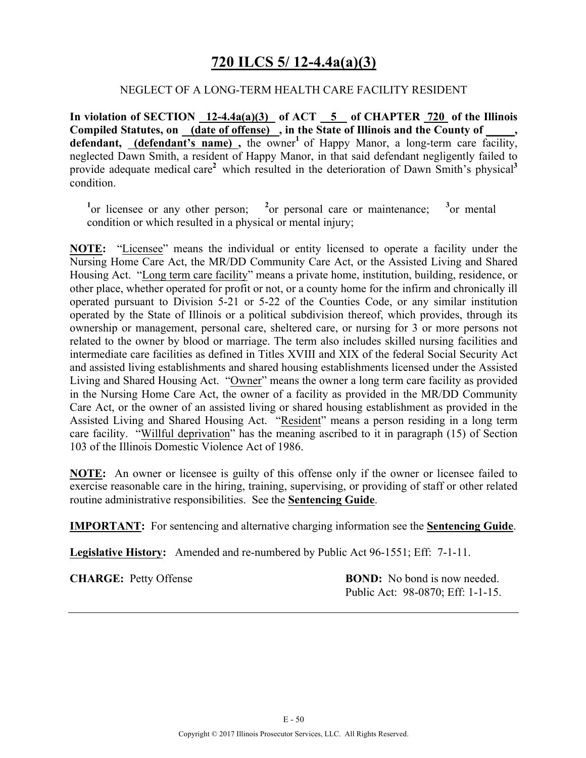# 720 ILCS 5/ 12-4.4a(a)(3)

NEGLECT OF A LONG-TERM HEALTH CARE FACILITY RESIDENT

**In violation of SECTION 12-4.4a(a)(3) of ACT 5 of CHAPTER 720 of the Illinois Compiled Statutes, on (date of offense) , in the State of Illinois and the County of \_\_\_\_\_, defendant, (defendant's name) ,** the owner[1] of Happy Manor, a long-term care facility, neglected Dawn Smith, a resident of Happy Manor, in that said defendant negligently failed to provide adequate medical care[2] which resulted in the deterioration of Dawn Smith's physical[3] condition.

[1]or licensee or any other person; [2]or personal care or maintenance; [3]or mental condition or which resulted in a physical or mental injury;

**NOTE:** "Licensee" means the individual or entity licensed to operate a facility under the Nursing Home Care Act, the MR/DD Community Care Act, or the Assisted Living and Shared Housing Act. "Long term care facility" means a private home, institution, building, residence, or other place, whether operated for profit or not, or a county home for the infirm and chronically ill operated pursuant to Division 5-21 or 5-22 of the Counties Code, or any similar institution operated by the State of Illinois or a political subdivision thereof, which provides, through its ownership or management, personal care, sheltered care, or nursing for 3 or more persons not related to the owner by blood or marriage. The term also includes skilled nursing facilities and intermediate care facilities as defined in Titles XVIII and XIX of the federal Social Security Act and assisted living establishments and shared housing establishments licensed under the Assisted Living and Shared Housing Act. "Owner" means the owner a long term care facility as provided in the Nursing Home Care Act, the owner of a facility as provided in the MR/DD Community Care Act, or the owner of an assisted living or shared housing establishment as provided in the Assisted Living and Shared Housing Act. "Resident" means a person residing in a long term care facility. "Willful deprivation" has the meaning ascribed to it in paragraph (15) of Section 103 of the Illinois Domestic Violence Act of 1986.

**NOTE:** An owner or licensee is guilty of this offense only if the owner or licensee failed to exercise reasonable care in the hiring, training, supervising, or providing of staff or other related routine administrative responsibilities. See the **Sentencing Guide**.

**IMPORTANT:** For sentencing and alternative charging information see the **Sentencing Guide**.

**Legislative History:** Amended and re-numbered by Public Act 96-1551; Eff: 7-1-11.

**CHARGE:** Petty Offense

**BOND:** No bond is now needed.
Public Act: 98-0870; Eff: 1-1-15.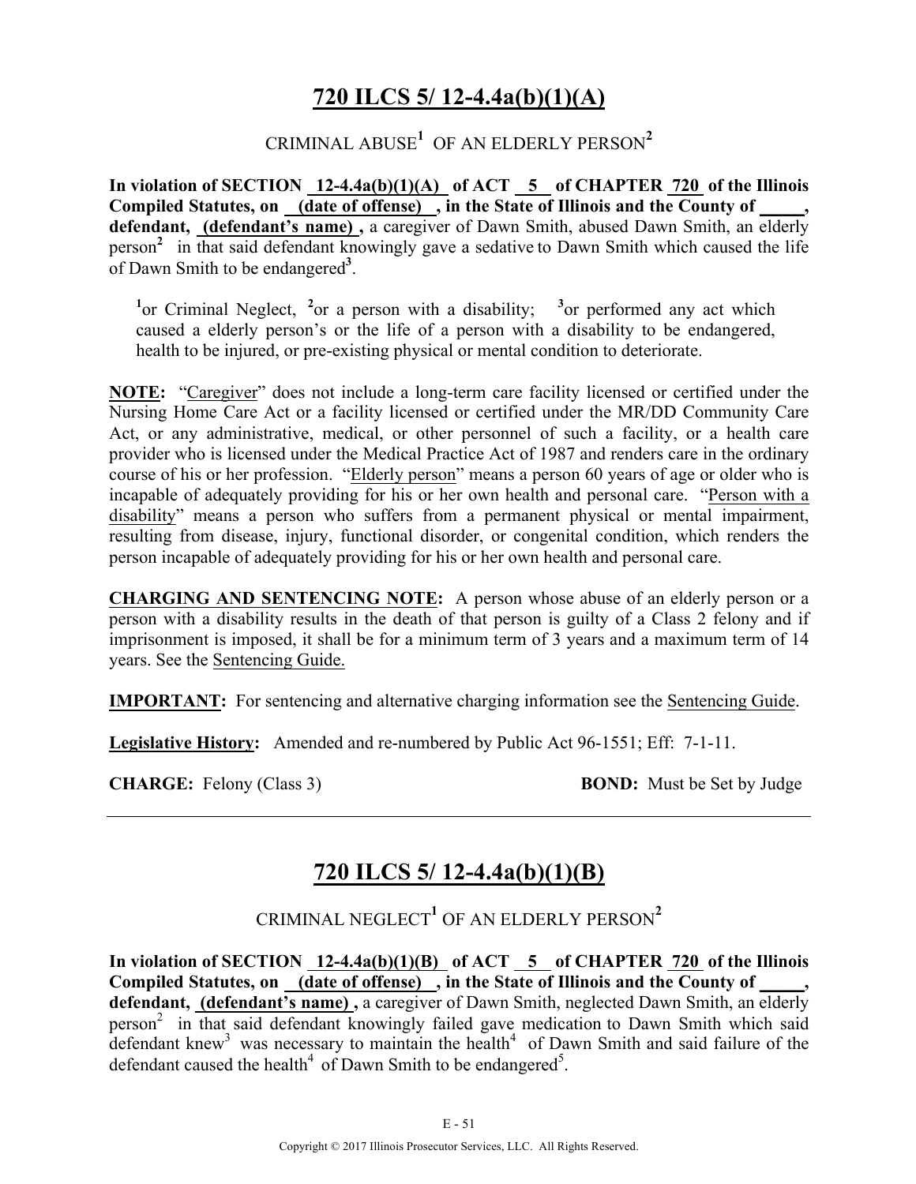## 720 ILCS 5/ 12-4.4a(b)(1)(A)

CRIMINAL ABUSE[1] OF AN ELDERLY PERSON[2]

**In violation of SECTION 12-4.4a(b)(1)(A) of ACT 5 of CHAPTER 720 of the Illinois Compiled Statutes, on (date of offense), in the State of Illinois and the County of _____, defendant, (defendant's name),** a caregiver of Dawn Smith, abused Dawn Smith, an elderly person[2] in that said defendant knowingly gave a sedative to Dawn Smith which caused the life of Dawn Smith to be endangered[3].

[1]or Criminal Neglect, [2]or a person with a disability; [3]or performed any act which caused a elderly person's or the life of a person with a disability to be endangered, health to be injured, or pre-existing physical or mental condition to deteriorate.

**NOTE:** "Caregiver" does not include a long-term care facility licensed or certified under the Nursing Home Care Act or a facility licensed or certified under the MR/DD Community Care Act, or any administrative, medical, or other personnel of such a facility, or a health care provider who is licensed under the Medical Practice Act of 1987 and renders care in the ordinary course of his or her profession. "Elderly person" means a person 60 years of age or older who is incapable of adequately providing for his or her own health and personal care. "Person with a disability" means a person who suffers from a permanent physical or mental impairment, resulting from disease, injury, functional disorder, or congenital condition, which renders the person incapable of adequately providing for his or her own health and personal care.

**CHARGING AND SENTENCING NOTE:** A person whose abuse of an elderly person or a person with a disability results in the death of that person is guilty of a Class 2 felony and if imprisonment is imposed, it shall be for a minimum term of 3 years and a maximum term of 14 years. See the Sentencing Guide.

**IMPORTANT:** For sentencing and alternative charging information see the Sentencing Guide.

**Legislative History:** Amended and re-numbered by Public Act 96-1551; Eff: 7-1-11.

**CHARGE:** Felony (Class 3) **BOND:** Must be Set by Judge

---

## 720 ILCS 5/ 12-4.4a(b)(1)(B)

CRIMINAL NEGLECT[1] OF AN ELDERLY PERSON[2]

**In violation of SECTION 12-4.4a(b)(1)(B) of ACT 5 of CHAPTER 720 of the Illinois Compiled Statutes, on (date of offense), in the State of Illinois and the County of _____, defendant, (defendant's name),** a caregiver of Dawn Smith, neglected Dawn Smith, an elderly person[2] in that said defendant knowingly failed gave medication to Dawn Smith which said defendant knew[3] was necessary to maintain the health[4] of Dawn Smith and said failure of the defendant caused the health[4] of Dawn Smith to be endangered[5].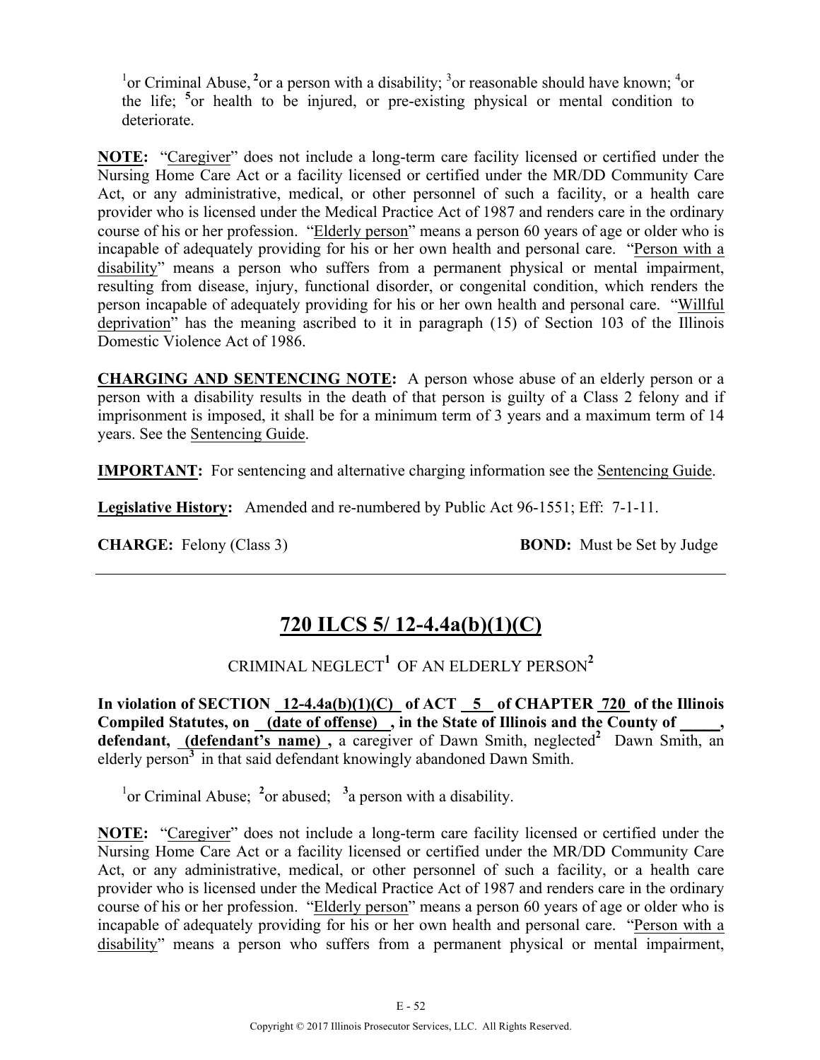[1]or Criminal Abuse, [2]or a person with a disability; [3]or reasonable should have known; [4]or the life; [5]or health to be injured, or pre-existing physical or mental condition to deteriorate.

**NOTE:** "Caregiver" does not include a long-term care facility licensed or certified under the Nursing Home Care Act or a facility licensed or certified under the MR/DD Community Care Act, or any administrative, medical, or other personnel of such a facility, or a health care provider who is licensed under the Medical Practice Act of 1987 and renders care in the ordinary course of his or her profession. "Elderly person" means a person 60 years of age or older who is incapable of adequately providing for his or her own health and personal care. "Person with a disability" means a person who suffers from a permanent physical or mental impairment, resulting from disease, injury, functional disorder, or congenital condition, which renders the person incapable of adequately providing for his or her own health and personal care. "Willful deprivation" has the meaning ascribed to it in paragraph (15) of Section 103 of the Illinois Domestic Violence Act of 1986.

**CHARGING AND SENTENCING NOTE:** A person whose abuse of an elderly person or a person with a disability results in the death of that person is guilty of a Class 2 felony and if imprisonment is imposed, it shall be for a minimum term of 3 years and a maximum term of 14 years. See the Sentencing Guide.

**IMPORTANT:** For sentencing and alternative charging information see the Sentencing Guide.

**Legislative History:** Amended and re-numbered by Public Act 96-1551; Eff: 7-1-11.

**CHARGE:** Felony (Class 3) **BOND:** Must be Set by Judge

---

## 720 ILCS 5/ 12-4.4a(b)(1)(C)

CRIMINAL NEGLECT[1] OF AN ELDERLY PERSON[2]

**In violation of SECTION 12-4.4a(b)(1)(C) of ACT 5 of CHAPTER 720 of the Illinois Compiled Statutes, on (date of offense) , in the State of Illinois and the County of _____, defendant, (defendant's name) ,** a caregiver of Dawn Smith, neglected[2] Dawn Smith, an elderly person[3] in that said defendant knowingly abandoned Dawn Smith.

[1]or Criminal Abuse; [2]or abused; [3]a person with a disability.

**NOTE:** "Caregiver" does not include a long-term care facility licensed or certified under the Nursing Home Care Act or a facility licensed or certified under the MR/DD Community Care Act, or any administrative, medical, or other personnel of such a facility, or a health care provider who is licensed under the Medical Practice Act of 1987 and renders care in the ordinary course of his or her profession. "Elderly person" means a person 60 years of age or older who is incapable of adequately providing for his or her own health and personal care. "Person with a disability" means a person who suffers from a permanent physical or mental impairment,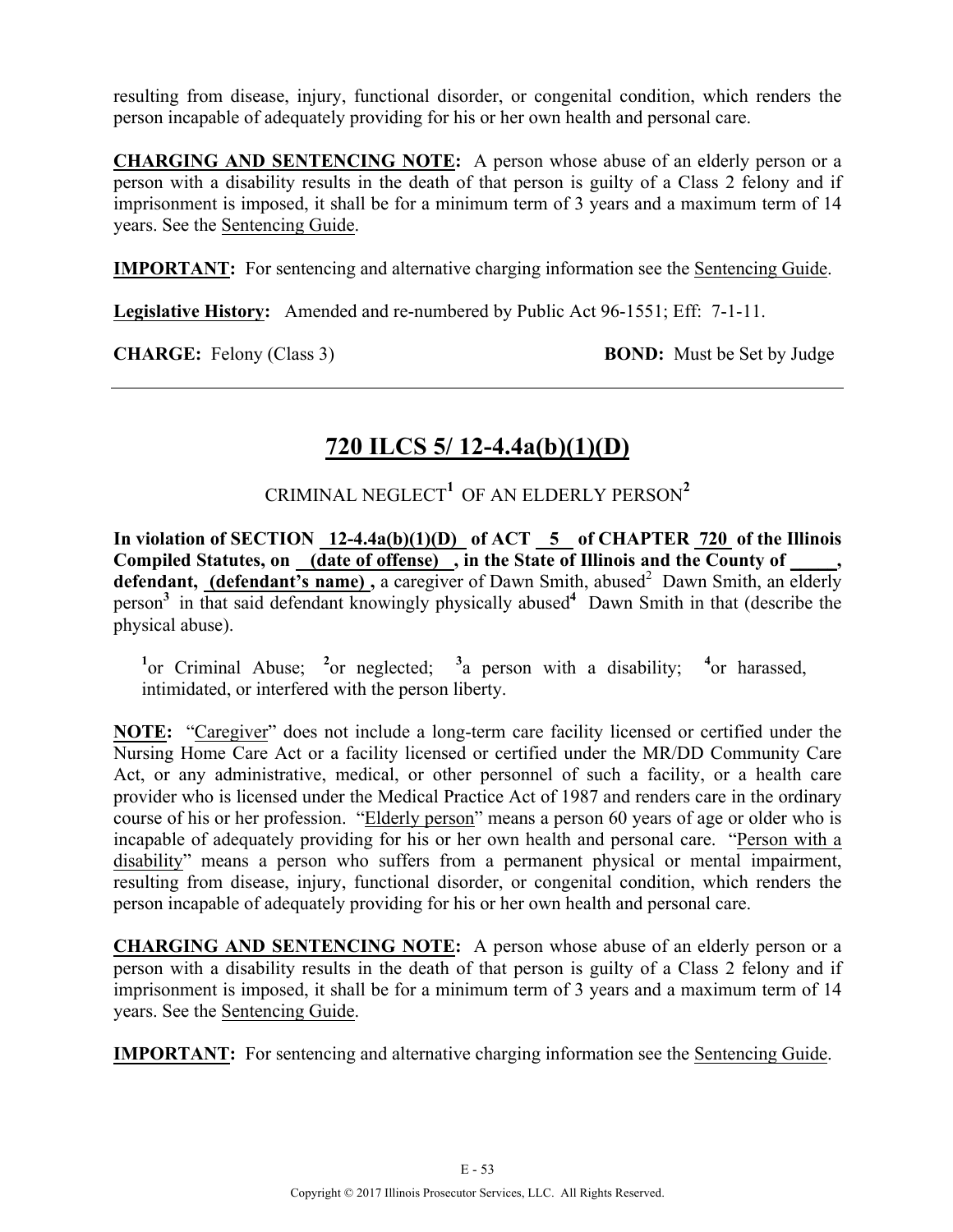resulting from disease, injury, functional disorder, or congenital condition, which renders the person incapable of adequately providing for his or her own health and personal care.

**CHARGING AND SENTENCING NOTE:** A person whose abuse of an elderly person or a person with a disability results in the death of that person is guilty of a Class 2 felony and if imprisonment is imposed, it shall be for a minimum term of 3 years and a maximum term of 14 years. See the Sentencing Guide.

**IMPORTANT:** For sentencing and alternative charging information see the Sentencing Guide.

**Legislative History:** Amended and re-numbered by Public Act 96-1551; Eff: 7-1-11.

**CHARGE:** Felony (Class 3) **BOND:** Must be Set by Judge

---

## 720 ILCS 5/ 12-4.4a(b)(1)(D)

CRIMINAL NEGLECT[1] OF AN ELDERLY PERSON[2]

**In violation of SECTION 12-4.4a(b)(1)(D) of ACT 5 of CHAPTER 720 of the Illinois Compiled Statutes, on (date of offense) , in the State of Illinois and the County of _____, defendant, (defendant's name) ,** a caregiver of Dawn Smith, abused[2] Dawn Smith, an elderly person[3] in that said defendant knowingly physically abused[4] Dawn Smith in that (describe the physical abuse).

[1]or Criminal Abuse; [2]or neglected; [3]a person with a disability; [4]or harassed, intimidated, or interfered with the person liberty.

**NOTE:** "Caregiver" does not include a long-term care facility licensed or certified under the Nursing Home Care Act or a facility licensed or certified under the MR/DD Community Care Act, or any administrative, medical, or other personnel of such a facility, or a health care provider who is licensed under the Medical Practice Act of 1987 and renders care in the ordinary course of his or her profession. "Elderly person" means a person 60 years of age or older who is incapable of adequately providing for his or her own health and personal care. "Person with a disability" means a person who suffers from a permanent physical or mental impairment, resulting from disease, injury, functional disorder, or congenital condition, which renders the person incapable of adequately providing for his or her own health and personal care.

**CHARGING AND SENTENCING NOTE:** A person whose abuse of an elderly person or a person with a disability results in the death of that person is guilty of a Class 2 felony and if imprisonment is imposed, it shall be for a minimum term of 3 years and a maximum term of 14 years. See the Sentencing Guide.

**IMPORTANT:** For sentencing and alternative charging information see the Sentencing Guide.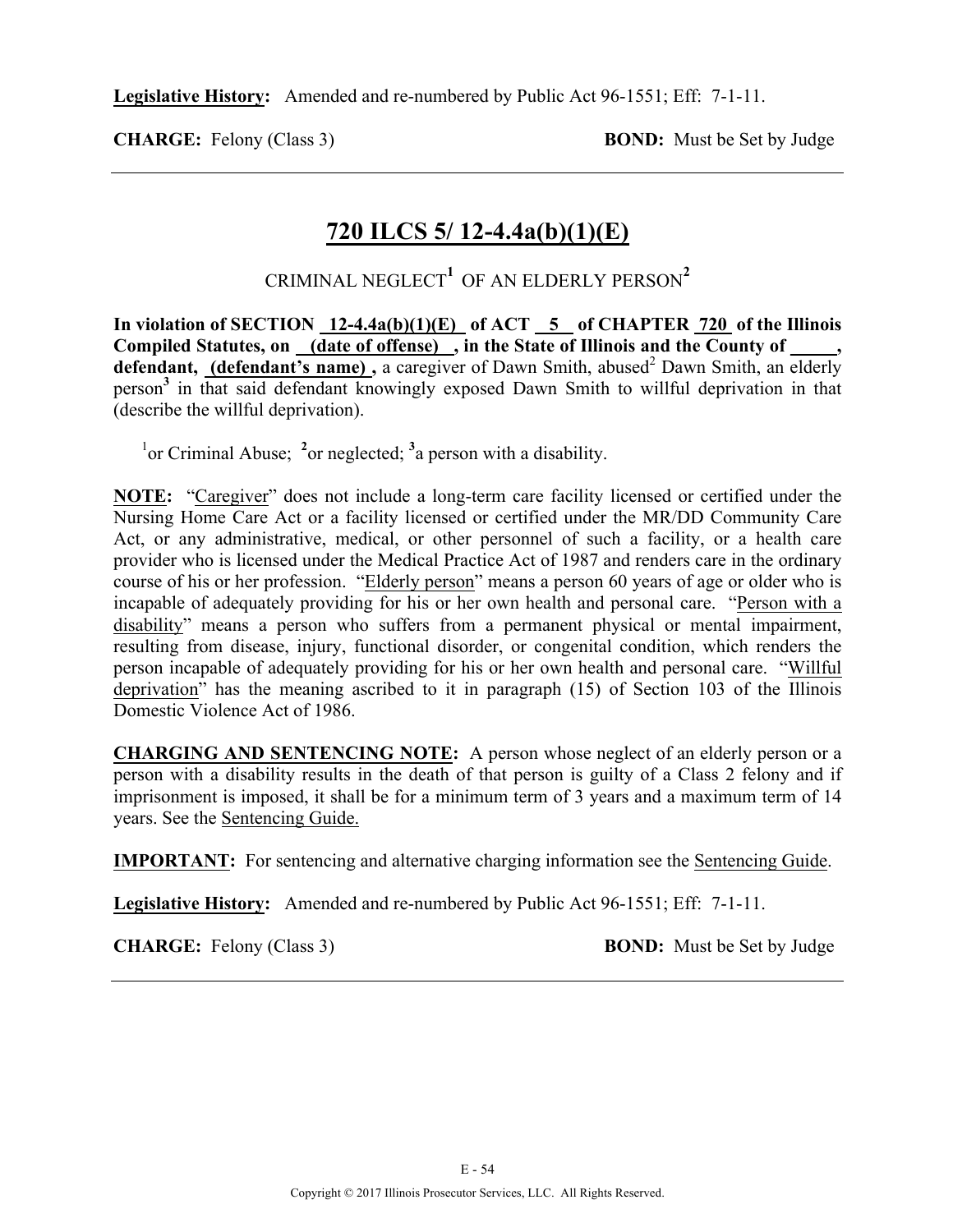**Legislative History:** Amended and re-numbered by Public Act 96-1551; Eff: 7-1-11.

**CHARGE:** Felony (Class 3) **BOND:** Must be Set by Judge

---

## 720 ILCS 5/ 12-4.4a(b)(1)(E)

CRIMINAL NEGLECT[1] OF AN ELDERLY PERSON[2]

**In violation of SECTION 12-4.4a(b)(1)(E) of ACT 5 of CHAPTER 720 of the Illinois Compiled Statutes, on (date of offense) , in the State of Illinois and the County of _____, defendant, (defendant's name) ,** a caregiver of Dawn Smith, abused[2] Dawn Smith, an elderly person[3] in that said defendant knowingly exposed Dawn Smith to willful deprivation in that (describe the willful deprivation).

[1]or Criminal Abuse; [2]or neglected; [3]a person with a disability.

**NOTE:** "Caregiver" does not include a long-term care facility licensed or certified under the Nursing Home Care Act or a facility licensed or certified under the MR/DD Community Care Act, or any administrative, medical, or other personnel of such a facility, or a health care provider who is licensed under the Medical Practice Act of 1987 and renders care in the ordinary course of his or her profession. "Elderly person" means a person 60 years of age or older who is incapable of adequately providing for his or her own health and personal care. "Person with a disability" means a person who suffers from a permanent physical or mental impairment, resulting from disease, injury, functional disorder, or congenital condition, which renders the person incapable of adequately providing for his or her own health and personal care. "Willful deprivation" has the meaning ascribed to it in paragraph (15) of Section 103 of the Illinois Domestic Violence Act of 1986.

**CHARGING AND SENTENCING NOTE:** A person whose neglect of an elderly person or a person with a disability results in the death of that person is guilty of a Class 2 felony and if imprisonment is imposed, it shall be for a minimum term of 3 years and a maximum term of 14 years. See the Sentencing Guide.

**IMPORTANT:** For sentencing and alternative charging information see the Sentencing Guide.

**Legislative History:** Amended and re-numbered by Public Act 96-1551; Eff: 7-1-11.

**CHARGE:** Felony (Class 3) **BOND:** Must be Set by Judge

---

Copyright © 2017 Illinois Prosecutor Services, LLC. All Rights Reserved.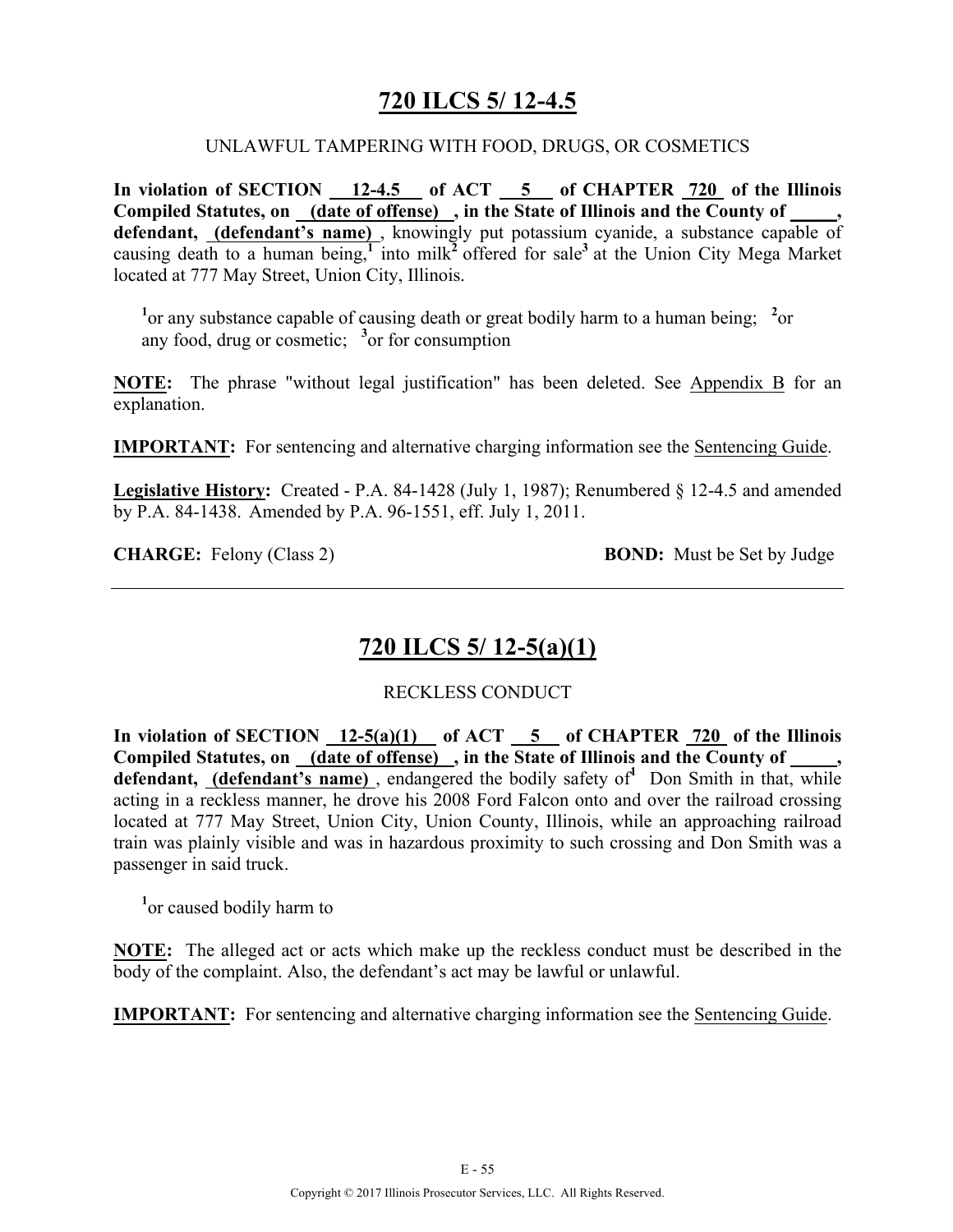# 720 ILCS 5/ 12-4.5

UNLAWFUL TAMPERING WITH FOOD, DRUGS, OR COSMETICS

**In violation of SECTION 12-4.5 of ACT 5 of CHAPTER 720 of the Illinois Compiled Statutes, on (date of offense), in the State of Illinois and the County of \_\_\_\_\_, defendant, (defendant's name)**, knowingly put potassium cyanide, a substance capable of causing death to a human being,[1] into milk[2] offered for sale[3] at the Union City Mega Market located at 777 May Street, Union City, Illinois.

[1]or any substance capable of causing death or great bodily harm to a human being; [2]or any food, drug or cosmetic; [3]or for consumption

**NOTE:** The phrase "without legal justification" has been deleted. See Appendix B for an explanation.

**IMPORTANT:** For sentencing and alternative charging information see the Sentencing Guide.

**Legislative History:** Created - P.A. 84-1428 (July 1, 1987); Renumbered § 12-4.5 and amended by P.A. 84-1438. Amended by P.A. 96-1551, eff. July 1, 2011.

**CHARGE:** Felony (Class 2) **BOND:** Must be Set by Judge

---

# 720 ILCS 5/ 12-5(a)(1)

RECKLESS CONDUCT

**In violation of SECTION 12-5(a)(1) of ACT 5 of CHAPTER 720 of the Illinois Compiled Statutes, on (date of offense), in the State of Illinois and the County of \_\_\_\_\_, defendant, (defendant's name)**, endangered the bodily safety of[1] Don Smith in that, while acting in a reckless manner, he drove his 2008 Ford Falcon onto and over the railroad crossing located at 777 May Street, Union City, Union County, Illinois, while an approaching railroad train was plainly visible and was in hazardous proximity to such crossing and Don Smith was a passenger in said truck.

[1]or caused bodily harm to

**NOTE:** The alleged act or acts which make up the reckless conduct must be described in the body of the complaint. Also, the defendant's act may be lawful or unlawful.

**IMPORTANT:** For sentencing and alternative charging information see the Sentencing Guide.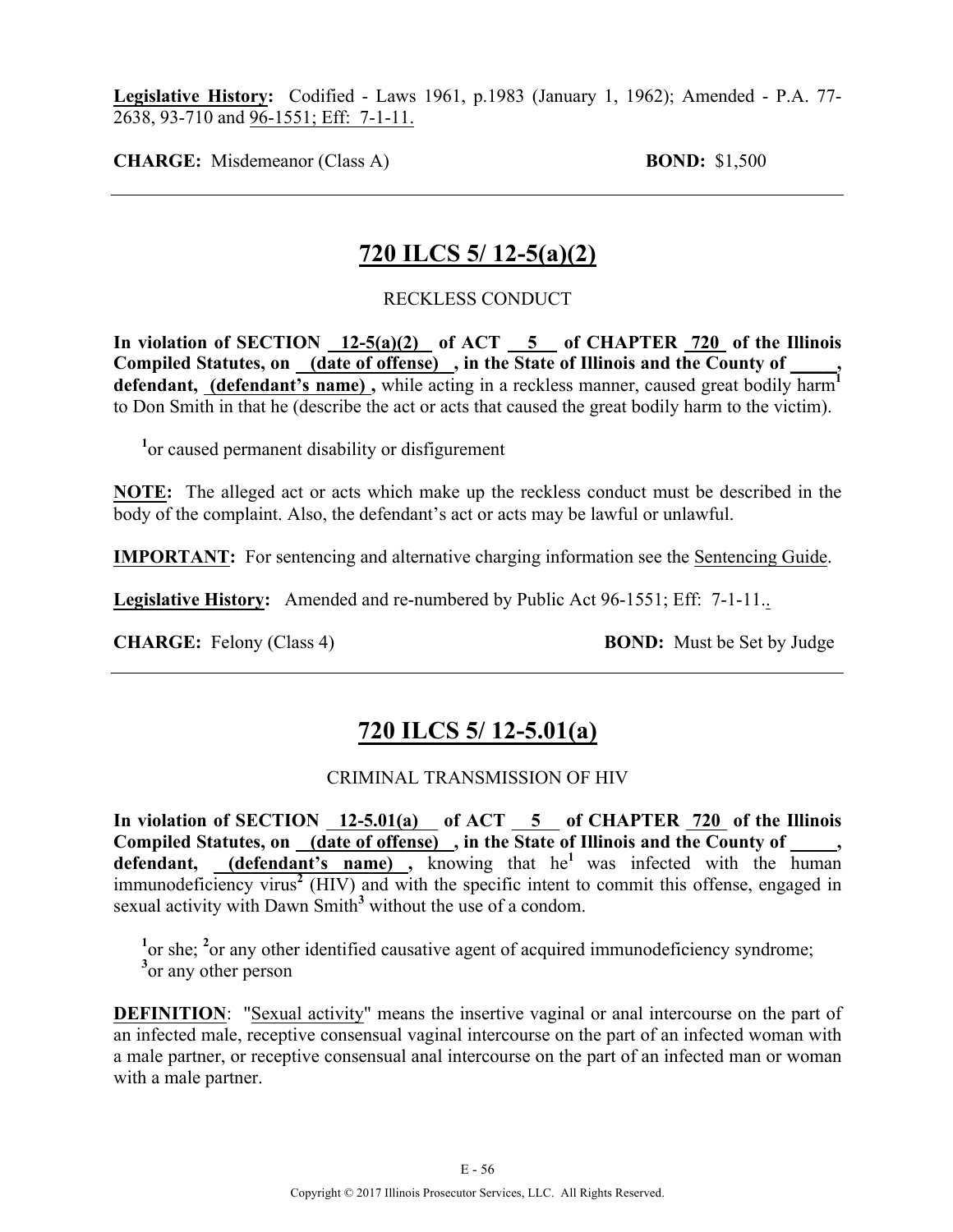**Legislative History:** Codified - Laws 1961, p.1983 (January 1, 1962); Amended - P.A. 77-2638, 93-710 and 96-1551; Eff: 7-1-11.

**CHARGE:** Misdemeanor (Class A) **BOND:** $1,500

---

## 720 ILCS 5/ 12-5(a)(2)

RECKLESS CONDUCT

**In violation of SECTION 12-5(a)(2) of ACT 5 of CHAPTER 720 of the Illinois Compiled Statutes, on (date of offense) , in the State of Illinois and the County of \_\_\_\_\_, defendant, (defendant's name) ,** while acting in a reckless manner, caused great bodily harm[1] to Don Smith in that he (describe the act or acts that caused the great bodily harm to the victim).

[1]or caused permanent disability or disfigurement

**NOTE:** The alleged act or acts which make up the reckless conduct must be described in the body of the complaint. Also, the defendant's act or acts may be lawful or unlawful.

**IMPORTANT:** For sentencing and alternative charging information see the Sentencing Guide.

**Legislative History:** Amended and re-numbered by Public Act 96-1551; Eff: 7-1-11..

**CHARGE:** Felony (Class 4) **BOND:** Must be Set by Judge

---

## 720 ILCS 5/ 12-5.01(a)

CRIMINAL TRANSMISSION OF HIV

**In violation of SECTION 12-5.01(a) of ACT 5 of CHAPTER 720 of the Illinois Compiled Statutes, on (date of offense) , in the State of Illinois and the County of \_\_\_\_\_, defendant, (defendant's name) ,** knowing that he[1] was infected with the human immunodeficiency virus[2] (HIV) and with the specific intent to commit this offense, engaged in sexual activity with Dawn Smith[3] without the use of a condom.

[1]or she; [2]or any other identified causative agent of acquired immunodeficiency syndrome;
[3]or any other person

**DEFINITION**: "Sexual activity" means the insertive vaginal or anal intercourse on the part of an infected male, receptive consensual vaginal intercourse on the part of an infected woman with a male partner, or receptive consensual anal intercourse on the part of an infected man or woman with a male partner.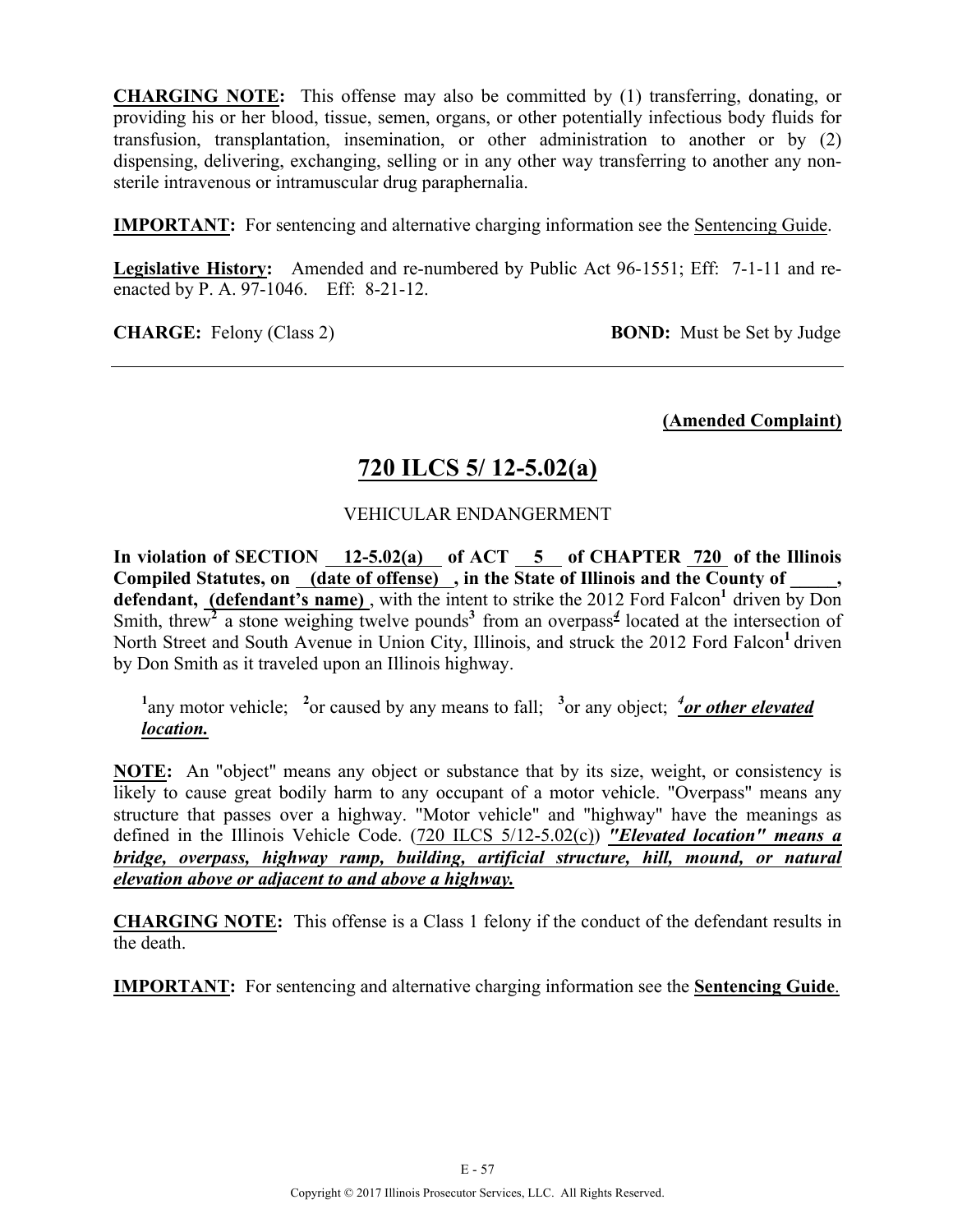**CHARGING NOTE:** This offense may also be committed by (1) transferring, donating, or providing his or her blood, tissue, semen, organs, or other potentially infectious body fluids for transfusion, transplantation, insemination, or other administration to another or by (2) dispensing, delivering, exchanging, selling or in any other way transferring to another any non-sterile intravenous or intramuscular drug paraphernalia.

**IMPORTANT:** For sentencing and alternative charging information see the Sentencing Guide.

**Legislative History:** Amended and re-numbered by Public Act 96-1551; Eff: 7-1-11 and re-enacted by P. A. 97-1046. Eff: 8-21-12.

**CHARGE:** Felony (Class 2) **BOND:** Must be Set by Judge

---

**(Amended Complaint)**

## 720 ILCS 5/ 12-5.02(a)

VEHICULAR ENDANGERMENT

**In violation of SECTION 12-5.02(a) of ACT 5 of CHAPTER 720 of the Illinois Compiled Statutes, on (date of offense) , in the State of Illinois and the County of \_\_\_\_\_, defendant, (defendant's name)** , with the intent to strike the 2012 Ford Falcon[1] driven by Don Smith, threw[2] a stone weighing twelve pounds[3] from an overpass[4] located at the intersection of North Street and South Avenue in Union City, Illinois, and struck the 2012 Ford Falcon[1] driven by Don Smith as it traveled upon an Illinois highway.

[1]any motor vehicle; [2]or caused by any means to fall; [3]or any object; *[4]or other elevated location.*

**NOTE:** An "object" means any object or substance that by its size, weight, or consistency is likely to cause great bodily harm to any occupant of a motor vehicle. "Overpass" means any structure that passes over a highway. "Motor vehicle" and "highway" have the meanings as defined in the Illinois Vehicle Code. (720 ILCS 5/12-5.02(c)) ***"Elevated location" means a bridge, overpass, highway ramp, building, artificial structure, hill, mound, or natural elevation above or adjacent to and above a highway.***

**CHARGING NOTE:** This offense is a Class 1 felony if the conduct of the defendant results in the death.

**IMPORTANT:** For sentencing and alternative charging information see the **Sentencing Guide**.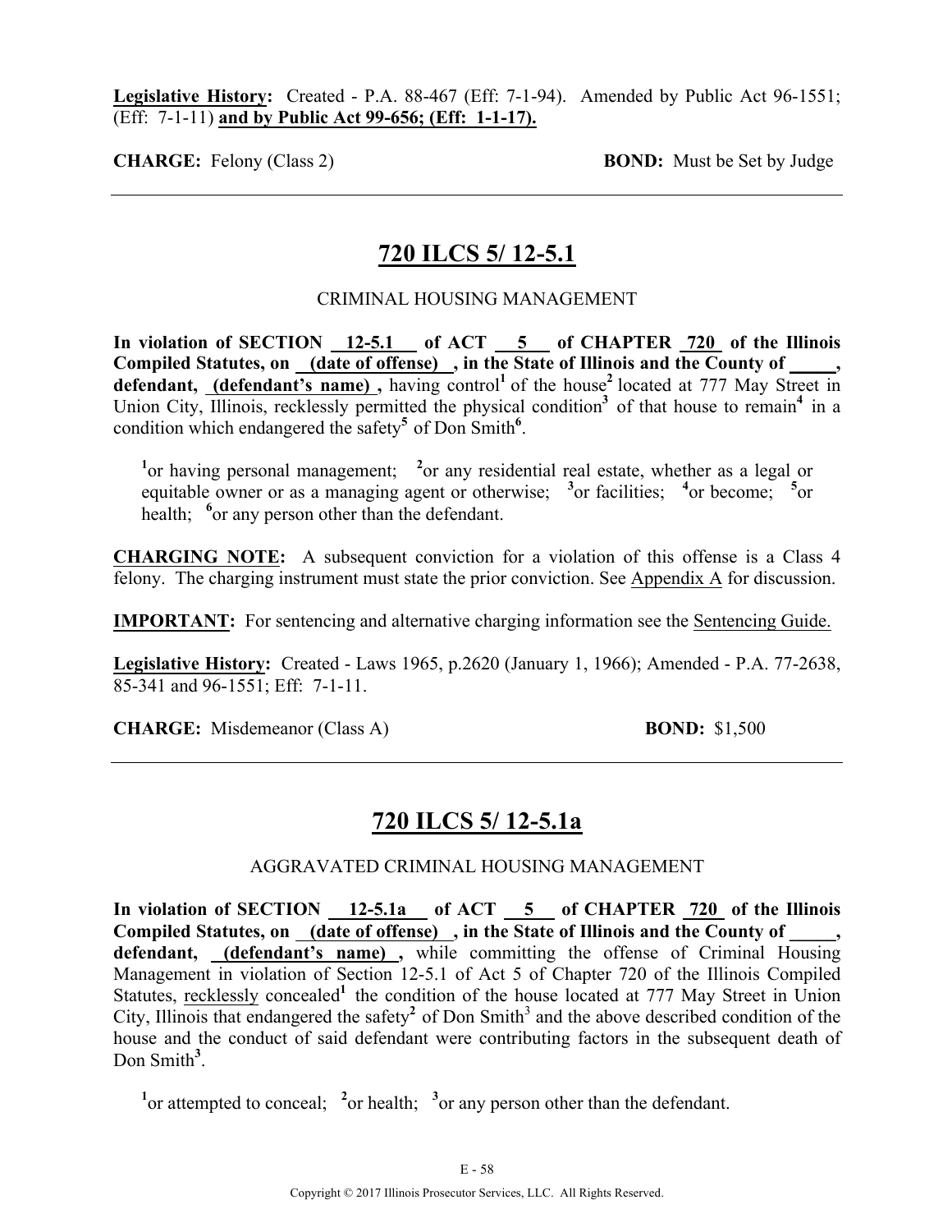**Legislative History:** Created - P.A. 88-467 (Eff: 7-1-94). Amended by Public Act 96-1551; (Eff: 7-1-11) **and by Public Act 99-656; (Eff: 1-1-17).**

**CHARGE:** Felony (Class 2) **BOND:** Must be Set by Judge

---

## 720 ILCS 5/ 12-5.1

CRIMINAL HOUSING MANAGEMENT

**In violation of SECTION 12-5.1 of ACT 5 of CHAPTER 720 of the Illinois Compiled Statutes, on (date of offense) , in the State of Illinois and the County of _____, defendant, (defendant's name) ,** having control[1] of the house[2] located at 777 May Street in Union City, Illinois, recklessly permitted the physical condition[3] of that house to remain[4] in a condition which endangered the safety[5] of Don Smith[6].

[1]or having personal management; [2]or any residential real estate, whether as a legal or equitable owner or as a managing agent or otherwise; [3]or facilities; [4]or become; [5]or health; [6]or any person other than the defendant.

**CHARGING NOTE:** A subsequent conviction for a violation of this offense is a Class 4 felony. The charging instrument must state the prior conviction. See Appendix A for discussion.

**IMPORTANT:** For sentencing and alternative charging information see the Sentencing Guide.

**Legislative History:** Created - Laws 1965, p.2620 (January 1, 1966); Amended - P.A. 77-2638, 85-341 and 96-1551; Eff: 7-1-11.

**CHARGE:** Misdemeanor (Class A) **BOND:** $1,500

---

## 720 ILCS 5/ 12-5.1a

AGGRAVATED CRIMINAL HOUSING MANAGEMENT

**In violation of SECTION 12-5.1a of ACT 5 of CHAPTER 720 of the Illinois Compiled Statutes, on (date of offense) , in the State of Illinois and the County of _____, defendant, (defendant's name) ,** while committing the offense of Criminal Housing Management in violation of Section 12-5.1 of Act 5 of Chapter 720 of the Illinois Compiled Statutes, recklessly concealed[1] the condition of the house located at 777 May Street in Union City, Illinois that endangered the safety[2] of Don Smith[3] and the above described condition of the house and the conduct of said defendant were contributing factors in the subsequent death of Don Smith[3].

[1]or attempted to conceal; [2]or health; [3]or any person other than the defendant.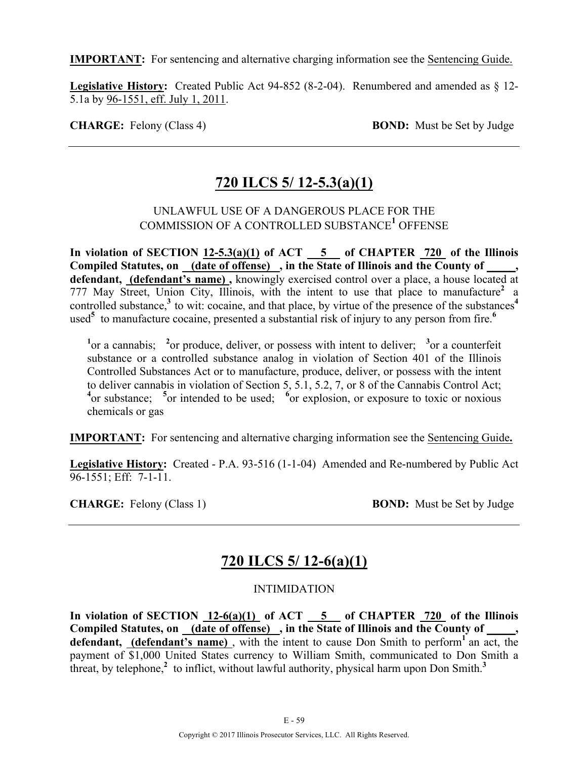**IMPORTANT:** For sentencing and alternative charging information see the Sentencing Guide.

**Legislative History:** Created Public Act 94-852 (8-2-04). Renumbered and amended as § 12-5.1a by 96-1551, eff. July 1, 2011.

**CHARGE:** Felony (Class 4) **BOND:** Must be Set by Judge

---

## 720 ILCS 5/ 12-5.3(a)(1)

UNLAWFUL USE OF A DANGEROUS PLACE FOR THE COMMISSION OF A CONTROLLED SUBSTANCE[1] OFFENSE

**In violation of SECTION 12-5.3(a)(1) of ACT 5 of CHAPTER 720 of the Illinois Compiled Statutes, on (date of offense) , in the State of Illinois and the County of \_\_\_\_\_, defendant, (defendant's name) ,** knowingly exercised control over a place, a house located at 777 May Street, Union City, Illinois, with the intent to use that place to manufacture[2] a controlled substance,[3] to wit: cocaine, and that place, by virtue of the presence of the substances[4] used[5] to manufacture cocaine, presented a substantial risk of injury to any person from fire.[6]

> [1]or a cannabis; [2]or produce, deliver, or possess with intent to deliver; [3]or a counterfeit substance or a controlled substance analog in violation of Section 401 of the Illinois Controlled Substances Act or to manufacture, produce, deliver, or possess with the intent to deliver cannabis in violation of Section 5, 5.1, 5.2, 7, or 8 of the Cannabis Control Act; [4]or substance; [5]or intended to be used; [6]or explosion, or exposure to toxic or noxious chemicals or gas

**IMPORTANT:** For sentencing and alternative charging information see the Sentencing Guide**.**

**Legislative History:** Created - P.A. 93-516 (1-1-04) Amended and Re-numbered by Public Act 96-1551; Eff: 7-1-11.

**CHARGE:** Felony (Class 1) **BOND:** Must be Set by Judge

---

## 720 ILCS 5/ 12-6(a)(1)

INTIMIDATION

**In violation of SECTION 12-6(a)(1) of ACT 5 of CHAPTER 720 of the Illinois Compiled Statutes, on (date of offense) , in the State of Illinois and the County of \_\_\_\_\_, defendant, (defendant's name)** , with the intent to cause Don Smith to perform[1] an act, the payment of $1,000 United States currency to William Smith, communicated to Don Smith a threat, by telephone,[2] to inflict, without lawful authority, physical harm upon Don Smith.[3]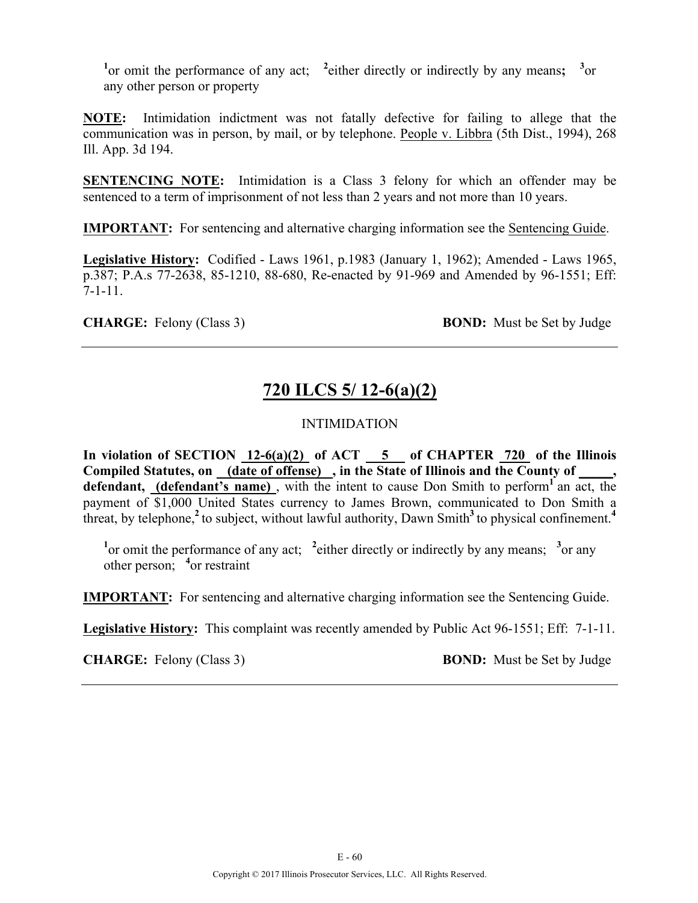[1]or omit the performance of any act; [2]either directly or indirectly by any means**;** [3]or any other person or property

**NOTE:** Intimidation indictment was not fatally defective for failing to allege that the communication was in person, by mail, or by telephone. People v. Libbra (5th Dist., 1994), 268 Ill. App. 3d 194.

**SENTENCING NOTE:** Intimidation is a Class 3 felony for which an offender may be sentenced to a term of imprisonment of not less than 2 years and not more than 10 years.

**IMPORTANT:** For sentencing and alternative charging information see the Sentencing Guide.

**Legislative History:** Codified - Laws 1961, p.1983 (January 1, 1962); Amended - Laws 1965, p.387; P.A.s 77-2638, 85-1210, 88-680, Re-enacted by 91-969 and Amended by 96-1551; Eff: 7-1-11.

**CHARGE:** Felony (Class 3) **BOND:** Must be Set by Judge

---

## 720 ILCS 5/ 12-6(a)(2)

INTIMIDATION

**In violation of SECTION 12-6(a)(2) of ACT 5 of CHAPTER 720 of the Illinois Compiled Statutes, on (date of offense) , in the State of Illinois and the County of \_\_\_\_\_, defendant, (defendant's name)** , with the intent to cause Don Smith to perform[1] an act, the payment of $1,000 United States currency to James Brown, communicated to Don Smith a threat, by telephone,[2] to subject, without lawful authority, Dawn Smith[3] to physical confinement.[4]

[1]or omit the performance of any act; [2]either directly or indirectly by any means; [3]or any other person; [4]or restraint

**IMPORTANT:** For sentencing and alternative charging information see the Sentencing Guide.

**Legislative History:** This complaint was recently amended by Public Act 96-1551; Eff: 7-1-11.

**CHARGE:** Felony (Class 3) **BOND:** Must be Set by Judge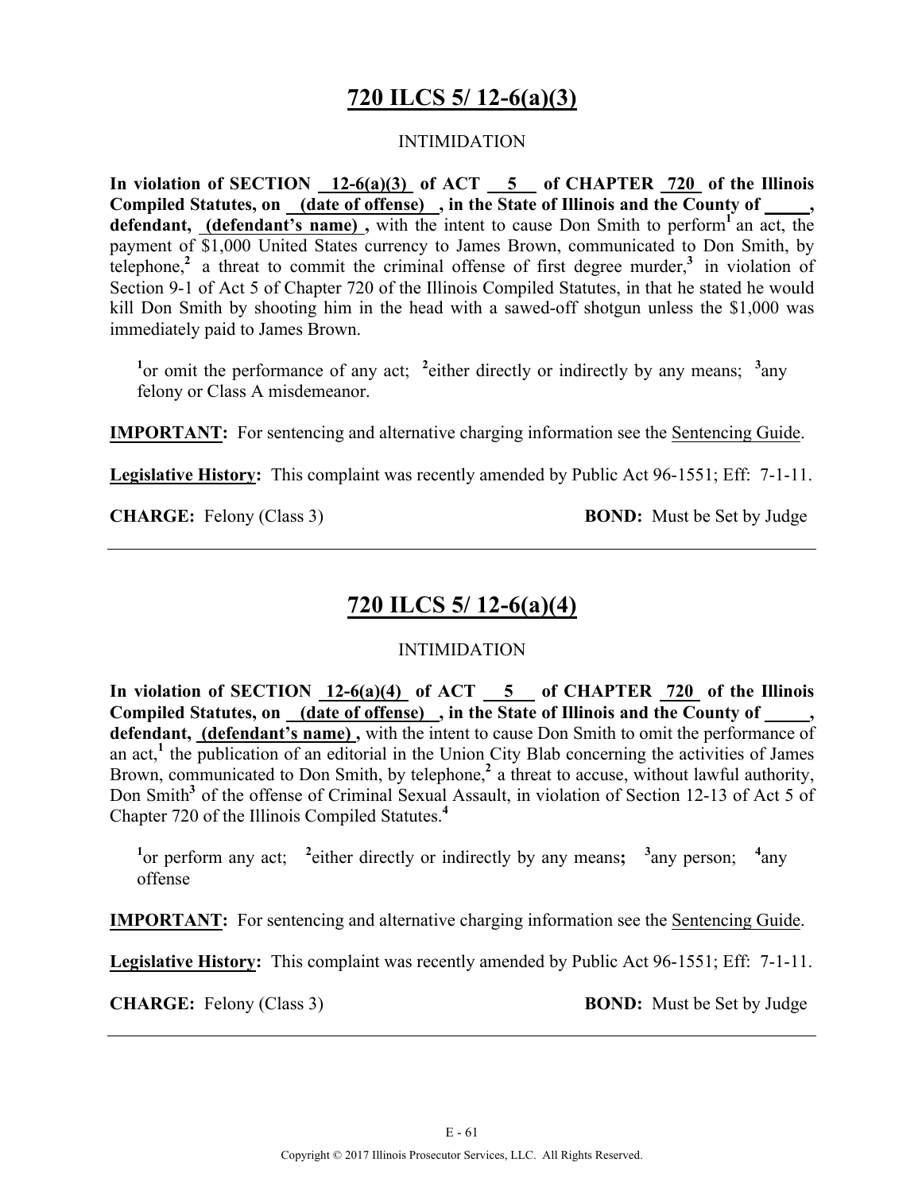# 720 ILCS 5/ 12-6(a)(3)

INTIMIDATION

**In violation of SECTION 12-6(a)(3) of ACT 5 of CHAPTER 720 of the Illinois Compiled Statutes, on (date of offense) , in the State of Illinois and the County of \_\_\_\_\_, defendant, (defendant's name) ,** with the intent to cause Don Smith to perform[1] an act, the payment of $1,000 United States currency to James Brown, communicated to Don Smith, by telephone,[2] a threat to commit the criminal offense of first degree murder,[3] in violation of Section 9-1 of Act 5 of Chapter 720 of the Illinois Compiled Statutes, in that he stated he would kill Don Smith by shooting him in the head with a sawed-off shotgun unless the $1,000 was immediately paid to James Brown.

[1]or omit the performance of any act; [2]either directly or indirectly by any means; [3]any felony or Class A misdemeanor.

**IMPORTANT:** For sentencing and alternative charging information see the Sentencing Guide.

**Legislative History:** This complaint was recently amended by Public Act 96-1551; Eff: 7-1-11.

**CHARGE:** Felony (Class 3) **BOND:** Must be Set by Judge

---

# 720 ILCS 5/ 12-6(a)(4)

INTIMIDATION

**In violation of SECTION 12-6(a)(4) of ACT 5 of CHAPTER 720 of the Illinois Compiled Statutes, on (date of offense) , in the State of Illinois and the County of \_\_\_\_\_, defendant, (defendant's name) ,** with the intent to cause Don Smith to omit the performance of an act,[1] the publication of an editorial in the Union City Blab concerning the activities of James Brown, communicated to Don Smith, by telephone,[2] a threat to accuse, without lawful authority, Don Smith[3] of the offense of Criminal Sexual Assault, in violation of Section 12-13 of Act 5 of Chapter 720 of the Illinois Compiled Statutes.[4]

[1]or perform any act; [2]either directly or indirectly by any means**;** [3]any person; [4]any offense

**IMPORTANT:** For sentencing and alternative charging information see the Sentencing Guide.

**Legislative History:** This complaint was recently amended by Public Act 96-1551; Eff: 7-1-11.

**CHARGE:** Felony (Class 3) **BOND:** Must be Set by Judge

---

Copyright © 2017 Illinois Prosecutor Services, LLC. All Rights Reserved.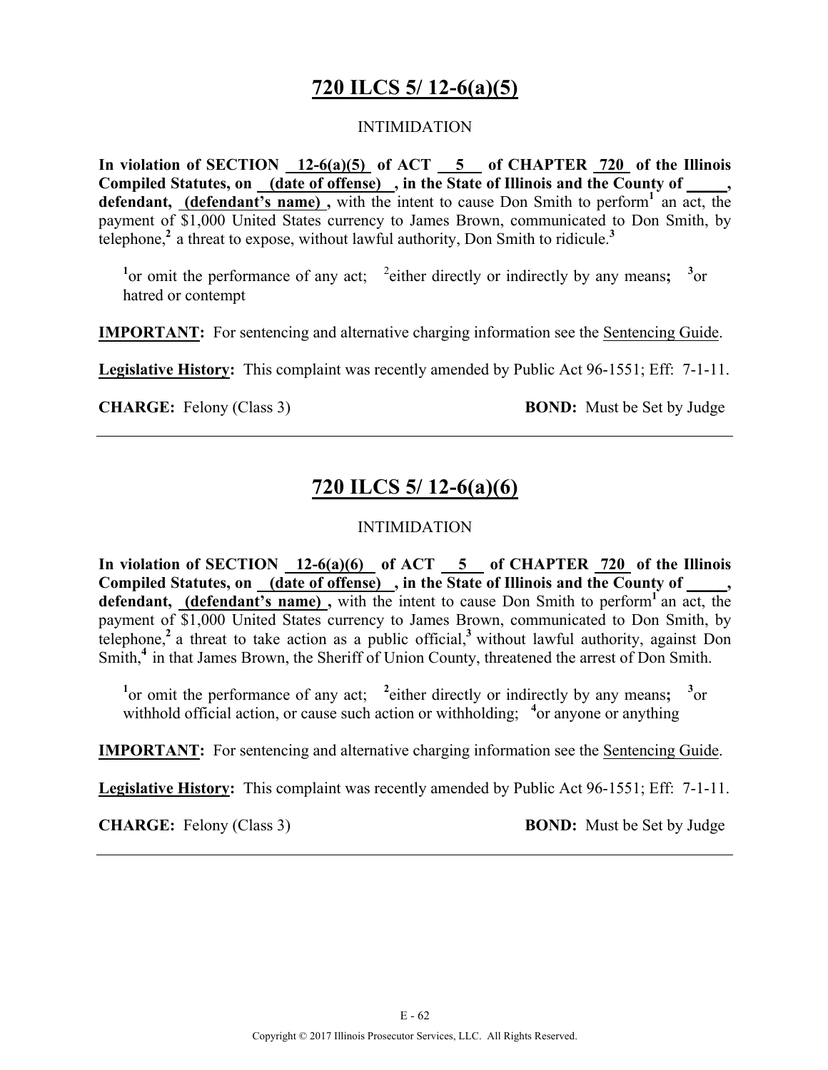## 720 ILCS 5/ 12-6(a)(5)

INTIMIDATION

**In violation of SECTION 12-6(a)(5) of ACT 5 of CHAPTER 720 of the Illinois Compiled Statutes, on (date of offense) , in the State of Illinois and the County of \_\_\_\_\_, defendant, (defendant's name) ,** with the intent to cause Don Smith to perform[1] an act, the payment of $1,000 United States currency to James Brown, communicated to Don Smith, by telephone,[2] a threat to expose, without lawful authority, Don Smith to ridicule.[3]

[1]or omit the performance of any act; [2]either directly or indirectly by any means**;** [3]or hatred or contempt

**IMPORTANT:** For sentencing and alternative charging information see the Sentencing Guide.

**Legislative History:** This complaint was recently amended by Public Act 96-1551; Eff: 7-1-11.

**CHARGE:** Felony (Class 3) **BOND:** Must be Set by Judge

---

## 720 ILCS 5/ 12-6(a)(6)

INTIMIDATION

**In violation of SECTION 12-6(a)(6) of ACT 5 of CHAPTER 720 of the Illinois Compiled Statutes, on (date of offense) , in the State of Illinois and the County of \_\_\_\_\_, defendant, (defendant's name) ,** with the intent to cause Don Smith to perform[1] an act, the payment of $1,000 United States currency to James Brown, communicated to Don Smith, by telephone,[2] a threat to take action as a public official,[3] without lawful authority, against Don Smith,[4] in that James Brown, the Sheriff of Union County, threatened the arrest of Don Smith.

[1]or omit the performance of any act; [2]either directly or indirectly by any means**;** [3]or withhold official action, or cause such action or withholding; [4]or anyone or anything

**IMPORTANT:** For sentencing and alternative charging information see the Sentencing Guide.

**Legislative History:** This complaint was recently amended by Public Act 96-1551; Eff: 7-1-11.

**CHARGE:** Felony (Class 3) **BOND:** Must be Set by Judge

---

Copyright © 2017 Illinois Prosecutor Services, LLC. All Rights Reserved.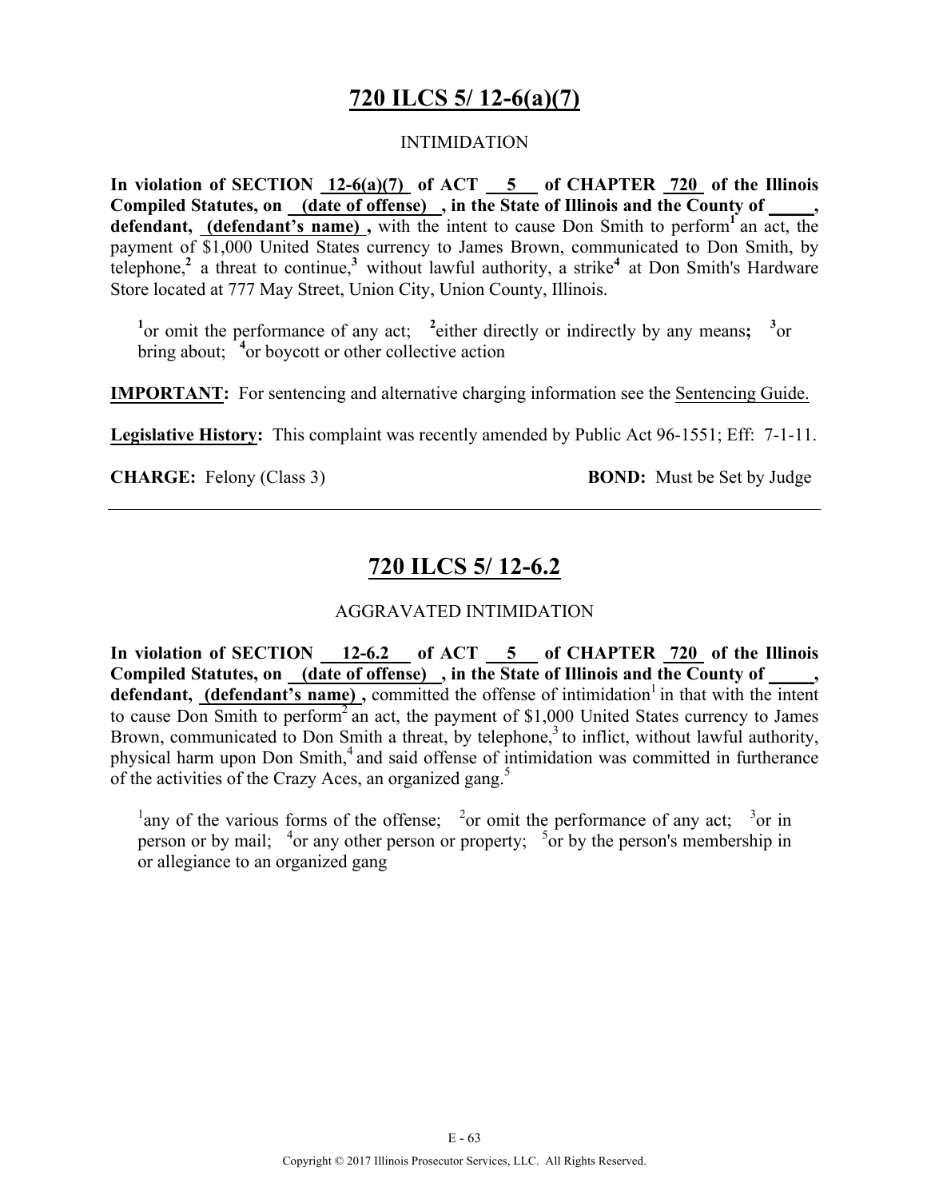# 720 ILCS 5/ 12-6(a)(7)

INTIMIDATION

**In violation of SECTION 12-6(a)(7) of ACT 5 of CHAPTER 720 of the Illinois Compiled Statutes, on (date of offense) , in the State of Illinois and the County of \_\_\_\_\_, defendant, (defendant's name) ,** with the intent to cause Don Smith to perform[1] an act, the payment of $1,000 United States currency to James Brown, communicated to Don Smith, by telephone,[2] a threat to continue,[3] without lawful authority, a strike[4] at Don Smith's Hardware Store located at 777 May Street, Union City, Union County, Illinois.

[1]or omit the performance of any act; [2]either directly or indirectly by any means**;** [3]or bring about; [4]or boycott or other collective action

**IMPORTANT:** For sentencing and alternative charging information see the Sentencing Guide.

**Legislative History:** This complaint was recently amended by Public Act 96-1551; Eff: 7-1-11.

**CHARGE:** Felony (Class 3) **BOND:** Must be Set by Judge

---

# 720 ILCS 5/ 12-6.2

AGGRAVATED INTIMIDATION

**In violation of SECTION 12-6.2 of ACT 5 of CHAPTER 720 of the Illinois Compiled Statutes, on (date of offense) , in the State of Illinois and the County of \_\_\_\_\_, defendant, (defendant's name) ,** committed the offense of intimidation[1] in that with the intent to cause Don Smith to perform[2] an act, the payment of $1,000 United States currency to James Brown, communicated to Don Smith a threat, by telephone,[3] to inflict, without lawful authority, physical harm upon Don Smith,[4] and said offense of intimidation was committed in furtherance of the activities of the Crazy Aces, an organized gang.[5]

[1]any of the various forms of the offense; [2]or omit the performance of any act; [3]or in person or by mail; [4]or any other person or property; [5]or by the person's membership in or allegiance to an organized gang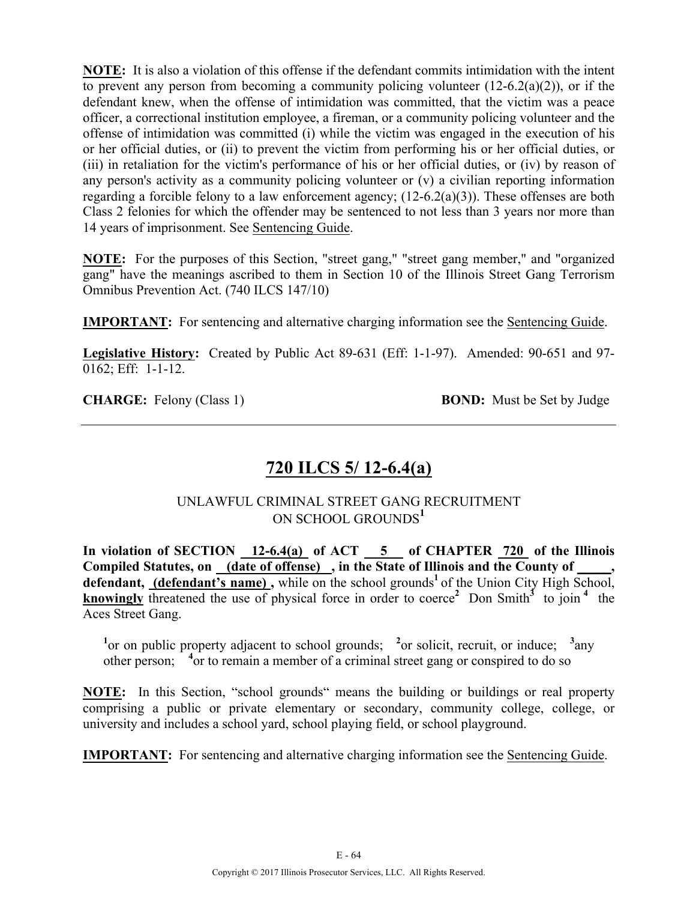**NOTE:** It is also a violation of this offense if the defendant commits intimidation with the intent to prevent any person from becoming a community policing volunteer (12-6.2(a)(2)), or if the defendant knew, when the offense of intimidation was committed, that the victim was a peace officer, a correctional institution employee, a fireman, or a community policing volunteer and the offense of intimidation was committed (i) while the victim was engaged in the execution of his or her official duties, or (ii) to prevent the victim from performing his or her official duties, or (iii) in retaliation for the victim's performance of his or her official duties, or (iv) by reason of any person's activity as a community policing volunteer or (v) a civilian reporting information regarding a forcible felony to a law enforcement agency; (12-6.2(a)(3)). These offenses are both Class 2 felonies for which the offender may be sentenced to not less than 3 years nor more than 14 years of imprisonment. See Sentencing Guide.

**NOTE:** For the purposes of this Section, "street gang," "street gang member," and "organized gang" have the meanings ascribed to them in Section 10 of the Illinois Street Gang Terrorism Omnibus Prevention Act. (740 ILCS 147/10)

**IMPORTANT:** For sentencing and alternative charging information see the Sentencing Guide.

**Legislative History:** Created by Public Act 89-631 (Eff: 1-1-97). Amended: 90-651 and 97-0162; Eff: 1-1-12.

**CHARGE:** Felony (Class 1) **BOND:** Must be Set by Judge

---

## 720 ILCS 5/ 12-6.4(a)

UNLAWFUL CRIMINAL STREET GANG RECRUITMENT ON SCHOOL GROUNDS[1]

**In violation of SECTION 12-6.4(a) of ACT 5 of CHAPTER 720 of the Illinois Compiled Statutes, on (date of offense) , in the State of Illinois and the County of _____, defendant, (defendant's name) ,** while on the school grounds[1] of the Union City High School, **knowingly** threatened the use of physical force in order to coerce[2] Don Smith[3] to join[4] the Aces Street Gang.

[1]or on public property adjacent to school grounds; [2]or solicit, recruit, or induce; [3]any other person; [4]or to remain a member of a criminal street gang or conspired to do so

**NOTE:** In this Section, "school grounds" means the building or buildings or real property comprising a public or private elementary or secondary, community college, college, or university and includes a school yard, school playing field, or school playground.

**IMPORTANT:** For sentencing and alternative charging information see the Sentencing Guide.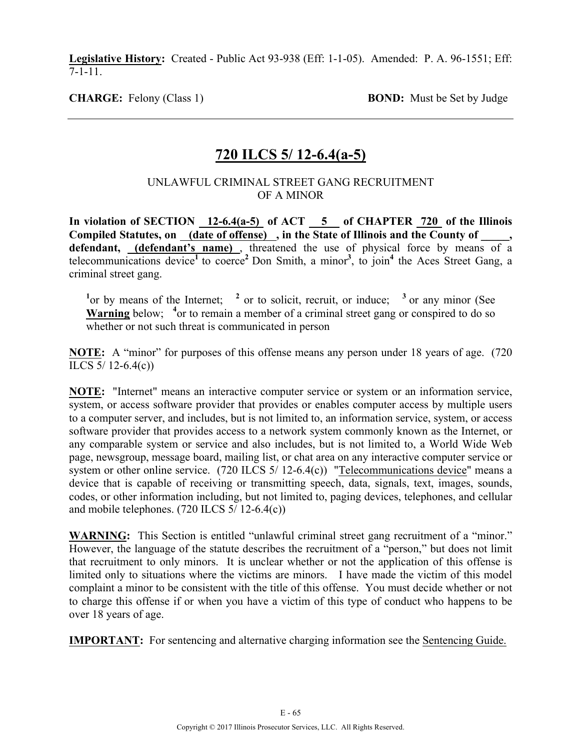**Legislative History:** Created - Public Act 93-938 (Eff: 1-1-05). Amended: P. A. 96-1551; Eff: 7-1-11.

**CHARGE:** Felony (Class 1) **BOND:** Must be Set by Judge

---

## 720 ILCS 5/ 12-6.4(a-5)

UNLAWFUL CRIMINAL STREET GANG RECRUITMENT OF A MINOR

**In violation of SECTION 12-6.4(a-5) of ACT 5 of CHAPTER 720 of the Illinois Compiled Statutes, on (date of offense) , in the State of Illinois and the County of _____, defendant, (defendant's name) ,** threatened the use of physical force by means of a telecommunications device[1] to coerce[2] Don Smith, a minor[3], to join[4] the Aces Street Gang, a criminal street gang.

[1]or by means of the Internet; [2] or to solicit, recruit, or induce; [3] or any minor (See **Warning** below; [4]or to remain a member of a criminal street gang or conspired to do so whether or not such threat is communicated in person

**NOTE:** A "minor" for purposes of this offense means any person under 18 years of age. (720 ILCS 5/ 12-6.4(c))

**NOTE:** "Internet" means an interactive computer service or system or an information service, system, or access software provider that provides or enables computer access by multiple users to a computer server, and includes, but is not limited to, an information service, system, or access software provider that provides access to a network system commonly known as the Internet, or any comparable system or service and also includes, but is not limited to, a World Wide Web page, newsgroup, message board, mailing list, or chat area on any interactive computer service or system or other online service. (720 ILCS 5/ 12-6.4(c)) "Telecommunications device" means a device that is capable of receiving or transmitting speech, data, signals, text, images, sounds, codes, or other information including, but not limited to, paging devices, telephones, and cellular and mobile telephones. (720 ILCS 5/ 12-6.4(c))

**WARNING:** This Section is entitled "unlawful criminal street gang recruitment of a "minor." However, the language of the statute describes the recruitment of a "person," but does not limit that recruitment to only minors. It is unclear whether or not the application of this offense is limited only to situations where the victims are minors. I have made the victim of this model complaint a minor to be consistent with the title of this offense. You must decide whether or not to charge this offense if or when you have a victim of this type of conduct who happens to be over 18 years of age.

**IMPORTANT:** For sentencing and alternative charging information see the Sentencing Guide.

Copyright © 2017 Illinois Prosecutor Services, LLC. All Rights Reserved.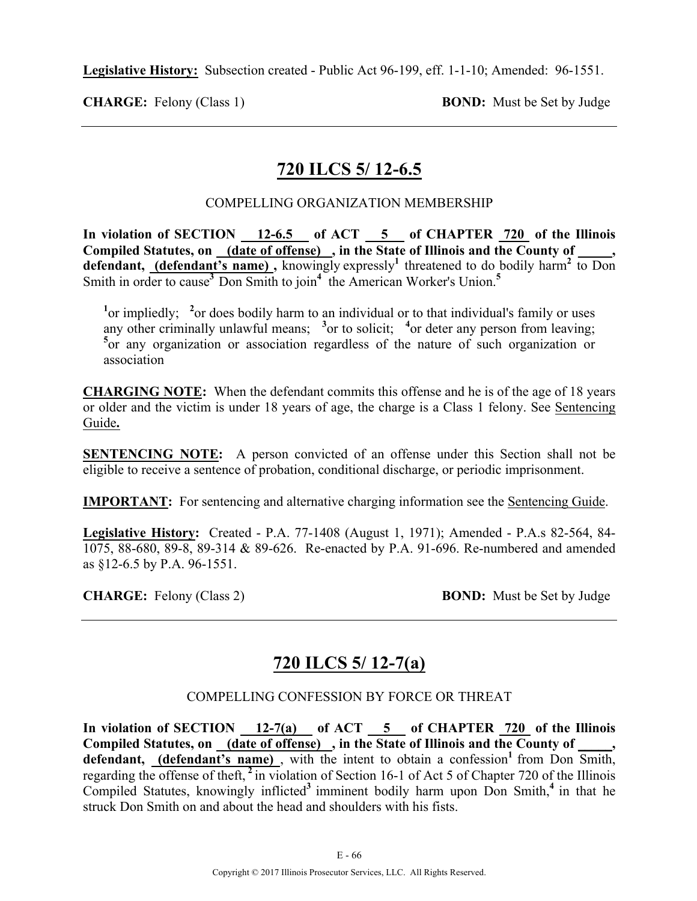**Legislative History:** Subsection created - Public Act 96-199, eff. 1-1-10; Amended: 96-1551.

**CHARGE:** Felony (Class 1) **BOND:** Must be Set by Judge

---

## 720 ILCS 5/ 12-6.5

COMPELLING ORGANIZATION MEMBERSHIP

**In violation of SECTION 12-6.5 of ACT 5 of CHAPTER 720 of the Illinois Compiled Statutes, on (date of offense) , in the State of Illinois and the County of \_\_\_\_\_, defendant, (defendant's name) ,** knowingly expressly[1] threatened to do bodily harm[2] to Don Smith in order to cause[3] Don Smith to join[4] the American Worker's Union.[5]

> [1]or impliedly; [2]or does bodily harm to an individual or to that individual's family or uses any other criminally unlawful means; [3]or to solicit; [4]or deter any person from leaving; [5]or any organization or association regardless of the nature of such organization or association

**CHARGING NOTE:** When the defendant commits this offense and he is of the age of 18 years or older and the victim is under 18 years of age, the charge is a Class 1 felony. See Sentencing Guide**.**

**SENTENCING NOTE:** A person convicted of an offense under this Section shall not be eligible to receive a sentence of probation, conditional discharge, or periodic imprisonment.

**IMPORTANT:** For sentencing and alternative charging information see the Sentencing Guide.

**Legislative History:** Created - P.A. 77-1408 (August 1, 1971); Amended - P.A.s 82-564, 84-1075, 88-680, 89-8, 89-314 & 89-626. Re-enacted by P.A. 91-696. Re-numbered and amended as §12-6.5 by P.A. 96-1551.

**CHARGE:** Felony (Class 2) **BOND:** Must be Set by Judge

---

## 720 ILCS 5/ 12-7(a)

COMPELLING CONFESSION BY FORCE OR THREAT

**In violation of SECTION 12-7(a) of ACT 5 of CHAPTER 720 of the Illinois Compiled Statutes, on (date of offense) , in the State of Illinois and the County of \_\_\_\_\_, defendant, (defendant's name)** , with the intent to obtain a confession[1] from Don Smith, regarding the offense of theft, [2] in violation of Section 16-1 of Act 5 of Chapter 720 of the Illinois Compiled Statutes, knowingly inflicted[3] imminent bodily harm upon Don Smith,[4] in that he struck Don Smith on and about the head and shoulders with his fists.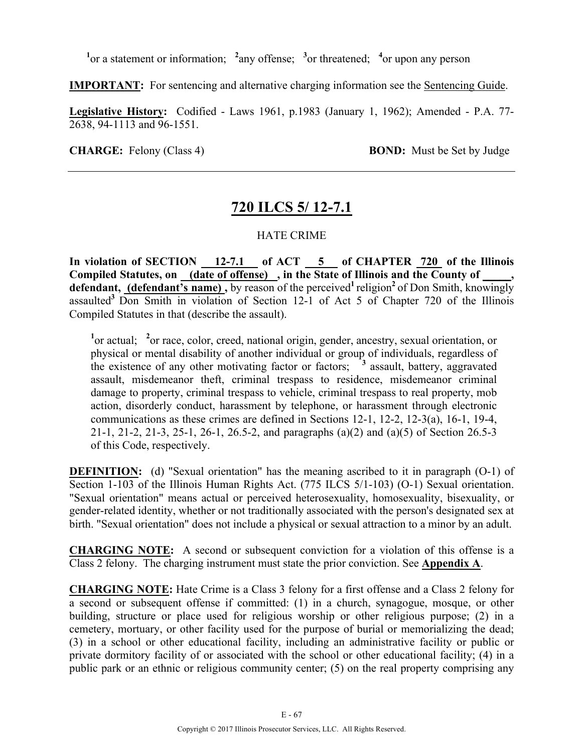[1]or a statement or information; [2]any offense; [3]or threatened; [4]or upon any person

**IMPORTANT:** For sentencing and alternative charging information see the Sentencing Guide.

**Legislative History:** Codified - Laws 1961, p.1983 (January 1, 1962); Amended - P.A. 77-2638, 94-1113 and 96-1551.

**CHARGE:** Felony (Class 4) **BOND:** Must be Set by Judge

---

## 720 ILCS 5/ 12-7.1

HATE CRIME

**In violation of SECTION 12-7.1 of ACT 5 of CHAPTER 720 of the Illinois Compiled Statutes, on (date of offense) , in the State of Illinois and the County of _____, defendant, (defendant's name) ,** by reason of the perceived[1] religion[2] of Don Smith, knowingly assaulted[3] Don Smith in violation of Section 12-1 of Act 5 of Chapter 720 of the Illinois Compiled Statutes in that (describe the assault).

> [1]or actual; [2]or race, color, creed, national origin, gender, ancestry, sexual orientation, or physical or mental disability of another individual or group of individuals, regardless of the existence of any other motivating factor or factors; [3] assault, battery, aggravated assault, misdemeanor theft, criminal trespass to residence, misdemeanor criminal damage to property, criminal trespass to vehicle, criminal trespass to real property, mob action, disorderly conduct, harassment by telephone, or harassment through electronic communications as these crimes are defined in Sections 12-1, 12-2, 12-3(a), 16-1, 19-4, 21-1, 21-2, 21-3, 25-1, 26-1, 26.5-2, and paragraphs (a)(2) and (a)(5) of Section 26.5-3 of this Code, respectively.

**DEFINITION:** (d) "Sexual orientation" has the meaning ascribed to it in paragraph (O-1) of Section 1-103 of the Illinois Human Rights Act. (775 ILCS 5/1-103) (O-1) Sexual orientation. "Sexual orientation" means actual or perceived heterosexuality, homosexuality, bisexuality, or gender-related identity, whether or not traditionally associated with the person's designated sex at birth. "Sexual orientation" does not include a physical or sexual attraction to a minor by an adult.

**CHARGING NOTE:** A second or subsequent conviction for a violation of this offense is a Class 2 felony. The charging instrument must state the prior conviction. See **Appendix A**.

**CHARGING NOTE:** Hate Crime is a Class 3 felony for a first offense and a Class 2 felony for a second or subsequent offense if committed: (1) in a church, synagogue, mosque, or other building, structure or place used for religious worship or other religious purpose; (2) in a cemetery, mortuary, or other facility used for the purpose of burial or memorializing the dead; (3) in a school or other educational facility, including an administrative facility or public or private dormitory facility of or associated with the school or other educational facility; (4) in a public park or an ethnic or religious community center; (5) on the real property comprising any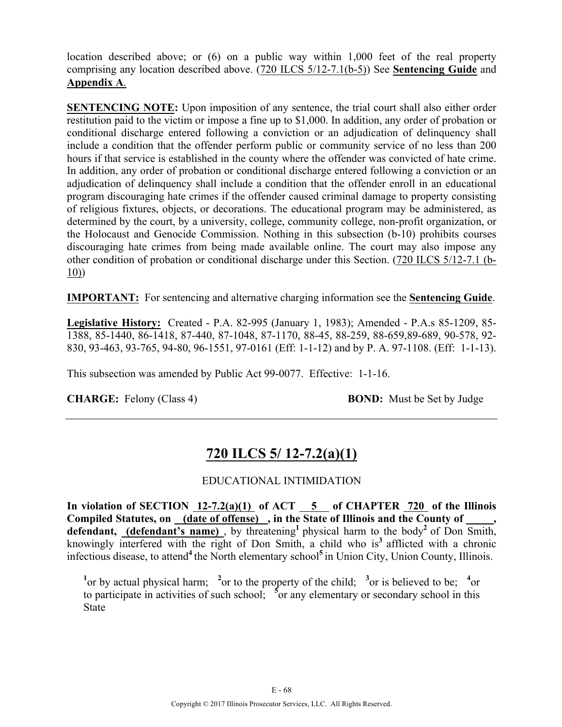location described above; or (6) on a public way within 1,000 feet of the real property comprising any location described above. (720 ILCS 5/12-7.1(b-5)) See **Sentencing Guide** and **Appendix A**.

**SENTENCING NOTE:** Upon imposition of any sentence, the trial court shall also either order restitution paid to the victim or impose a fine up to $1,000. In addition, any order of probation or conditional discharge entered following a conviction or an adjudication of delinquency shall include a condition that the offender perform public or community service of no less than 200 hours if that service is established in the county where the offender was convicted of hate crime. In addition, any order of probation or conditional discharge entered following a conviction or an adjudication of delinquency shall include a condition that the offender enroll in an educational program discouraging hate crimes if the offender caused criminal damage to property consisting of religious fixtures, objects, or decorations. The educational program may be administered, as determined by the court, by a university, college, community college, non-profit organization, or the Holocaust and Genocide Commission. Nothing in this subsection (b-10) prohibits courses discouraging hate crimes from being made available online. The court may also impose any other condition of probation or conditional discharge under this Section. (720 ILCS 5/12-7.1 (b-10))

**IMPORTANT:** For sentencing and alternative charging information see the **Sentencing Guide**.

**Legislative History:** Created - P.A. 82-995 (January 1, 1983); Amended - P.A.s 85-1209, 85-1388, 85-1440, 86-1418, 87-440, 87-1048, 87-1170, 88-45, 88-259, 88-659,89-689, 90-578, 92-830, 93-463, 93-765, 94-80, 96-1551, 97-0161 (Eff: 1-1-12) and by P. A. 97-1108. (Eff: 1-1-13).

This subsection was amended by Public Act 99-0077. Effective: 1-1-16.

**CHARGE:** Felony (Class 4) **BOND:** Must be Set by Judge

---

## 720 ILCS 5/ 12-7.2(a)(1)

EDUCATIONAL INTIMIDATION

**In violation of SECTION 12-7.2(a)(1) of ACT 5 of CHAPTER 720 of the Illinois Compiled Statutes, on (date of offense) , in the State of Illinois and the County of \_\_\_\_\_, defendant, (defendant's name)** , by threatening[1] physical harm to the body[2] of Don Smith, knowingly interfered with the right of Don Smith, a child who is[3] afflicted with a chronic infectious disease, to attend[4] the North elementary school[5] in Union City, Union County, Illinois.

[1]or by actual physical harm; [2]or to the property of the child; [3]or is believed to be; [4]or to participate in activities of such school; [5]or any elementary or secondary school in this State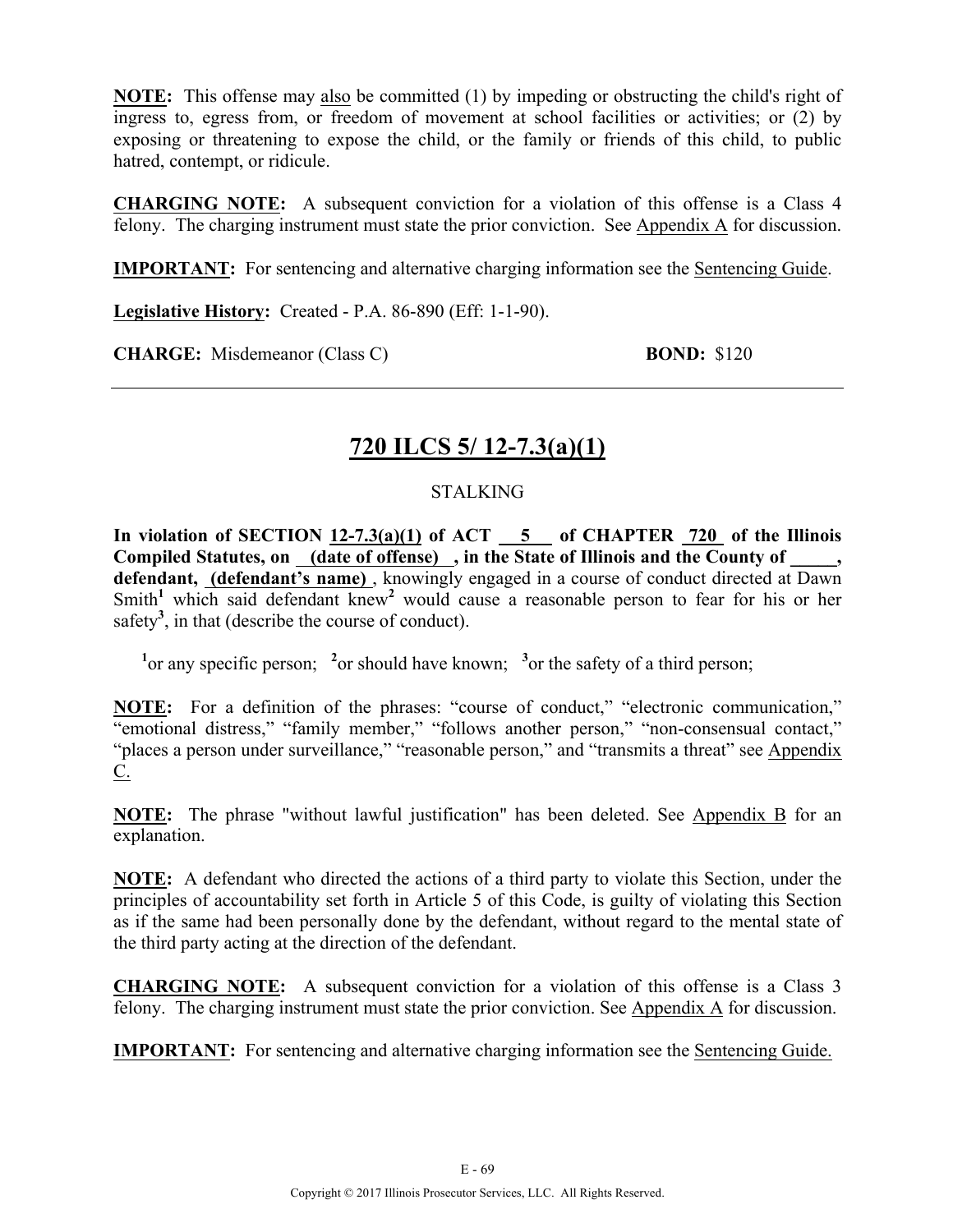**NOTE:** This offense may also be committed (1) by impeding or obstructing the child's right of ingress to, egress from, or freedom of movement at school facilities or activities; or (2) by exposing or threatening to expose the child, or the family or friends of this child, to public hatred, contempt, or ridicule.

**CHARGING NOTE:** A subsequent conviction for a violation of this offense is a Class 4 felony. The charging instrument must state the prior conviction. See Appendix A for discussion.

**IMPORTANT:** For sentencing and alternative charging information see the Sentencing Guide.

**Legislative History:** Created - P.A. 86-890 (Eff: 1-1-90).

**CHARGE:** Misdemeanor (Class C) **BOND:** $120

---

## 720 ILCS 5/ 12-7.3(a)(1)

STALKING

**In violation of SECTION 12-7.3(a)(1) of ACT 5 of CHAPTER 720 of the Illinois Compiled Statutes, on (date of offense) , in the State of Illinois and the County of \_\_\_\_\_, defendant, (defendant's name)** , knowingly engaged in a course of conduct directed at Dawn Smith[1] which said defendant knew[2] would cause a reasonable person to fear for his or her safety[3], in that (describe the course of conduct).

[1]or any specific person; [2]or should have known; [3]or the safety of a third person;

**NOTE:** For a definition of the phrases: "course of conduct," "electronic communication," "emotional distress," "family member," "follows another person," "non-consensual contact," "places a person under surveillance," "reasonable person," and "transmits a threat" see Appendix C.

**NOTE:** The phrase "without lawful justification" has been deleted. See Appendix B for an explanation.

**NOTE:** A defendant who directed the actions of a third party to violate this Section, under the principles of accountability set forth in Article 5 of this Code, is guilty of violating this Section as if the same had been personally done by the defendant, without regard to the mental state of the third party acting at the direction of the defendant.

**CHARGING NOTE:** A subsequent conviction for a violation of this offense is a Class 3 felony. The charging instrument must state the prior conviction. See Appendix A for discussion.

**IMPORTANT:** For sentencing and alternative charging information see the Sentencing Guide.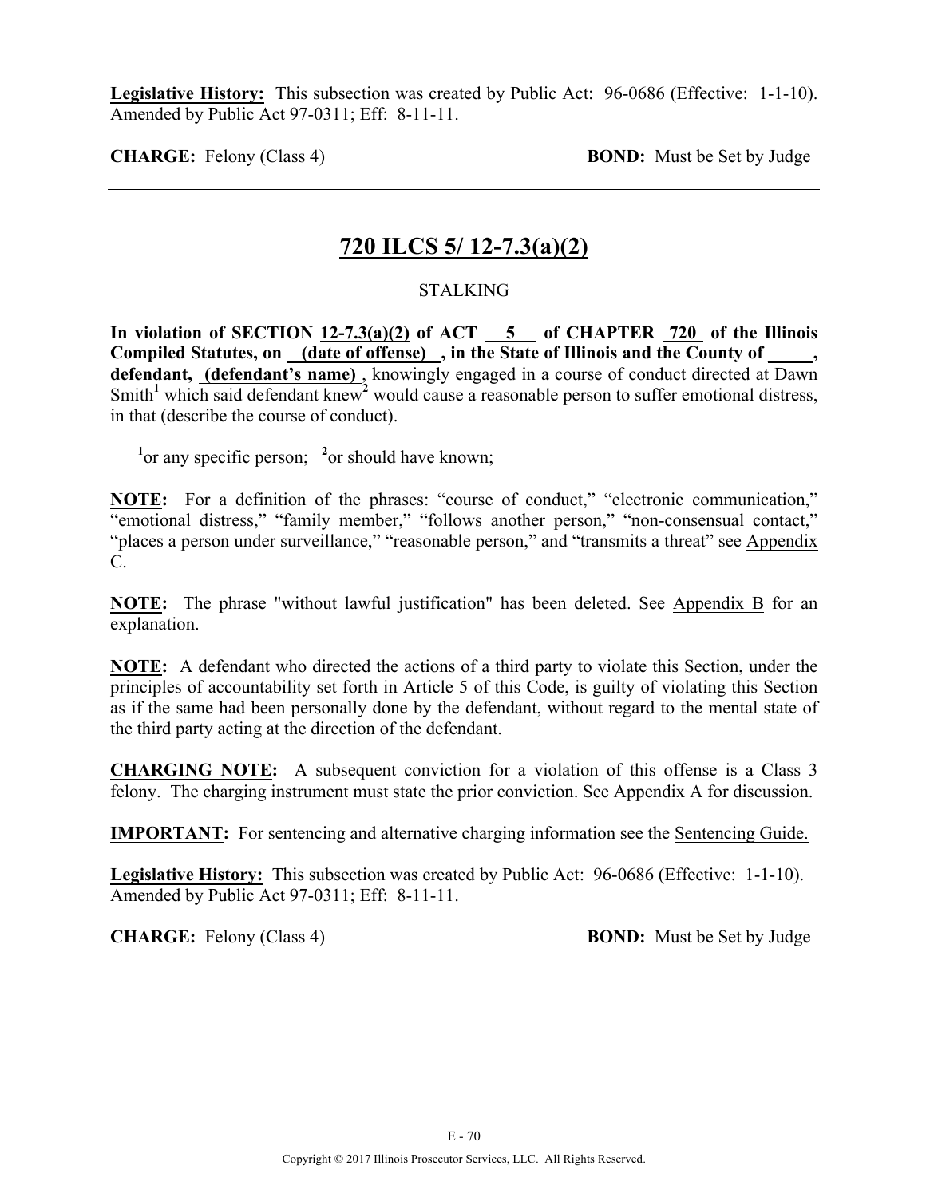**Legislative History:** This subsection was created by Public Act: 96-0686 (Effective: 1-1-10). Amended by Public Act 97-0311; Eff: 8-11-11.

**CHARGE:** Felony (Class 4) **BOND:** Must be Set by Judge

---

## 720 ILCS 5/ 12-7.3(a)(2)

STALKING

**In violation of SECTION 12-7.3(a)(2) of ACT 5 of CHAPTER 720 of the Illinois Compiled Statutes, on (date of offense), in the State of Illinois and the County of \_\_\_\_\_, defendant, (defendant's name)**, knowingly engaged in a course of conduct directed at Dawn Smith[1] which said defendant knew[2] would cause a reasonable person to suffer emotional distress, in that (describe the course of conduct).

[1]or any specific person; [2]or should have known;

**NOTE:** For a definition of the phrases: "course of conduct," "electronic communication," "emotional distress," "family member," "follows another person," "non-consensual contact," "places a person under surveillance," "reasonable person," and "transmits a threat" see Appendix C.

**NOTE:** The phrase "without lawful justification" has been deleted. See Appendix B for an explanation.

**NOTE:** A defendant who directed the actions of a third party to violate this Section, under the principles of accountability set forth in Article 5 of this Code, is guilty of violating this Section as if the same had been personally done by the defendant, without regard to the mental state of the third party acting at the direction of the defendant.

**CHARGING NOTE:** A subsequent conviction for a violation of this offense is a Class 3 felony. The charging instrument must state the prior conviction. See Appendix A for discussion.

**IMPORTANT:** For sentencing and alternative charging information see the Sentencing Guide.

**Legislative History:** This subsection was created by Public Act: 96-0686 (Effective: 1-1-10). Amended by Public Act 97-0311; Eff: 8-11-11.

**CHARGE:** Felony (Class 4) **BOND:** Must be Set by Judge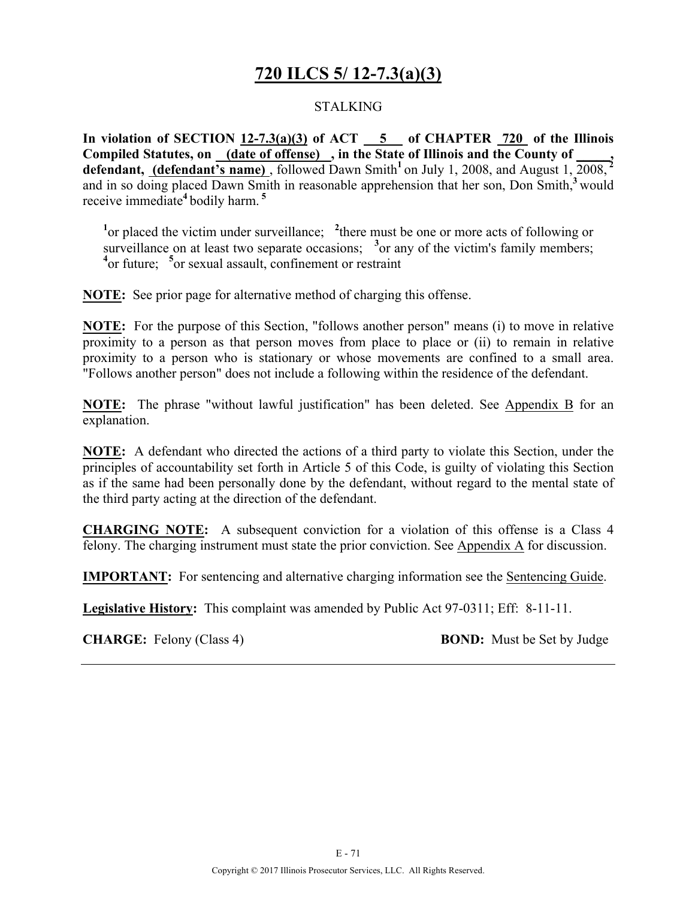# 720 ILCS 5/ 12-7.3(a)(3)

STALKING

**In violation of SECTION 12-7.3(a)(3) of ACT 5 of CHAPTER 720 of the Illinois Compiled Statutes, on (date of offense) , in the State of Illinois and the County of \_\_\_\_\_, defendant, (defendant's name)** , followed Dawn Smith[1] on July 1, 2008, and August 1, 2008,[2] and in so doing placed Dawn Smith in reasonable apprehension that her son, Don Smith,[3] would receive immediate[4] bodily harm.[5]

[1]or placed the victim under surveillance; [2]there must be one or more acts of following or surveillance on at least two separate occasions; [3]or any of the victim's family members; [4]or future; [5]or sexual assault, confinement or restraint

**NOTE:** See prior page for alternative method of charging this offense.

**NOTE:** For the purpose of this Section, "follows another person" means (i) to move in relative proximity to a person as that person moves from place to place or (ii) to remain in relative proximity to a person who is stationary or whose movements are confined to a small area. "Follows another person" does not include a following within the residence of the defendant.

**NOTE:** The phrase "without lawful justification" has been deleted. See Appendix B for an explanation.

**NOTE:** A defendant who directed the actions of a third party to violate this Section, under the principles of accountability set forth in Article 5 of this Code, is guilty of violating this Section as if the same had been personally done by the defendant, without regard to the mental state of the third party acting at the direction of the defendant.

**CHARGING NOTE:** A subsequent conviction for a violation of this offense is a Class 4 felony. The charging instrument must state the prior conviction. See Appendix A for discussion.

**IMPORTANT:** For sentencing and alternative charging information see the Sentencing Guide.

**Legislative History:** This complaint was amended by Public Act 97-0311; Eff: 8-11-11.

**CHARGE:** Felony (Class 4) **BOND:** Must be Set by Judge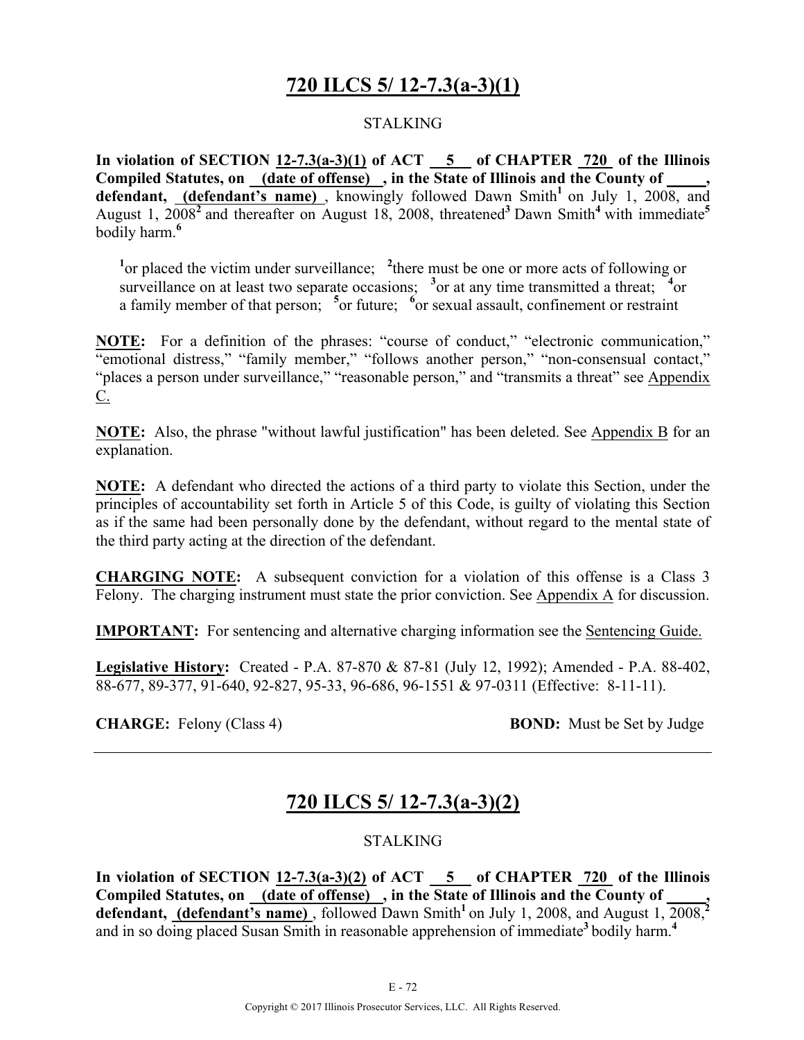# 720 ILCS 5/ 12-7.3(a-3)(1)

STALKING

**In violation of SECTION 12-7.3(a-3)(1) of ACT 5 of CHAPTER 720 of the Illinois Compiled Statutes, on (date of offense) , in the State of Illinois and the County of \_\_\_\_\_, defendant, (defendant's name)** , knowingly followed Dawn Smith[1] on July 1, 2008, and August 1, 2008[2] and thereafter on August 18, 2008, threatened[3] Dawn Smith[4] with immediate[5] bodily harm.[6]

[1]or placed the victim under surveillance; [2]there must be one or more acts of following or surveillance on at least two separate occasions; [3]or at any time transmitted a threat; [4]or a family member of that person; [5]or future; [6]or sexual assault, confinement or restraint

**NOTE:** For a definition of the phrases: "course of conduct," "electronic communication," "emotional distress," "family member," "follows another person," "non-consensual contact," "places a person under surveillance," "reasonable person," and "transmits a threat" see Appendix C.

**NOTE:** Also, the phrase "without lawful justification" has been deleted. See Appendix B for an explanation.

**NOTE:** A defendant who directed the actions of a third party to violate this Section, under the principles of accountability set forth in Article 5 of this Code, is guilty of violating this Section as if the same had been personally done by the defendant, without regard to the mental state of the third party acting at the direction of the defendant.

**CHARGING NOTE:** A subsequent conviction for a violation of this offense is a Class 3 Felony. The charging instrument must state the prior conviction. See Appendix A for discussion.

**IMPORTANT:** For sentencing and alternative charging information see the Sentencing Guide.

**Legislative History:** Created - P.A. 87-870 & 87-81 (July 12, 1992); Amended - P.A. 88-402, 88-677, 89-377, 91-640, 92-827, 95-33, 96-686, 96-1551 & 97-0311 (Effective: 8-11-11).

**CHARGE:** Felony (Class 4) **BOND:** Must be Set by Judge

---

# 720 ILCS 5/ 12-7.3(a-3)(2)

STALKING

**In violation of SECTION 12-7.3(a-3)(2) of ACT 5 of CHAPTER 720 of the Illinois Compiled Statutes, on (date of offense) , in the State of Illinois and the County of \_\_\_\_\_, defendant, (defendant's name)** , followed Dawn Smith[1] on July 1, 2008, and August 1, 2008,[2] and in so doing placed Susan Smith in reasonable apprehension of immediate[3] bodily harm.[4]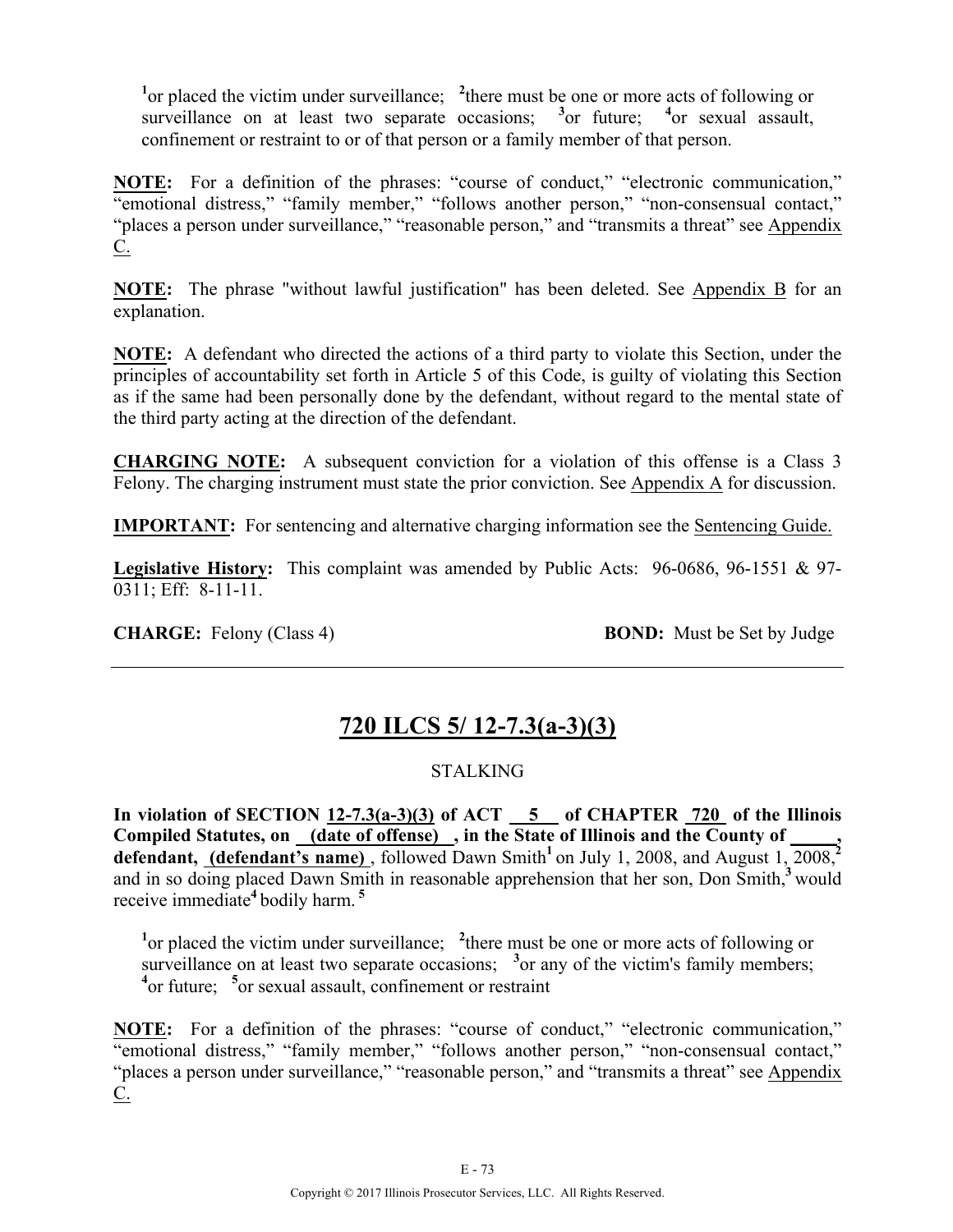[1]or placed the victim under surveillance; [2]there must be one or more acts of following or surveillance on at least two separate occasions; [3]or future; [4]or sexual assault, confinement or restraint to or of that person or a family member of that person.

**NOTE:** For a definition of the phrases: "course of conduct," "electronic communication," "emotional distress," "family member," "follows another person," "non-consensual contact," "places a person under surveillance," "reasonable person," and "transmits a threat" see Appendix C.

**NOTE:** The phrase "without lawful justification" has been deleted. See Appendix B for an explanation.

**NOTE:** A defendant who directed the actions of a third party to violate this Section, under the principles of accountability set forth in Article 5 of this Code, is guilty of violating this Section as if the same had been personally done by the defendant, without regard to the mental state of the third party acting at the direction of the defendant.

**CHARGING NOTE:** A subsequent conviction for a violation of this offense is a Class 3 Felony. The charging instrument must state the prior conviction. See Appendix A for discussion.

**IMPORTANT:** For sentencing and alternative charging information see the Sentencing Guide.

**Legislative History:** This complaint was amended by Public Acts: 96-0686, 96-1551 & 97-0311; Eff: 8-11-11.

**CHARGE:** Felony (Class 4) **BOND:** Must be Set by Judge

---

## 720 ILCS 5/ 12-7.3(a-3)(3)

STALKING

**In violation of SECTION 12-7.3(a-3)(3) of ACT 5 of CHAPTER 720 of the Illinois Compiled Statutes, on (date of offense) , in the State of Illinois and the County of \_\_\_\_\_, defendant, (defendant's name)**, followed Dawn Smith[1] on July 1, 2008, and August 1, 2008,[2] and in so doing placed Dawn Smith in reasonable apprehension that her son, Don Smith,[3] would receive immediate[4] bodily harm.[5]

[1]or placed the victim under surveillance; [2]there must be one or more acts of following or surveillance on at least two separate occasions; [3]or any of the victim's family members; [4]or future; [5]or sexual assault, confinement or restraint

**NOTE:** For a definition of the phrases: "course of conduct," "electronic communication," "emotional distress," "family member," "follows another person," "non-consensual contact," "places a person under surveillance," "reasonable person," and "transmits a threat" see Appendix C.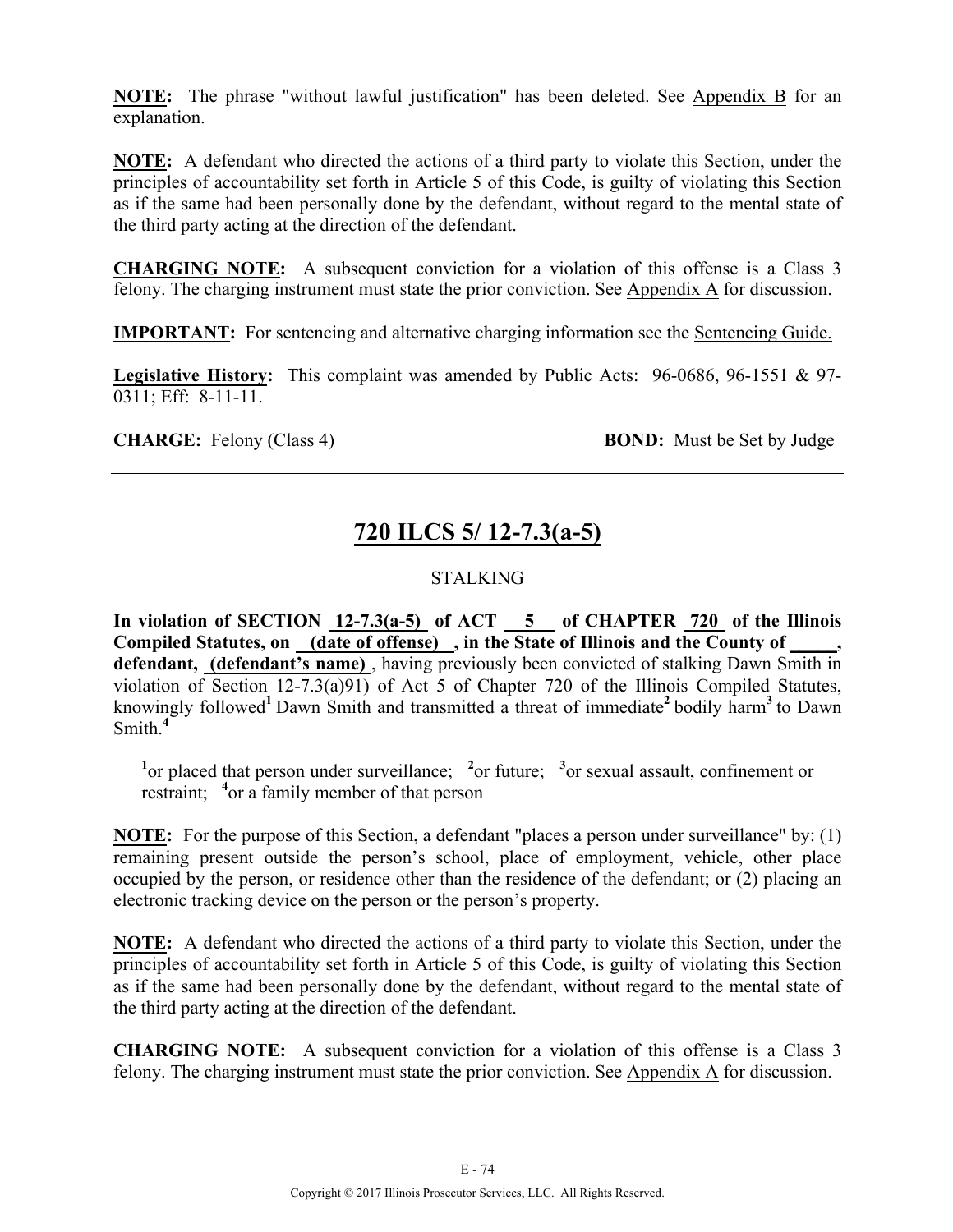**NOTE:** The phrase "without lawful justification" has been deleted. See Appendix B for an explanation.

**NOTE:** A defendant who directed the actions of a third party to violate this Section, under the principles of accountability set forth in Article 5 of this Code, is guilty of violating this Section as if the same had been personally done by the defendant, without regard to the mental state of the third party acting at the direction of the defendant.

**CHARGING NOTE:** A subsequent conviction for a violation of this offense is a Class 3 felony. The charging instrument must state the prior conviction. See Appendix A for discussion.

**IMPORTANT:** For sentencing and alternative charging information see the Sentencing Guide.

**Legislative History:** This complaint was amended by Public Acts: 96-0686, 96-1551 & 97-0311; Eff: 8-11-11.

**CHARGE:** Felony (Class 4) **BOND:** Must be Set by Judge

---

## 720 ILCS 5/ 12-7.3(a-5)

STALKING

**In violation of SECTION 12-7.3(a-5) of ACT 5 of CHAPTER 720 of the Illinois Compiled Statutes, on (date of offense) , in the State of Illinois and the County of _____, defendant, (defendant's name)** , having previously been convicted of stalking Dawn Smith in violation of Section 12-7.3(a)91) of Act 5 of Chapter 720 of the Illinois Compiled Statutes, knowingly followed[1] Dawn Smith and transmitted a threat of immediate[2] bodily harm[3] to Dawn Smith.[4]

[1]or placed that person under surveillance; [2]or future; [3]or sexual assault, confinement or restraint; [4]or a family member of that person

**NOTE:** For the purpose of this Section, a defendant "places a person under surveillance" by: (1) remaining present outside the person's school, place of employment, vehicle, other place occupied by the person, or residence other than the residence of the defendant; or (2) placing an electronic tracking device on the person or the person's property.

**NOTE:** A defendant who directed the actions of a third party to violate this Section, under the principles of accountability set forth in Article 5 of this Code, is guilty of violating this Section as if the same had been personally done by the defendant, without regard to the mental state of the third party acting at the direction of the defendant.

**CHARGING NOTE:** A subsequent conviction for a violation of this offense is a Class 3 felony. The charging instrument must state the prior conviction. See Appendix A for discussion.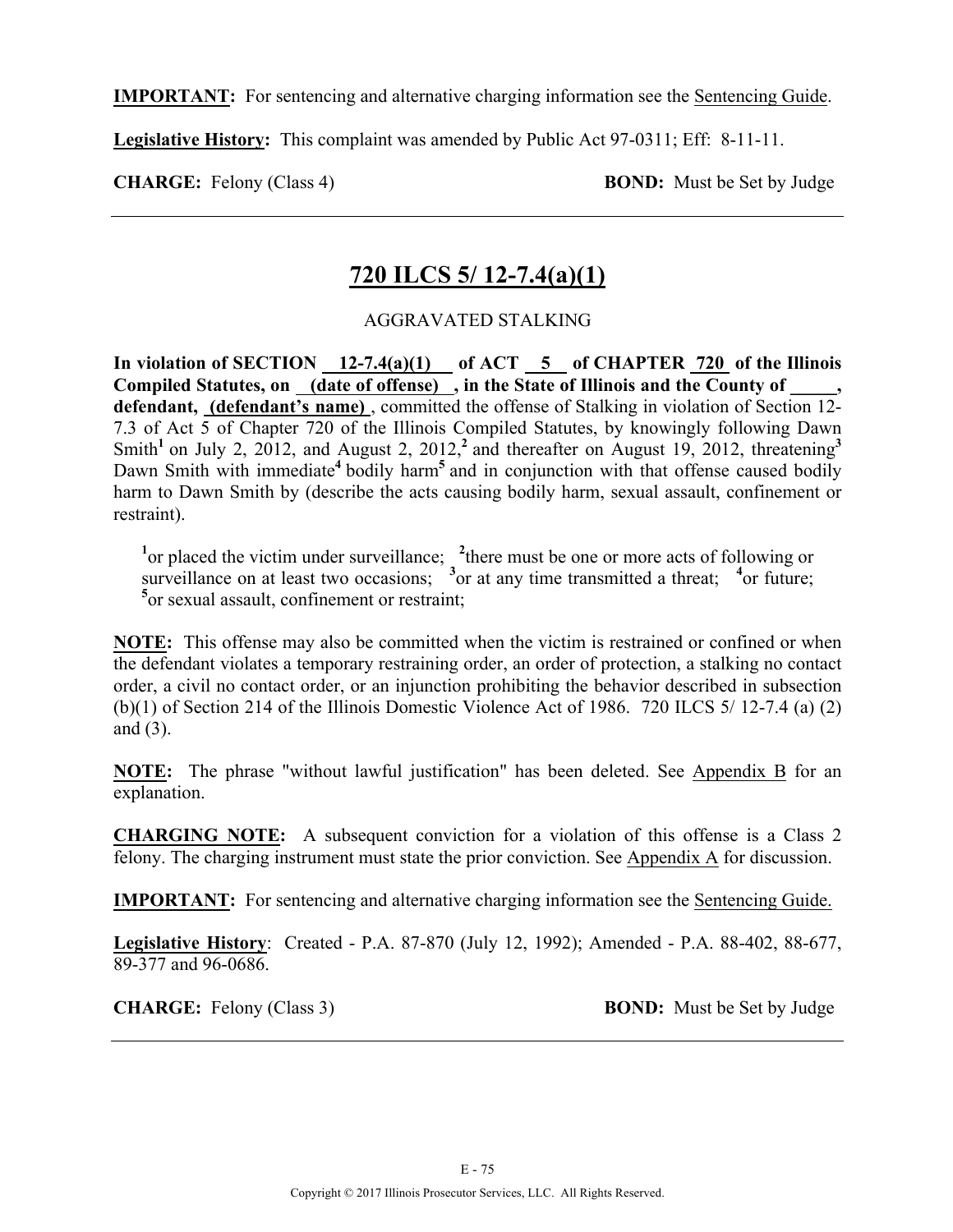**IMPORTANT:** For sentencing and alternative charging information see the Sentencing Guide.

**Legislative History:** This complaint was amended by Public Act 97-0311; Eff: 8-11-11.

**CHARGE:** Felony (Class 4) **BOND:** Must be Set by Judge

---

## 720 ILCS 5/ 12-7.4(a)(1)

AGGRAVATED STALKING

**In violation of SECTION 12-7.4(a)(1) of ACT 5 of CHAPTER 720 of the Illinois Compiled Statutes, on (date of offense) , in the State of Illinois and the County of _____, defendant, (defendant's name)**, committed the offense of Stalking in violation of Section 12-7.3 of Act 5 of Chapter 720 of the Illinois Compiled Statutes, by knowingly following Dawn Smith[1] on July 2, 2012, and August 2, 2012,[2] and thereafter on August 19, 2012, threatening[3] Dawn Smith with immediate[4] bodily harm[5] and in conjunction with that offense caused bodily harm to Dawn Smith by (describe the acts causing bodily harm, sexual assault, confinement or restraint).

[1]or placed the victim under surveillance; [2]there must be one or more acts of following or surveillance on at least two occasions; [3]or at any time transmitted a threat; [4]or future; [5]or sexual assault, confinement or restraint;

**NOTE:** This offense may also be committed when the victim is restrained or confined or when the defendant violates a temporary restraining order, an order of protection, a stalking no contact order, a civil no contact order, or an injunction prohibiting the behavior described in subsection (b)(1) of Section 214 of the Illinois Domestic Violence Act of 1986. 720 ILCS 5/ 12-7.4 (a) (2) and (3).

**NOTE:** The phrase "without lawful justification" has been deleted. See Appendix B for an explanation.

**CHARGING NOTE:** A subsequent conviction for a violation of this offense is a Class 2 felony. The charging instrument must state the prior conviction. See Appendix A for discussion.

**IMPORTANT:** For sentencing and alternative charging information see the Sentencing Guide.

**Legislative History**: Created - P.A. 87-870 (July 12, 1992); Amended - P.A. 88-402, 88-677, 89-377 and 96-0686.

**CHARGE:** Felony (Class 3) **BOND:** Must be Set by Judge

---

Copyright © 2017 Illinois Prosecutor Services, LLC. All Rights Reserved.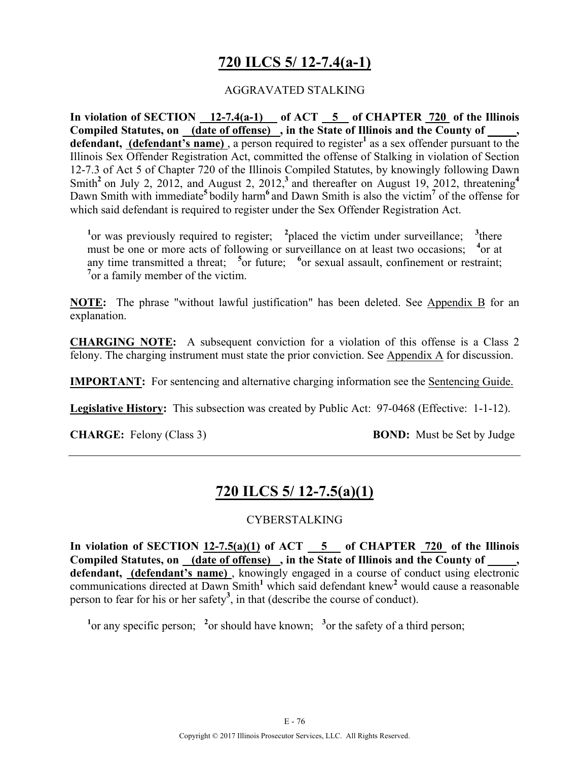## 720 ILCS 5/ 12-7.4(a-1)

AGGRAVATED STALKING

**In violation of SECTION 12-7.4(a-1) of ACT 5 of CHAPTER 720 of the Illinois Compiled Statutes, on (date of offense) , in the State of Illinois and the County of \_\_\_\_\_, defendant, (defendant's name)** , a person required to register[1] as a sex offender pursuant to the Illinois Sex Offender Registration Act, committed the offense of Stalking in violation of Section 12-7.3 of Act 5 of Chapter 720 of the Illinois Compiled Statutes, by knowingly following Dawn Smith[2] on July 2, 2012, and August 2, 2012,[3] and thereafter on August 19, 2012, threatening[4] Dawn Smith with immediate[5] bodily harm[6] and Dawn Smith is also the victim[7] of the offense for which said defendant is required to register under the Sex Offender Registration Act.

[1]or was previously required to register; [2]placed the victim under surveillance; [3]there must be one or more acts of following or surveillance on at least two occasions; [4]or at any time transmitted a threat; [5]or future; [6]or sexual assault, confinement or restraint; [7]or a family member of the victim.

**NOTE:** The phrase "without lawful justification" has been deleted. See Appendix B for an explanation.

**CHARGING NOTE:** A subsequent conviction for a violation of this offense is a Class 2 felony. The charging instrument must state the prior conviction. See Appendix A for discussion.

**IMPORTANT:** For sentencing and alternative charging information see the Sentencing Guide.

**Legislative History:** This subsection was created by Public Act: 97-0468 (Effective: 1-1-12).

**CHARGE:** Felony (Class 3) **BOND:** Must be Set by Judge

---

## 720 ILCS 5/ 12-7.5(a)(1)

CYBERSTALKING

**In violation of SECTION 12-7.5(a)(1) of ACT 5 of CHAPTER 720 of the Illinois Compiled Statutes, on (date of offense) , in the State of Illinois and the County of \_\_\_\_\_, defendant, (defendant's name)** , knowingly engaged in a course of conduct using electronic communications directed at Dawn Smith[1] which said defendant knew[2] would cause a reasonable person to fear for his or her safety[3], in that (describe the course of conduct).

[1]or any specific person; [2]or should have known; [3]or the safety of a third person;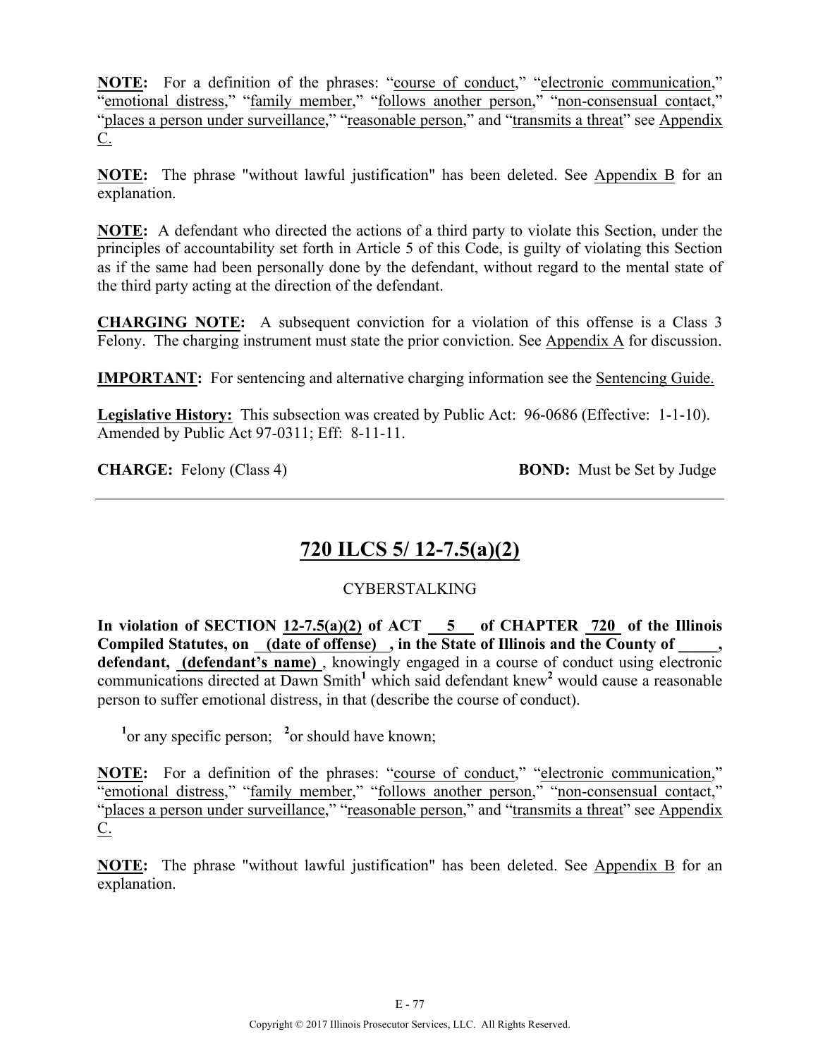**NOTE:** For a definition of the phrases: "course of conduct," "electronic communication," "emotional distress," "family member," "follows another person," "non-consensual contact," "places a person under surveillance," "reasonable person," and "transmits a threat" see Appendix C.

**NOTE:** The phrase "without lawful justification" has been deleted. See Appendix B for an explanation.

**NOTE:** A defendant who directed the actions of a third party to violate this Section, under the principles of accountability set forth in Article 5 of this Code, is guilty of violating this Section as if the same had been personally done by the defendant, without regard to the mental state of the third party acting at the direction of the defendant.

**CHARGING NOTE:** A subsequent conviction for a violation of this offense is a Class 3 Felony. The charging instrument must state the prior conviction. See Appendix A for discussion.

**IMPORTANT:** For sentencing and alternative charging information see the Sentencing Guide.

**Legislative History:** This subsection was created by Public Act: 96-0686 (Effective: 1-1-10). Amended by Public Act 97-0311; Eff: 8-11-11.

**CHARGE:** Felony (Class 4) **BOND:** Must be Set by Judge

---

# 720 ILCS 5/ 12-7.5(a)(2)

CYBERSTALKING

**In violation of SECTION 12-7.5(a)(2) of ACT 5 of CHAPTER 720 of the Illinois Compiled Statutes, on (date of offense) , in the State of Illinois and the County of _____, defendant, (defendant's name)** , knowingly engaged in a course of conduct using electronic communications directed at Dawn Smith[1] which said defendant knew[2] would cause a reasonable person to suffer emotional distress, in that (describe the course of conduct).

[1]or any specific person; [2]or should have known;

**NOTE:** For a definition of the phrases: "course of conduct," "electronic communication," "emotional distress," "family member," "follows another person," "non-consensual contact," "places a person under surveillance," "reasonable person," and "transmits a threat" see Appendix C.

**NOTE:** The phrase "without lawful justification" has been deleted. See Appendix B for an explanation.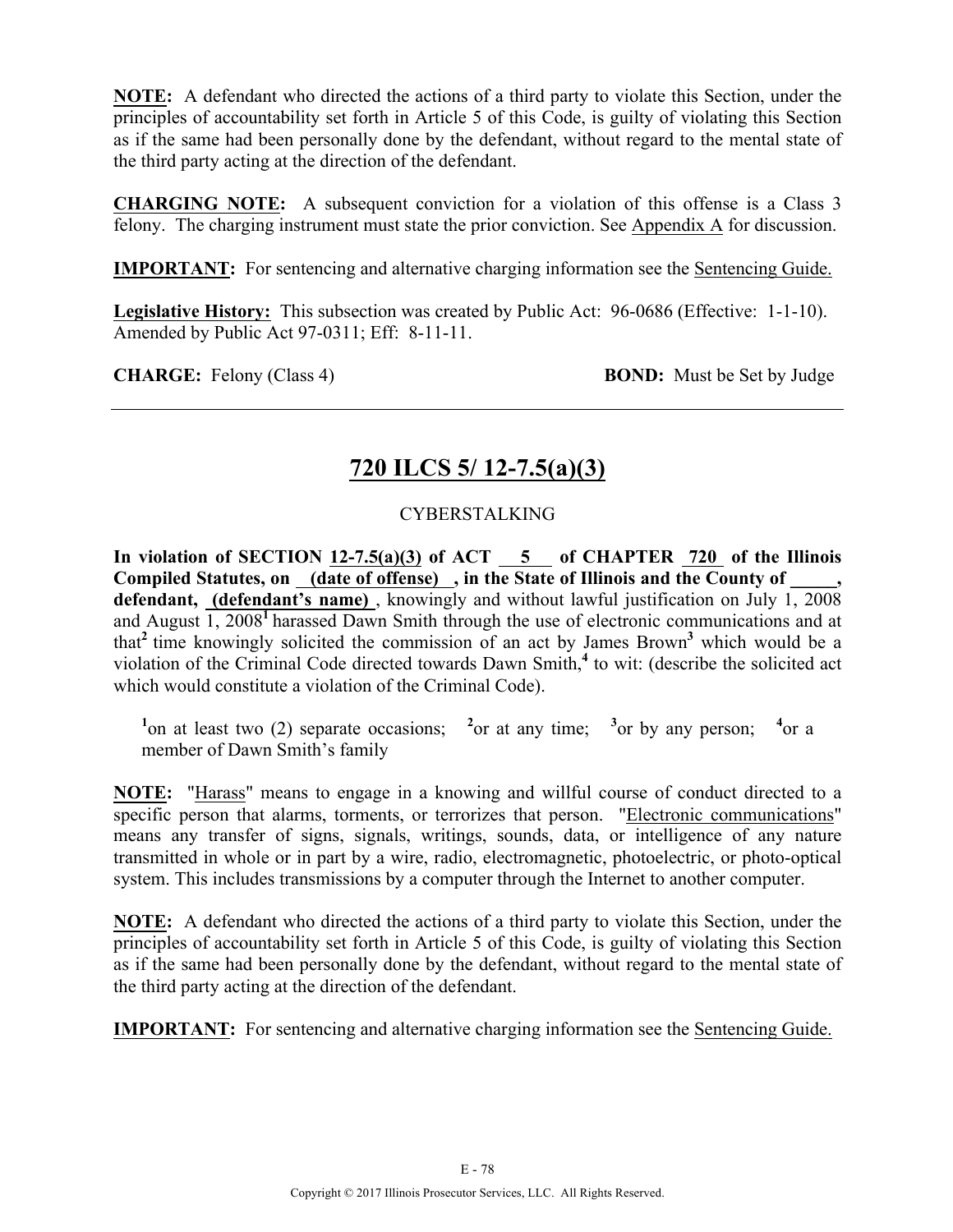**NOTE:** A defendant who directed the actions of a third party to violate this Section, under the principles of accountability set forth in Article 5 of this Code, is guilty of violating this Section as if the same had been personally done by the defendant, without regard to the mental state of the third party acting at the direction of the defendant.

**CHARGING NOTE:** A subsequent conviction for a violation of this offense is a Class 3 felony. The charging instrument must state the prior conviction. See Appendix A for discussion.

**IMPORTANT:** For sentencing and alternative charging information see the Sentencing Guide.

**Legislative History:** This subsection was created by Public Act: 96-0686 (Effective: 1-1-10). Amended by Public Act 97-0311; Eff: 8-11-11.

**CHARGE:** Felony (Class 4) **BOND:** Must be Set by Judge

---

## 720 ILCS 5/ 12-7.5(a)(3)

CYBERSTALKING

**In violation of SECTION 12-7.5(a)(3) of ACT 5 of CHAPTER 720 of the Illinois Compiled Statutes, on (date of offense), in the State of Illinois and the County of _____, defendant, (defendant's name)**, knowingly and without lawful justification on July 1, 2008 and August 1, 2008[1] harassed Dawn Smith through the use of electronic communications and at that[2] time knowingly solicited the commission of an act by James Brown[3] which would be a violation of the Criminal Code directed towards Dawn Smith,[4] to wit: (describe the solicited act which would constitute a violation of the Criminal Code).

[1]on at least two (2) separate occasions; [2]or at any time; [3]or by any person; [4]or a member of Dawn Smith's family

**NOTE:** "Harass" means to engage in a knowing and willful course of conduct directed to a specific person that alarms, torments, or terrorizes that person. "Electronic communications" means any transfer of signs, signals, writings, sounds, data, or intelligence of any nature transmitted in whole or in part by a wire, radio, electromagnetic, photoelectric, or photo-optical system. This includes transmissions by a computer through the Internet to another computer.

**NOTE:** A defendant who directed the actions of a third party to violate this Section, under the principles of accountability set forth in Article 5 of this Code, is guilty of violating this Section as if the same had been personally done by the defendant, without regard to the mental state of the third party acting at the direction of the defendant.

**IMPORTANT:** For sentencing and alternative charging information see the Sentencing Guide.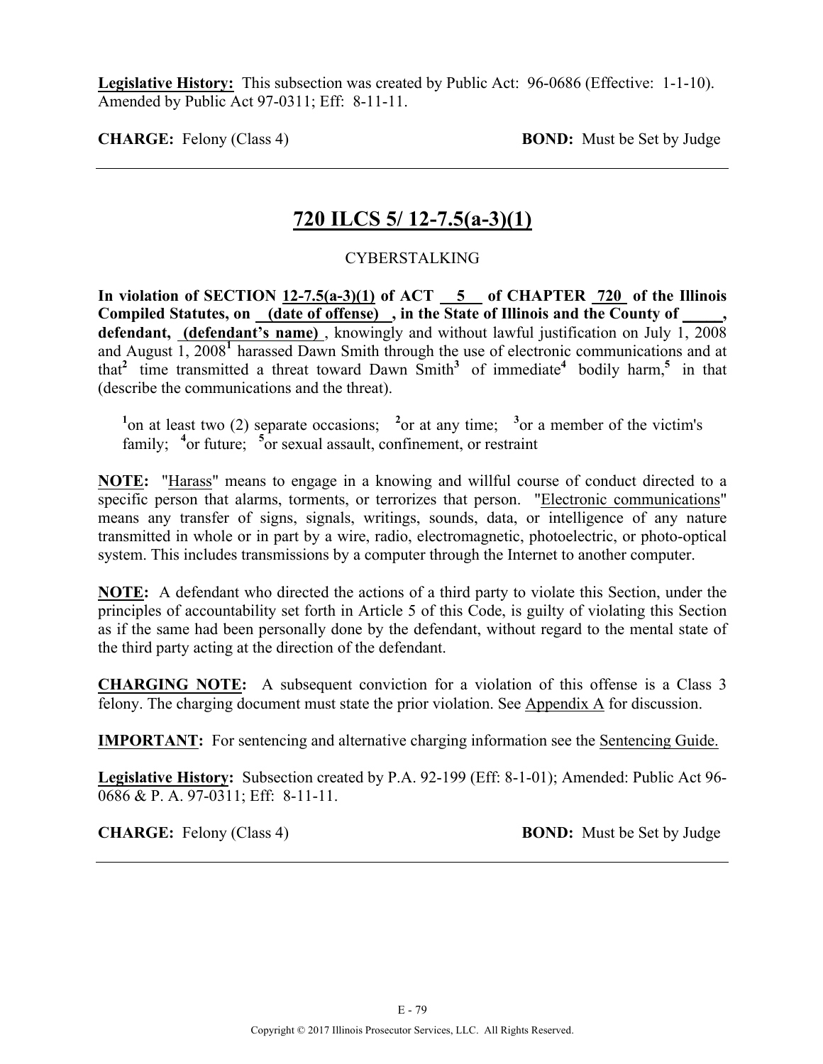**Legislative History:** This subsection was created by Public Act: 96-0686 (Effective: 1-1-10). Amended by Public Act 97-0311; Eff: 8-11-11.

**CHARGE:** Felony (Class 4) **BOND:** Must be Set by Judge

---

## 720 ILCS 5/ 12-7.5(a-3)(1)

CYBERSTALKING

**In violation of SECTION 12-7.5(a-3)(1) of ACT 5 of CHAPTER 720 of the Illinois Compiled Statutes, on (date of offense) , in the State of Illinois and the County of \_\_\_\_\_, defendant, (defendant's name)** , knowingly and without lawful justification on July 1, 2008 and August 1, 2008[1] harassed Dawn Smith through the use of electronic communications and at that[2] time transmitted a threat toward Dawn Smith[3] of immediate[4] bodily harm,[5] in that (describe the communications and the threat).

[1]on at least two (2) separate occasions; [2]or at any time; [3]or a member of the victim's family; [4]or future; [5]or sexual assault, confinement, or restraint

**NOTE:** "Harass" means to engage in a knowing and willful course of conduct directed to a specific person that alarms, torments, or terrorizes that person. "Electronic communications" means any transfer of signs, signals, writings, sounds, data, or intelligence of any nature transmitted in whole or in part by a wire, radio, electromagnetic, photoelectric, or photo-optical system. This includes transmissions by a computer through the Internet to another computer.

**NOTE:** A defendant who directed the actions of a third party to violate this Section, under the principles of accountability set forth in Article 5 of this Code, is guilty of violating this Section as if the same had been personally done by the defendant, without regard to the mental state of the third party acting at the direction of the defendant.

**CHARGING NOTE:** A subsequent conviction for a violation of this offense is a Class 3 felony. The charging document must state the prior violation. See Appendix A for discussion.

**IMPORTANT:** For sentencing and alternative charging information see the Sentencing Guide.

**Legislative History:** Subsection created by P.A. 92-199 (Eff: 8-1-01); Amended: Public Act 96-0686 & P. A. 97-0311; Eff: 8-11-11.

**CHARGE:** Felony (Class 4) **BOND:** Must be Set by Judge

---

Copyright © 2017 Illinois Prosecutor Services, LLC. All Rights Reserved.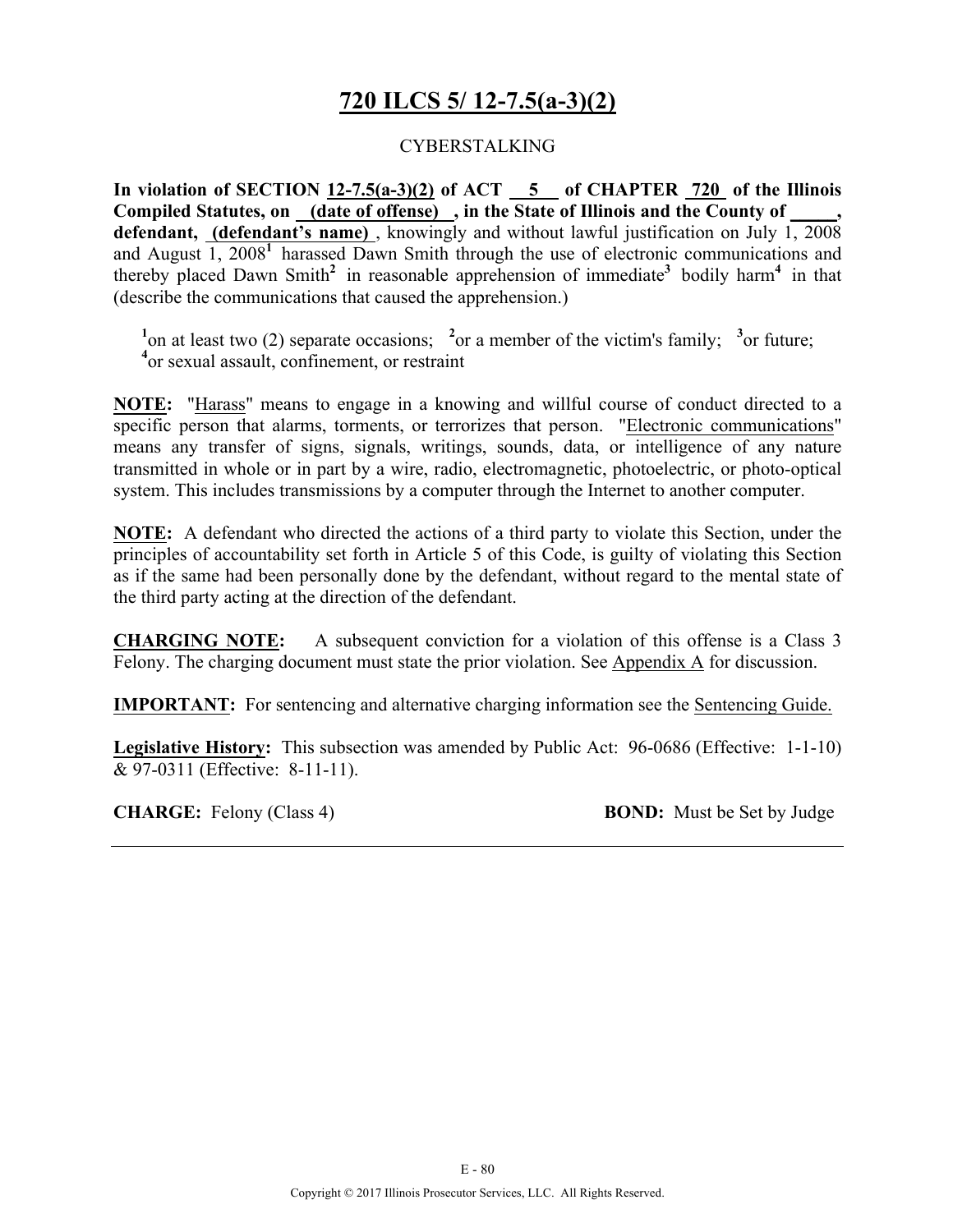# 720 ILCS 5/ 12-7.5(a-3)(2)

CYBERSTALKING

**In violation of SECTION 12-7.5(a-3)(2) of ACT 5 of CHAPTER 720 of the Illinois Compiled Statutes, on (date of offense) , in the State of Illinois and the County of _____, defendant, (defendant's name)** , knowingly and without lawful justification on July 1, 2008 and August 1, 2008[1] harassed Dawn Smith through the use of electronic communications and thereby placed Dawn Smith[2] in reasonable apprehension of immediate[3] bodily harm[4] in that (describe the communications that caused the apprehension.)

[1]on at least two (2) separate occasions; [2]or a member of the victim's family; [3]or future; [4]or sexual assault, confinement, or restraint

**NOTE:** "Harass" means to engage in a knowing and willful course of conduct directed to a specific person that alarms, torments, or terrorizes that person. "Electronic communications" means any transfer of signs, signals, writings, sounds, data, or intelligence of any nature transmitted in whole or in part by a wire, radio, electromagnetic, photoelectric, or photo-optical system. This includes transmissions by a computer through the Internet to another computer.

**NOTE:** A defendant who directed the actions of a third party to violate this Section, under the principles of accountability set forth in Article 5 of this Code, is guilty of violating this Section as if the same had been personally done by the defendant, without regard to the mental state of the third party acting at the direction of the defendant.

**CHARGING NOTE:** A subsequent conviction for a violation of this offense is a Class 3 Felony. The charging document must state the prior violation. See Appendix A for discussion.

**IMPORTANT:** For sentencing and alternative charging information see the Sentencing Guide.

**Legislative History:** This subsection was amended by Public Act: 96-0686 (Effective: 1-1-10) & 97-0311 (Effective: 8-11-11).

**CHARGE:** Felony (Class 4) **BOND:** Must be Set by Judge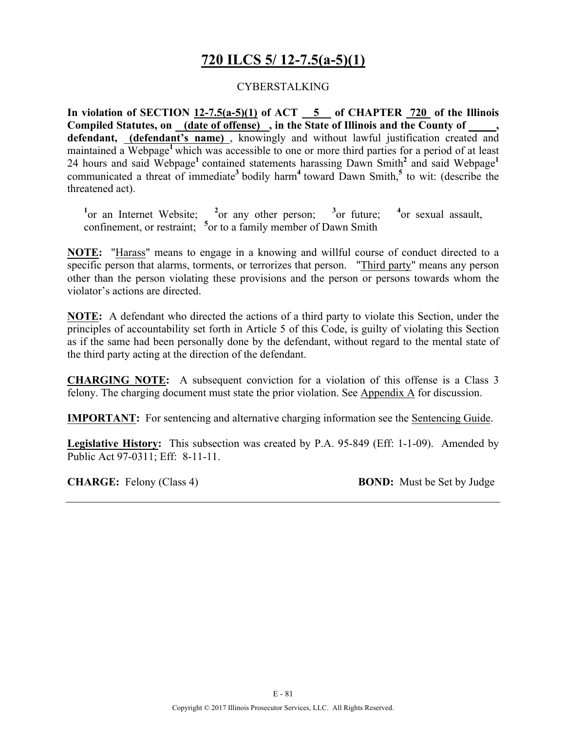# 720 ILCS 5/ 12-7.5(a-5)(1)

CYBERSTALKING

**In violation of SECTION 12-7.5(a-5)(1) of ACT 5 of CHAPTER 720 of the Illinois Compiled Statutes, on (date of offense) , in the State of Illinois and the County of \_\_\_\_\_, defendant, (defendant's name)** , knowingly and without lawful justification created and maintained a Webpage[1] which was accessible to one or more third parties for a period of at least 24 hours and said Webpage[1] contained statements harassing Dawn Smith[2] and said Webpage[1] communicated a threat of immediate[3] bodily harm[4] toward Dawn Smith,[5] to wit: (describe the threatened act).

[1]or an Internet Website; [2]or any other person; [3]or future; [4]or sexual assault, confinement, or restraint; [5]or to a family member of Dawn Smith

**NOTE:** "Harass" means to engage in a knowing and willful course of conduct directed to a specific person that alarms, torments, or terrorizes that person. "Third party" means any person other than the person violating these provisions and the person or persons towards whom the violator's actions are directed.

**NOTE:** A defendant who directed the actions of a third party to violate this Section, under the principles of accountability set forth in Article 5 of this Code, is guilty of violating this Section as if the same had been personally done by the defendant, without regard to the mental state of the third party acting at the direction of the defendant.

**CHARGING NOTE:** A subsequent conviction for a violation of this offense is a Class 3 felony. The charging document must state the prior violation. See Appendix A for discussion.

**IMPORTANT:** For sentencing and alternative charging information see the Sentencing Guide.

**Legislative History:** This subsection was created by P.A. 95-849 (Eff: 1-1-09). Amended by Public Act 97-0311; Eff: 8-11-11.

**CHARGE:** Felony (Class 4) **BOND:** Must be Set by Judge

Copyright © 2017 Illinois Prosecutor Services, LLC. All Rights Reserved.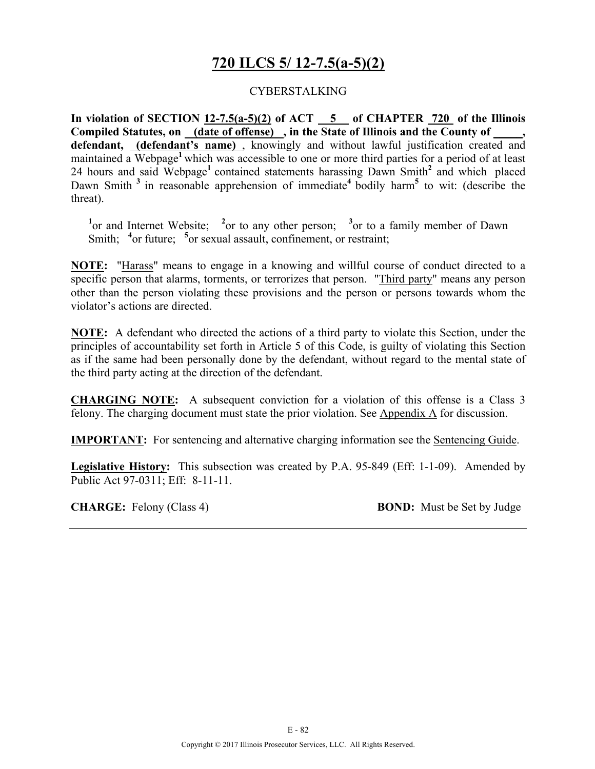# 720 ILCS 5/ 12-7.5(a-5)(2)

CYBERSTALKING

**In violation of SECTION 12-7.5(a-5)(2) of ACT 5 of CHAPTER 720 of the Illinois Compiled Statutes, on (date of offense), in the State of Illinois and the County of _____, defendant, (defendant's name)**, knowingly and without lawful justification created and maintained a Webpage[1] which was accessible to one or more third parties for a period of at least 24 hours and said Webpage[1] contained statements harassing Dawn Smith[2] and which placed Dawn Smith [3] in reasonable apprehension of immediate[4] bodily harm[5] to wit: (describe the threat).

[1]or and Internet Website; [2]or to any other person; [3]or to a family member of Dawn Smith; [4]or future; [5]or sexual assault, confinement, or restraint;

**NOTE:** "Harass" means to engage in a knowing and willful course of conduct directed to a specific person that alarms, torments, or terrorizes that person. "Third party" means any person other than the person violating these provisions and the person or persons towards whom the violator's actions are directed.

**NOTE:** A defendant who directed the actions of a third party to violate this Section, under the principles of accountability set forth in Article 5 of this Code, is guilty of violating this Section as if the same had been personally done by the defendant, without regard to the mental state of the third party acting at the direction of the defendant.

**CHARGING NOTE:** A subsequent conviction for a violation of this offense is a Class 3 felony. The charging document must state the prior violation. See Appendix A for discussion.

**IMPORTANT:** For sentencing and alternative charging information see the Sentencing Guide.

**Legislative History:** This subsection was created by P.A. 95-849 (Eff: 1-1-09). Amended by Public Act 97-0311; Eff: 8-11-11.

**CHARGE:** Felony (Class 4) **BOND:** Must be Set by Judge

Copyright © 2017 Illinois Prosecutor Services, LLC. All Rights Reserved.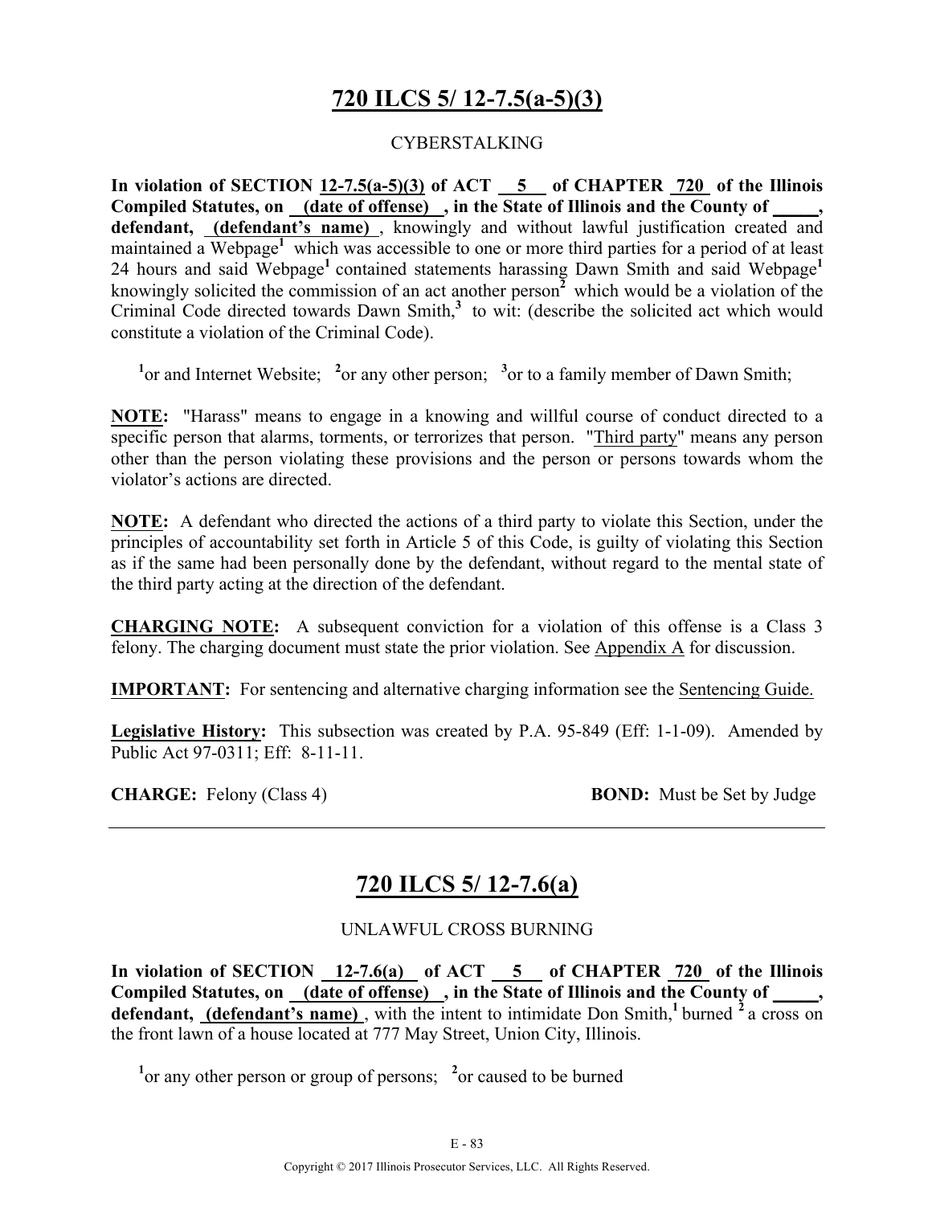# 720 ILCS 5/ 12-7.5(a-5)(3)

CYBERSTALKING

**In violation of SECTION 12-7.5(a-5)(3) of ACT 5 of CHAPTER 720 of the Illinois Compiled Statutes, on (date of offense), in the State of Illinois and the County of _____, defendant, (defendant's name)**, knowingly and without lawful justification created and maintained a Webpage[1] which was accessible to one or more third parties for a period of at least 24 hours and said Webpage[1] contained statements harassing Dawn Smith and said Webpage[1] knowingly solicited the commission of an act another person[2] which would be a violation of the Criminal Code directed towards Dawn Smith,[3] to wit: (describe the solicited act which would constitute a violation of the Criminal Code).

[1]or and Internet Website; [2]or any other person; [3]or to a family member of Dawn Smith;

**NOTE:** "Harass" means to engage in a knowing and willful course of conduct directed to a specific person that alarms, torments, or terrorizes that person. "Third party" means any person other than the person violating these provisions and the person or persons towards whom the violator's actions are directed.

**NOTE:** A defendant who directed the actions of a third party to violate this Section, under the principles of accountability set forth in Article 5 of this Code, is guilty of violating this Section as if the same had been personally done by the defendant, without regard to the mental state of the third party acting at the direction of the defendant.

**CHARGING NOTE:** A subsequent conviction for a violation of this offense is a Class 3 felony. The charging document must state the prior violation. See Appendix A for discussion.

**IMPORTANT:** For sentencing and alternative charging information see the Sentencing Guide.

**Legislative History:** This subsection was created by P.A. 95-849 (Eff: 1-1-09). Amended by Public Act 97-0311; Eff: 8-11-11.

**CHARGE:** Felony (Class 4) **BOND:** Must be Set by Judge

---

# 720 ILCS 5/ 12-7.6(a)

UNLAWFUL CROSS BURNING

**In violation of SECTION 12-7.6(a) of ACT 5 of CHAPTER 720 of the Illinois Compiled Statutes, on (date of offense), in the State of Illinois and the County of _____, defendant, (defendant's name)**, with the intent to intimidate Don Smith,[1] burned [2] a cross on the front lawn of a house located at 777 May Street, Union City, Illinois.

[1]or any other person or group of persons; [2]or caused to be burned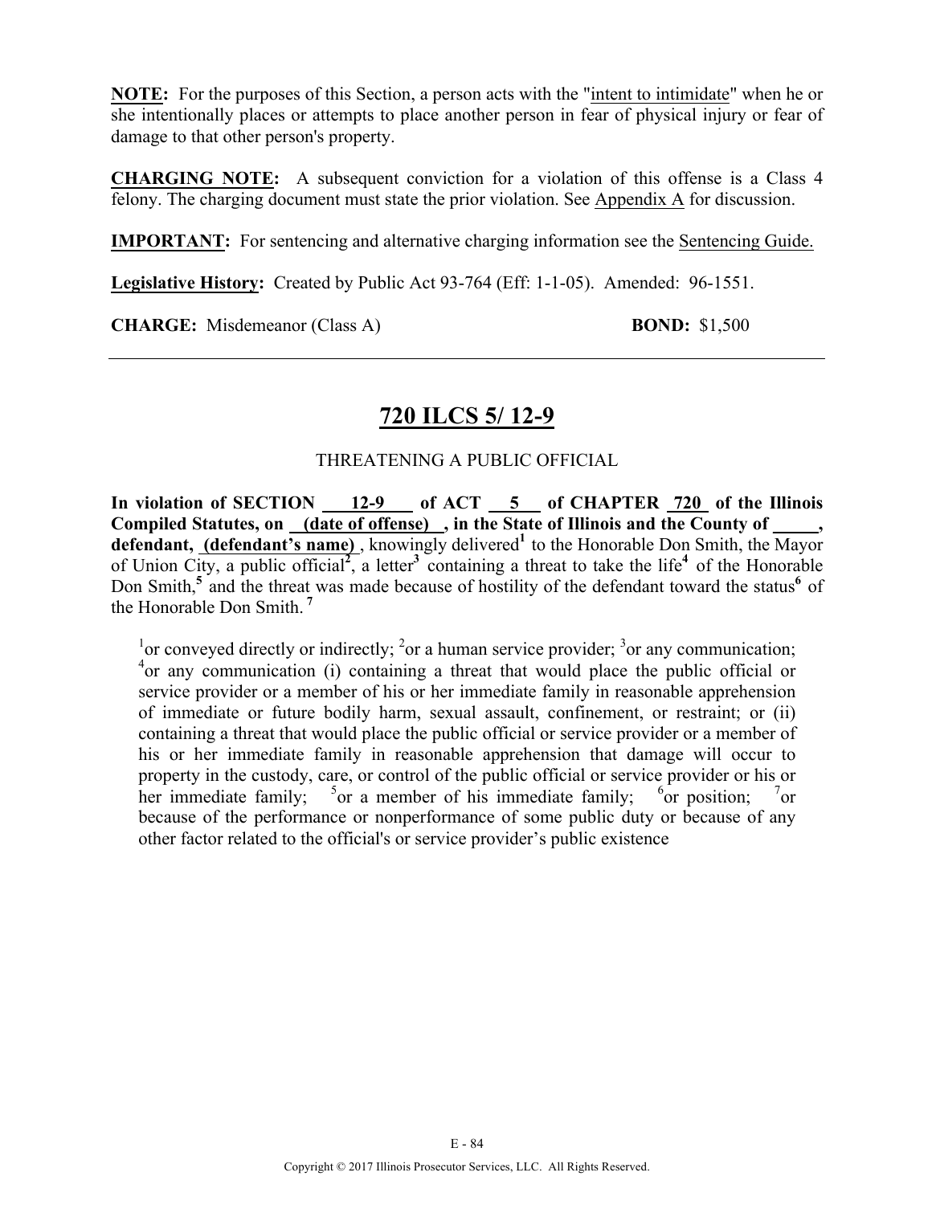**NOTE:** For the purposes of this Section, a person acts with the "intent to intimidate" when he or she intentionally places or attempts to place another person in fear of physical injury or fear of damage to that other person's property.

**CHARGING NOTE:** A subsequent conviction for a violation of this offense is a Class 4 felony. The charging document must state the prior violation. See Appendix A for discussion.

**IMPORTANT:** For sentencing and alternative charging information see the Sentencing Guide.

**Legislative History:** Created by Public Act 93-764 (Eff: 1-1-05). Amended: 96-1551.

**CHARGE:** Misdemeanor (Class A) **BOND:** $1,500

---

## 720 ILCS 5/ 12-9

THREATENING A PUBLIC OFFICIAL

**In violation of SECTION 12-9 of ACT 5 of CHAPTER 720 of the Illinois Compiled Statutes, on (date of offense) , in the State of Illinois and the County of \_\_\_\_\_, defendant, (defendant's name)** , knowingly delivered[1] to the Honorable Don Smith, the Mayor of Union City, a public official[2], a letter[3] containing a threat to take the life[4] of the Honorable Don Smith,[5] and the threat was made because of hostility of the defendant toward the status[6] of the Honorable Don Smith. [7]

[1]or conveyed directly or indirectly; [2]or a human service provider; [3]or any communication; [4]or any communication (i) containing a threat that would place the public official or service provider or a member of his or her immediate family in reasonable apprehension of immediate or future bodily harm, sexual assault, confinement, or restraint; or (ii) containing a threat that would place the public official or service provider or a member of his or her immediate family in reasonable apprehension that damage will occur to property in the custody, care, or control of the public official or service provider or his or her immediate family; [5]or a member of his immediate family; [6]or position; [7]or because of the performance or nonperformance of some public duty or because of any other factor related to the official's or service provider's public existence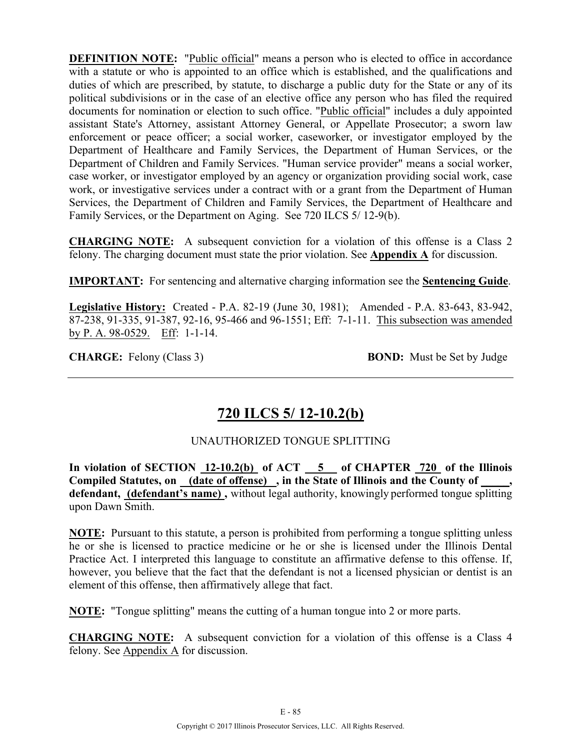**DEFINITION NOTE:** "Public official" means a person who is elected to office in accordance with a statute or who is appointed to an office which is established, and the qualifications and duties of which are prescribed, by statute, to discharge a public duty for the State or any of its political subdivisions or in the case of an elective office any person who has filed the required documents for nomination or election to such office. "Public official" includes a duly appointed assistant State's Attorney, assistant Attorney General, or Appellate Prosecutor; a sworn law enforcement or peace officer; a social worker, caseworker, or investigator employed by the Department of Healthcare and Family Services, the Department of Human Services, or the Department of Children and Family Services. "Human service provider" means a social worker, case worker, or investigator employed by an agency or organization providing social work, case work, or investigative services under a contract with or a grant from the Department of Human Services, the Department of Children and Family Services, the Department of Healthcare and Family Services, or the Department on Aging. See 720 ILCS 5/ 12-9(b).

**CHARGING NOTE:** A subsequent conviction for a violation of this offense is a Class 2 felony. The charging document must state the prior violation. See **Appendix A** for discussion.

**IMPORTANT:** For sentencing and alternative charging information see the **Sentencing Guide**.

**Legislative History:** Created - P.A. 82-19 (June 30, 1981); Amended - P.A. 83-643, 83-942, 87-238, 91-335, 91-387, 92-16, 95-466 and 96-1551; Eff: 7-1-11. This subsection was amended by P. A. 98-0529. Eff: 1-1-14.

**CHARGE:** Felony (Class 3) **BOND:** Must be Set by Judge

---

## 720 ILCS 5/ 12-10.2(b)

UNAUTHORIZED TONGUE SPLITTING

**In violation of SECTION 12-10.2(b) of ACT 5 of CHAPTER 720 of the Illinois Compiled Statutes, on (date of offense) , in the State of Illinois and the County of \_\_\_\_\_, defendant, (defendant's name) ,** without legal authority, knowingly performed tongue splitting upon Dawn Smith.

**NOTE:** Pursuant to this statute, a person is prohibited from performing a tongue splitting unless he or she is licensed to practice medicine or he or she is licensed under the Illinois Dental Practice Act. I interpreted this language to constitute an affirmative defense to this offense. If, however, you believe that the fact that the defendant is not a licensed physician or dentist is an element of this offense, then affirmatively allege that fact.

**NOTE:** "Tongue splitting" means the cutting of a human tongue into 2 or more parts.

**CHARGING NOTE:** A subsequent conviction for a violation of this offense is a Class 4 felony. See Appendix A for discussion.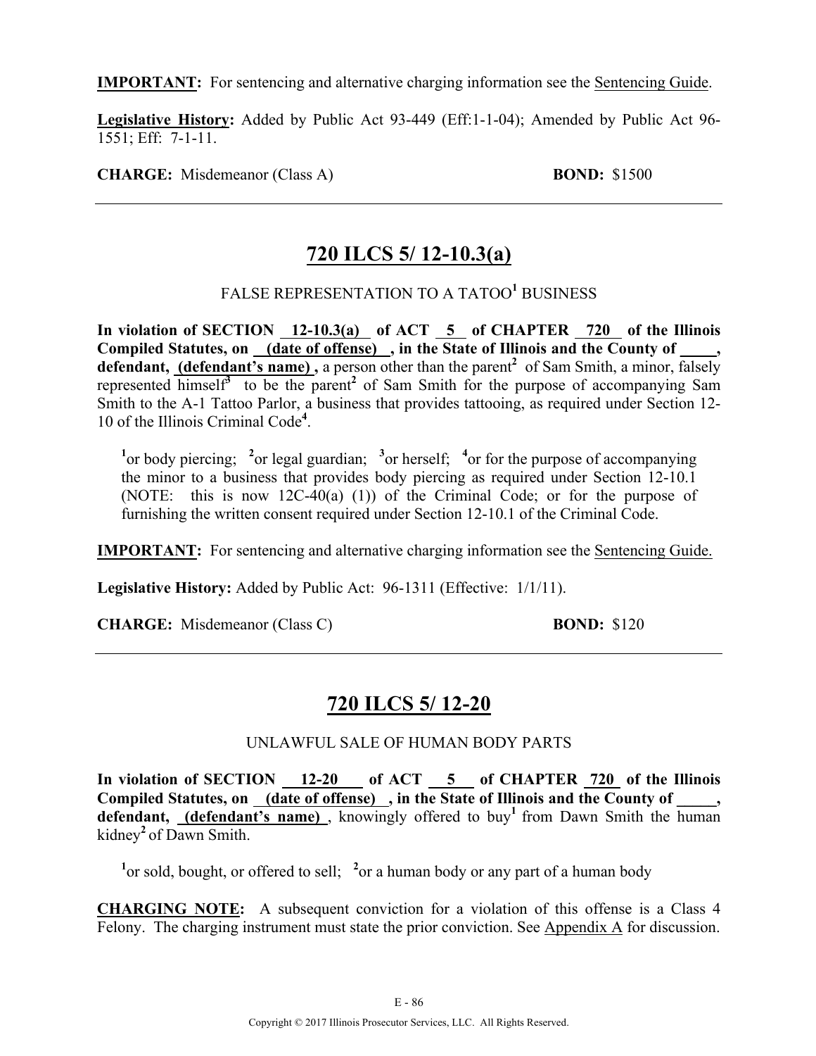**IMPORTANT:** For sentencing and alternative charging information see the Sentencing Guide.

**Legislative History:** Added by Public Act 93-449 (Eff:1-1-04); Amended by Public Act 96-1551; Eff: 7-1-11.

**CHARGE:** Misdemeanor (Class A) **BOND:** $1500

---

## 720 ILCS 5/ 12-10.3(a)

### FALSE REPRESENTATION TO A TATOO[1] BUSINESS

**In violation of SECTION 12-10.3(a) of ACT 5 of CHAPTER 720 of the Illinois Compiled Statutes, on (date of offense) , in the State of Illinois and the County of \_\_\_\_\_, defendant, (defendant's name) ,** a person other than the parent[2] of Sam Smith, a minor, falsely represented himself[3] to be the parent[2] of Sam Smith for the purpose of accompanying Sam Smith to the A-1 Tattoo Parlor, a business that provides tattooing, as required under Section 12-10 of the Illinois Criminal Code[4].

[1]or body piercing; [2]or legal guardian; [3]or herself; [4]or for the purpose of accompanying the minor to a business that provides body piercing as required under Section 12-10.1 (NOTE: this is now 12C-40(a) (1)) of the Criminal Code; or for the purpose of furnishing the written consent required under Section 12-10.1 of the Criminal Code.

**IMPORTANT:** For sentencing and alternative charging information see the Sentencing Guide.

**Legislative History:** Added by Public Act: 96-1311 (Effective: 1/1/11).

**CHARGE:** Misdemeanor (Class C) **BOND:** $120

---

## 720 ILCS 5/ 12-20

### UNLAWFUL SALE OF HUMAN BODY PARTS

**In violation of SECTION 12-20 of ACT 5 of CHAPTER 720 of the Illinois Compiled Statutes, on (date of offense) , in the State of Illinois and the County of \_\_\_\_\_, defendant, (defendant's name) ,** knowingly offered to buy[1] from Dawn Smith the human kidney[2] of Dawn Smith.

[1]or sold, bought, or offered to sell; [2]or a human body or any part of a human body

**CHARGING NOTE:** A subsequent conviction for a violation of this offense is a Class 4 Felony. The charging instrument must state the prior conviction. See Appendix A for discussion.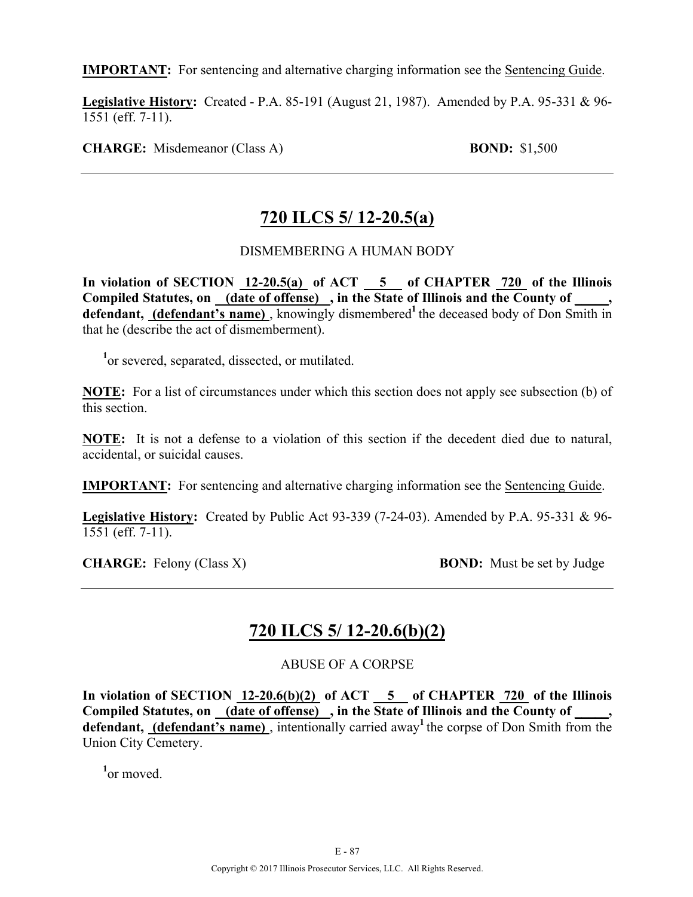**IMPORTANT:** For sentencing and alternative charging information see the Sentencing Guide.

**Legislative History:** Created - P.A. 85-191 (August 21, 1987). Amended by P.A. 95-331 & 96-1551 (eff. 7-11).

**CHARGE:** Misdemeanor (Class A) **BOND:** $1,500

---

## 720 ILCS 5/ 12-20.5(a)

DISMEMBERING A HUMAN BODY

**In violation of SECTION 12-20.5(a) of ACT 5 of CHAPTER 720 of the Illinois Compiled Statutes, on (date of offense) , in the State of Illinois and the County of \_\_\_\_\_, defendant, (defendant's name)** , knowingly dismembered[1] the deceased body of Don Smith in that he (describe the act of dismemberment).

[1]or severed, separated, dissected, or mutilated.

**NOTE:** For a list of circumstances under which this section does not apply see subsection (b) of this section.

**NOTE:** It is not a defense to a violation of this section if the decedent died due to natural, accidental, or suicidal causes.

**IMPORTANT:** For sentencing and alternative charging information see the Sentencing Guide.

**Legislative History:** Created by Public Act 93-339 (7-24-03). Amended by P.A. 95-331 & 96-1551 (eff. 7-11).

**CHARGE:** Felony (Class X) **BOND:** Must be set by Judge

---

## 720 ILCS 5/ 12-20.6(b)(2)

ABUSE OF A CORPSE

**In violation of SECTION 12-20.6(b)(2) of ACT 5 of CHAPTER 720 of the Illinois Compiled Statutes, on (date of offense) , in the State of Illinois and the County of \_\_\_\_\_, defendant, (defendant's name)** , intentionally carried away[1] the corpse of Don Smith from the Union City Cemetery.

[1]or moved.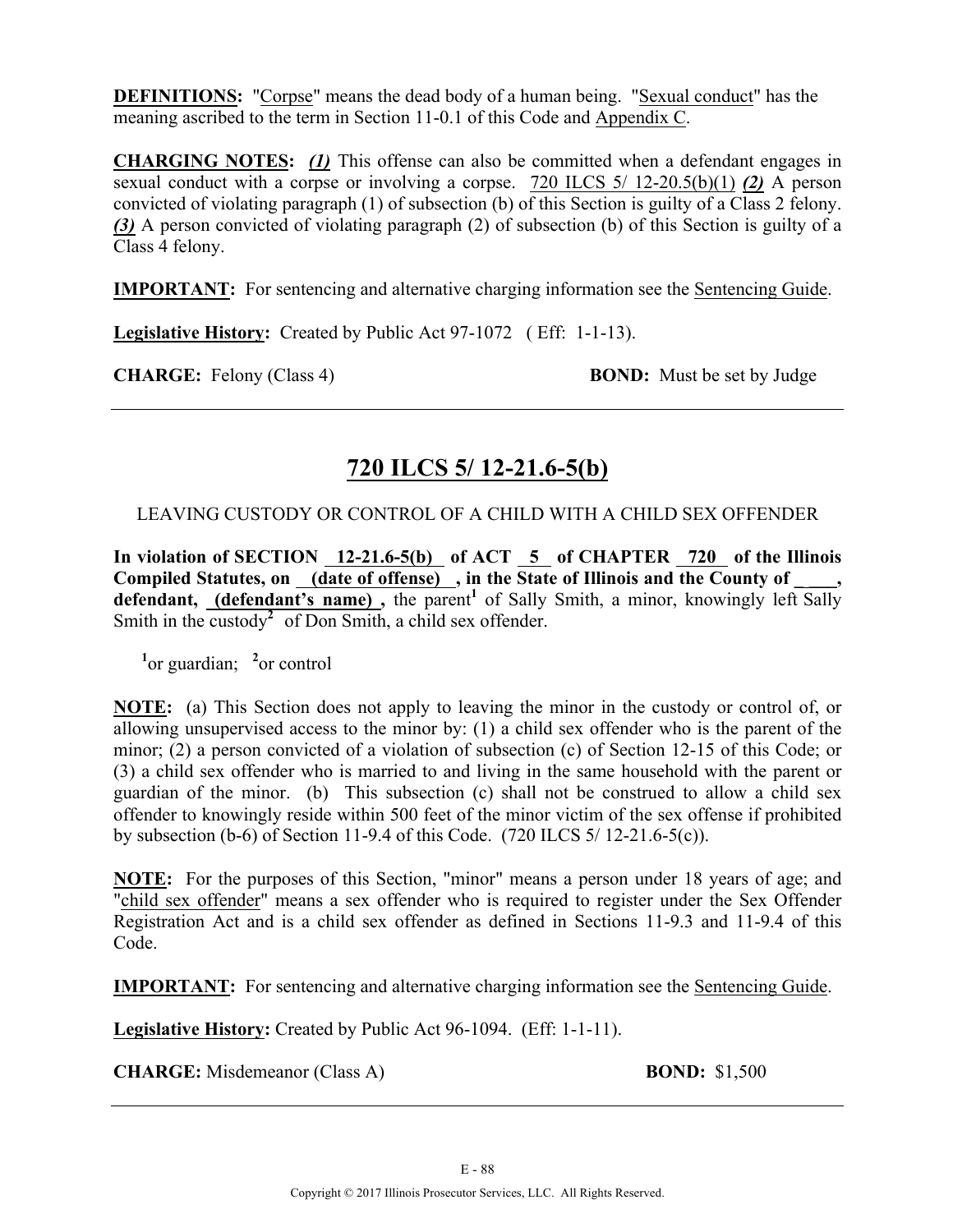**DEFINITIONS:** "Corpse" means the dead body of a human being. "Sexual conduct" has the meaning ascribed to the term in Section 11-0.1 of this Code and Appendix C.

**CHARGING NOTES:** ***(1)*** This offense can also be committed when a defendant engages in sexual conduct with a corpse or involving a corpse. 720 ILCS 5/ 12-20.5(b)(1) ***(2)*** A person convicted of violating paragraph (1) of subsection (b) of this Section is guilty of a Class 2 felony. ***(3)*** A person convicted of violating paragraph (2) of subsection (b) of this Section is guilty of a Class 4 felony.

**IMPORTANT:** For sentencing and alternative charging information see the Sentencing Guide.

**Legislative History:** Created by Public Act 97-1072 ( Eff: 1-1-13).

**CHARGE:** Felony (Class 4) **BOND:** Must be set by Judge

---

## 720 ILCS 5/ 12-21.6-5(b)

LEAVING CUSTODY OR CONTROL OF A CHILD WITH A CHILD SEX OFFENDER

**In violation of SECTION 12-21.6-5(b) of ACT 5 of CHAPTER 720 of the Illinois Compiled Statutes, on (date of offense) , in the State of Illinois and the County of \_\_\_\_, defendant, (defendant's name) ,** the parent[1] of Sally Smith, a minor, knowingly left Sally Smith in the custody[2] of Don Smith, a child sex offender.

[1]or guardian; [2]or control

**NOTE:** (a) This Section does not apply to leaving the minor in the custody or control of, or allowing unsupervised access to the minor by: (1) a child sex offender who is the parent of the minor; (2) a person convicted of a violation of subsection (c) of Section 12-15 of this Code; or (3) a child sex offender who is married to and living in the same household with the parent or guardian of the minor. (b) This subsection (c) shall not be construed to allow a child sex offender to knowingly reside within 500 feet of the minor victim of the sex offense if prohibited by subsection (b-6) of Section 11-9.4 of this Code. (720 ILCS 5/ 12-21.6-5(c)).

**NOTE:** For the purposes of this Section, "minor" means a person under 18 years of age; and "child sex offender" means a sex offender who is required to register under the Sex Offender Registration Act and is a child sex offender as defined in Sections 11-9.3 and 11-9.4 of this Code.

**IMPORTANT:** For sentencing and alternative charging information see the Sentencing Guide.

**Legislative History:** Created by Public Act 96-1094. (Eff: 1-1-11).

**CHARGE:** Misdemeanor (Class A) **BOND:** $1,500

---

Copyright © 2017 Illinois Prosecutor Services, LLC. All Rights Reserved.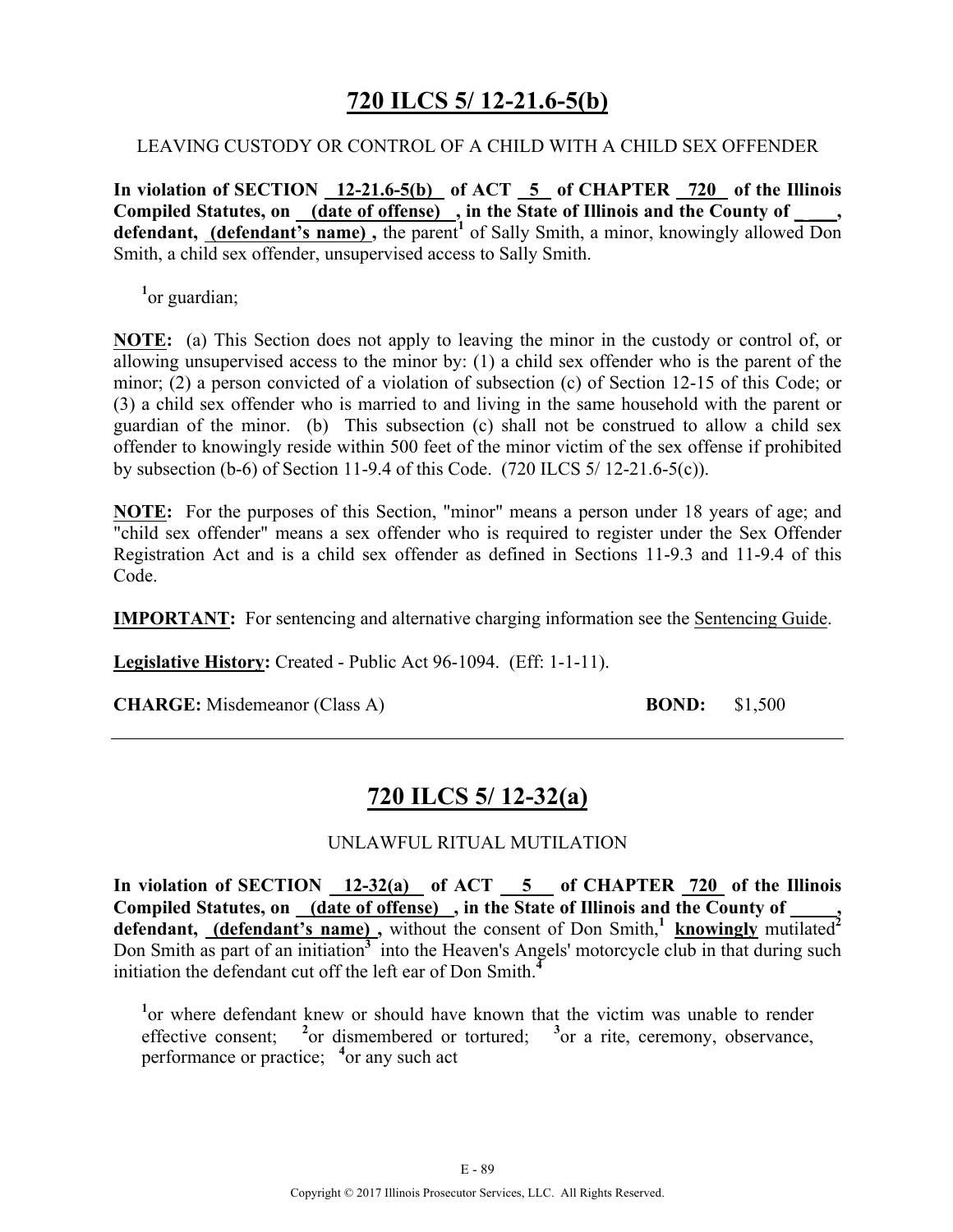## 720 ILCS 5/ 12-21.6-5(b)

LEAVING CUSTODY OR CONTROL OF A CHILD WITH A CHILD SEX OFFENDER

**In violation of SECTION 12-21.6-5(b) of ACT 5 of CHAPTER 720 of the Illinois Compiled Statutes, on (date of offense) , in the State of Illinois and the County of \_\_\_\_, defendant, (defendant's name) ,** the parent[1] of Sally Smith, a minor, knowingly allowed Don Smith, a child sex offender, unsupervised access to Sally Smith.

[1]or guardian;

**NOTE:** (a) This Section does not apply to leaving the minor in the custody or control of, or allowing unsupervised access to the minor by: (1) a child sex offender who is the parent of the minor; (2) a person convicted of a violation of subsection (c) of Section 12-15 of this Code; or (3) a child sex offender who is married to and living in the same household with the parent or guardian of the minor. (b) This subsection (c) shall not be construed to allow a child sex offender to knowingly reside within 500 feet of the minor victim of the sex offense if prohibited by subsection (b-6) of Section 11-9.4 of this Code. (720 ILCS 5/ 12-21.6-5(c)).

**NOTE:** For the purposes of this Section, "minor" means a person under 18 years of age; and "child sex offender" means a sex offender who is required to register under the Sex Offender Registration Act and is a child sex offender as defined in Sections 11-9.3 and 11-9.4 of this Code.

**IMPORTANT:** For sentencing and alternative charging information see the Sentencing Guide.

**Legislative History:** Created - Public Act 96-1094. (Eff: 1-1-11).

**CHARGE:** Misdemeanor (Class A) **BOND:** $1,500

---

## 720 ILCS 5/ 12-32(a)

UNLAWFUL RITUAL MUTILATION

**In violation of SECTION 12-32(a) of ACT 5 of CHAPTER 720 of the Illinois Compiled Statutes, on (date of offense) , in the State of Illinois and the County of \_\_\_\_\_, defendant, (defendant's name) ,** without the consent of Don Smith,[1] **knowingly** mutilated[2] Don Smith as part of an initiation[3] into the Heaven's Angels' motorcycle club in that during such initiation the defendant cut off the left ear of Don Smith.[4]

[1]or where defendant knew or should have known that the victim was unable to render effective consent; [2]or dismembered or tortured; [3]or a rite, ceremony, observance, performance or practice; [4]or any such act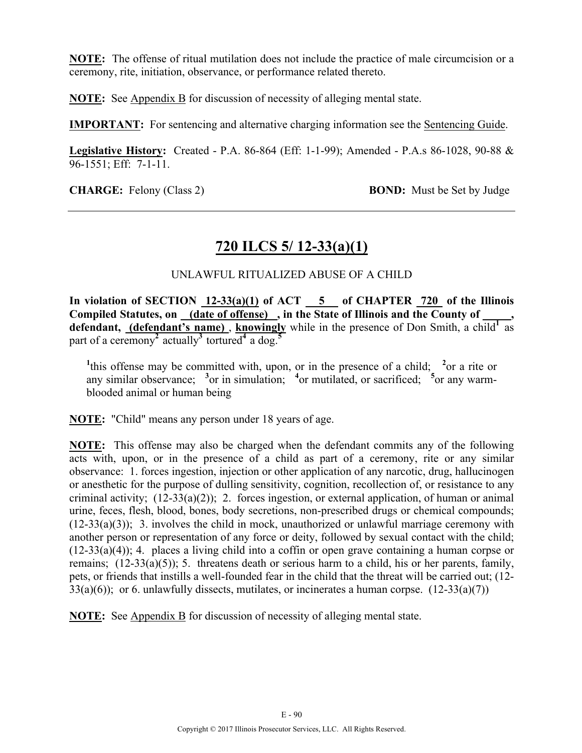**NOTE:** The offense of ritual mutilation does not include the practice of male circumcision or a ceremony, rite, initiation, observance, or performance related thereto.

**NOTE:** See Appendix B for discussion of necessity of alleging mental state.

**IMPORTANT:** For sentencing and alternative charging information see the Sentencing Guide.

**Legislative History:** Created - P.A. 86-864 (Eff: 1-1-99); Amended - P.A.s 86-1028, 90-88 & 96-1551; Eff: 7-1-11.

**CHARGE:** Felony (Class 2) **BOND:** Must be Set by Judge

---

## 720 ILCS 5/ 12-33(a)(1)

UNLAWFUL RITUALIZED ABUSE OF A CHILD

**In violation of SECTION 12-33(a)(1) of ACT 5 of CHAPTER 720 of the Illinois Compiled Statutes, on (date of offense) , in the State of Illinois and the County of \_\_\_\_\_, defendant, (defendant's name) , knowingly** while in the presence of Don Smith, a child[1] as part of a ceremony[2] actually[3] tortured[4] a dog.[5]

[1]this offense may be committed with, upon, or in the presence of a child; [2]or a rite or any similar observance; [3]or in simulation; [4]or mutilated, or sacrificed; [5]or any warm-blooded animal or human being

**NOTE:** "Child" means any person under 18 years of age.

**NOTE:** This offense may also be charged when the defendant commits any of the following acts with, upon, or in the presence of a child as part of a ceremony, rite or any similar observance: 1. forces ingestion, injection or other application of any narcotic, drug, hallucinogen or anesthetic for the purpose of dulling sensitivity, cognition, recollection of, or resistance to any criminal activity; (12-33(a)(2)); 2. forces ingestion, or external application, of human or animal urine, feces, flesh, blood, bones, body secretions, non-prescribed drugs or chemical compounds; (12-33(a)(3)); 3. involves the child in mock, unauthorized or unlawful marriage ceremony with another person or representation of any force or deity, followed by sexual contact with the child; (12-33(a)(4)); 4. places a living child into a coffin or open grave containing a human corpse or remains; (12-33(a)(5)); 5. threatens death or serious harm to a child, his or her parents, family, pets, or friends that instills a well-founded fear in the child that the threat will be carried out; (12-33(a)(6)); or 6. unlawfully dissects, mutilates, or incinerates a human corpse. (12-33(a)(7))

**NOTE:** See Appendix B for discussion of necessity of alleging mental state.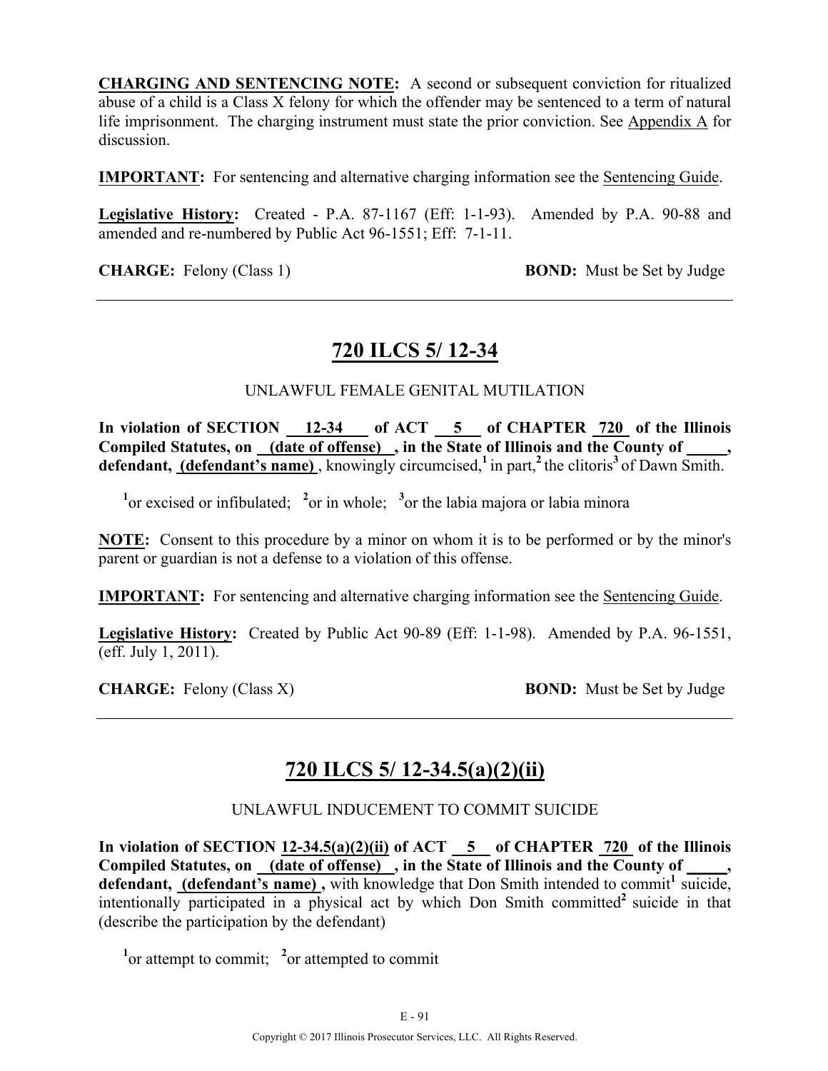**CHARGING AND SENTENCING NOTE:** A second or subsequent conviction for ritualized abuse of a child is a Class X felony for which the offender may be sentenced to a term of natural life imprisonment. The charging instrument must state the prior conviction. See Appendix A for discussion.

**IMPORTANT:** For sentencing and alternative charging information see the Sentencing Guide.

**Legislative History:** Created - P.A. 87-1167 (Eff: 1-1-93). Amended by P.A. 90-88 and amended and re-numbered by Public Act 96-1551; Eff: 7-1-11.

**CHARGE:** Felony (Class 1) **BOND:** Must be Set by Judge

---

## 720 ILCS 5/ 12-34

UNLAWFUL FEMALE GENITAL MUTILATION

**In violation of SECTION 12-34 of ACT 5 of CHAPTER 720 of the Illinois Compiled Statutes, on (date of offense) , in the State of Illinois and the County of _____, defendant, (defendant's name)** , knowingly circumcised,[1] in part,[2] the clitoris[3] of Dawn Smith.

[1]or excised or infibulated; [2]or in whole; [3]or the labia majora or labia minora

**NOTE:** Consent to this procedure by a minor on whom it is to be performed or by the minor's parent or guardian is not a defense to a violation of this offense.

**IMPORTANT:** For sentencing and alternative charging information see the Sentencing Guide.

**Legislative History:** Created by Public Act 90-89 (Eff: 1-1-98). Amended by P.A. 96-1551, (eff. July 1, 2011).

**CHARGE:** Felony (Class X) **BOND:** Must be Set by Judge

---

## 720 ILCS 5/ 12-34.5(a)(2)(ii)

UNLAWFUL INDUCEMENT TO COMMIT SUICIDE

**In violation of SECTION 12-34.5(a)(2)(ii) of ACT 5 of CHAPTER 720 of the Illinois Compiled Statutes, on (date of offense) , in the State of Illinois and the County of _____, defendant, (defendant's name) ,** with knowledge that Don Smith intended to commit[1] suicide, intentionally participated in a physical act by which Don Smith committed[2] suicide in that (describe the participation by the defendant)

[1]or attempt to commit; [2]or attempted to commit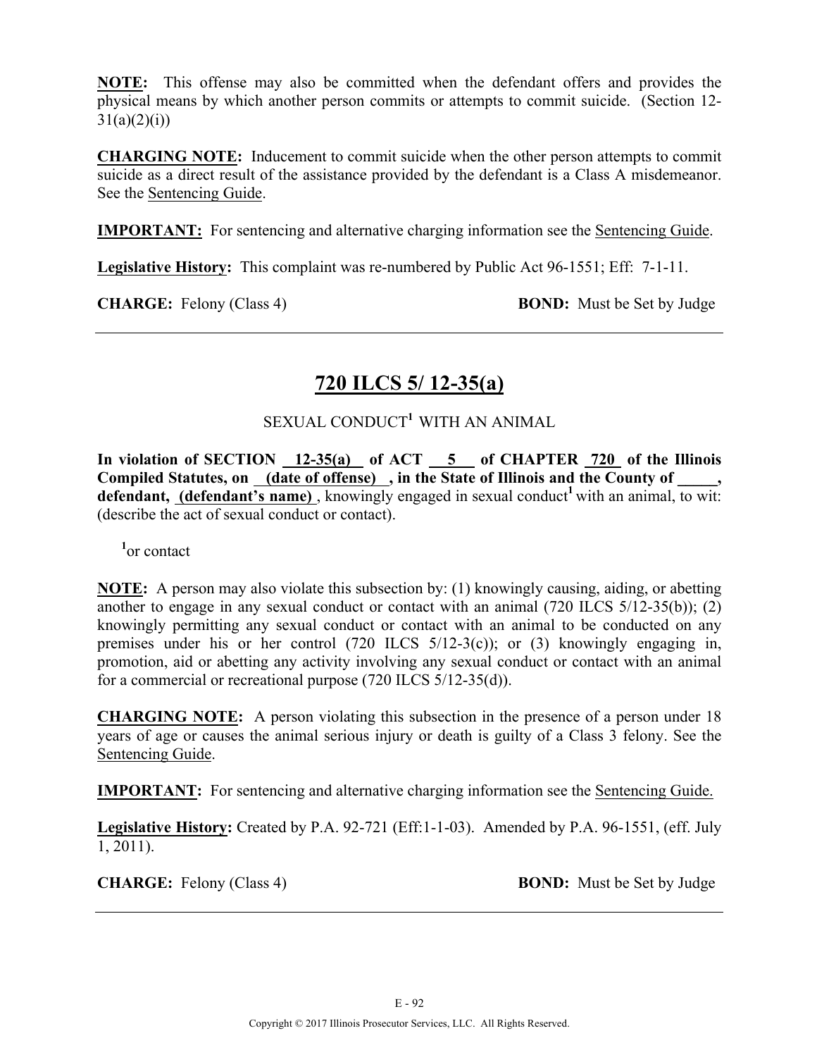**NOTE:** This offense may also be committed when the defendant offers and provides the physical means by which another person commits or attempts to commit suicide. (Section 12-31(a)(2)(i))

**CHARGING NOTE:** Inducement to commit suicide when the other person attempts to commit suicide as a direct result of the assistance provided by the defendant is a Class A misdemeanor. See the Sentencing Guide.

**IMPORTANT:** For sentencing and alternative charging information see the Sentencing Guide.

**Legislative History:** This complaint was re-numbered by Public Act 96-1551; Eff: 7-1-11.

**CHARGE:** Felony (Class 4) **BOND:** Must be Set by Judge

---

## 720 ILCS 5/ 12-35(a)

SEXUAL CONDUCT[1] WITH AN ANIMAL

**In violation of SECTION 12-35(a) of ACT 5 of CHAPTER 720 of the Illinois Compiled Statutes, on (date of offense) , in the State of Illinois and the County of _____, defendant, (defendant's name)** , knowingly engaged in sexual conduct[1] with an animal, to wit: (describe the act of sexual conduct or contact).

[1]or contact

**NOTE:** A person may also violate this subsection by: (1) knowingly causing, aiding, or abetting another to engage in any sexual conduct or contact with an animal (720 ILCS 5/12-35(b)); (2) knowingly permitting any sexual conduct or contact with an animal to be conducted on any premises under his or her control (720 ILCS 5/12-3(c)); or (3) knowingly engaging in, promotion, aid or abetting any activity involving any sexual conduct or contact with an animal for a commercial or recreational purpose (720 ILCS 5/12-35(d)).

**CHARGING NOTE:** A person violating this subsection in the presence of a person under 18 years of age or causes the animal serious injury or death is guilty of a Class 3 felony. See the Sentencing Guide.

**IMPORTANT:** For sentencing and alternative charging information see the Sentencing Guide.

**Legislative History:** Created by P.A. 92-721 (Eff:1-1-03). Amended by P.A. 96-1551, (eff. July 1, 2011).

**CHARGE:** Felony (Class 4) **BOND:** Must be Set by Judge

---

Copyright © 2017 Illinois Prosecutor Services, LLC. All Rights Reserved.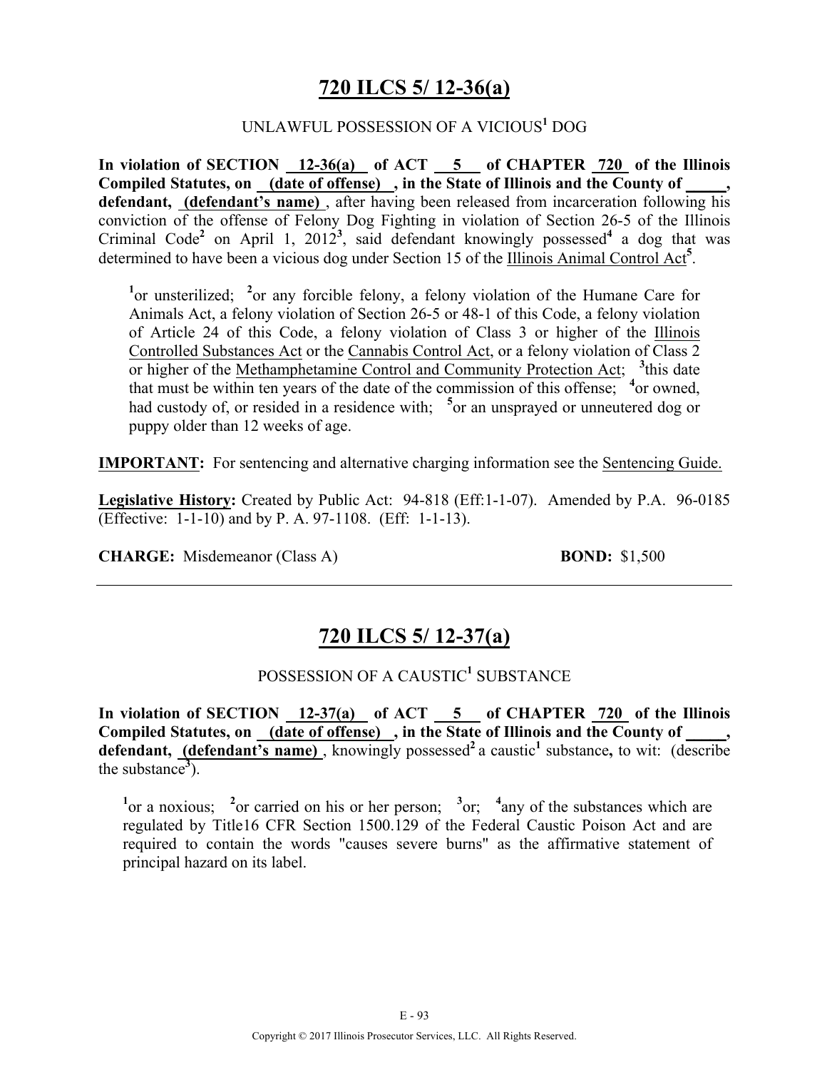## 720 ILCS 5/ 12-36(a)

UNLAWFUL POSSESSION OF A VICIOUS[1] DOG

**In violation of SECTION 12-36(a) of ACT 5 of CHAPTER 720 of the Illinois Compiled Statutes, on (date of offense) , in the State of Illinois and the County of \_\_\_\_\_, defendant, (defendant's name)** , after having been released from incarceration following his conviction of the offense of Felony Dog Fighting in violation of Section 26-5 of the Illinois Criminal Code[2] on April 1, 2012[3], said defendant knowingly possessed[4] a dog that was determined to have been a vicious dog under Section 15 of the Illinois Animal Control Act[5].

> [1]or unsterilized; [2]or any forcible felony, a felony violation of the Humane Care for Animals Act, a felony violation of Section 26-5 or 48-1 of this Code, a felony violation of Article 24 of this Code, a felony violation of Class 3 or higher of the Illinois Controlled Substances Act or the Cannabis Control Act, or a felony violation of Class 2 or higher of the Methamphetamine Control and Community Protection Act; [3]this date that must be within ten years of the date of the commission of this offense; [4]or owned, had custody of, or resided in a residence with; [5]or an unsprayed or unneutered dog or puppy older than 12 weeks of age.

**IMPORTANT:** For sentencing and alternative charging information see the Sentencing Guide.

**Legislative History:** Created by Public Act: 94-818 (Eff:1-1-07). Amended by P.A. 96-0185 (Effective: 1-1-10) and by P. A. 97-1108. (Eff: 1-1-13).

**CHARGE:** Misdemeanor (Class A) **BOND:** $1,500

---

## 720 ILCS 5/ 12-37(a)

POSSESSION OF A CAUSTIC[1] SUBSTANCE

**In violation of SECTION 12-37(a) of ACT 5 of CHAPTER 720 of the Illinois Compiled Statutes, on (date of offense) , in the State of Illinois and the County of \_\_\_\_\_, defendant, (defendant's name)** , knowingly possessed[2] a caustic[1] substance**,** to wit: (describe the substance[3]).

> [1]or a noxious; [2]or carried on his or her person; [3]or; [4]any of the substances which are regulated by Title16 CFR Section 1500.129 of the Federal Caustic Poison Act and are required to contain the words "causes severe burns" as the affirmative statement of principal hazard on its label.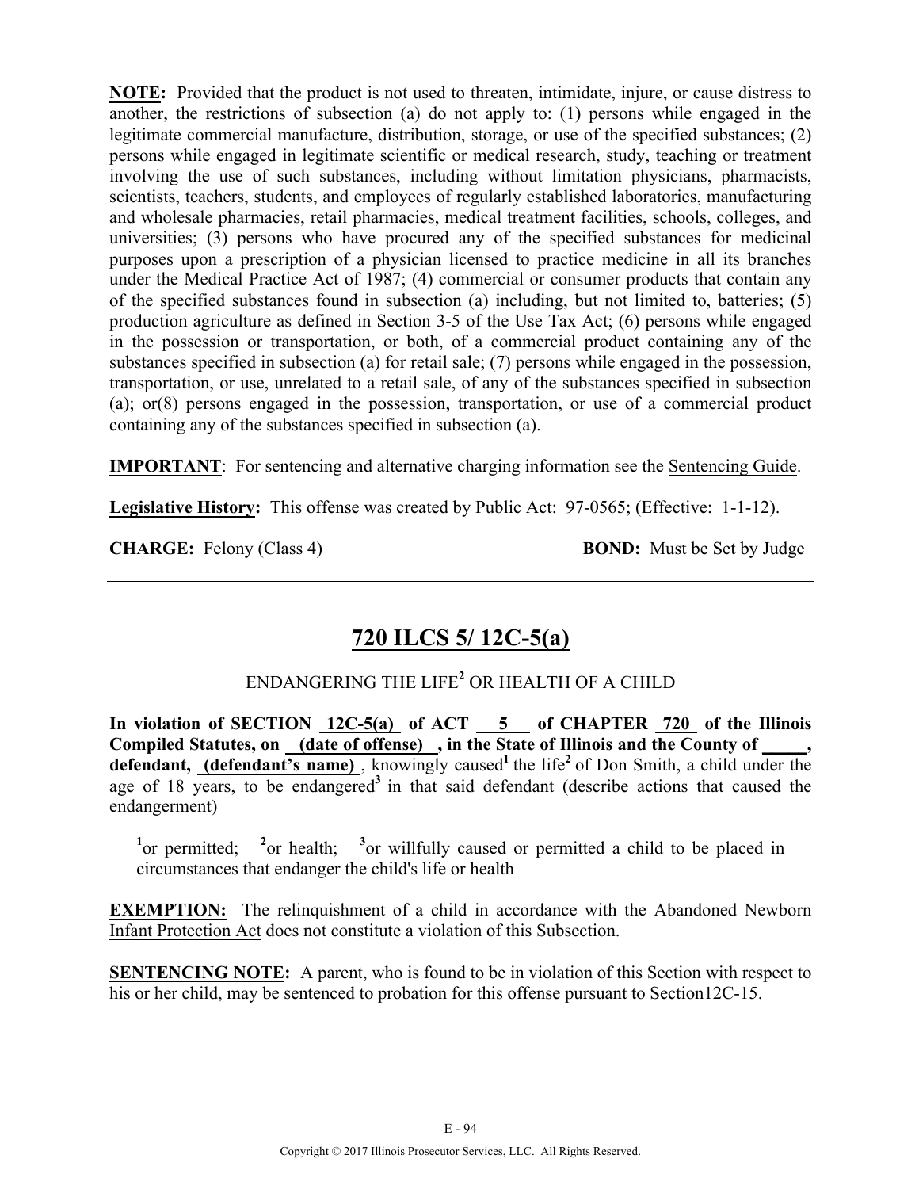**NOTE:** Provided that the product is not used to threaten, intimidate, injure, or cause distress to another, the restrictions of subsection (a) do not apply to: (1) persons while engaged in the legitimate commercial manufacture, distribution, storage, or use of the specified substances; (2) persons while engaged in legitimate scientific or medical research, study, teaching or treatment involving the use of such substances, including without limitation physicians, pharmacists, scientists, teachers, students, and employees of regularly established laboratories, manufacturing and wholesale pharmacies, retail pharmacies, medical treatment facilities, schools, colleges, and universities; (3) persons who have procured any of the specified substances for medicinal purposes upon a prescription of a physician licensed to practice medicine in all its branches under the Medical Practice Act of 1987; (4) commercial or consumer products that contain any of the specified substances found in subsection (a) including, but not limited to, batteries; (5) production agriculture as defined in Section 3-5 of the Use Tax Act; (6) persons while engaged in the possession or transportation, or both, of a commercial product containing any of the substances specified in subsection (a) for retail sale; (7) persons while engaged in the possession, transportation, or use, unrelated to a retail sale, of any of the substances specified in subsection (a); or(8) persons engaged in the possession, transportation, or use of a commercial product containing any of the substances specified in subsection (a).

**IMPORTANT**: For sentencing and alternative charging information see the Sentencing Guide.

**Legislative History:** This offense was created by Public Act: 97-0565; (Effective: 1-1-12).

**CHARGE:** Felony (Class 4) **BOND:** Must be Set by Judge

---

## 720 ILCS 5/ 12C-5(a)

ENDANGERING THE LIFE[2] OR HEALTH OF A CHILD

**In violation of SECTION 12C-5(a) of ACT 5 of CHAPTER 720 of the Illinois Compiled Statutes, on (date of offense) , in the State of Illinois and the County of \_\_\_\_\_, defendant, (defendant's name)** , knowingly caused[1] the life[2] of Don Smith, a child under the age of 18 years, to be endangered[3] in that said defendant (describe actions that caused the endangerment)

[1]or permitted; [2]or health; [3]or willfully caused or permitted a child to be placed in circumstances that endanger the child's life or health

**EXEMPTION:** The relinquishment of a child in accordance with the Abandoned Newborn Infant Protection Act does not constitute a violation of this Subsection.

**SENTENCING NOTE:** A parent, who is found to be in violation of this Section with respect to his or her child, may be sentenced to probation for this offense pursuant to Section12C-15.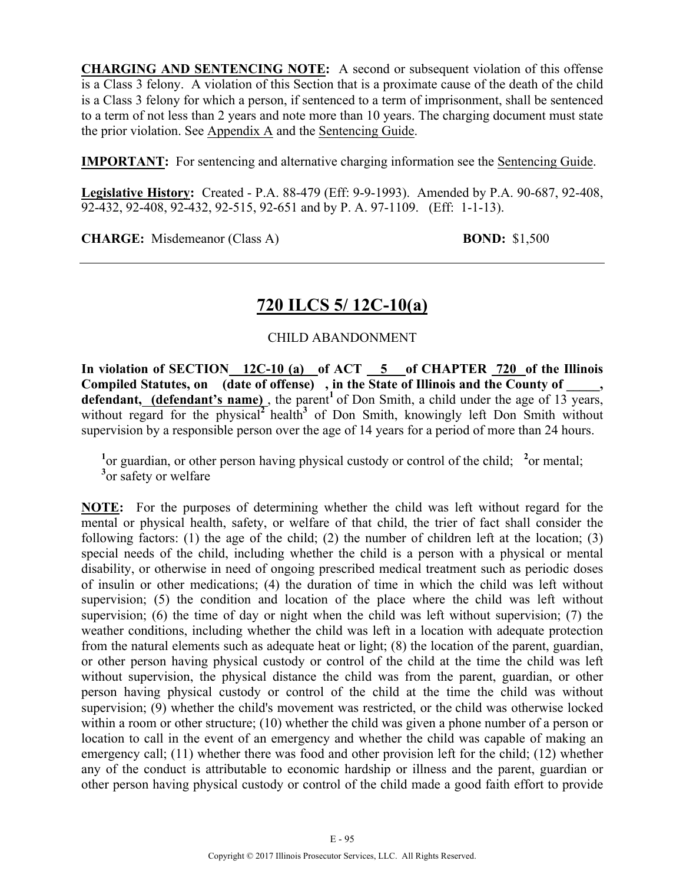**CHARGING AND SENTENCING NOTE:** A second or subsequent violation of this offense is a Class 3 felony. A violation of this Section that is a proximate cause of the death of the child is a Class 3 felony for which a person, if sentenced to a term of imprisonment, shall be sentenced to a term of not less than 2 years and note more than 10 years. The charging document must state the prior violation. See Appendix A and the Sentencing Guide.

**IMPORTANT:** For sentencing and alternative charging information see the Sentencing Guide.

**Legislative History:** Created - P.A. 88-479 (Eff: 9-9-1993). Amended by P.A. 90-687, 92-408, 92-432, 92-408, 92-432, 92-515, 92-651 and by P. A. 97-1109. (Eff: 1-1-13).

**CHARGE:** Misdemeanor (Class A) **BOND:** $1,500

---

## 720 ILCS 5/ 12C-10(a)

CHILD ABANDONMENT

**In violation of SECTION 12C-10 (a) of ACT 5 of CHAPTER 720 of the Illinois Compiled Statutes, on (date of offense) , in the State of Illinois and the County of _____, defendant, (defendant's name)**, the parent[1] of Don Smith, a child under the age of 13 years, without regard for the physical[2] health[3] of Don Smith, knowingly left Don Smith without supervision by a responsible person over the age of 14 years for a period of more than 24 hours.

[1]or guardian, or other person having physical custody or control of the child; [2]or mental; [3]or safety or welfare

**NOTE:** For the purposes of determining whether the child was left without regard for the mental or physical health, safety, or welfare of that child, the trier of fact shall consider the following factors: (1) the age of the child; (2) the number of children left at the location; (3) special needs of the child, including whether the child is a person with a physical or mental disability, or otherwise in need of ongoing prescribed medical treatment such as periodic doses of insulin or other medications; (4) the duration of time in which the child was left without supervision; (5) the condition and location of the place where the child was left without supervision; (6) the time of day or night when the child was left without supervision; (7) the weather conditions, including whether the child was left in a location with adequate protection from the natural elements such as adequate heat or light; (8) the location of the parent, guardian, or other person having physical custody or control of the child at the time the child was left without supervision, the physical distance the child was from the parent, guardian, or other person having physical custody or control of the child at the time the child was without supervision; (9) whether the child's movement was restricted, or the child was otherwise locked within a room or other structure; (10) whether the child was given a phone number of a person or location to call in the event of an emergency and whether the child was capable of making an emergency call; (11) whether there was food and other provision left for the child; (12) whether any of the conduct is attributable to economic hardship or illness and the parent, guardian or other person having physical custody or control of the child made a good faith effort to provide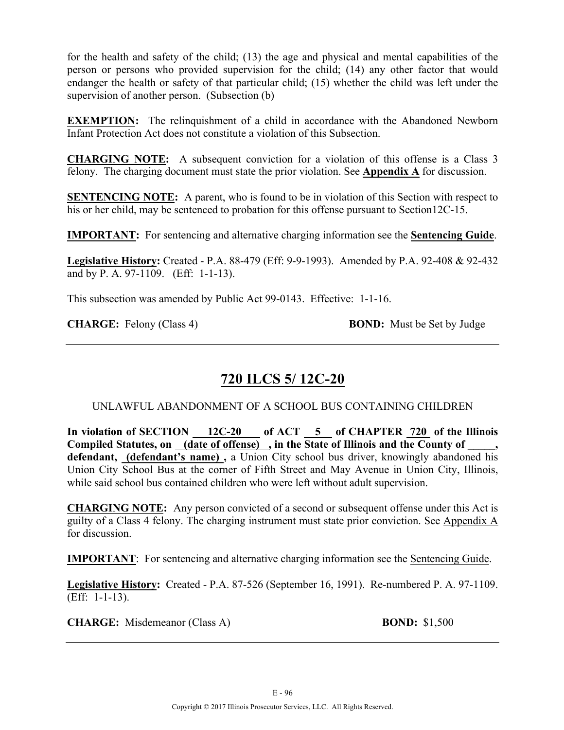for the health and safety of the child; (13) the age and physical and mental capabilities of the person or persons who provided supervision for the child; (14) any other factor that would endanger the health or safety of that particular child; (15) whether the child was left under the supervision of another person. (Subsection (b)

**EXEMPTION:** The relinquishment of a child in accordance with the Abandoned Newborn Infant Protection Act does not constitute a violation of this Subsection.

**CHARGING NOTE:** A subsequent conviction for a violation of this offense is a Class 3 felony. The charging document must state the prior violation. See **Appendix A** for discussion.

**SENTENCING NOTE:** A parent, who is found to be in violation of this Section with respect to his or her child, may be sentenced to probation for this offense pursuant to Section12C-15.

**IMPORTANT:** For sentencing and alternative charging information see the **Sentencing Guide**.

**Legislative History:** Created - P.A. 88-479 (Eff: 9-9-1993). Amended by P.A. 92-408 & 92-432 and by P. A. 97-1109. (Eff: 1-1-13).

This subsection was amended by Public Act 99-0143. Effective: 1-1-16.

**CHARGE:** Felony (Class 4) **BOND:** Must be Set by Judge

---

# 720 ILCS 5/ 12C-20

UNLAWFUL ABANDONMENT OF A SCHOOL BUS CONTAINING CHILDREN

**In violation of SECTION 12C-20 of ACT 5 of CHAPTER 720 of the Illinois Compiled Statutes, on (date of offense) , in the State of Illinois and the County of \_\_\_\_\_, defendant, (defendant's name) ,** a Union City school bus driver, knowingly abandoned his Union City School Bus at the corner of Fifth Street and May Avenue in Union City, Illinois, while said school bus contained children who were left without adult supervision.

**CHARGING NOTE:** Any person convicted of a second or subsequent offense under this Act is guilty of a Class 4 felony. The charging instrument must state prior conviction. See Appendix A for discussion.

**IMPORTANT**: For sentencing and alternative charging information see the Sentencing Guide.

**Legislative History:** Created - P.A. 87-526 (September 16, 1991). Re-numbered P. A. 97-1109. (Eff: 1-1-13).

**CHARGE:** Misdemeanor (Class A) **BOND:** $1,500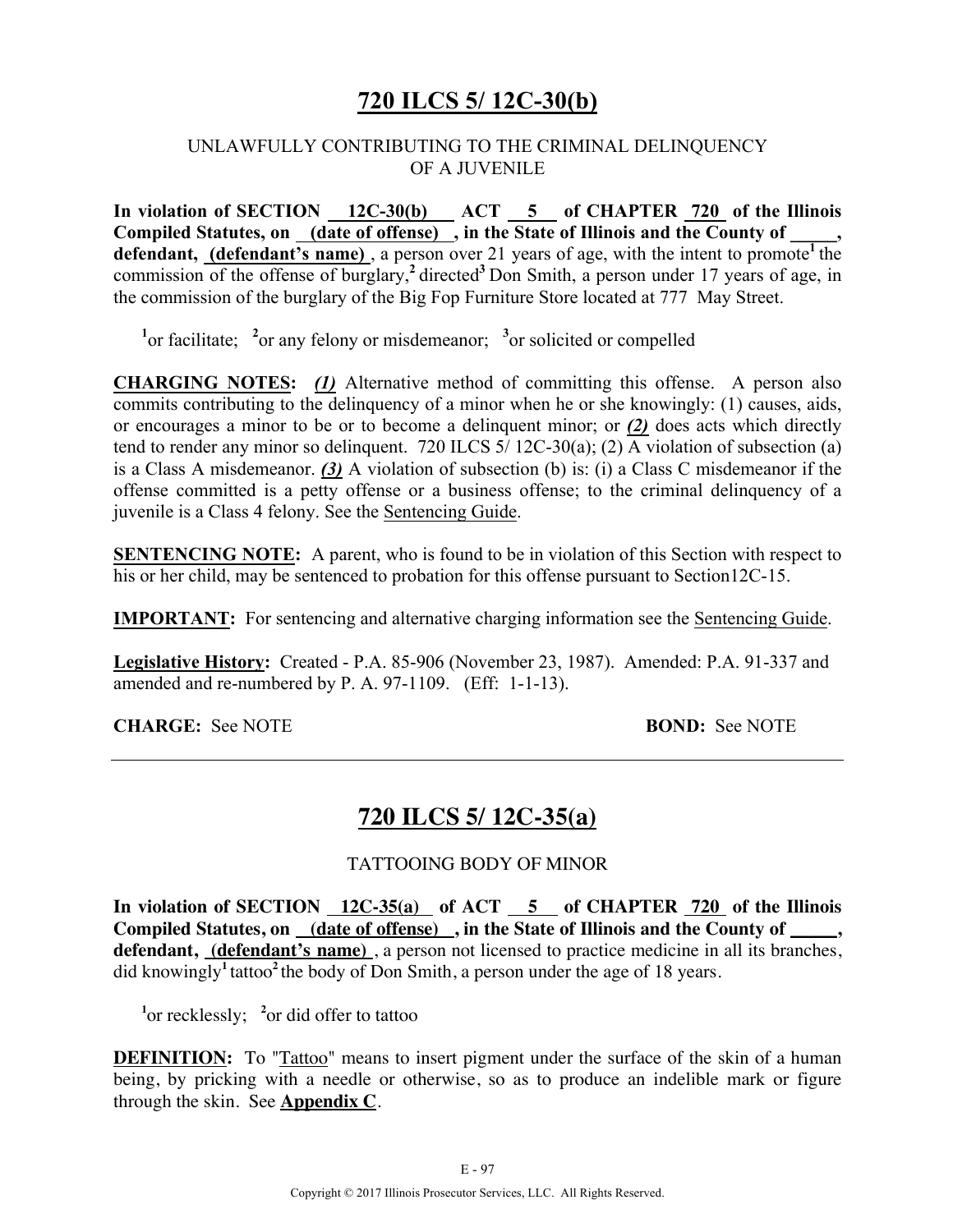# 720 ILCS 5/ 12C-30(b)

UNLAWFULLY CONTRIBUTING TO THE CRIMINAL DELINQUENCY OF A JUVENILE

**In violation of SECTION 12C-30(b) ACT 5 of CHAPTER 720 of the Illinois Compiled Statutes, on (date of offense), in the State of Illinois and the County of _____, defendant, (defendant's name)**, a person over 21 years of age, with the intent to promote[1] the commission of the offense of burglary,[2] directed[3] Don Smith, a person under 17 years of age, in the commission of the burglary of the Big Fop Furniture Store located at 777 May Street.

[1]or facilitate; [2]or any felony or misdemeanor; [3]or solicited or compelled

**CHARGING NOTES:** ***(1)*** Alternative method of committing this offense. A person also commits contributing to the delinquency of a minor when he or she knowingly: (1) causes, aids, or encourages a minor to be or to become a delinquent minor; or ***(2)*** does acts which directly tend to render any minor so delinquent. 720 ILCS 5/ 12C-30(a); (2) A violation of subsection (a) is a Class A misdemeanor. ***(3)*** A violation of subsection (b) is: (i) a Class C misdemeanor if the offense committed is a petty offense or a business offense; to the criminal delinquency of a juvenile is a Class 4 felony. See the Sentencing Guide.

**SENTENCING NOTE:** A parent, who is found to be in violation of this Section with respect to his or her child, may be sentenced to probation for this offense pursuant to Section12C-15.

**IMPORTANT:** For sentencing and alternative charging information see the Sentencing Guide.

**Legislative History:** Created - P.A. 85-906 (November 23, 1987). Amended: P.A. 91-337 and amended and re-numbered by P. A. 97-1109. (Eff: 1-1-13).

**CHARGE:** See NOTE **BOND:** See NOTE

---

# 720 ILCS 5/ 12C-35(a)

TATTOOING BODY OF MINOR

**In violation of SECTION 12C-35(a) of ACT 5 of CHAPTER 720 of the Illinois Compiled Statutes, on (date of offense), in the State of Illinois and the County of _____, defendant, (defendant's name)**, a person not licensed to practice medicine in all its branches, did knowingly[1] tattoo[2] the body of Don Smith, a person under the age of 18 years.

[1]or recklessly; [2]or did offer to tattoo

**DEFINITION:** To "Tattoo" means to insert pigment under the surface of the skin of a human being, by pricking with a needle or otherwise, so as to produce an indelible mark or figure through the skin. See **Appendix C**.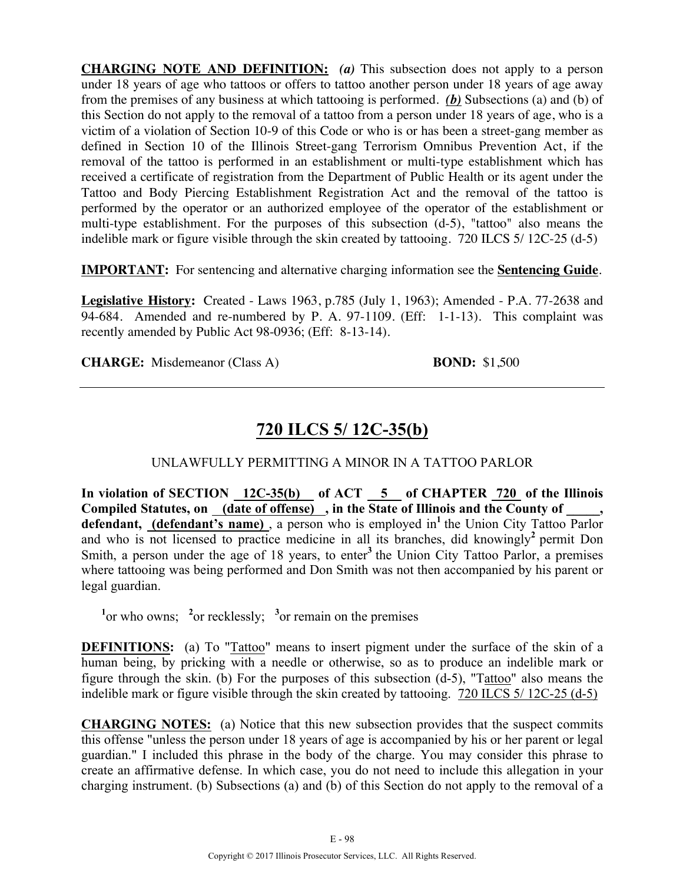**CHARGING NOTE AND DEFINITION:** ***(a)*** This subsection does not apply to a person under 18 years of age who tattoos or offers to tattoo another person under 18 years of age away from the premises of any business at which tattooing is performed. ***(b)*** Subsections (a) and (b) of this Section do not apply to the removal of a tattoo from a person under 18 years of age, who is a victim of a violation of Section 10-9 of this Code or who is or has been a street-gang member as defined in Section 10 of the Illinois Street-gang Terrorism Omnibus Prevention Act, if the removal of the tattoo is performed in an establishment or multi-type establishment which has received a certificate of registration from the Department of Public Health or its agent under the Tattoo and Body Piercing Establishment Registration Act and the removal of the tattoo is performed by the operator or an authorized employee of the operator of the establishment or multi-type establishment. For the purposes of this subsection (d-5), "tattoo" also means the indelible mark or figure visible through the skin created by tattooing. 720 ILCS 5/ 12C-25 (d-5)

**IMPORTANT:** For sentencing and alternative charging information see the **Sentencing Guide**.

**Legislative History:** Created - Laws 1963, p.785 (July 1, 1963); Amended - P.A. 77-2638 and 94-684. Amended and re-numbered by P. A. 97-1109. (Eff: 1-1-13). This complaint was recently amended by Public Act 98-0936; (Eff: 8-13-14).

**CHARGE:** Misdemeanor (Class A) **BOND:** $1,500

---

## 720 ILCS 5/ 12C-35(b)

UNLAWFULLY PERMITTING A MINOR IN A TATTOO PARLOR

**In violation of SECTION 12C-35(b) of ACT 5 of CHAPTER 720 of the Illinois Compiled Statutes, on (date of offense) , in the State of Illinois and the County of \_\_\_\_\_, defendant, (defendant's name)** , a person who is employed in[1] the Union City Tattoo Parlor and who is not licensed to practice medicine in all its branches, did knowingly[2] permit Don Smith, a person under the age of 18 years, to enter[3] the Union City Tattoo Parlor, a premises where tattooing was being performed and Don Smith was not then accompanied by his parent or legal guardian.

[1]or who owns; [2]or recklessly; [3]or remain on the premises

**DEFINITIONS:** (a) To "Tattoo" means to insert pigment under the surface of the skin of a human being, by pricking with a needle or otherwise, so as to produce an indelible mark or figure through the skin. (b) For the purposes of this subsection (d-5), "Tattoo" also means the indelible mark or figure visible through the skin created by tattooing. 720 ILCS 5/ 12C-25 (d-5)

**CHARGING NOTES:** (a) Notice that this new subsection provides that the suspect commits this offense "unless the person under 18 years of age is accompanied by his or her parent or legal guardian." I included this phrase in the body of the charge. You may consider this phrase to create an affirmative defense. In which case, you do not need to include this allegation in your charging instrument. (b) Subsections (a) and (b) of this Section do not apply to the removal of a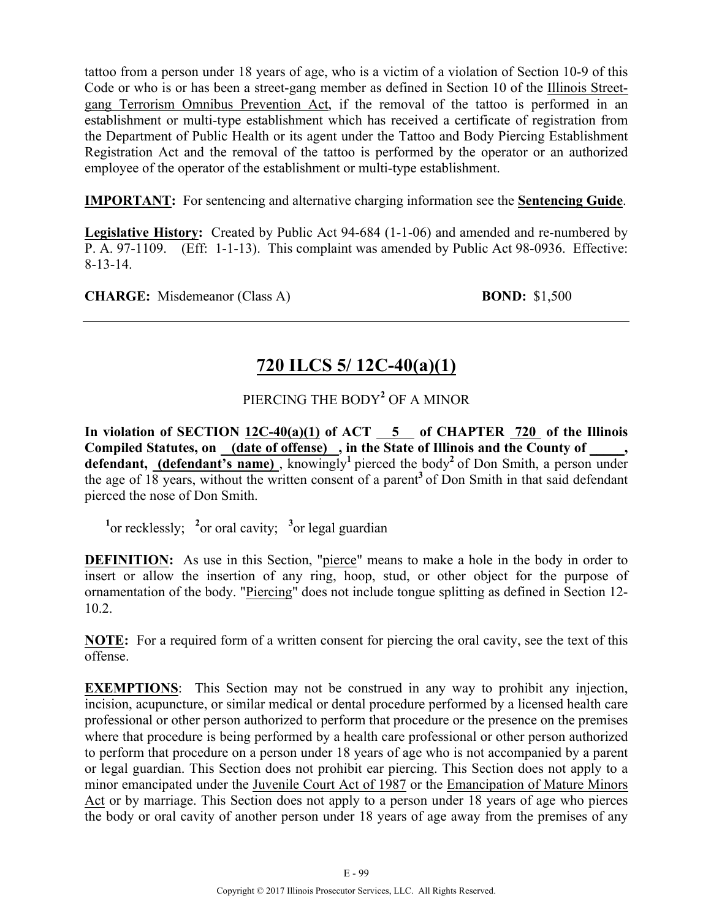tattoo from a person under 18 years of age, who is a victim of a violation of Section 10-9 of this Code or who is or has been a street-gang member as defined in Section 10 of the Illinois Street-gang Terrorism Omnibus Prevention Act, if the removal of the tattoo is performed in an establishment or multi-type establishment which has received a certificate of registration from the Department of Public Health or its agent under the Tattoo and Body Piercing Establishment Registration Act and the removal of the tattoo is performed by the operator or an authorized employee of the operator of the establishment or multi-type establishment.

**IMPORTANT:** For sentencing and alternative charging information see the **Sentencing Guide**.

**Legislative History:** Created by Public Act 94-684 (1-1-06) and amended and re-numbered by P. A. 97-1109. (Eff: 1-1-13). This complaint was amended by Public Act 98-0936. Effective: 8-13-14.

**CHARGE:** Misdemeanor (Class A) **BOND:** $1,500

---

## 720 ILCS 5/ 12C-40(a)(1)

PIERCING THE BODY[2] OF A MINOR

**In violation of SECTION 12C-40(a)(1) of ACT 5 of CHAPTER 720 of the Illinois Compiled Statutes, on (date of offense), in the State of Illinois and the County of _____, defendant, (defendant's name)**, knowingly[1] pierced the body[2] of Don Smith, a person under the age of 18 years, without the written consent of a parent[3] of Don Smith in that said defendant pierced the nose of Don Smith.

[1]or recklessly; [2]or oral cavity; [3]or legal guardian

**DEFINITION:** As use in this Section, "pierce" means to make a hole in the body in order to insert or allow the insertion of any ring, hoop, stud, or other object for the purpose of ornamentation of the body. "Piercing" does not include tongue splitting as defined in Section 12-10.2.

**NOTE:** For a required form of a written consent for piercing the oral cavity, see the text of this offense.

**EXEMPTIONS**: This Section may not be construed in any way to prohibit any injection, incision, acupuncture, or similar medical or dental procedure performed by a licensed health care professional or other person authorized to perform that procedure or the presence on the premises where that procedure is being performed by a health care professional or other person authorized to perform that procedure on a person under 18 years of age who is not accompanied by a parent or legal guardian. This Section does not prohibit ear piercing. This Section does not apply to a minor emancipated under the Juvenile Court Act of 1987 or the Emancipation of Mature Minors Act or by marriage. This Section does not apply to a person under 18 years of age who pierces the body or oral cavity of another person under 18 years of age away from the premises of any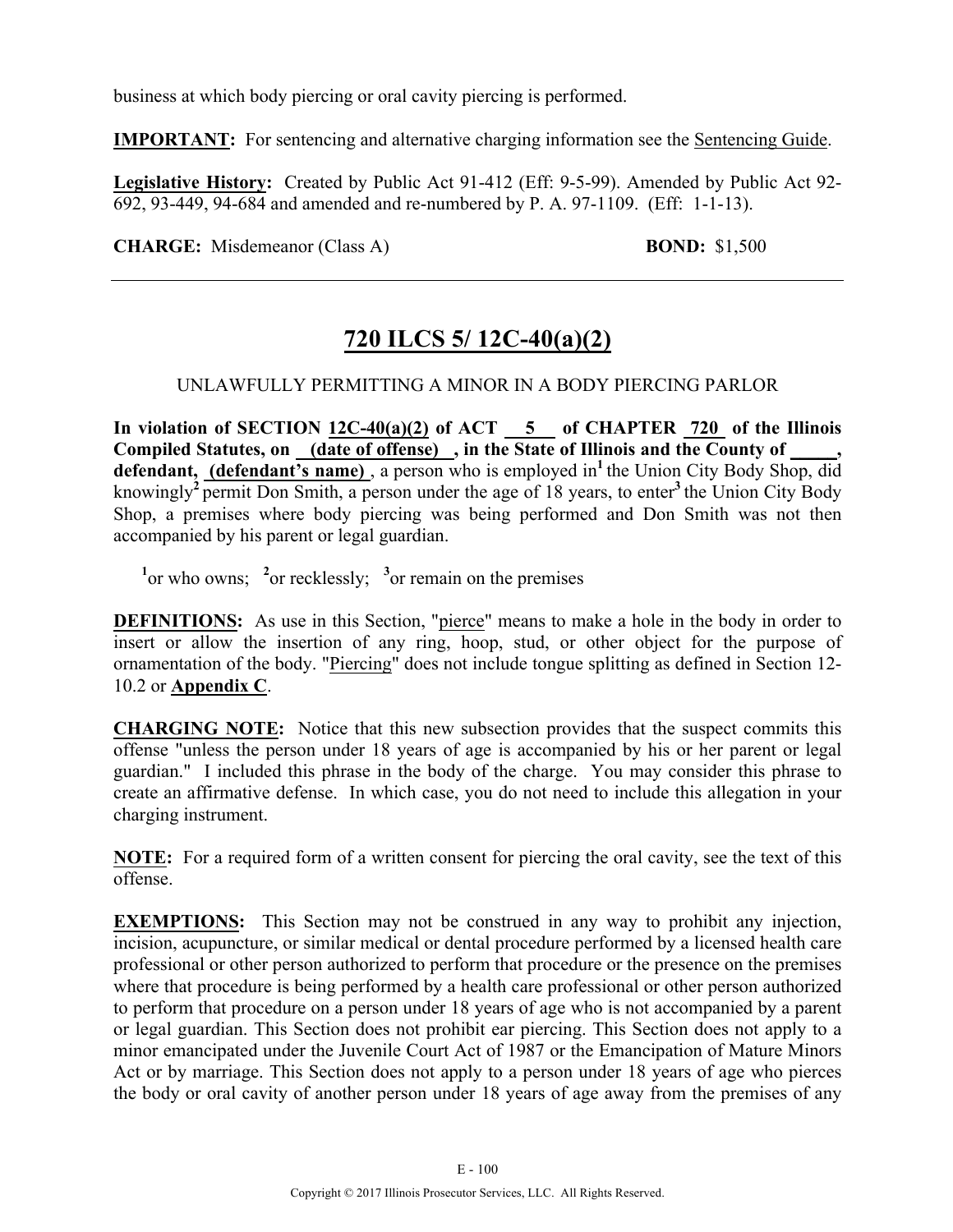business at which body piercing or oral cavity piercing is performed.

**IMPORTANT:** For sentencing and alternative charging information see the Sentencing Guide.

**Legislative History:** Created by Public Act 91-412 (Eff: 9-5-99). Amended by Public Act 92-692, 93-449, 94-684 and amended and re-numbered by P. A. 97-1109. (Eff: 1-1-13).

**CHARGE:** Misdemeanor (Class A) **BOND:** $1,500

---

## 720 ILCS 5/ 12C-40(a)(2)

UNLAWFULLY PERMITTING A MINOR IN A BODY PIERCING PARLOR

**In violation of SECTION 12C-40(a)(2) of ACT 5 of CHAPTER 720 of the Illinois Compiled Statutes, on (date of offense) , in the State of Illinois and the County of _____, defendant, (defendant's name)** , a person who is employed in[1] the Union City Body Shop, did knowingly[2] permit Don Smith, a person under the age of 18 years, to enter[3] the Union City Body Shop, a premises where body piercing was being performed and Don Smith was not then accompanied by his parent or legal guardian.

[1]or who owns; [2]or recklessly; [3]or remain on the premises

**DEFINITIONS:** As use in this Section, "pierce" means to make a hole in the body in order to insert or allow the insertion of any ring, hoop, stud, or other object for the purpose of ornamentation of the body. "Piercing" does not include tongue splitting as defined in Section 12-10.2 or **Appendix C**.

**CHARGING NOTE:** Notice that this new subsection provides that the suspect commits this offense "unless the person under 18 years of age is accompanied by his or her parent or legal guardian." I included this phrase in the body of the charge. You may consider this phrase to create an affirmative defense. In which case, you do not need to include this allegation in your charging instrument.

**NOTE:** For a required form of a written consent for piercing the oral cavity, see the text of this offense.

**EXEMPTIONS:** This Section may not be construed in any way to prohibit any injection, incision, acupuncture, or similar medical or dental procedure performed by a licensed health care professional or other person authorized to perform that procedure or the presence on the premises where that procedure is being performed by a health care professional or other person authorized to perform that procedure on a person under 18 years of age who is not accompanied by a parent or legal guardian. This Section does not prohibit ear piercing. This Section does not apply to a minor emancipated under the Juvenile Court Act of 1987 or the Emancipation of Mature Minors Act or by marriage. This Section does not apply to a person under 18 years of age who pierces the body or oral cavity of another person under 18 years of age away from the premises of any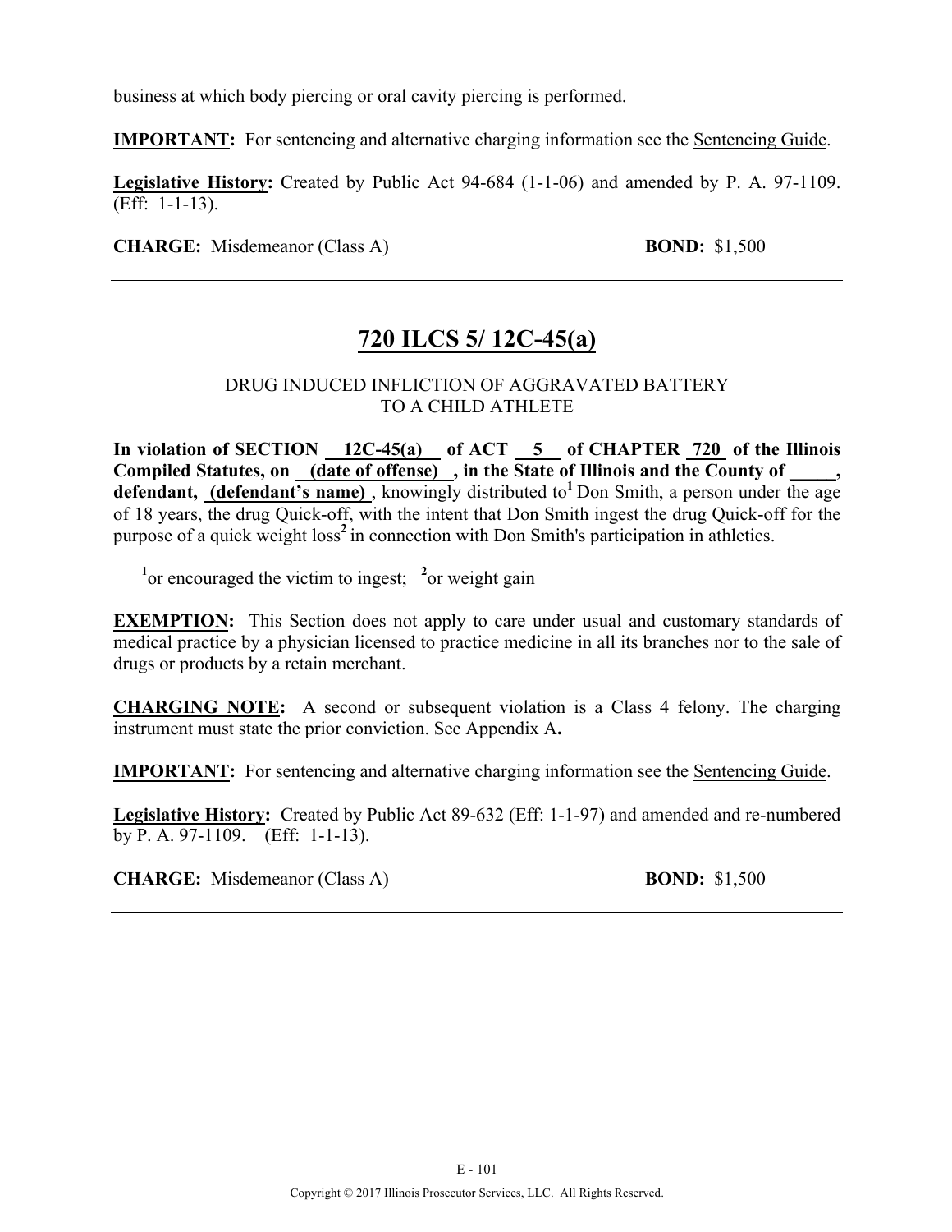business at which body piercing or oral cavity piercing is performed.

**IMPORTANT:** For sentencing and alternative charging information see the Sentencing Guide.

**Legislative History:** Created by Public Act 94-684 (1-1-06) and amended by P. A. 97-1109. (Eff: 1-1-13).

**CHARGE:** Misdemeanor (Class A) **BOND:** $1,500

---

## 720 ILCS 5/ 12C-45(a)

DRUG INDUCED INFLICTION OF AGGRAVATED BATTERY TO A CHILD ATHLETE

**In violation of SECTION 12C-45(a) of ACT 5 of CHAPTER 720 of the Illinois Compiled Statutes, on (date of offense) , in the State of Illinois and the County of _____, defendant, (defendant's name)**, knowingly distributed to[1] Don Smith, a person under the age of 18 years, the drug Quick-off, with the intent that Don Smith ingest the drug Quick-off for the purpose of a quick weight loss[2] in connection with Don Smith's participation in athletics.

[1]or encouraged the victim to ingest; [2]or weight gain

**EXEMPTION:** This Section does not apply to care under usual and customary standards of medical practice by a physician licensed to practice medicine in all its branches nor to the sale of drugs or products by a retain merchant.

**CHARGING NOTE:** A second or subsequent violation is a Class 4 felony. The charging instrument must state the prior conviction. See Appendix A**.**

**IMPORTANT:** For sentencing and alternative charging information see the Sentencing Guide.

**Legislative History:** Created by Public Act 89-632 (Eff: 1-1-97) and amended and re-numbered by P. A. 97-1109. (Eff: 1-1-13).

**CHARGE:** Misdemeanor (Class A) **BOND:** $1,500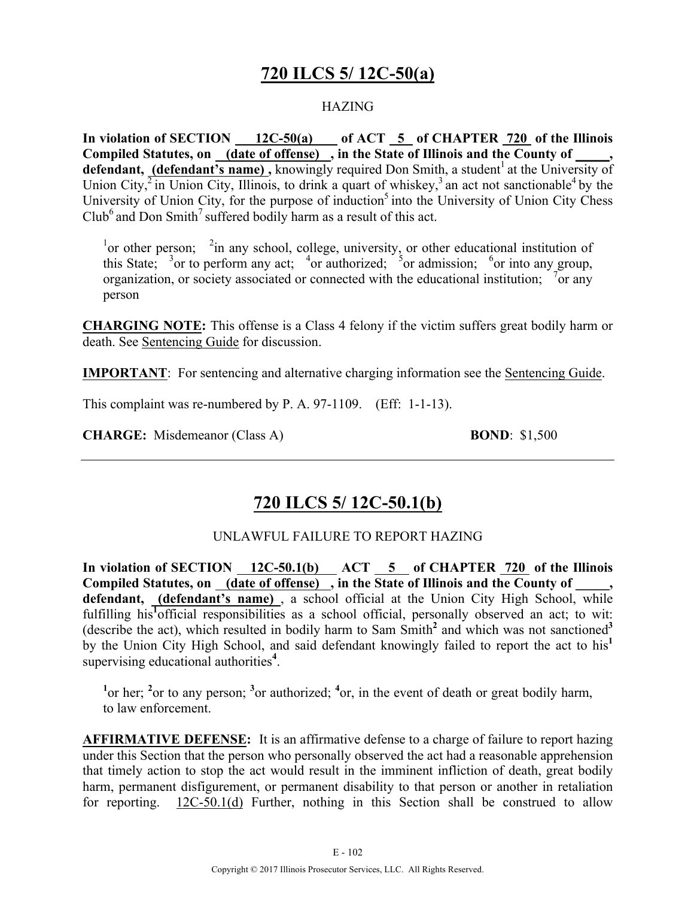# 720 ILCS 5/ 12C-50(a)

HAZING

**In violation of SECTION 12C-50(a) of ACT 5 of CHAPTER 720 of the Illinois Compiled Statutes, on (date of offense) , in the State of Illinois and the County of _____, defendant, (defendant's name) ,** knowingly required Don Smith, a student[1] at the University of Union City,[2] in Union City, Illinois, to drink a quart of whiskey,[3] an act not sanctionable[4] by the University of Union City, for the purpose of induction[5] into the University of Union City Chess Club[6] and Don Smith[7] suffered bodily harm as a result of this act.

[1]or other person; [2]in any school, college, university, or other educational institution of this State; [3]or to perform any act; [4]or authorized; [5]or admission; [6]or into any group, organization, or society associated or connected with the educational institution; [7]or any person

**CHARGING NOTE:** This offense is a Class 4 felony if the victim suffers great bodily harm or death. See Sentencing Guide for discussion.

**IMPORTANT**: For sentencing and alternative charging information see the Sentencing Guide.

This complaint was re-numbered by P. A. 97-1109. (Eff: 1-1-13).

**CHARGE:** Misdemeanor (Class A) **BOND**: $1,500

---

# 720 ILCS 5/ 12C-50.1(b)

UNLAWFUL FAILURE TO REPORT HAZING

**In violation of SECTION 12C-50.1(b) ACT 5 of CHAPTER 720 of the Illinois Compiled Statutes, on (date of offense) , in the State of Illinois and the County of _____, defendant, (defendant's name)** , a school official at the Union City High School, while fulfilling his[1] official responsibilities as a school official, personally observed an act; to wit: (describe the act), which resulted in bodily harm to Sam Smith[2] and which was not sanctioned[3] by the Union City High School, and said defendant knowingly failed to report the act to his[1] supervising educational authorities[4].

[1]or her; [2]or to any person; [3]or authorized; [4]or, in the event of death or great bodily harm, to law enforcement.

**AFFIRMATIVE DEFENSE:** It is an affirmative defense to a charge of failure to report hazing under this Section that the person who personally observed the act had a reasonable apprehension that timely action to stop the act would result in the imminent infliction of death, great bodily harm, permanent disfigurement, or permanent disability to that person or another in retaliation for reporting. 12C-50.1(d) Further, nothing in this Section shall be construed to allow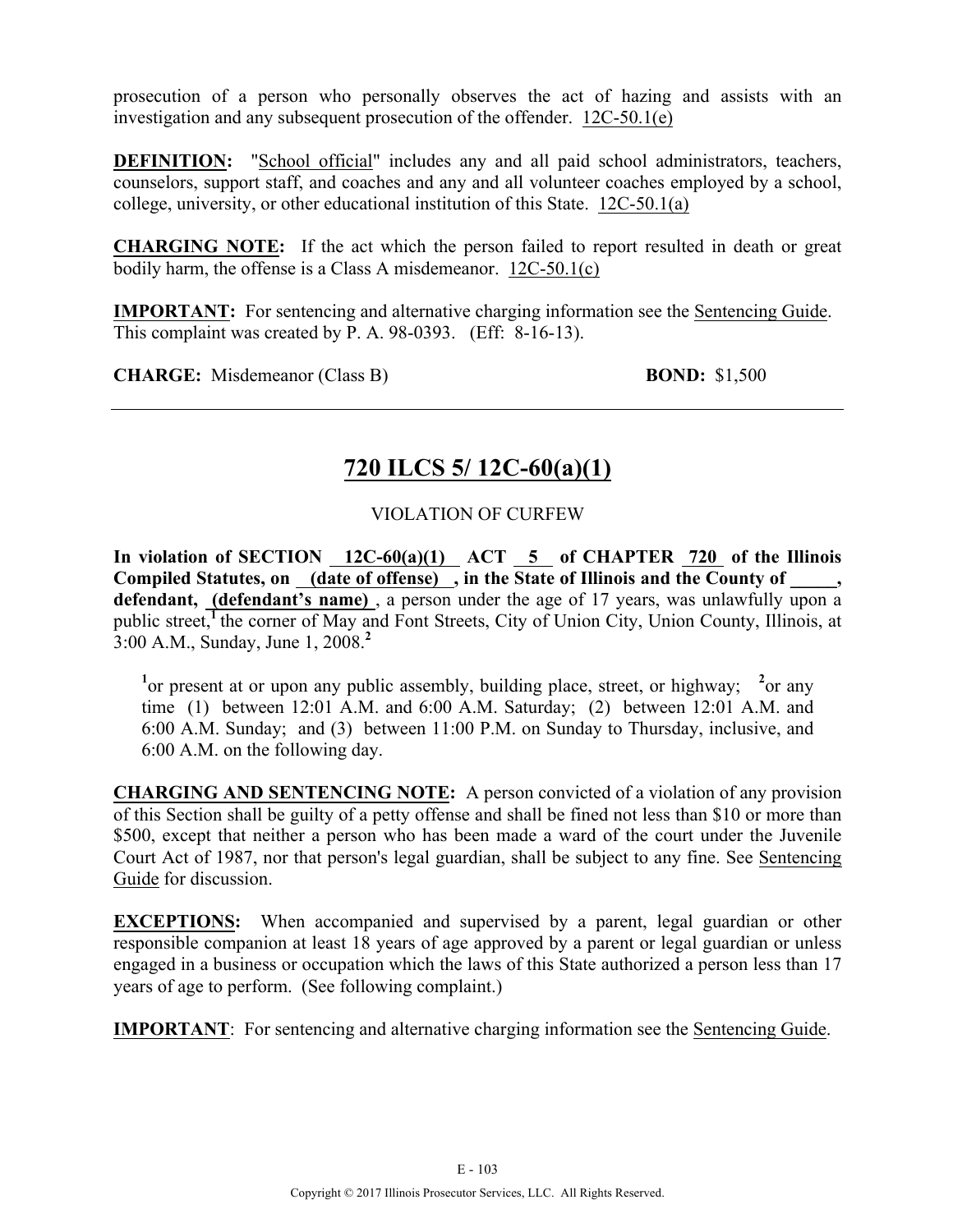prosecution of a person who personally observes the act of hazing and assists with an investigation and any subsequent prosecution of the offender. 12C-50.1(e)

**DEFINITION:** "School official" includes any and all paid school administrators, teachers, counselors, support staff, and coaches and any and all volunteer coaches employed by a school, college, university, or other educational institution of this State. 12C-50.1(a)

**CHARGING NOTE:** If the act which the person failed to report resulted in death or great bodily harm, the offense is a Class A misdemeanor. 12C-50.1(c)

**IMPORTANT:** For sentencing and alternative charging information see the Sentencing Guide. This complaint was created by P. A. 98-0393. (Eff: 8-16-13).

**CHARGE:** Misdemeanor (Class B) **BOND:** $1,500

---

## 720 ILCS 5/ 12C-60(a)(1)

VIOLATION OF CURFEW

**In violation of SECTION 12C-60(a)(1) ACT 5 of CHAPTER 720 of the Illinois Compiled Statutes, on (date of offense), in the State of Illinois and the County of _____, defendant, (defendant's name)**, a person under the age of 17 years, was unlawfully upon a public street,[1] the corner of May and Font Streets, City of Union City, Union County, Illinois, at 3:00 A.M., Sunday, June 1, 2008.[2]

[1]or present at or upon any public assembly, building place, street, or highway; [2]or any time (1) between 12:01 A.M. and 6:00 A.M. Saturday; (2) between 12:01 A.M. and 6:00 A.M. Sunday; and (3) between 11:00 P.M. on Sunday to Thursday, inclusive, and 6:00 A.M. on the following day.

**CHARGING AND SENTENCING NOTE:** A person convicted of a violation of any provision of this Section shall be guilty of a petty offense and shall be fined not less than $10 or more than $500, except that neither a person who has been made a ward of the court under the Juvenile Court Act of 1987, nor that person's legal guardian, shall be subject to any fine. See Sentencing Guide for discussion.

**EXCEPTIONS:** When accompanied and supervised by a parent, legal guardian or other responsible companion at least 18 years of age approved by a parent or legal guardian or unless engaged in a business or occupation which the laws of this State authorized a person less than 17 years of age to perform. (See following complaint.)

**IMPORTANT**: For sentencing and alternative charging information see the Sentencing Guide.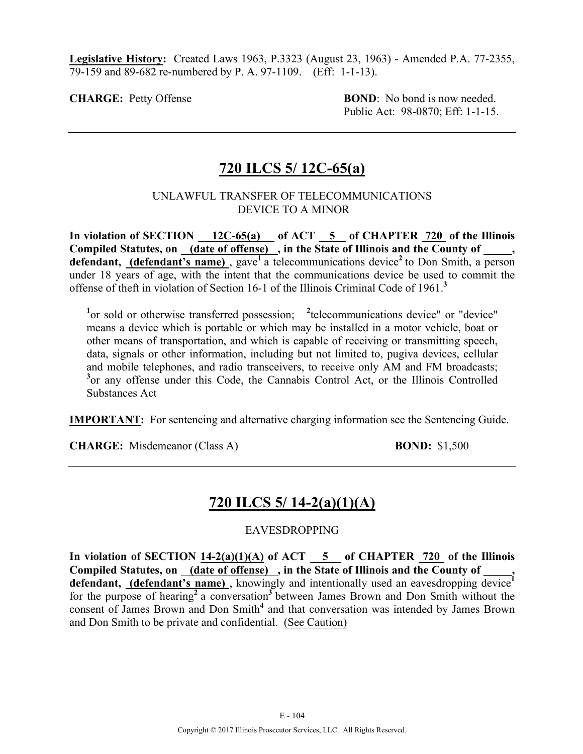**Legislative History:** Created Laws 1963, P.3323 (August 23, 1963) - Amended P.A. 77-2355, 79-159 and 89-682 re-numbered by P. A. 97-1109. (Eff: 1-1-13).

**CHARGE:** Petty Offense **BOND**: No bond is now needed. Public Act: 98-0870; Eff: 1-1-15.

---

## 720 ILCS 5/ 12C-65(a)

UNLAWFUL TRANSFER OF TELECOMMUNICATIONS DEVICE TO A MINOR

**In violation of SECTION 12C-65(a) of ACT 5 of CHAPTER 720 of the Illinois Compiled Statutes, on (date of offense) , in the State of Illinois and the County of \_\_\_\_\_, defendant, (defendant's name)** , gave[1] a telecommunications device[2] to Don Smith, a person under 18 years of age, with the intent that the communications device be used to commit the offense of theft in violation of Section 16-1 of the Illinois Criminal Code of 1961.[3]

> [1]or sold or otherwise transferred possession; [2]telecommunications device" or "device" means a device which is portable or which may be installed in a motor vehicle, boat or other means of transportation, and which is capable of receiving or transmitting speech, data, signals or other information, including but not limited to, pugiva devices, cellular and mobile telephones, and radio transceivers, to receive only AM and FM broadcasts; [3]or any offense under this Code, the Cannabis Control Act, or the Illinois Controlled Substances Act

**IMPORTANT:** For sentencing and alternative charging information see the Sentencing Guide.

**CHARGE:** Misdemeanor (Class A) **BOND:** $1,500

---

## 720 ILCS 5/ 14-2(a)(1)(A)

EAVESDROPPING

**In violation of SECTION 14-2(a)(1)(A) of ACT 5 of CHAPTER 720 of the Illinois Compiled Statutes, on (date of offense) , in the State of Illinois and the County of \_\_\_\_\_, defendant, (defendant's name)** , knowingly and intentionally used an eavesdropping device[1] for the purpose of hearing[2] a conversation[3] between James Brown and Don Smith without the consent of James Brown and Don Smith[4] and that conversation was intended by James Brown and Don Smith to be private and confidential. (See Caution)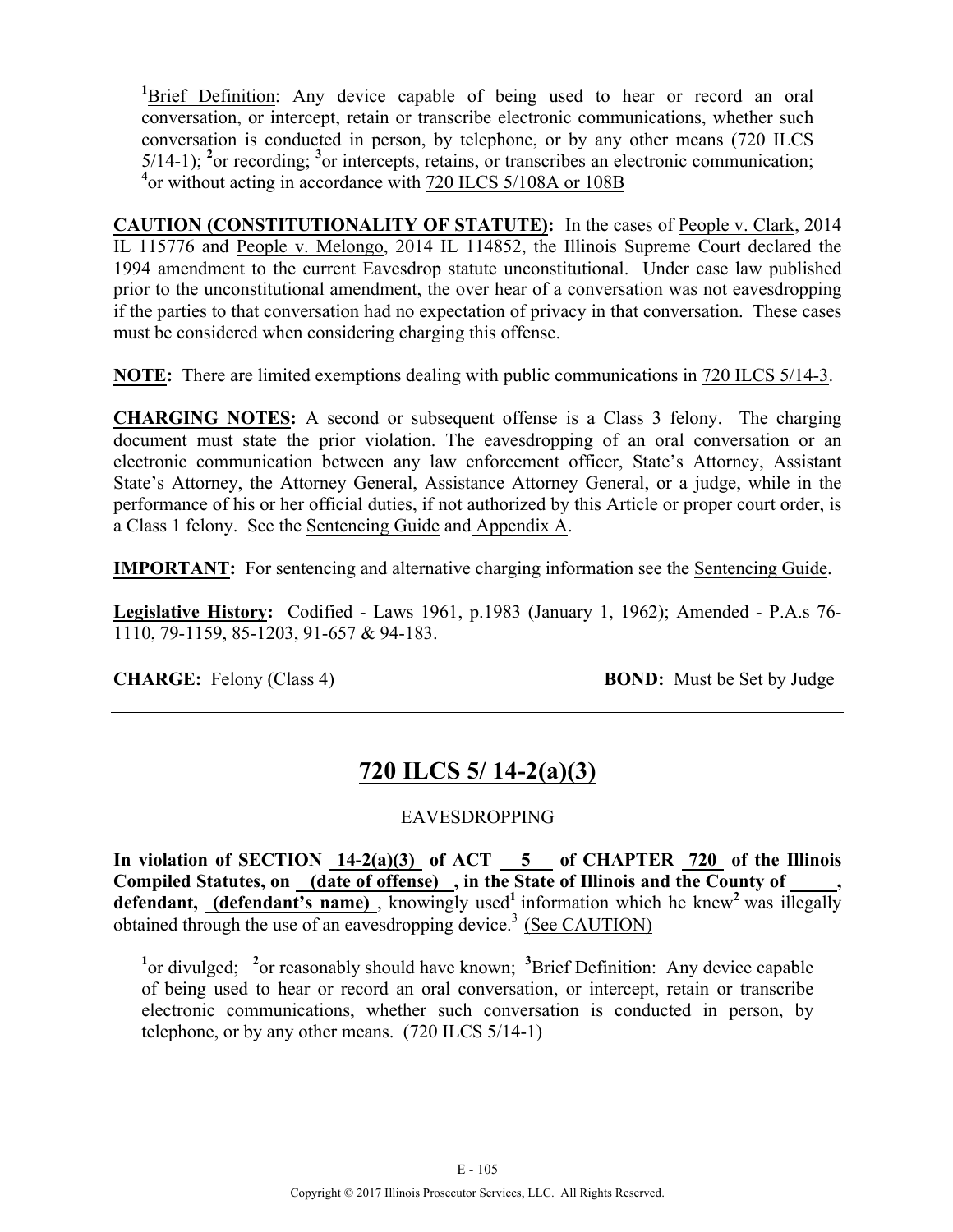[1]Brief Definition: Any device capable of being used to hear or record an oral conversation, or intercept, retain or transcribe electronic communications, whether such conversation is conducted in person, by telephone, or by any other means (720 ILCS 5/14-1); [2]or recording; [3]or intercepts, retains, or transcribes an electronic communication; [4]or without acting in accordance with 720 ILCS 5/108A or 108B

**CAUTION (CONSTITUTIONALITY OF STATUTE):** In the cases of People v. Clark, 2014 IL 115776 and People v. Melongo, 2014 IL 114852, the Illinois Supreme Court declared the 1994 amendment to the current Eavesdrop statute unconstitutional. Under case law published prior to the unconstitutional amendment, the over hear of a conversation was not eavesdropping if the parties to that conversation had no expectation of privacy in that conversation. These cases must be considered when considering charging this offense.

**NOTE:** There are limited exemptions dealing with public communications in 720 ILCS 5/14-3.

**CHARGING NOTES:** A second or subsequent offense is a Class 3 felony. The charging document must state the prior violation. The eavesdropping of an oral conversation or an electronic communication between any law enforcement officer, State's Attorney, Assistant State's Attorney, the Attorney General, Assistance Attorney General, or a judge, while in the performance of his or her official duties, if not authorized by this Article or proper court order, is a Class 1 felony. See the Sentencing Guide and Appendix A.

**IMPORTANT:** For sentencing and alternative charging information see the Sentencing Guide.

**Legislative History:** Codified - Laws 1961, p.1983 (January 1, 1962); Amended - P.A.s 76-1110, 79-1159, 85-1203, 91-657 & 94-183.

**CHARGE:** Felony (Class 4) **BOND:** Must be Set by Judge

---

## 720 ILCS 5/ 14-2(a)(3)

EAVESDROPPING

**In violation of SECTION 14-2(a)(3) of ACT 5 of CHAPTER 720 of the Illinois Compiled Statutes, on (date of offense) , in the State of Illinois and the County of \_\_\_\_\_, defendant, (defendant's name)** , knowingly used[1] information which he knew[2] was illegally obtained through the use of an eavesdropping device.[3] (See CAUTION)

[1]or divulged; [2]or reasonably should have known; [3]Brief Definition: Any device capable of being used to hear or record an oral conversation, or intercept, retain or transcribe electronic communications, whether such conversation is conducted in person, by telephone, or by any other means. (720 ILCS 5/14-1)

Copyright © 2017 Illinois Prosecutor Services, LLC. All Rights Reserved.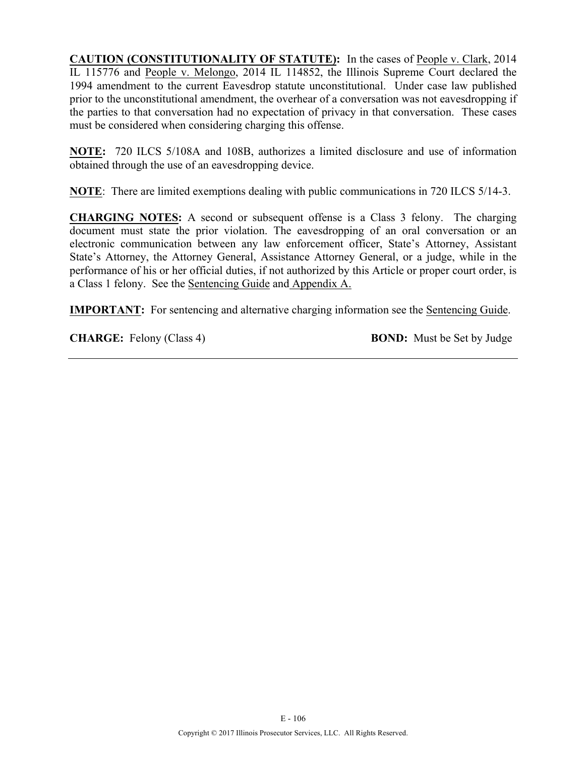**CAUTION (CONSTITUTIONALITY OF STATUTE):** In the cases of People v. Clark, 2014 IL 115776 and People v. Melongo, 2014 IL 114852, the Illinois Supreme Court declared the 1994 amendment to the current Eavesdrop statute unconstitutional. Under case law published prior to the unconstitutional amendment, the overhear of a conversation was not eavesdropping if the parties to that conversation had no expectation of privacy in that conversation. These cases must be considered when considering charging this offense.

**NOTE:** 720 ILCS 5/108A and 108B, authorizes a limited disclosure and use of information obtained through the use of an eavesdropping device.

**NOTE**: There are limited exemptions dealing with public communications in 720 ILCS 5/14-3.

**CHARGING NOTES:** A second or subsequent offense is a Class 3 felony. The charging document must state the prior violation. The eavesdropping of an oral conversation or an electronic communication between any law enforcement officer, State's Attorney, Assistant State's Attorney, the Attorney General, Assistance Attorney General, or a judge, while in the performance of his or her official duties, if not authorized by this Article or proper court order, is a Class 1 felony. See the Sentencing Guide and Appendix A.

**IMPORTANT:** For sentencing and alternative charging information see the Sentencing Guide.

**CHARGE:** Felony (Class 4) **BOND:** Must be Set by Judge

---

Copyright © 2017 Illinois Prosecutor Services, LLC. All Rights Reserved.